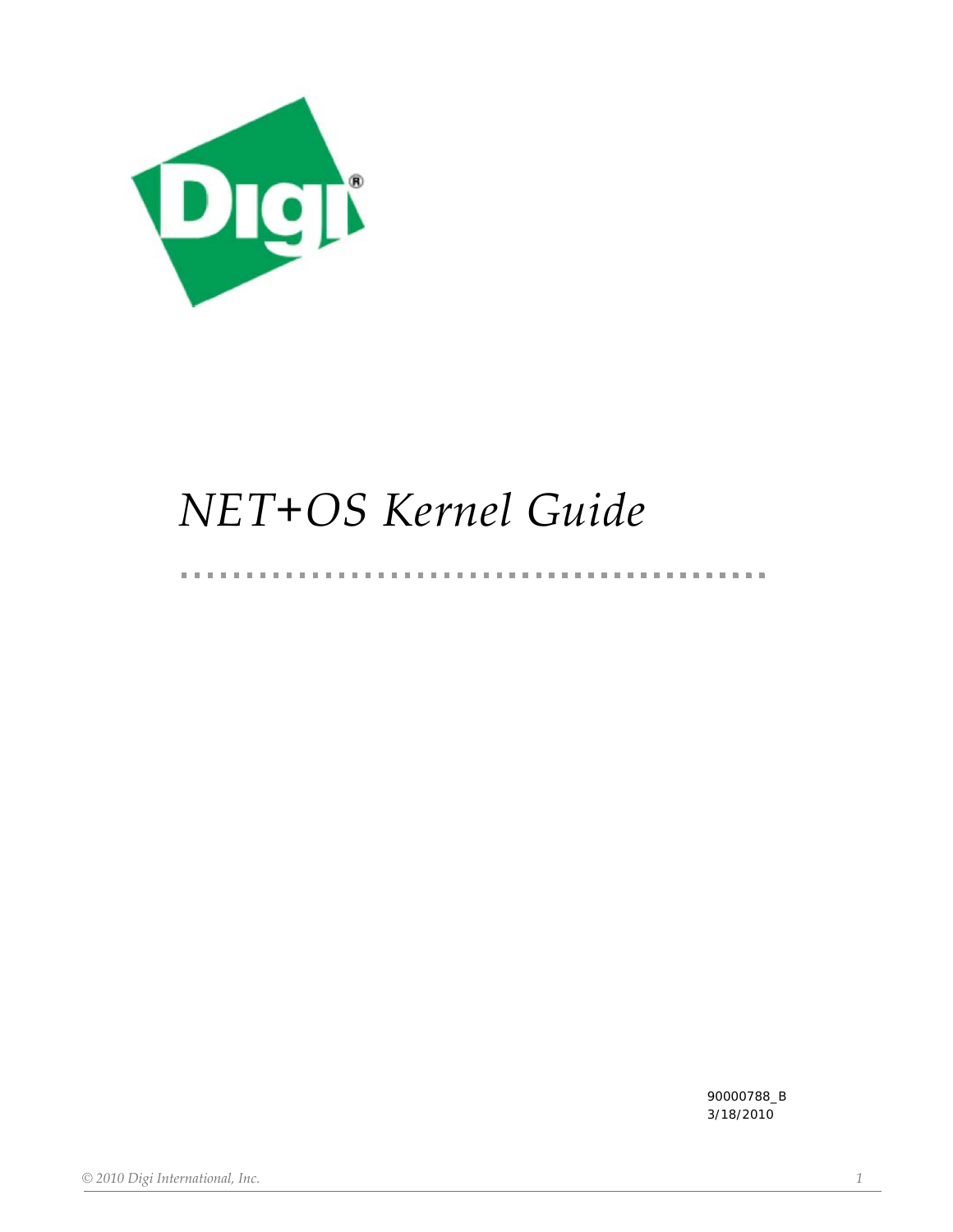# *NET+OS Kernel Guide*

90000788_B
3/18/2010

*© 2010 Digi International, Inc.*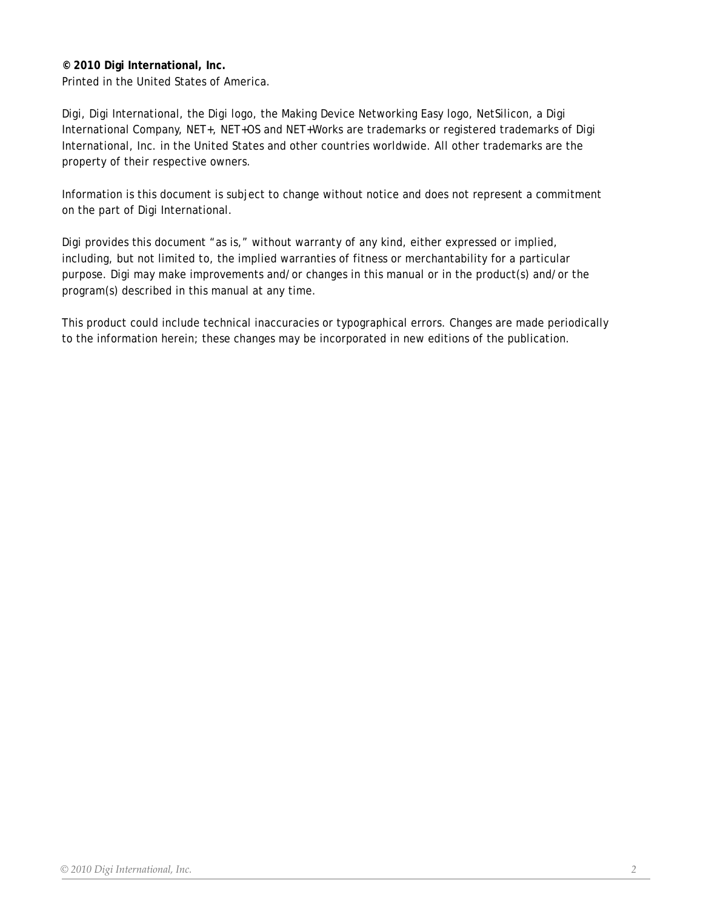**© 2010 Digi International, Inc.**
Printed in the United States of America.

Digi, Digi International, the Digi logo, the Making Device Networking Easy logo, NetSilicon, a Digi International Company, NET+, NET+OS and NET+Works are trademarks or registered trademarks of Digi International, Inc. in the United States and other countries worldwide. All other trademarks are the property of their respective owners.

Information is this document is subject to change without notice and does not represent a commitment on the part of Digi International.

Digi provides this document "as is," without warranty of any kind, either expressed or implied, including, but not limited to, the implied warranties of fitness or merchantability for a particular purpose. Digi may make improvements and/or changes in this manual or in the product(s) and/or the program(s) described in this manual at any time.

This product could include technical inaccuracies or typographical errors. Changes are made periodically to the information herein; these changes may be incorporated in new editions of the publication.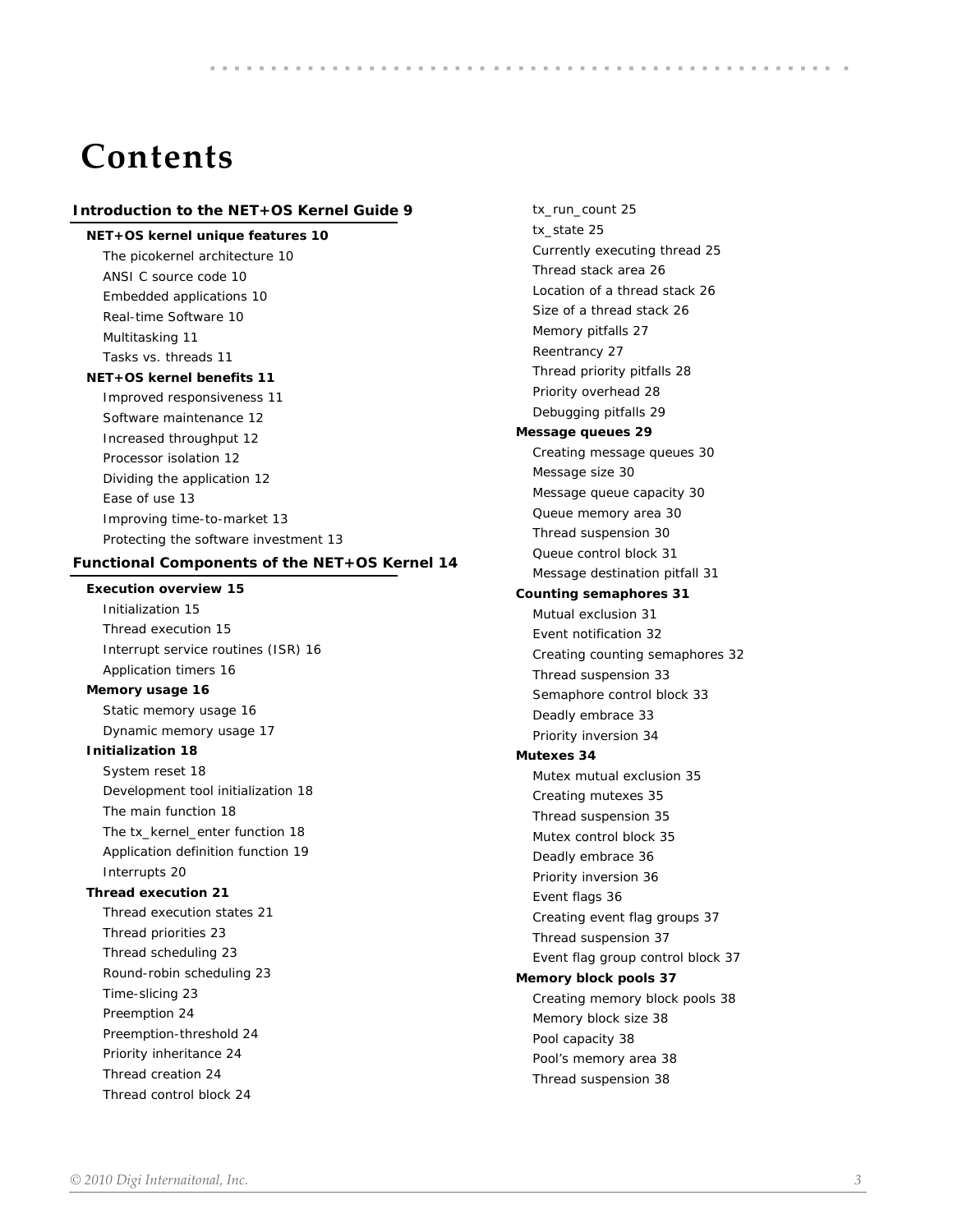# Contents

**Introduction to the NET+OS Kernel Guide 9**

- **NET+OS kernel unique features 10**
  - The picokernel architecture 10
  - ANSI C source code 10
  - Embedded applications 10
  - Real-time Software 10
  - Multitasking 11
  - Tasks vs. threads 11
- **NET+OS kernel benefits 11**
  - Improved responsiveness 11
  - Software maintenance 12
  - Increased throughput 12
  - Processor isolation 12
  - Dividing the application 12
  - Ease of use 13
  - Improving time-to-market 13
  - Protecting the software investment 13

**Functional Components of the NET+OS Kernel 14**

- **Execution overview 15**
  - Initialization 15
  - Thread execution 15
  - Interrupt service routines (ISR) 16
  - Application timers 16
- **Memory usage 16**
  - Static memory usage 16
  - Dynamic memory usage 17
- **Initialization 18**
  - System reset 18
  - Development tool initialization 18
  - The main function 18
  - The tx_kernel_enter function 18
  - Application definition function 19
  - Interrupts 20
- **Thread execution 21**
  - Thread execution states 21
  - Thread priorities 23
  - Thread scheduling 23
  - Round-robin scheduling 23
  - Time-slicing 23
  - Preemption 24
  - Preemption-threshold 24
  - Priority inheritance 24
  - Thread creation 24
  - Thread control block 24
  - tx_run_count 25
  - tx_state 25
  - Currently executing thread 25
  - Thread stack area 26
  - Location of a thread stack 26
  - Size of a thread stack 26
  - Memory pitfalls 27
  - Reentrancy 27
  - Thread priority pitfalls 28
  - Priority overhead 28
  - Debugging pitfalls 29
- **Message queues 29**
  - Creating message queues 30
  - Message size 30
  - Message queue capacity 30
  - Queue memory area 30
  - Thread suspension 30
  - Queue control block 31
  - Message destination pitfall 31
- **Counting semaphores 31**
  - Mutual exclusion 31
  - Event notification 32
  - Creating counting semaphores 32
  - Thread suspension 33
  - Semaphore control block 33
  - Deadly embrace 33
  - Priority inversion 34
- **Mutexes 34**
  - Mutex mutual exclusion 35
  - Creating mutexes 35
  - Thread suspension 35
  - Mutex control block 35
  - Deadly embrace 36
  - Priority inversion 36
  - Event flags 36
  - Creating event flag groups 37
  - Thread suspension 37
  - Event flag group control block 37
- **Memory block pools 37**
  - Creating memory block pools 38
  - Memory block size 38
  - Pool capacity 38
  - Pool's memory area 38
  - Thread suspension 38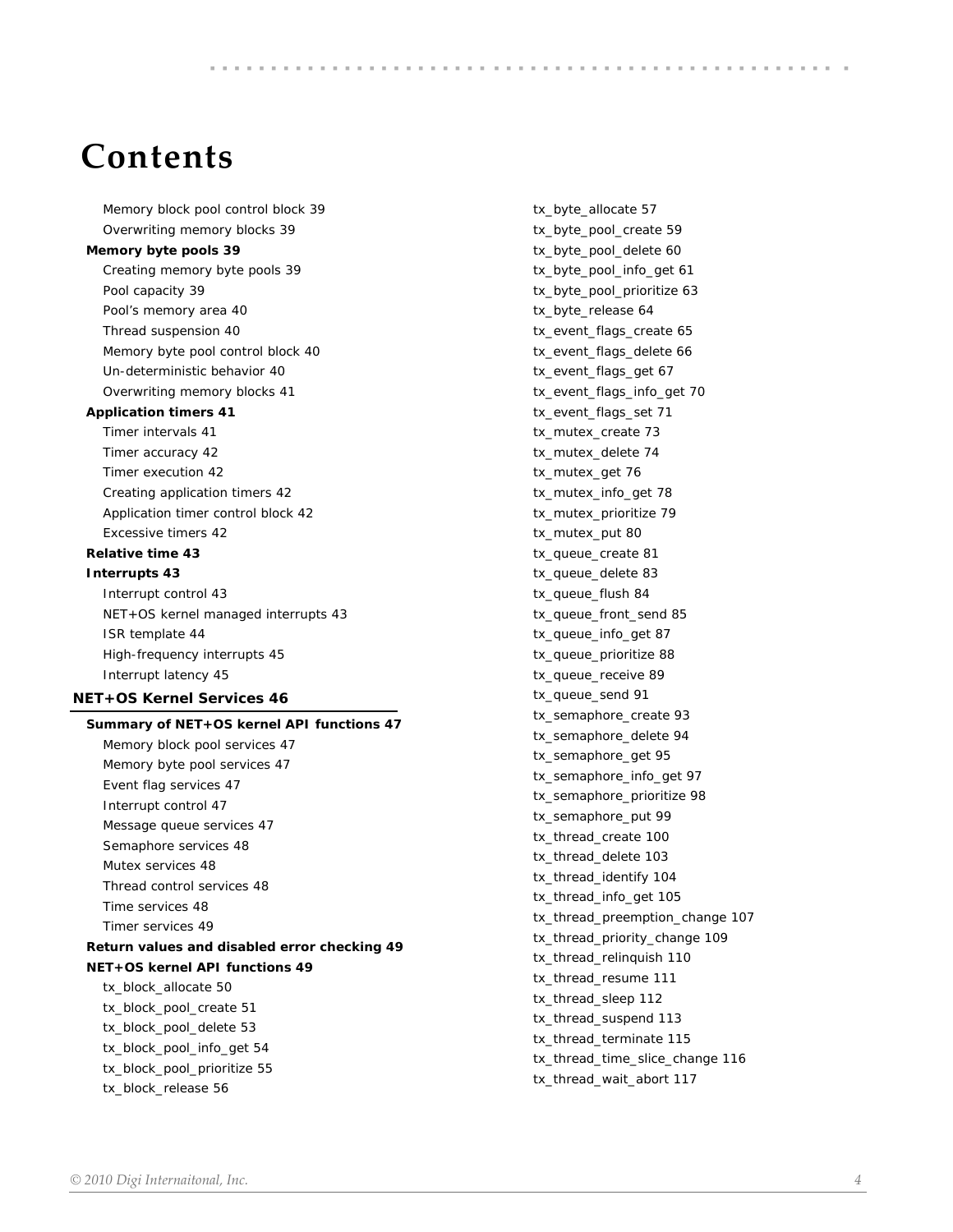# Contents

- Memory block pool control block 39
- Overwriting memory blocks 39

**Memory byte pools 39**

- Creating memory byte pools 39
- Pool capacity 39
- Pool's memory area 40
- Thread suspension 40
- Memory byte pool control block 40
- Un-deterministic behavior 40
- Overwriting memory blocks 41

**Application timers 41**

- Timer intervals 41
- Timer accuracy 42
- Timer execution 42
- Creating application timers 42
- Application timer control block 42
- Excessive timers 42

**Relative time 43**

**Interrupts 43**

- Interrupt control 43
- NET+OS kernel managed interrupts 43
- ISR template 44
- High-frequency interrupts 45
- Interrupt latency 45

## NET+OS Kernel Services 46

**Summary of NET+OS kernel API functions 47**

- Memory block pool services 47
- Memory byte pool services 47
- Event flag services 47
- Interrupt control 47
- Message queue services 47
- Semaphore services 48
- Mutex services 48
- Thread control services 48
- Time services 48
- Timer services 49

**Return values and disabled error checking 49**

**NET+OS kernel API functions 49**

- tx_block_allocate 50
- tx_block_pool_create 51
- tx_block_pool_delete 53
- tx_block_pool_info_get 54
- tx_block_pool_prioritize 55
- tx_block_release 56
- tx_byte_allocate 57
- tx_byte_pool_create 59
- tx_byte_pool_delete 60
- tx_byte_pool_info_get 61
- tx_byte_pool_prioritize 63
- tx_byte_release 64
- tx_event_flags_create 65
- tx_event_flags_delete 66
- tx_event_flags_get 67
- tx_event_flags_info_get 70
- tx_event_flags_set 71
- tx_mutex_create 73
- tx_mutex_delete 74
- tx_mutex_get 76
- tx_mutex_info_get 78
- tx_mutex_prioritize 79
- tx_mutex_put 80
- tx_queue_create 81
- tx_queue_delete 83
- tx_queue_flush 84
- tx_queue_front_send 85
- tx_queue_info_get 87
- tx_queue_prioritize 88
- tx_queue_receive 89
- tx_queue_send 91
- tx_semaphore_create 93
- tx_semaphore_delete 94
- tx_semaphore_get 95
- tx_semaphore_info_get 97
- tx_semaphore_prioritize 98
- tx_semaphore_put 99
- tx_thread_create 100
- tx_thread_delete 103
- tx_thread_identify 104
- tx_thread_info_get 105
- tx_thread_preemption_change 107
- tx_thread_priority_change 109
- tx_thread_relinquish 110
- tx_thread_resume 111
- tx_thread_sleep 112
- tx_thread_suspend 113
- tx_thread_terminate 115
- tx_thread_time_slice_change 116
- tx_thread_wait_abort 117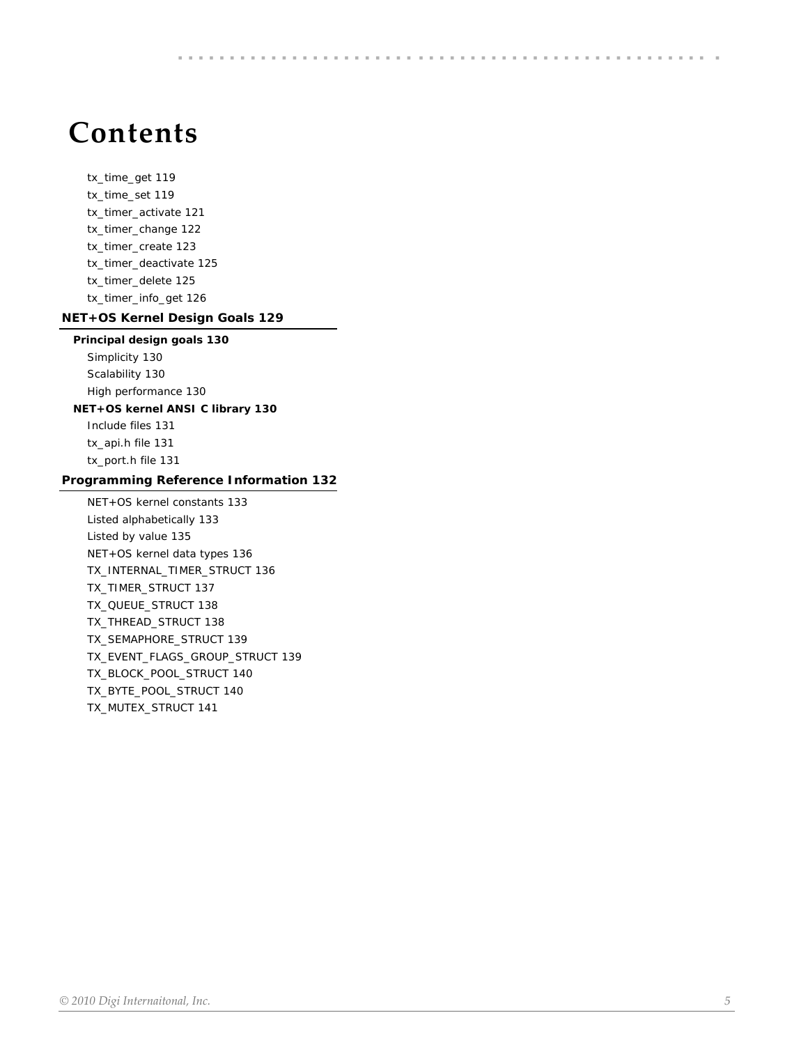# Contents

tx_time_get 119
tx_time_set 119
tx_timer_activate 121
tx_timer_change 122
tx_timer_create 123
tx_timer_deactivate 125
tx_timer_delete 125
tx_timer_info_get 126

**NET+OS Kernel Design Goals 129**

**Principal design goals 130**

Simplicity 130
Scalability 130
High performance 130

**NET+OS kernel ANSI C library 130**

Include files 131
tx_api.h file 131
tx_port.h file 131

**Programming Reference Information 132**

NET+OS kernel constants 133
Listed alphabetically 133
Listed by value 135
NET+OS kernel data types 136
TX_INTERNAL_TIMER_STRUCT 136
TX_TIMER_STRUCT 137
TX_QUEUE_STRUCT 138
TX_THREAD_STRUCT 138
TX_SEMAPHORE_STRUCT 139
TX_EVENT_FLAGS_GROUP_STRUCT 139
TX_BLOCK_POOL_STRUCT 140
TX_BYTE_POOL_STRUCT 140
TX_MUTEX_STRUCT 141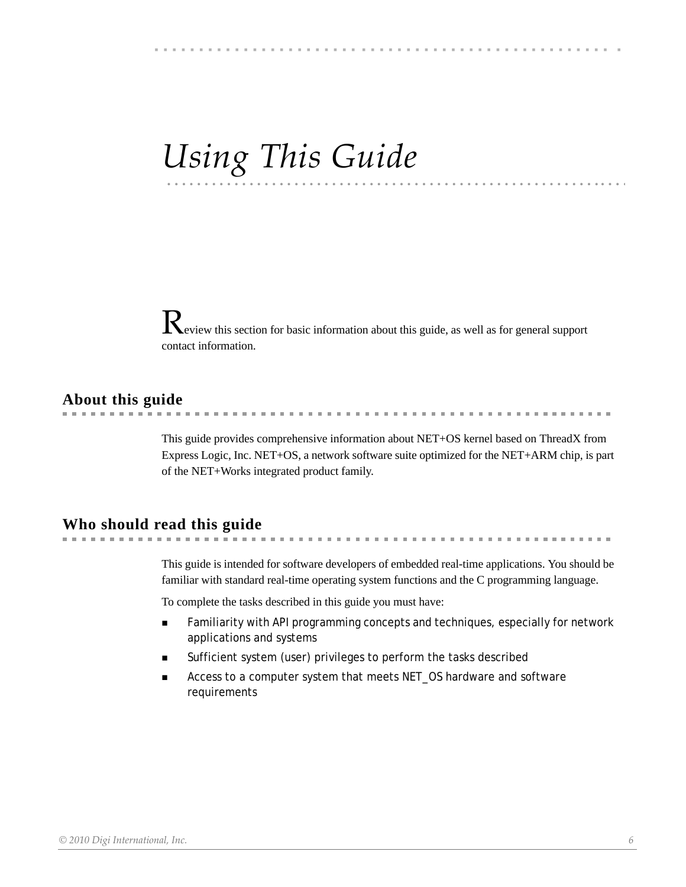# Using This Guide

Review this section for basic information about this guide, as well as for general support contact information.

## About this guide

This guide provides comprehensive information about NET+OS kernel based on ThreadX from Express Logic, Inc. NET+OS, a network software suite optimized for the NET+ARM chip, is part of the NET+Works integrated product family.

## Who should read this guide

This guide is intended for software developers of embedded real-time applications. You should be familiar with standard real-time operating system functions and the C programming language.

To complete the tasks described in this guide you must have:

- Familiarity with API programming concepts and techniques, especially for network applications and systems
- Sufficient system (user) privileges to perform the tasks described
- Access to a computer system that meets NET_OS hardware and software requirements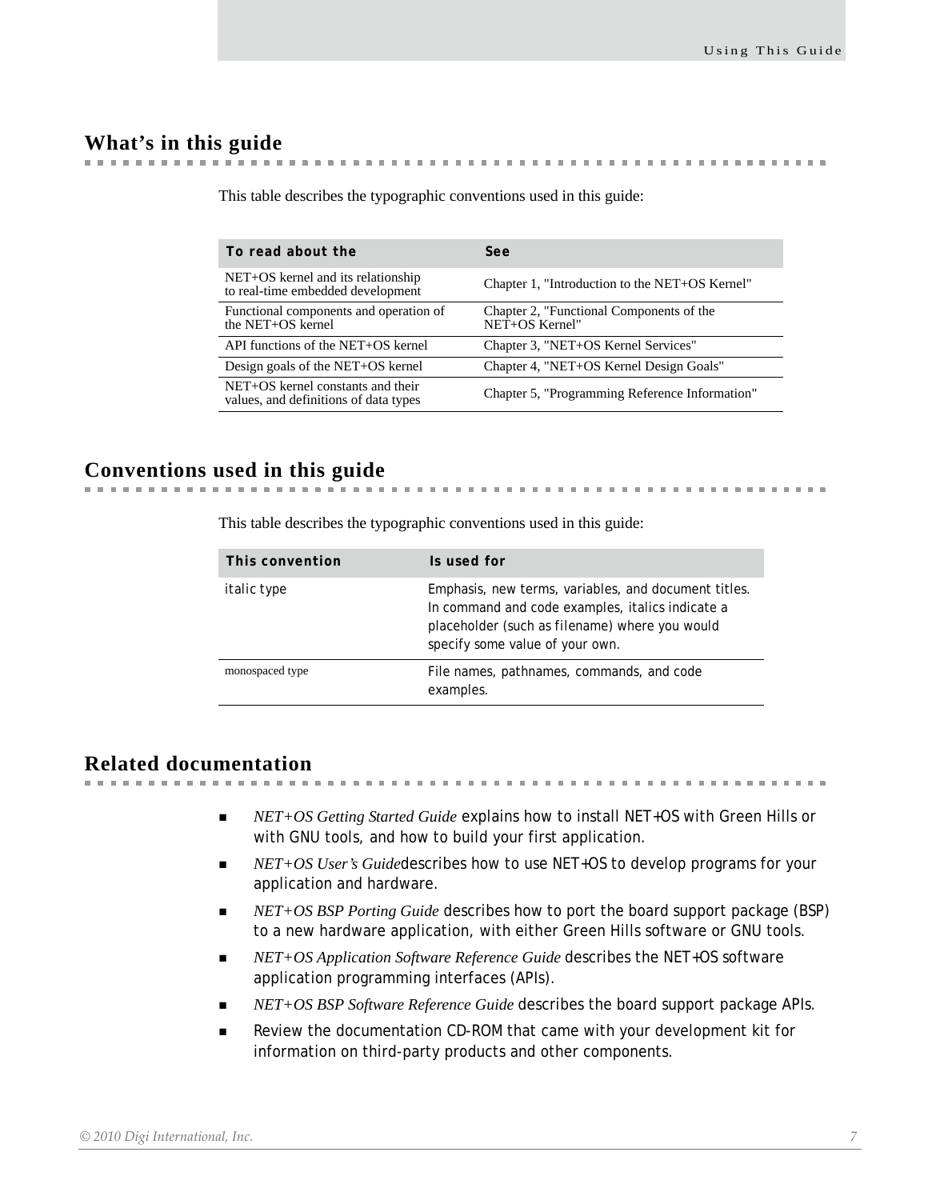## What's in this guide

This table describes the typographic conventions used in this guide:

| To read about the | See |
|---|---|
| NET+OS kernel and its relationship to real-time embedded development | Chapter 1, "Introduction to the NET+OS Kernel" |
| Functional components and operation of the NET+OS kernel | Chapter 2, "Functional Components of the NET+OS Kernel" |
| API functions of the NET+OS kernel | Chapter 3, "NET+OS Kernel Services" |
| Design goals of the NET+OS kernel | Chapter 4, "NET+OS Kernel Design Goals" |
| NET+OS kernel constants and their values, and definitions of data types | Chapter 5, "Programming Reference Information" |

## Conventions used in this guide

This table describes the typographic conventions used in this guide:

| This convention | Is used for |
|---|---|
| *italic type* | Emphasis, new terms, variables, and document titles. In command and code examples, italics indicate a placeholder (such as filename) where you would specify some value of your own. |
| `monospaced type` | File names, pathnames, commands, and code examples. |

## Related documentation

- *NET+OS Getting Started Guide* explains how to install NET+OS with Green Hills or with GNU tools, and how to build your first application.
- *NET+OS User's Guide*describes how to use NET+OS to develop programs for your application and hardware.
- *NET+OS BSP Porting Guide* describes how to port the board support package (BSP) to a new hardware application, with either Green Hills software or GNU tools.
- *NET+OS Application Software Reference Guide* describes the NET+OS software application programming interfaces (APIs).
- *NET+OS BSP Software Reference Guide* describes the board support package APIs.
- Review the documentation CD-ROM that came with your development kit for information on third-party products and other components.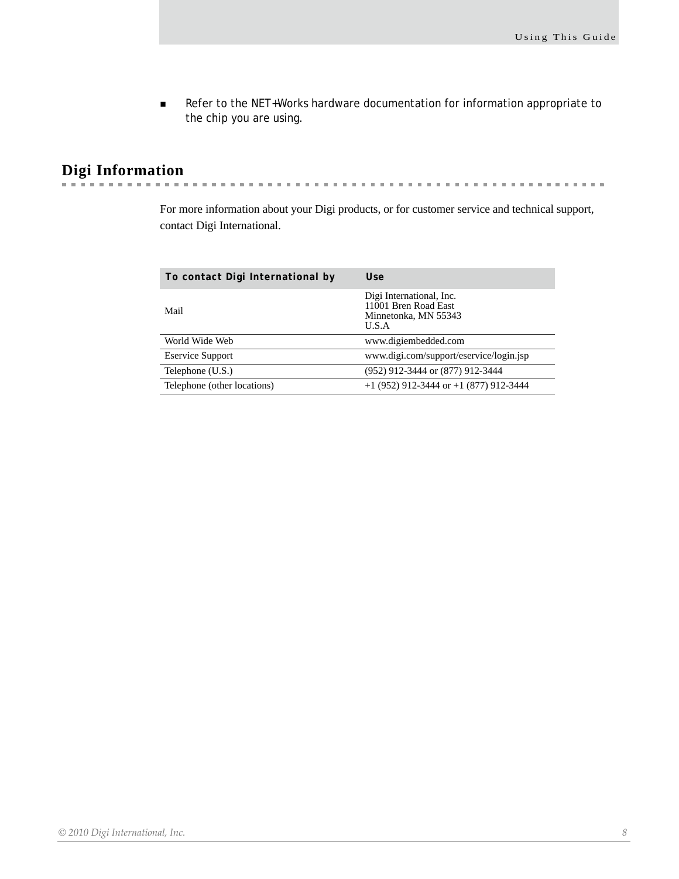- Refer to the NET+Works hardware documentation for information appropriate to the chip you are using.

## Digi Information

For more information about your Digi products, or for customer service and technical support, contact Digi International.

| To contact Digi International by | Use |
|---|---|
| Mail | Digi International, Inc.<br>11001 Bren Road East<br>Minnetonka, MN 55343<br>U.S.A |
| World Wide Web | www.digiembedded.com |
| Eservice Support | www.digi.com/support/eservice/login.jsp |
| Telephone (U.S.) | (952) 912-3444 or (877) 912-3444 |
| Telephone (other locations) | +1 (952) 912-3444 or +1 (877) 912-3444 |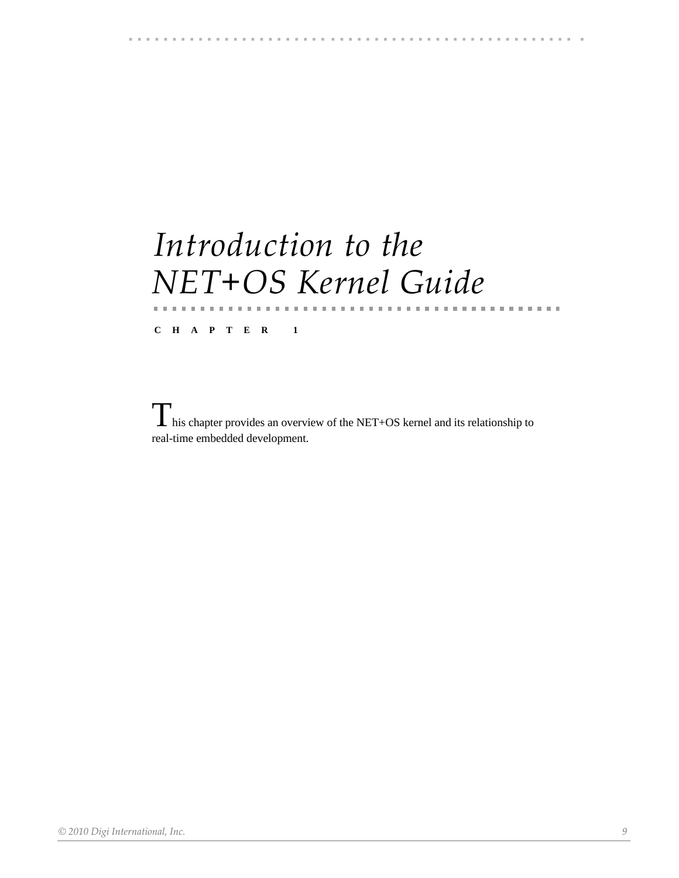# Introduction to the NET+OS Kernel Guide

CHAPTER 1

This chapter provides an overview of the NET+OS kernel and its relationship to real-time embedded development.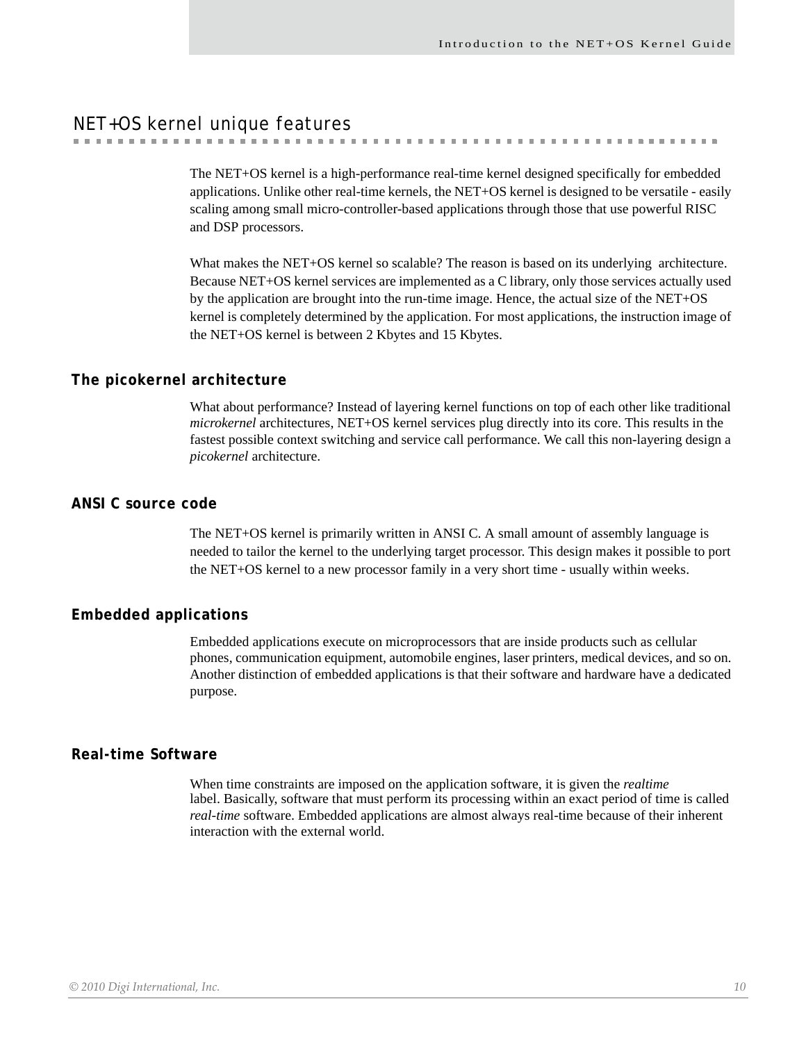## NET+OS kernel unique features

The NET+OS kernel is a high-performance real-time kernel designed specifically for embedded applications. Unlike other real-time kernels, the NET+OS kernel is designed to be versatile - easily scaling among small micro-controller-based applications through those that use powerful RISC and DSP processors.

What makes the NET+OS kernel so scalable? The reason is based on its underlying architecture. Because NET+OS kernel services are implemented as a C library, only those services actually used by the application are brought into the run-time image. Hence, the actual size of the NET+OS kernel is completely determined by the application. For most applications, the instruction image of the NET+OS kernel is between 2 Kbytes and 15 Kbytes.

### The picokernel architecture

What about performance? Instead of layering kernel functions on top of each other like traditional *microkernel* architectures, NET+OS kernel services plug directly into its core. This results in the fastest possible context switching and service call performance. We call this non-layering design a *picokernel* architecture.

### ANSI C source code

The NET+OS kernel is primarily written in ANSI C. A small amount of assembly language is needed to tailor the kernel to the underlying target processor. This design makes it possible to port the NET+OS kernel to a new processor family in a very short time - usually within weeks.

### Embedded applications

Embedded applications execute on microprocessors that are inside products such as cellular phones, communication equipment, automobile engines, laser printers, medical devices, and so on. Another distinction of embedded applications is that their software and hardware have a dedicated purpose.

### Real-time Software

When time constraints are imposed on the application software, it is given the *realtime* label. Basically, software that must perform its processing within an exact period of time is called *real-time* software. Embedded applications are almost always real-time because of their inherent interaction with the external world.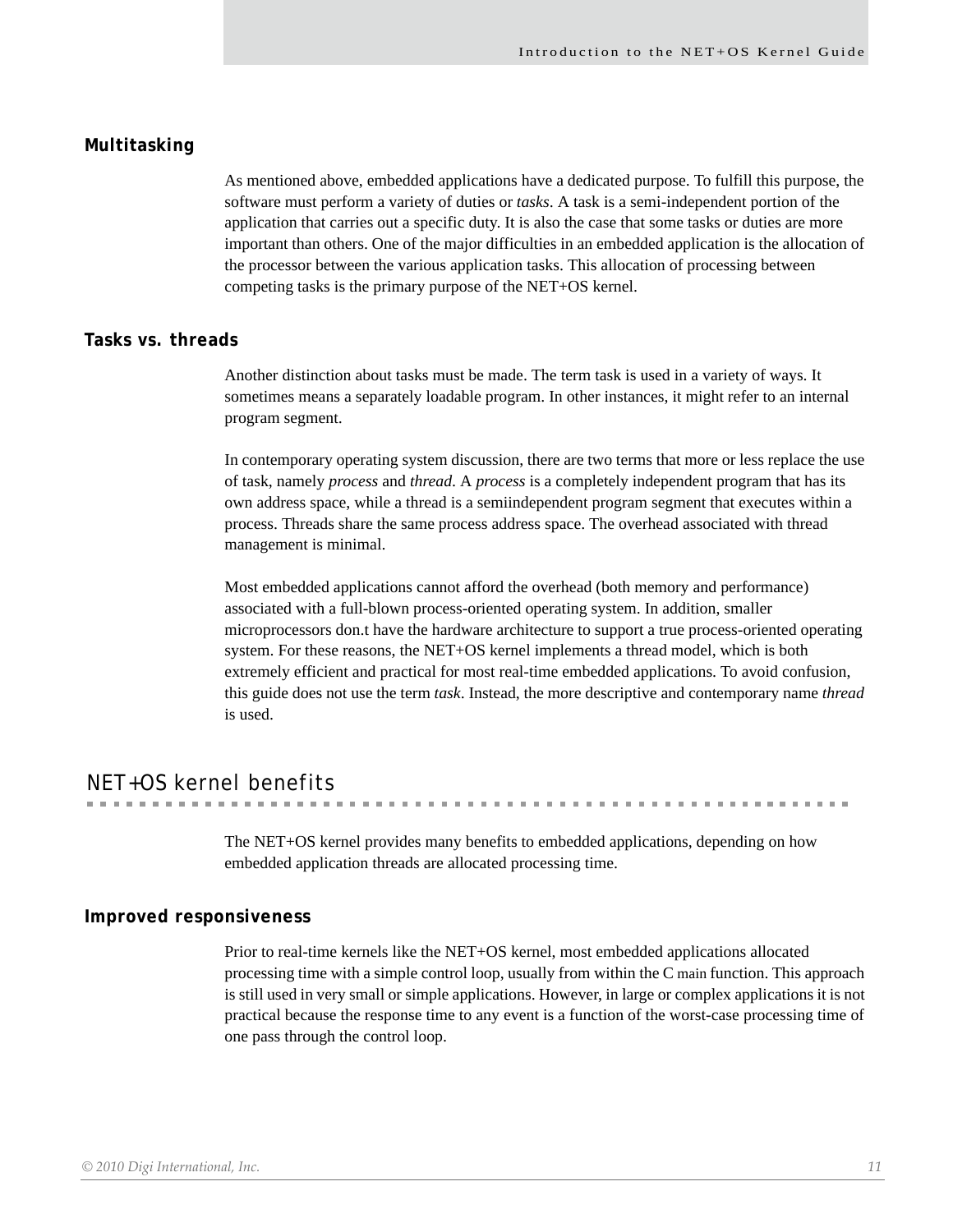### Multitasking

As mentioned above, embedded applications have a dedicated purpose. To fulfill this purpose, the software must perform a variety of duties or *tasks*. A task is a semi-independent portion of the application that carries out a specific duty. It is also the case that some tasks or duties are more important than others. One of the major difficulties in an embedded application is the allocation of the processor between the various application tasks. This allocation of processing between competing tasks is the primary purpose of the NET+OS kernel.

### Tasks vs. threads

Another distinction about tasks must be made. The term task is used in a variety of ways. It sometimes means a separately loadable program. In other instances, it might refer to an internal program segment.

In contemporary operating system discussion, there are two terms that more or less replace the use of task, namely *process* and *thread*. A *process* is a completely independent program that has its own address space, while a thread is a semiindependent program segment that executes within a process. Threads share the same process address space. The overhead associated with thread management is minimal.

Most embedded applications cannot afford the overhead (both memory and performance) associated with a full-blown process-oriented operating system. In addition, smaller microprocessors don.t have the hardware architecture to support a true process-oriented operating system. For these reasons, the NET+OS kernel implements a thread model, which is both extremely efficient and practical for most real-time embedded applications. To avoid confusion, this guide does not use the term *task*. Instead, the more descriptive and contemporary name *thread* is used.

## NET+OS kernel benefits

The NET+OS kernel provides many benefits to embedded applications, depending on how embedded application threads are allocated processing time.

### Improved responsiveness

Prior to real-time kernels like the NET+OS kernel, most embedded applications allocated processing time with a simple control loop, usually from within the C main function. This approach is still used in very small or simple applications. However, in large or complex applications it is not practical because the response time to any event is a function of the worst-case processing time of one pass through the control loop.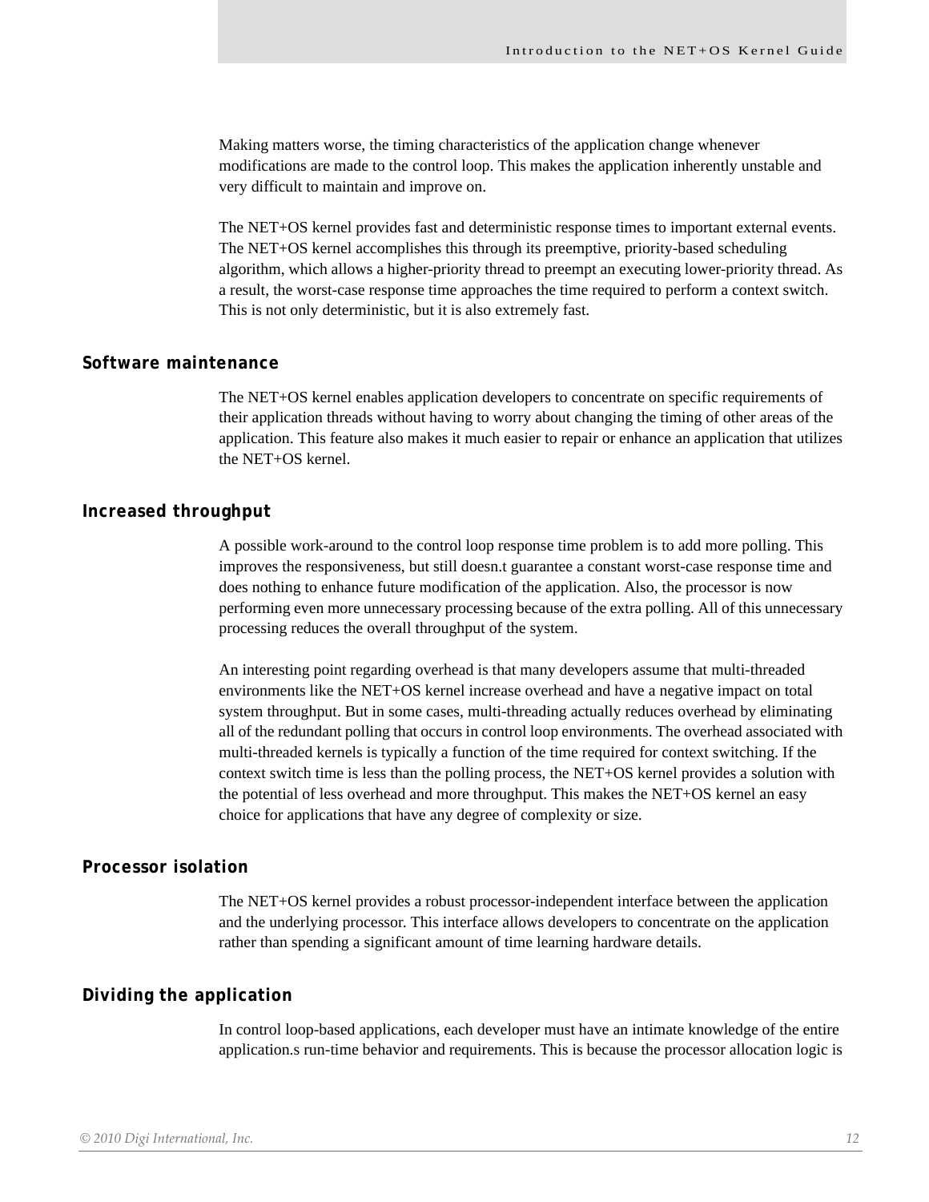Making matters worse, the timing characteristics of the application change whenever modifications are made to the control loop. This makes the application inherently unstable and very difficult to maintain and improve on.

The NET+OS kernel provides fast and deterministic response times to important external events. The NET+OS kernel accomplishes this through its preemptive, priority-based scheduling algorithm, which allows a higher-priority thread to preempt an executing lower-priority thread. As a result, the worst-case response time approaches the time required to perform a context switch. This is not only deterministic, but it is also extremely fast.

## Software maintenance

The NET+OS kernel enables application developers to concentrate on specific requirements of their application threads without having to worry about changing the timing of other areas of the application. This feature also makes it much easier to repair or enhance an application that utilizes the NET+OS kernel.

## Increased throughput

A possible work-around to the control loop response time problem is to add more polling. This improves the responsiveness, but still doesn.t guarantee a constant worst-case response time and does nothing to enhance future modification of the application. Also, the processor is now performing even more unnecessary processing because of the extra polling. All of this unnecessary processing reduces the overall throughput of the system.

An interesting point regarding overhead is that many developers assume that multi-threaded environments like the NET+OS kernel increase overhead and have a negative impact on total system throughput. But in some cases, multi-threading actually reduces overhead by eliminating all of the redundant polling that occurs in control loop environments. The overhead associated with multi-threaded kernels is typically a function of the time required for context switching. If the context switch time is less than the polling process, the NET+OS kernel provides a solution with the potential of less overhead and more throughput. This makes the NET+OS kernel an easy choice for applications that have any degree of complexity or size.

## Processor isolation

The NET+OS kernel provides a robust processor-independent interface between the application and the underlying processor. This interface allows developers to concentrate on the application rather than spending a significant amount of time learning hardware details.

## Dividing the application

In control loop-based applications, each developer must have an intimate knowledge of the entire application.s run-time behavior and requirements. This is because the processor allocation logic is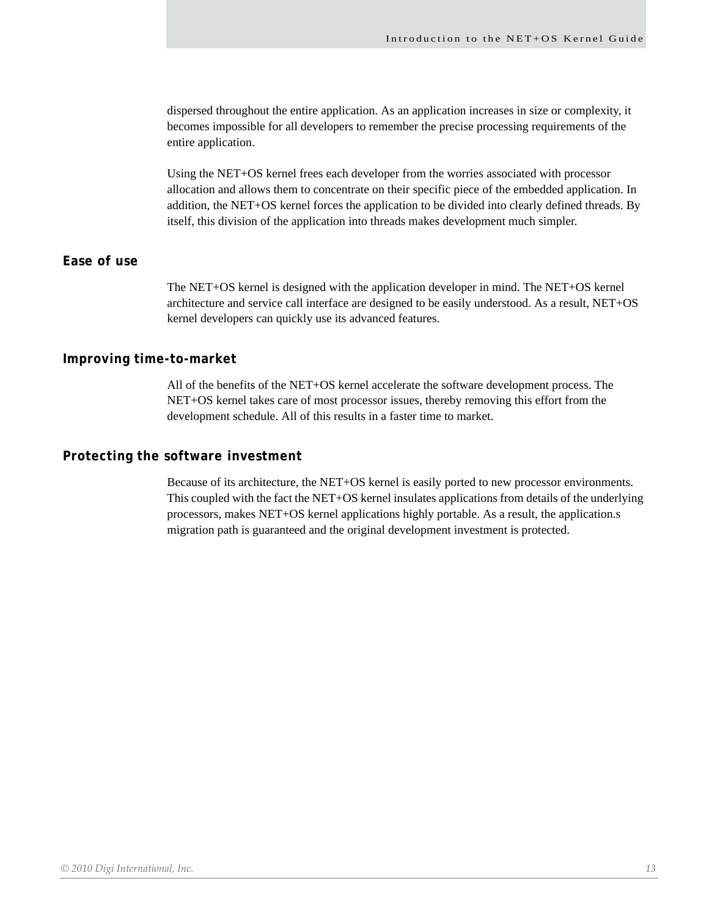dispersed throughout the entire application. As an application increases in size or complexity, it becomes impossible for all developers to remember the precise processing requirements of the entire application.

Using the NET+OS kernel frees each developer from the worries associated with processor allocation and allows them to concentrate on their specific piece of the embedded application. In addition, the NET+OS kernel forces the application to be divided into clearly defined threads. By itself, this division of the application into threads makes development much simpler.

### Ease of use

The NET+OS kernel is designed with the application developer in mind. The NET+OS kernel architecture and service call interface are designed to be easily understood. As a result, NET+OS kernel developers can quickly use its advanced features.

### Improving time-to-market

All of the benefits of the NET+OS kernel accelerate the software development process. The NET+OS kernel takes care of most processor issues, thereby removing this effort from the development schedule. All of this results in a faster time to market.

### Protecting the software investment

Because of its architecture, the NET+OS kernel is easily ported to new processor environments. This coupled with the fact the NET+OS kernel insulates applications from details of the underlying processors, makes NET+OS kernel applications highly portable. As a result, the application.s migration path is guaranteed and the original development investment is protected.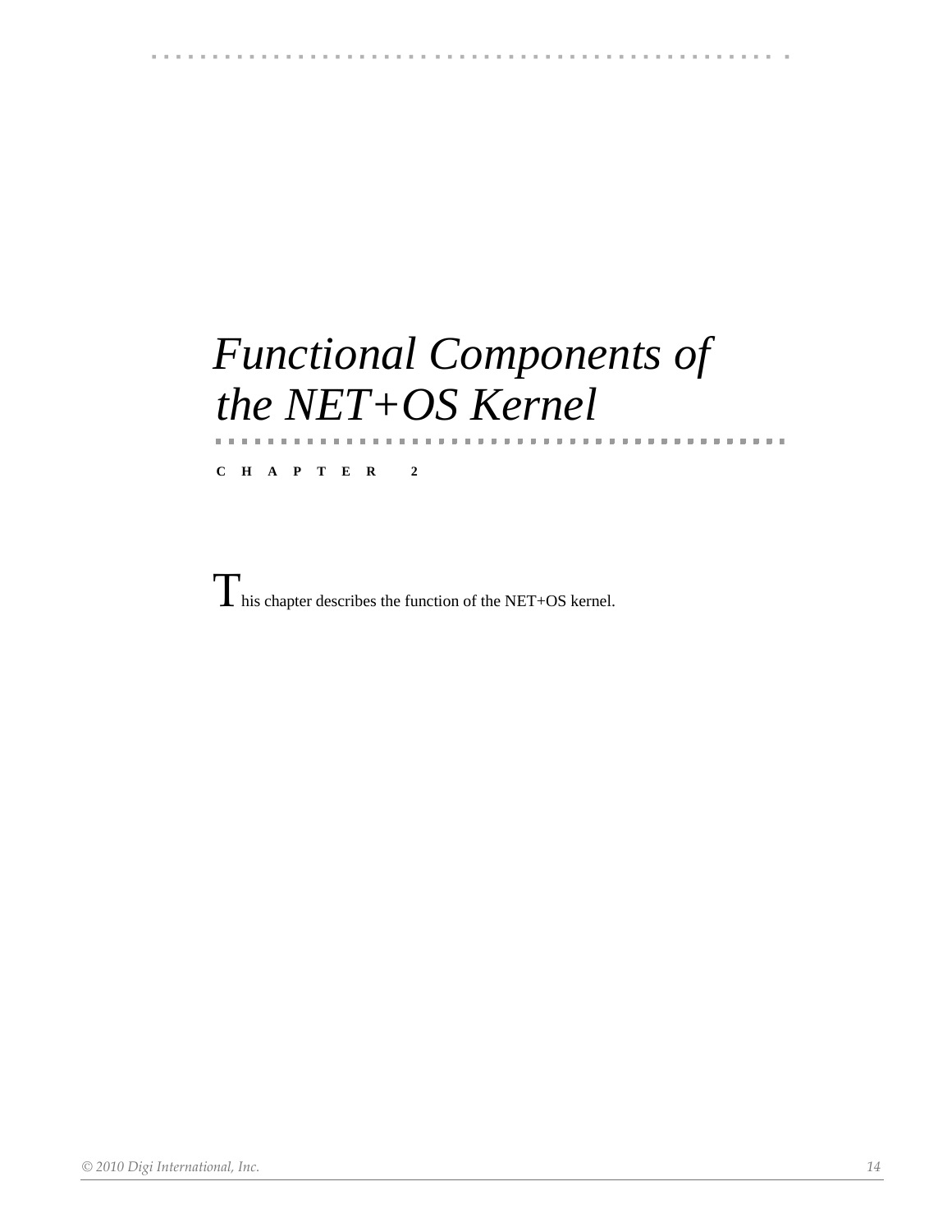# *Functional Components of the NET+OS Kernel*

**CHAPTER 2**

This chapter describes the function of the NET+OS kernel.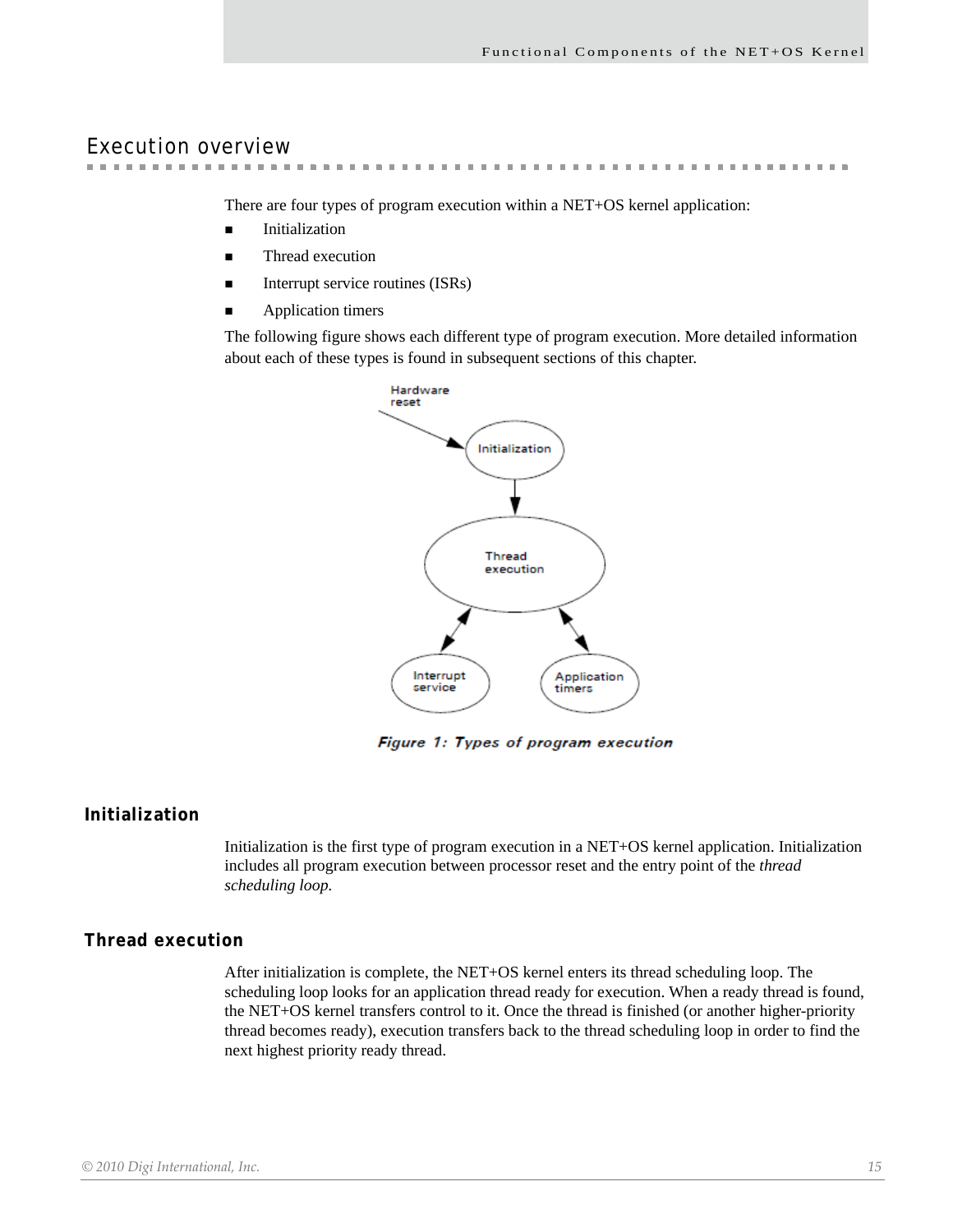## Execution overview

There are four types of program execution within a NET+OS kernel application:

- Initialization
- Thread execution
- Interrupt service routines (ISRs)
- Application timers

The following figure shows each different type of program execution. More detailed information about each of these types is found in subsequent sections of this chapter.

*Figure 1: Types of program execution*

### Initialization

Initialization is the first type of program execution in a NET+OS kernel application. Initialization includes all program execution between processor reset and the entry point of the *thread scheduling loop*.

### Thread execution

After initialization is complete, the NET+OS kernel enters its thread scheduling loop. The scheduling loop looks for an application thread ready for execution. When a ready thread is found, the NET+OS kernel transfers control to it. Once the thread is finished (or another higher-priority thread becomes ready), execution transfers back to the thread scheduling loop in order to find the next highest priority ready thread.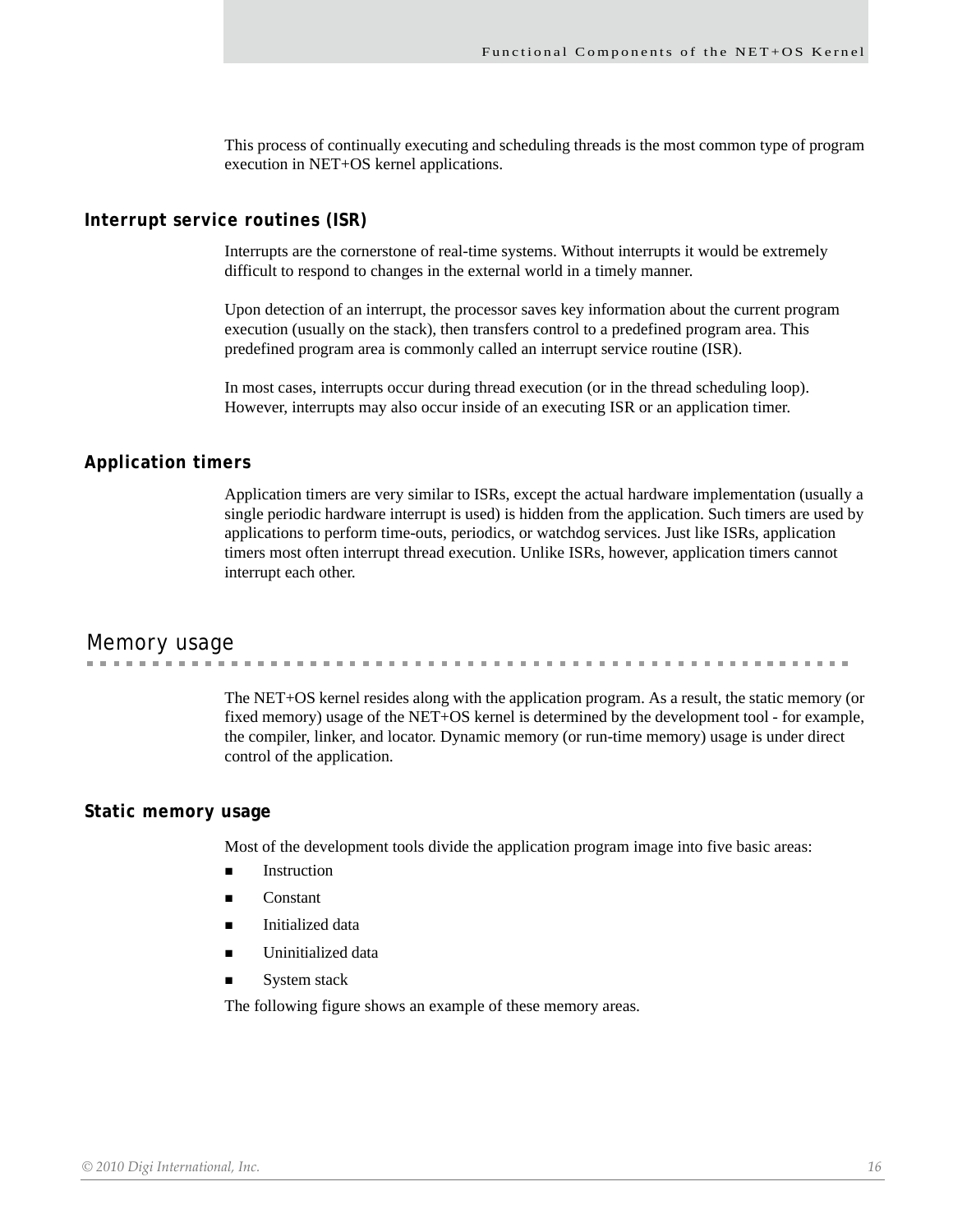This process of continually executing and scheduling threads is the most common type of program execution in NET+OS kernel applications.

### Interrupt service routines (ISR)

Interrupts are the cornerstone of real-time systems. Without interrupts it would be extremely difficult to respond to changes in the external world in a timely manner.

Upon detection of an interrupt, the processor saves key information about the current program execution (usually on the stack), then transfers control to a predefined program area. This predefined program area is commonly called an interrupt service routine (ISR).

In most cases, interrupts occur during thread execution (or in the thread scheduling loop). However, interrupts may also occur inside of an executing ISR or an application timer.

### Application timers

Application timers are very similar to ISRs, except the actual hardware implementation (usually a single periodic hardware interrupt is used) is hidden from the application. Such timers are used by applications to perform time-outs, periodics, or watchdog services. Just like ISRs, application timers most often interrupt thread execution. Unlike ISRs, however, application timers cannot interrupt each other.

## Memory usage

The NET+OS kernel resides along with the application program. As a result, the static memory (or fixed memory) usage of the NET+OS kernel is determined by the development tool - for example, the compiler, linker, and locator. Dynamic memory (or run-time memory) usage is under direct control of the application.

### Static memory usage

Most of the development tools divide the application program image into five basic areas:

- Instruction
- Constant
- Initialized data
- Uninitialized data
- System stack

The following figure shows an example of these memory areas.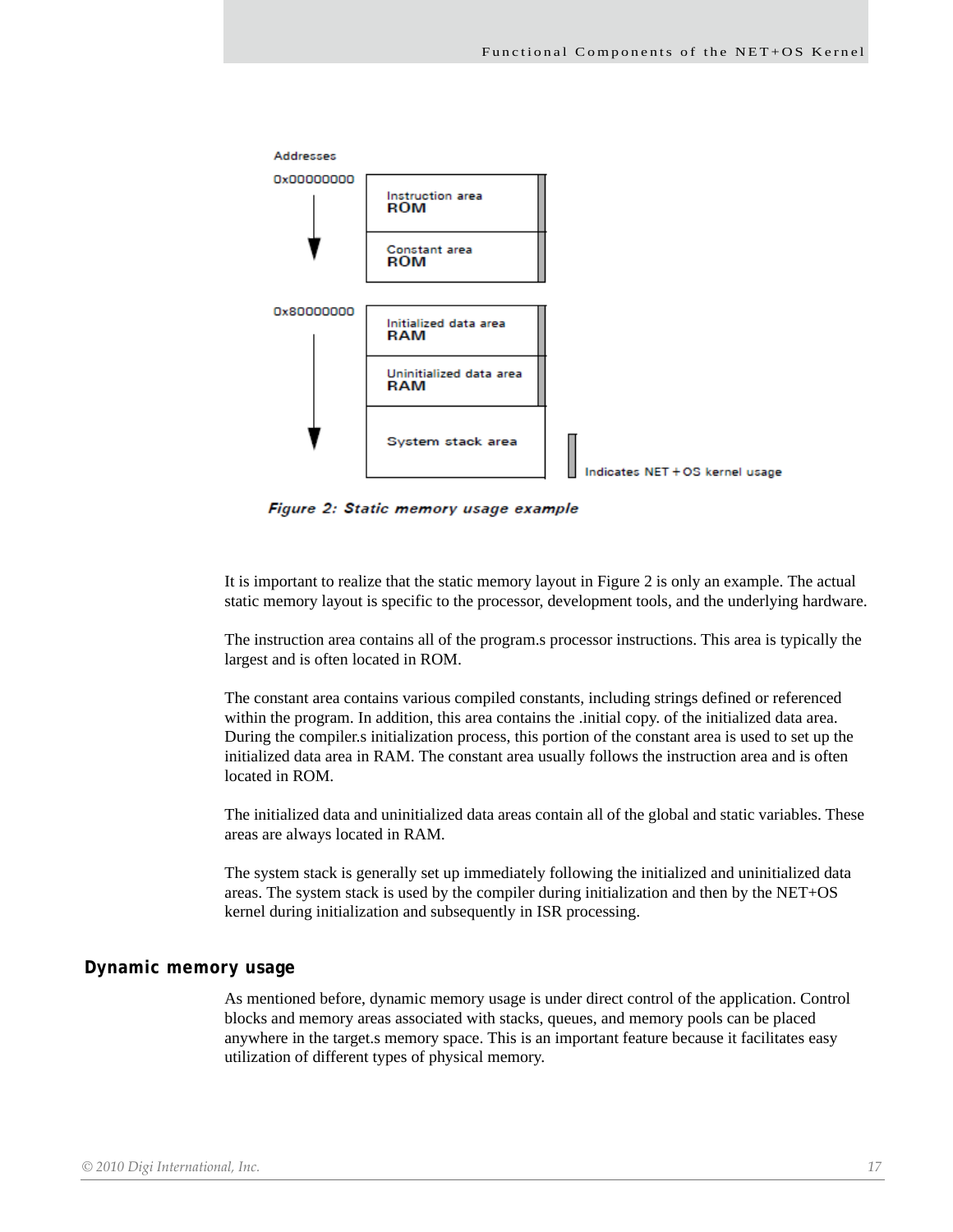Addresses

0x00000000

| Instruction area ROM |
| --- |
| Constant area ROM |

0x80000000

| Initialized data area RAM |
| --- |
| Uninitialized data area RAM |
| System stack area |

Indicates NET + OS kernel usage

*Figure 2: Static memory usage example*

It is important to realize that the static memory layout in Figure 2 is only an example. The actual static memory layout is specific to the processor, development tools, and the underlying hardware.

The instruction area contains all of the program.s processor instructions. This area is typically the largest and is often located in ROM.

The constant area contains various compiled constants, including strings defined or referenced within the program. In addition, this area contains the .initial copy. of the initialized data area. During the compiler.s initialization process, this portion of the constant area is used to set up the initialized data area in RAM. The constant area usually follows the instruction area and is often located in ROM.

The initialized data and uninitialized data areas contain all of the global and static variables. These areas are always located in RAM.

The system stack is generally set up immediately following the initialized and uninitialized data areas. The system stack is used by the compiler during initialization and then by the NET+OS kernel during initialization and subsequently in ISR processing.

## Dynamic memory usage

As mentioned before, dynamic memory usage is under direct control of the application. Control blocks and memory areas associated with stacks, queues, and memory pools can be placed anywhere in the target.s memory space. This is an important feature because it facilitates easy utilization of different types of physical memory.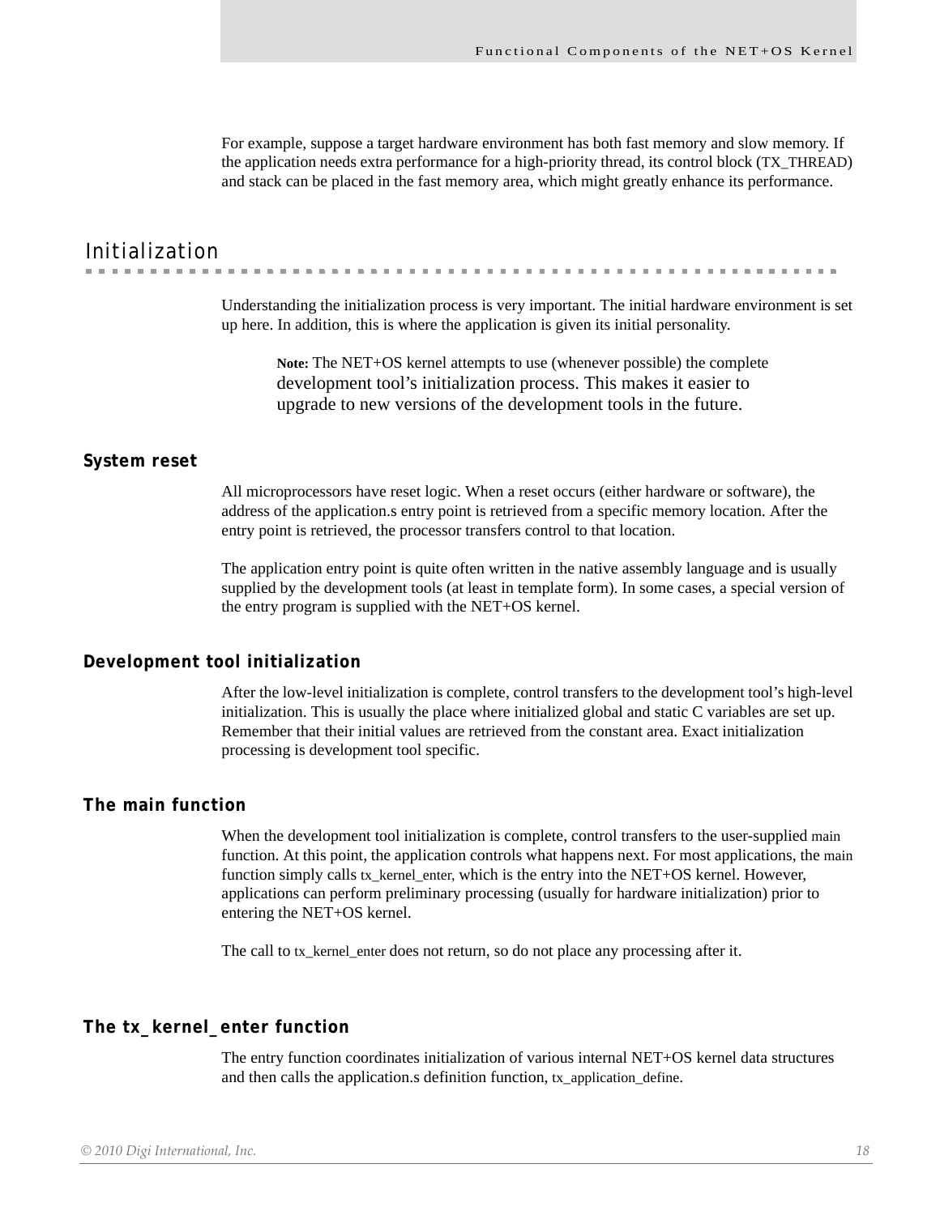For example, suppose a target hardware environment has both fast memory and slow memory. If the application needs extra performance for a high-priority thread, its control block (TX_THREAD) and stack can be placed in the fast memory area, which might greatly enhance its performance.

## Initialization

Understanding the initialization process is very important. The initial hardware environment is set up here. In addition, this is where the application is given its initial personality.

> **Note:** The NET+OS kernel attempts to use (whenever possible) the complete development tool's initialization process. This makes it easier to upgrade to new versions of the development tools in the future.

### System reset

All microprocessors have reset logic. When a reset occurs (either hardware or software), the address of the application.s entry point is retrieved from a specific memory location. After the entry point is retrieved, the processor transfers control to that location.

The application entry point is quite often written in the native assembly language and is usually supplied by the development tools (at least in template form). In some cases, a special version of the entry program is supplied with the NET+OS kernel.

### Development tool initialization

After the low-level initialization is complete, control transfers to the development tool's high-level initialization. This is usually the place where initialized global and static C variables are set up. Remember that their initial values are retrieved from the constant area. Exact initialization processing is development tool specific.

### The main function

When the development tool initialization is complete, control transfers to the user-supplied main function. At this point, the application controls what happens next. For most applications, the main function simply calls tx_kernel_enter, which is the entry into the NET+OS kernel. However, applications can perform preliminary processing (usually for hardware initialization) prior to entering the NET+OS kernel.

The call to tx_kernel_enter does not return, so do not place any processing after it.

### The tx_kernel_enter function

The entry function coordinates initialization of various internal NET+OS kernel data structures and then calls the application.s definition function, tx_application_define.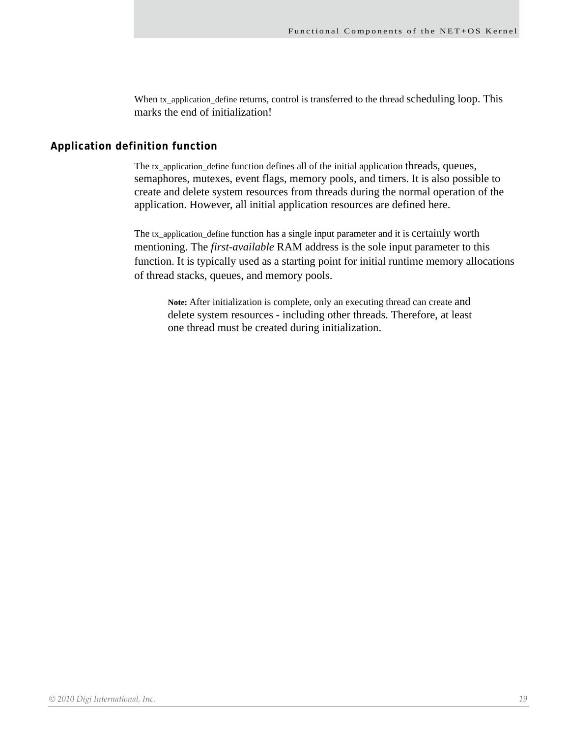When tx_application_define returns, control is transferred to the thread scheduling loop. This marks the end of initialization!

## Application definition function

The tx_application_define function defines all of the initial application threads, queues, semaphores, mutexes, event flags, memory pools, and timers. It is also possible to create and delete system resources from threads during the normal operation of the application. However, all initial application resources are defined here.

The tx_application_define function has a single input parameter and it is certainly worth mentioning. The *first-available* RAM address is the sole input parameter to this function. It is typically used as a starting point for initial runtime memory allocations of thread stacks, queues, and memory pools.

> **Note:** After initialization is complete, only an executing thread can create and delete system resources - including other threads. Therefore, at least one thread must be created during initialization.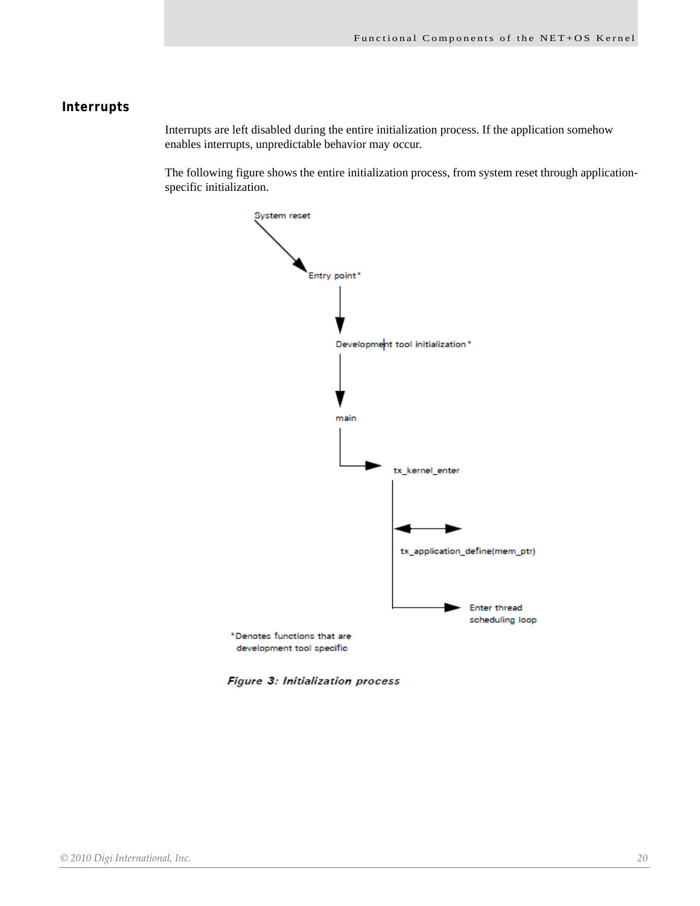## Interrupts

Interrupts are left disabled during the entire initialization process. If the application somehow enables interrupts, unpredictable behavior may occur.

The following figure shows the entire initialization process, from system reset through application-specific initialization.

System reset

Entry point*

Development tool initialization*

main

tx_kernel_enter

tx_application_define(mem_ptr)

Enter thread scheduling loop

*Denotes functions that are development tool specific

***Figure 3: Initialization process***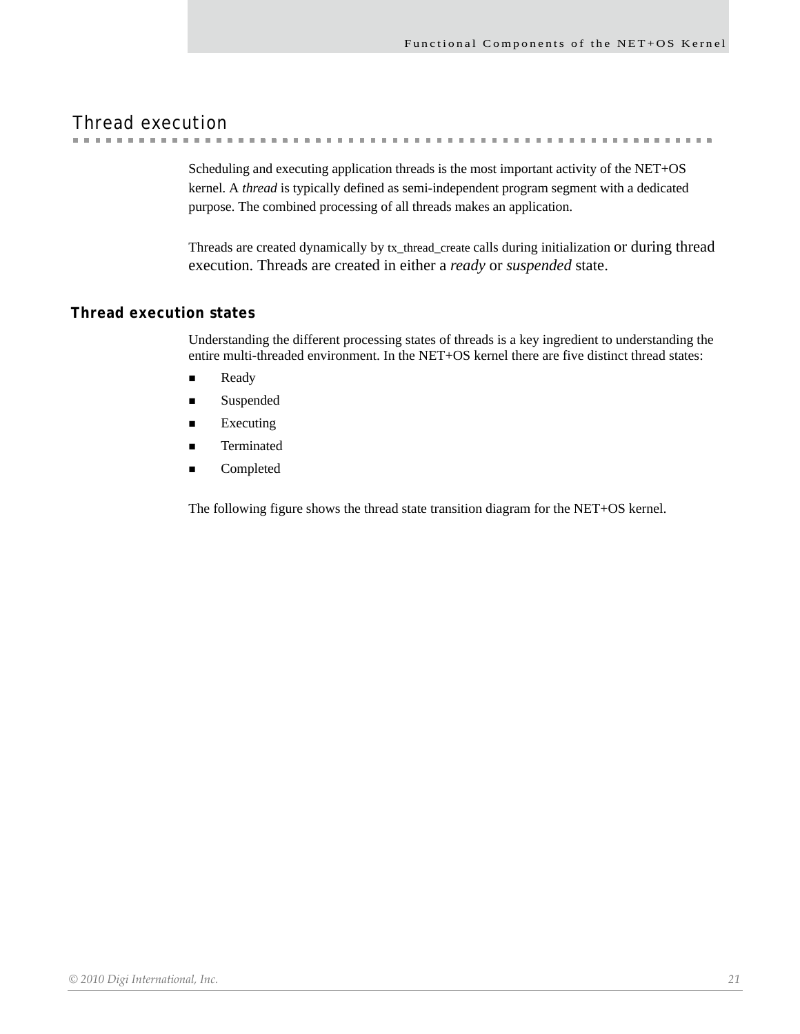## Thread execution

Scheduling and executing application threads is the most important activity of the NET+OS kernel. A *thread* is typically defined as semi-independent program segment with a dedicated purpose. The combined processing of all threads makes an application.

Threads are created dynamically by tx_thread_create calls during initialization or during thread execution. Threads are created in either a *ready* or *suspended* state.

### Thread execution states

Understanding the different processing states of threads is a key ingredient to understanding the entire multi-threaded environment. In the NET+OS kernel there are five distinct thread states:

- Ready
- Suspended
- Executing
- Terminated
- Completed

The following figure shows the thread state transition diagram for the NET+OS kernel.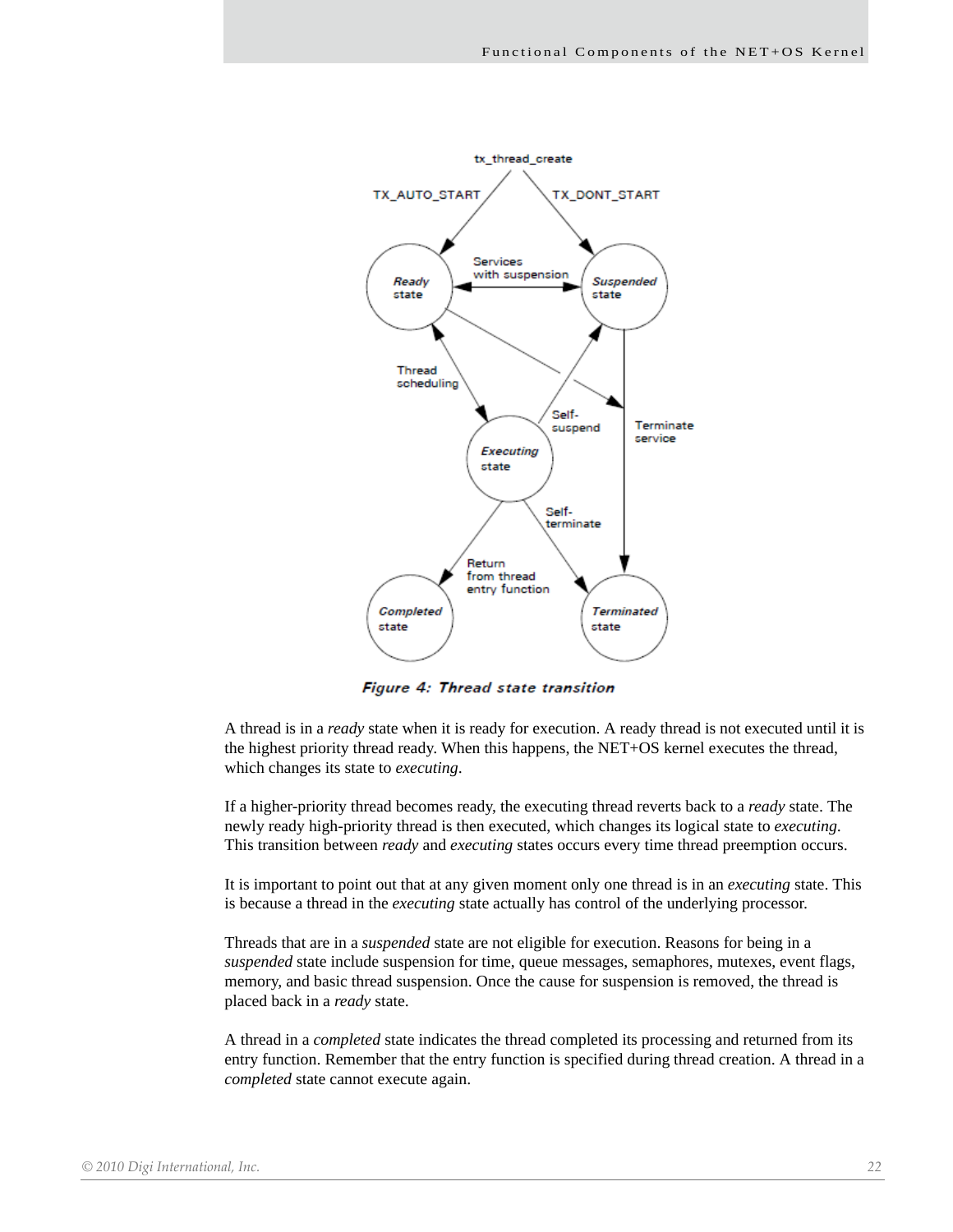Figure 4: Thread state transition

A thread is in a *ready* state when it is ready for execution. A ready thread is not executed until it is the highest priority thread ready. When this happens, the NET+OS kernel executes the thread, which changes its state to *executing*.

If a higher-priority thread becomes ready, the executing thread reverts back to a *ready* state. The newly ready high-priority thread is then executed, which changes its logical state to *executing*. This transition between *ready* and *executing* states occurs every time thread preemption occurs.

It is important to point out that at any given moment only one thread is in an *executing* state. This is because a thread in the *executing* state actually has control of the underlying processor.

Threads that are in a *suspended* state are not eligible for execution. Reasons for being in a *suspended* state include suspension for time, queue messages, semaphores, mutexes, event flags, memory, and basic thread suspension. Once the cause for suspension is removed, the thread is placed back in a *ready* state.

A thread in a *completed* state indicates the thread completed its processing and returned from its entry function. Remember that the entry function is specified during thread creation. A thread in a *completed* state cannot execute again.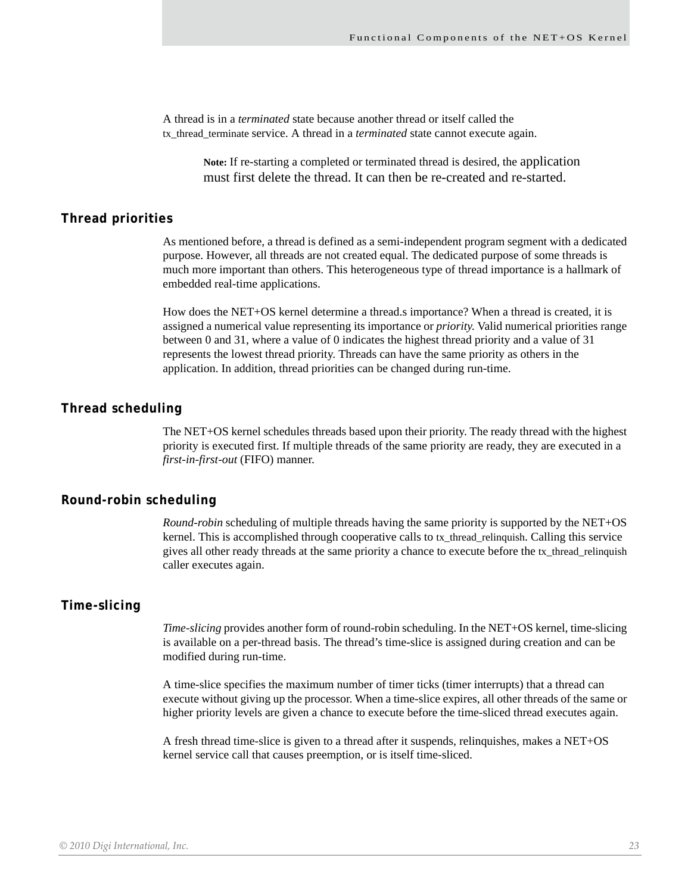A thread is in a *terminated* state because another thread or itself called the tx_thread_terminate service. A thread in a *terminated* state cannot execute again.

> **Note:** If re-starting a completed or terminated thread is desired, the application must first delete the thread. It can then be re-created and re-started.

## Thread priorities

As mentioned before, a thread is defined as a semi-independent program segment with a dedicated purpose. However, all threads are not created equal. The dedicated purpose of some threads is much more important than others. This heterogeneous type of thread importance is a hallmark of embedded real-time applications.

How does the NET+OS kernel determine a thread.s importance? When a thread is created, it is assigned a numerical value representing its importance or *priority*. Valid numerical priorities range between 0 and 31, where a value of 0 indicates the highest thread priority and a value of 31 represents the lowest thread priority. Threads can have the same priority as others in the application. In addition, thread priorities can be changed during run-time.

## Thread scheduling

The NET+OS kernel schedules threads based upon their priority. The ready thread with the highest priority is executed first. If multiple threads of the same priority are ready, they are executed in a *first-in-first-out* (FIFO) manner.

## Round-robin scheduling

*Round-robin* scheduling of multiple threads having the same priority is supported by the NET+OS kernel. This is accomplished through cooperative calls to tx_thread_relinquish. Calling this service gives all other ready threads at the same priority a chance to execute before the tx_thread_relinquish caller executes again.

## Time-slicing

*Time-slicing* provides another form of round-robin scheduling. In the NET+OS kernel, time-slicing is available on a per-thread basis. The thread’s time-slice is assigned during creation and can be modified during run-time.

A time-slice specifies the maximum number of timer ticks (timer interrupts) that a thread can execute without giving up the processor. When a time-slice expires, all other threads of the same or higher priority levels are given a chance to execute before the time-sliced thread executes again.

A fresh thread time-slice is given to a thread after it suspends, relinquishes, makes a NET+OS kernel service call that causes preemption, or is itself time-sliced.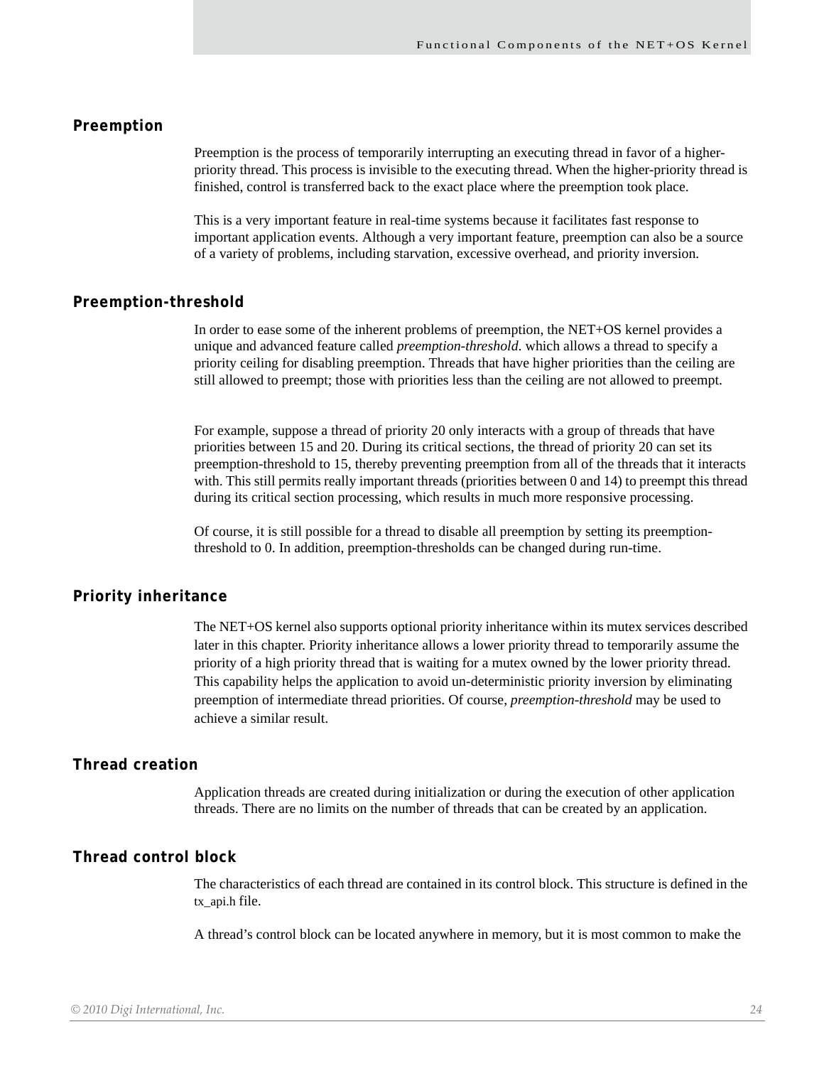## Preemption

Preemption is the process of temporarily interrupting an executing thread in favor of a higher-priority thread. This process is invisible to the executing thread. When the higher-priority thread is finished, control is transferred back to the exact place where the preemption took place.

This is a very important feature in real-time systems because it facilitates fast response to important application events. Although a very important feature, preemption can also be a source of a variety of problems, including starvation, excessive overhead, and priority inversion.

## Preemption-threshold

In order to ease some of the inherent problems of preemption, the NET+OS kernel provides a unique and advanced feature called *preemption-threshold*. which allows a thread to specify a priority ceiling for disabling preemption. Threads that have higher priorities than the ceiling are still allowed to preempt; those with priorities less than the ceiling are not allowed to preempt.

For example, suppose a thread of priority 20 only interacts with a group of threads that have priorities between 15 and 20. During its critical sections, the thread of priority 20 can set its preemption-threshold to 15, thereby preventing preemption from all of the threads that it interacts with. This still permits really important threads (priorities between 0 and 14) to preempt this thread during its critical section processing, which results in much more responsive processing.

Of course, it is still possible for a thread to disable all preemption by setting its preemption-threshold to 0. In addition, preemption-thresholds can be changed during run-time.

## Priority inheritance

The NET+OS kernel also supports optional priority inheritance within its mutex services described later in this chapter. Priority inheritance allows a lower priority thread to temporarily assume the priority of a high priority thread that is waiting for a mutex owned by the lower priority thread. This capability helps the application to avoid un-deterministic priority inversion by eliminating preemption of intermediate thread priorities. Of course, *preemption-threshold* may be used to achieve a similar result.

## Thread creation

Application threads are created during initialization or during the execution of other application threads. There are no limits on the number of threads that can be created by an application.

## Thread control block

The characteristics of each thread are contained in its control block. This structure is defined in the tx_api.h file.

A thread's control block can be located anywhere in memory, but it is most common to make the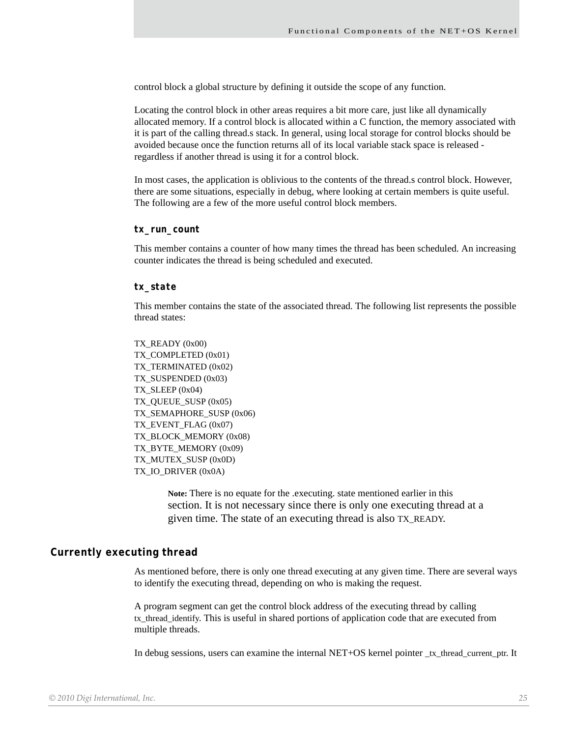control block a global structure by defining it outside the scope of any function.

Locating the control block in other areas requires a bit more care, just like all dynamically allocated memory. If a control block is allocated within a C function, the memory associated with it is part of the calling thread.s stack. In general, using local storage for control blocks should be avoided because once the function returns all of its local variable stack space is released - regardless if another thread is using it for a control block.

In most cases, the application is oblivious to the contents of the thread.s control block. However, there are some situations, especially in debug, where looking at certain members is quite useful. The following are a few of the more useful control block members.

#### tx_run_count

This member contains a counter of how many times the thread has been scheduled. An increasing counter indicates the thread is being scheduled and executed.

#### tx_state

This member contains the state of the associated thread. The following list represents the possible thread states:

TX_READY (0x00)  
TX_COMPLETED (0x01)  
TX_TERMINATED (0x02)  
TX_SUSPENDED (0x03)  
TX_SLEEP (0x04)  
TX_QUEUE_SUSP (0x05)  
TX_SEMAPHORE_SUSP (0x06)  
TX_EVENT_FLAG (0x07)  
TX_BLOCK_MEMORY (0x08)  
TX_BYTE_MEMORY (0x09)  
TX_MUTEX_SUSP (0x0D)  
TX_IO_DRIVER (0x0A)

> **Note:** There is no equate for the .executing. state mentioned earlier in this section. It is not necessary since there is only one executing thread at a given time. The state of an executing thread is also TX_READY.

### Currently executing thread

As mentioned before, there is only one thread executing at any given time. There are several ways to identify the executing thread, depending on who is making the request.

A program segment can get the control block address of the executing thread by calling tx_thread_identify. This is useful in shared portions of application code that are executed from multiple threads.

In debug sessions, users can examine the internal NET+OS kernel pointer _tx_thread_current_ptr. It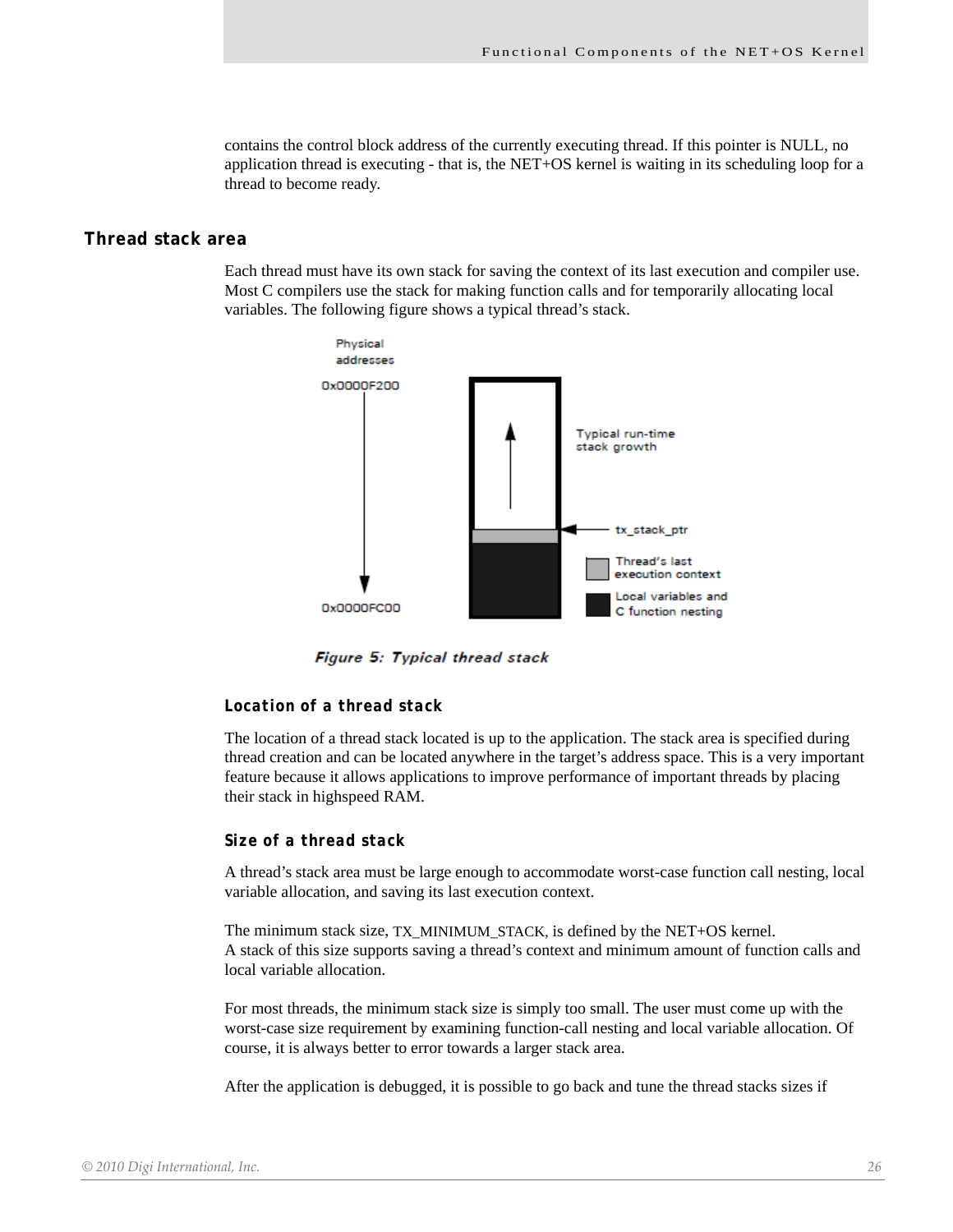contains the control block address of the currently executing thread. If this pointer is NULL, no application thread is executing - that is, the NET+OS kernel is waiting in its scheduling loop for a thread to become ready.

## Thread stack area

Each thread must have its own stack for saving the context of its last execution and compiler use. Most C compilers use the stack for making function calls and for temporarily allocating local variables. The following figure shows a typical thread's stack.

*Figure 5: Typical thread stack*

### Location of a thread stack

The location of a thread stack located is up to the application. The stack area is specified during thread creation and can be located anywhere in the target's address space. This is a very important feature because it allows applications to improve performance of important threads by placing their stack in highspeed RAM.

### Size of a thread stack

A thread's stack area must be large enough to accommodate worst-case function call nesting, local variable allocation, and saving its last execution context.

The minimum stack size, TX_MINIMUM_STACK, is defined by the NET+OS kernel.
A stack of this size supports saving a thread's context and minimum amount of function calls and local variable allocation.

For most threads, the minimum stack size is simply too small. The user must come up with the worst-case size requirement by examining function-call nesting and local variable allocation. Of course, it is always better to error towards a larger stack area.

After the application is debugged, it is possible to go back and tune the thread stacks sizes if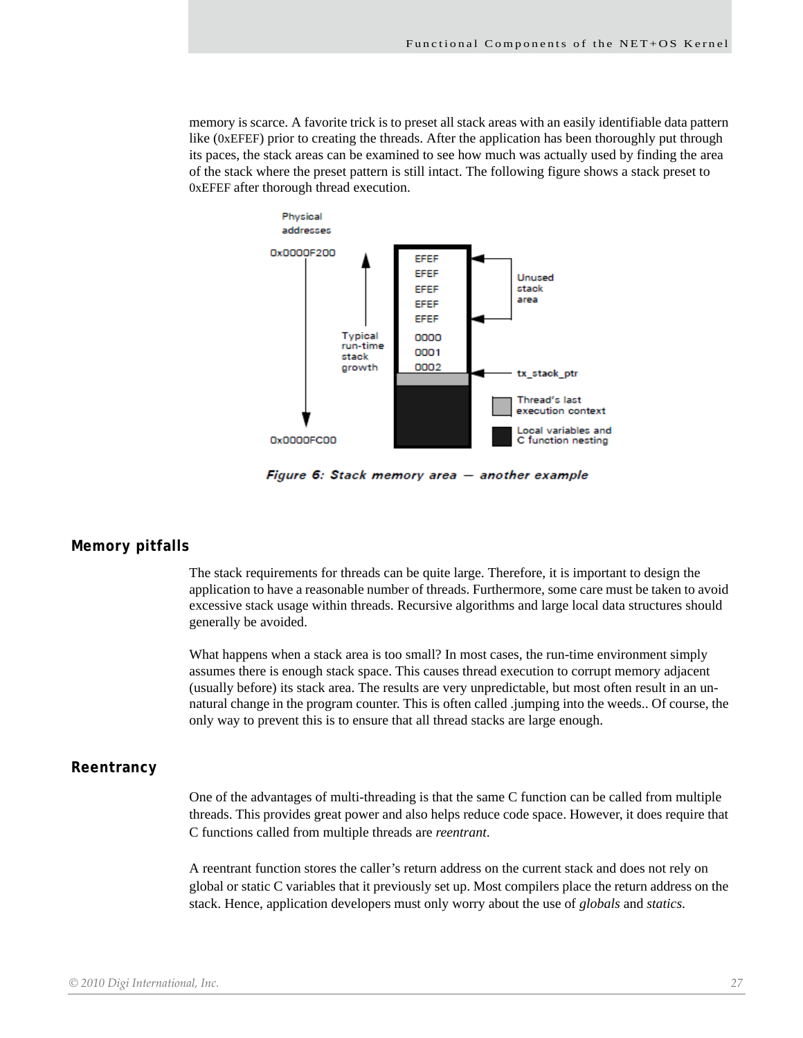memory is scarce. A favorite trick is to preset all stack areas with an easily identifiable data pattern like (0xEFEF) prior to creating the threads. After the application has been thoroughly put through its paces, the stack areas can be examined to see how much was actually used by finding the area of the stack where the preset pattern is still intact. The following figure shows a stack preset to 0xEFEF after thorough thread execution.

*Figure 6: Stack memory area — another example*

## Memory pitfalls

The stack requirements for threads can be quite large. Therefore, it is important to design the application to have a reasonable number of threads. Furthermore, some care must be taken to avoid excessive stack usage within threads. Recursive algorithms and large local data structures should generally be avoided.

What happens when a stack area is too small? In most cases, the run-time environment simply assumes there is enough stack space. This causes thread execution to corrupt memory adjacent (usually before) its stack area. The results are very unpredictable, but most often result in an un-natural change in the program counter. This is often called .jumping into the weeds.. Of course, the only way to prevent this is to ensure that all thread stacks are large enough.

## Reentrancy

One of the advantages of multi-threading is that the same C function can be called from multiple threads. This provides great power and also helps reduce code space. However, it does require that C functions called from multiple threads are *reentrant*.

A reentrant function stores the caller's return address on the current stack and does not rely on global or static C variables that it previously set up. Most compilers place the return address on the stack. Hence, application developers must only worry about the use of *globals* and *statics*.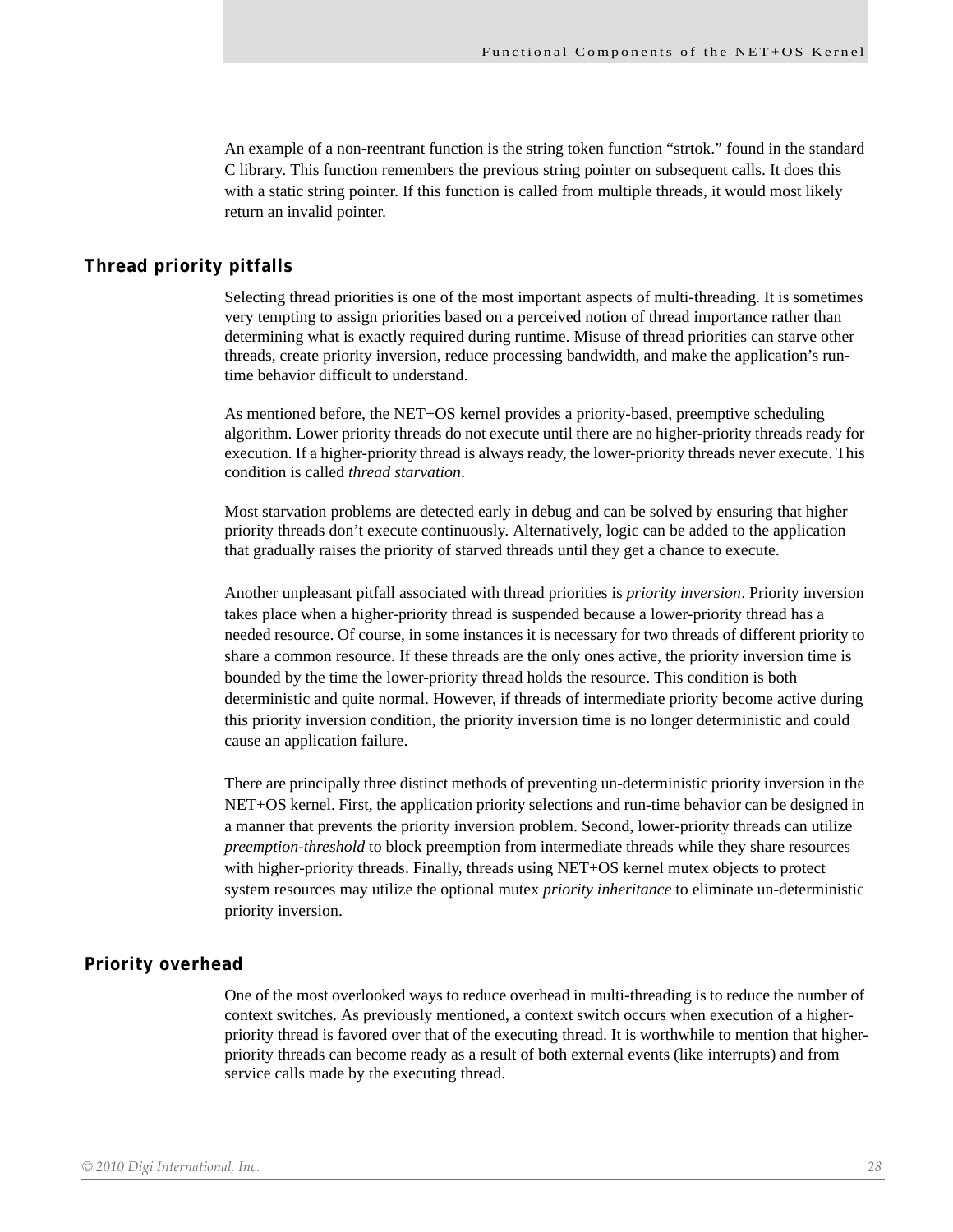An example of a non-reentrant function is the string token function "strtok." found in the standard C library. This function remembers the previous string pointer on subsequent calls. It does this with a static string pointer. If this function is called from multiple threads, it would most likely return an invalid pointer.

## Thread priority pitfalls

Selecting thread priorities is one of the most important aspects of multi-threading. It is sometimes very tempting to assign priorities based on a perceived notion of thread importance rather than determining what is exactly required during runtime. Misuse of thread priorities can starve other threads, create priority inversion, reduce processing bandwidth, and make the application's run-time behavior difficult to understand.

As mentioned before, the NET+OS kernel provides a priority-based, preemptive scheduling algorithm. Lower priority threads do not execute until there are no higher-priority threads ready for execution. If a higher-priority thread is always ready, the lower-priority threads never execute. This condition is called *thread starvation*.

Most starvation problems are detected early in debug and can be solved by ensuring that higher priority threads don't execute continuously. Alternatively, logic can be added to the application that gradually raises the priority of starved threads until they get a chance to execute.

Another unpleasant pitfall associated with thread priorities is *priority inversion*. Priority inversion takes place when a higher-priority thread is suspended because a lower-priority thread has a needed resource. Of course, in some instances it is necessary for two threads of different priority to share a common resource. If these threads are the only ones active, the priority inversion time is bounded by the time the lower-priority thread holds the resource. This condition is both deterministic and quite normal. However, if threads of intermediate priority become active during this priority inversion condition, the priority inversion time is no longer deterministic and could cause an application failure.

There are principally three distinct methods of preventing un-deterministic priority inversion in the NET+OS kernel. First, the application priority selections and run-time behavior can be designed in a manner that prevents the priority inversion problem. Second, lower-priority threads can utilize *preemption-threshold* to block preemption from intermediate threads while they share resources with higher-priority threads. Finally, threads using NET+OS kernel mutex objects to protect system resources may utilize the optional mutex *priority inheritance* to eliminate un-deterministic priority inversion.

## Priority overhead

One of the most overlooked ways to reduce overhead in multi-threading is to reduce the number of context switches. As previously mentioned, a context switch occurs when execution of a higher-priority thread is favored over that of the executing thread. It is worthwhile to mention that higher-priority threads can become ready as a result of both external events (like interrupts) and from service calls made by the executing thread.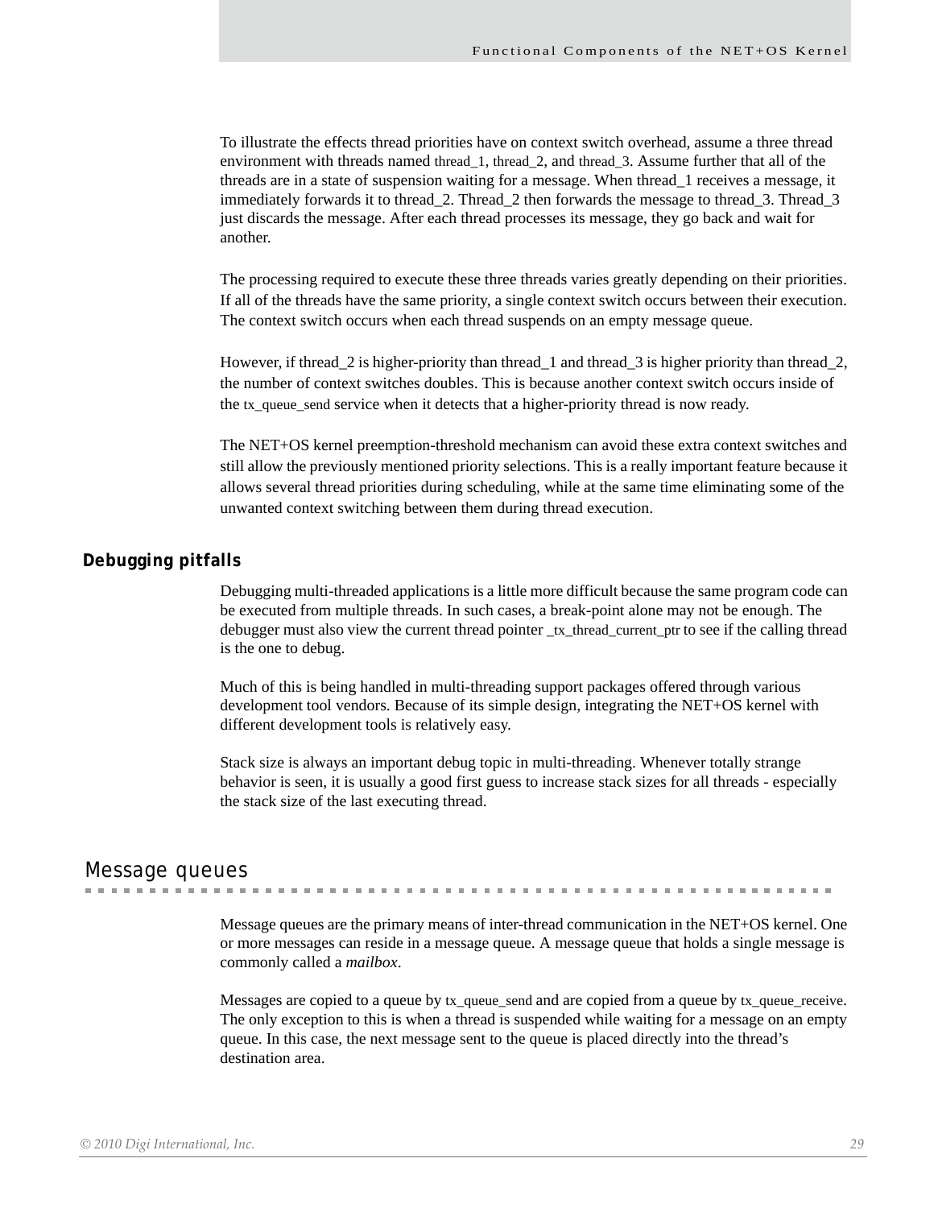To illustrate the effects thread priorities have on context switch overhead, assume a three thread environment with threads named thread_1, thread_2, and thread_3. Assume further that all of the threads are in a state of suspension waiting for a message. When thread_1 receives a message, it immediately forwards it to thread_2. Thread_2 then forwards the message to thread_3. Thread_3 just discards the message. After each thread processes its message, they go back and wait for another.

The processing required to execute these three threads varies greatly depending on their priorities. If all of the threads have the same priority, a single context switch occurs between their execution. The context switch occurs when each thread suspends on an empty message queue.

However, if thread_2 is higher-priority than thread_1 and thread_3 is higher priority than thread_2, the number of context switches doubles. This is because another context switch occurs inside of the tx_queue_send service when it detects that a higher-priority thread is now ready.

The NET+OS kernel preemption-threshold mechanism can avoid these extra context switches and still allow the previously mentioned priority selections. This is a really important feature because it allows several thread priorities during scheduling, while at the same time eliminating some of the unwanted context switching between them during thread execution.

### Debugging pitfalls

Debugging multi-threaded applications is a little more difficult because the same program code can be executed from multiple threads. In such cases, a break-point alone may not be enough. The debugger must also view the current thread pointer _tx_thread_current_ptr to see if the calling thread is the one to debug.

Much of this is being handled in multi-threading support packages offered through various development tool vendors. Because of its simple design, integrating the NET+OS kernel with different development tools is relatively easy.

Stack size is always an important debug topic in multi-threading. Whenever totally strange behavior is seen, it is usually a good first guess to increase stack sizes for all threads - especially the stack size of the last executing thread.

## Message queues

Message queues are the primary means of inter-thread communication in the NET+OS kernel. One or more messages can reside in a message queue. A message queue that holds a single message is commonly called a *mailbox*.

Messages are copied to a queue by tx_queue_send and are copied from a queue by tx_queue_receive. The only exception to this is when a thread is suspended while waiting for a message on an empty queue. In this case, the next message sent to the queue is placed directly into the thread's destination area.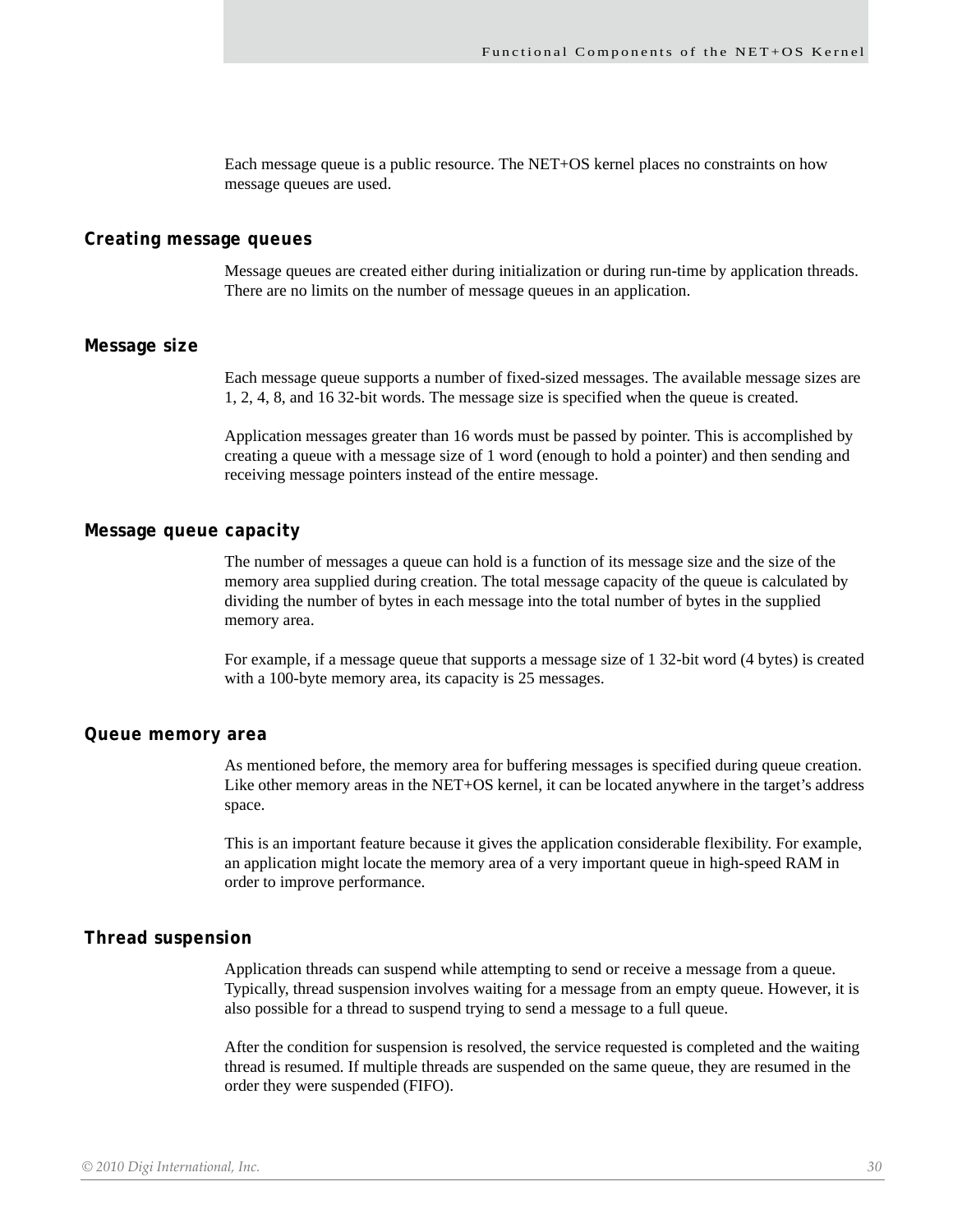Each message queue is a public resource. The NET+OS kernel places no constraints on how message queues are used.

### Creating message queues

Message queues are created either during initialization or during run-time by application threads. There are no limits on the number of message queues in an application.

### Message size

Each message queue supports a number of fixed-sized messages. The available message sizes are 1, 2, 4, 8, and 16 32-bit words. The message size is specified when the queue is created.

Application messages greater than 16 words must be passed by pointer. This is accomplished by creating a queue with a message size of 1 word (enough to hold a pointer) and then sending and receiving message pointers instead of the entire message.

### Message queue capacity

The number of messages a queue can hold is a function of its message size and the size of the memory area supplied during creation. The total message capacity of the queue is calculated by dividing the number of bytes in each message into the total number of bytes in the supplied memory area.

For example, if a message queue that supports a message size of 1 32-bit word (4 bytes) is created with a 100-byte memory area, its capacity is 25 messages.

### Queue memory area

As mentioned before, the memory area for buffering messages is specified during queue creation. Like other memory areas in the NET+OS kernel, it can be located anywhere in the target's address space.

This is an important feature because it gives the application considerable flexibility. For example, an application might locate the memory area of a very important queue in high-speed RAM in order to improve performance.

### Thread suspension

Application threads can suspend while attempting to send or receive a message from a queue. Typically, thread suspension involves waiting for a message from an empty queue. However, it is also possible for a thread to suspend trying to send a message to a full queue.

After the condition for suspension is resolved, the service requested is completed and the waiting thread is resumed. If multiple threads are suspended on the same queue, they are resumed in the order they were suspended (FIFO).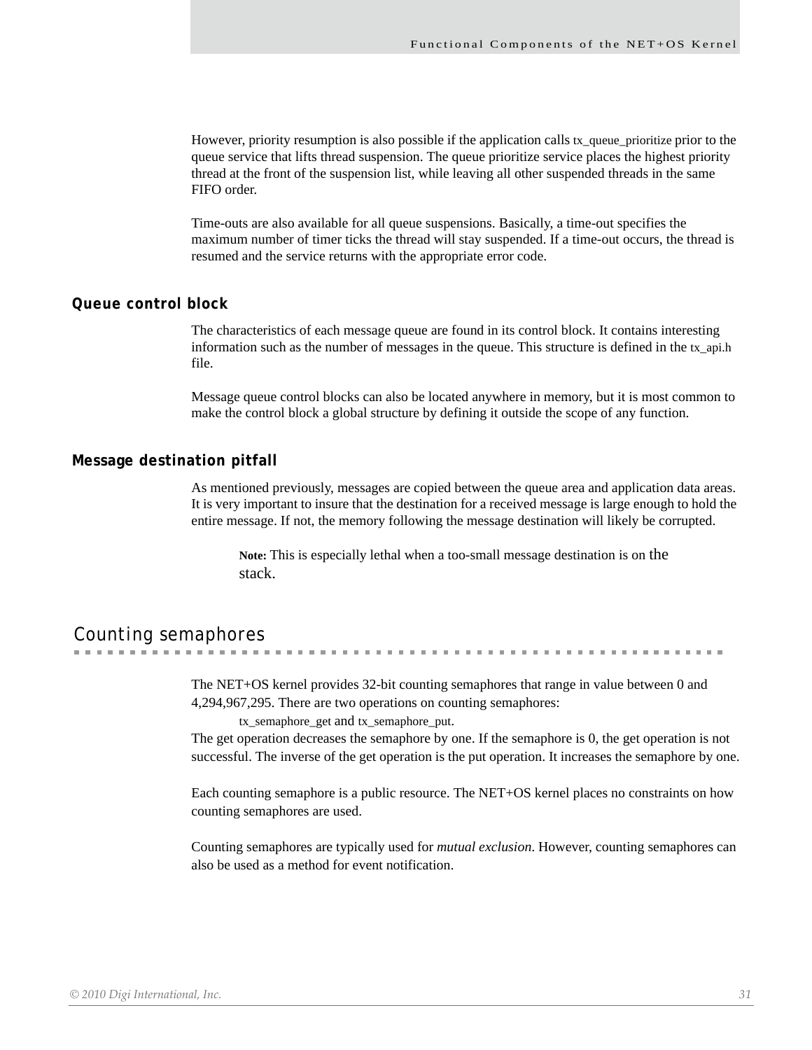However, priority resumption is also possible if the application calls tx_queue_prioritize prior to the queue service that lifts thread suspension. The queue prioritize service places the highest priority thread at the front of the suspension list, while leaving all other suspended threads in the same FIFO order.

Time-outs are also available for all queue suspensions. Basically, a time-out specifies the maximum number of timer ticks the thread will stay suspended. If a time-out occurs, the thread is resumed and the service returns with the appropriate error code.

### Queue control block

The characteristics of each message queue are found in its control block. It contains interesting information such as the number of messages in the queue. This structure is defined in the tx_api.h file.

Message queue control blocks can also be located anywhere in memory, but it is most common to make the control block a global structure by defining it outside the scope of any function.

### Message destination pitfall

As mentioned previously, messages are copied between the queue area and application data areas. It is very important to insure that the destination for a received message is large enough to hold the entire message. If not, the memory following the message destination will likely be corrupted.

> **Note:** This is especially lethal when a too-small message destination is on the stack.

## Counting semaphores

The NET+OS kernel provides 32-bit counting semaphores that range in value between 0 and 4,294,967,295. There are two operations on counting semaphores:

> tx_semaphore_get and tx_semaphore_put.

The get operation decreases the semaphore by one. If the semaphore is 0, the get operation is not successful. The inverse of the get operation is the put operation. It increases the semaphore by one.

Each counting semaphore is a public resource. The NET+OS kernel places no constraints on how counting semaphores are used.

Counting semaphores are typically used for *mutual exclusion*. However, counting semaphores can also be used as a method for event notification.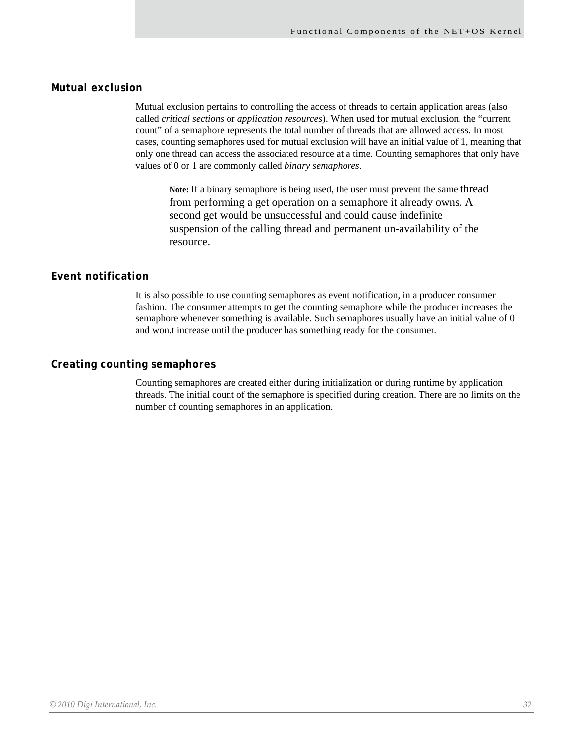## Mutual exclusion

Mutual exclusion pertains to controlling the access of threads to certain application areas (also called *critical sections* or *application resources*). When used for mutual exclusion, the “current count” of a semaphore represents the total number of threads that are allowed access. In most cases, counting semaphores used for mutual exclusion will have an initial value of 1, meaning that only one thread can access the associated resource at a time. Counting semaphores that only have values of 0 or 1 are commonly called *binary semaphores*.

> **Note:** If a binary semaphore is being used, the user must prevent the same thread from performing a get operation on a semaphore it already owns. A second get would be unsuccessful and could cause indefinite suspension of the calling thread and permanent un-availability of the resource.

## Event notification

It is also possible to use counting semaphores as event notification, in a producer consumer fashion. The consumer attempts to get the counting semaphore while the producer increases the semaphore whenever something is available. Such semaphores usually have an initial value of 0 and won.t increase until the producer has something ready for the consumer.

## Creating counting semaphores

Counting semaphores are created either during initialization or during runtime by application threads. The initial count of the semaphore is specified during creation. There are no limits on the number of counting semaphores in an application.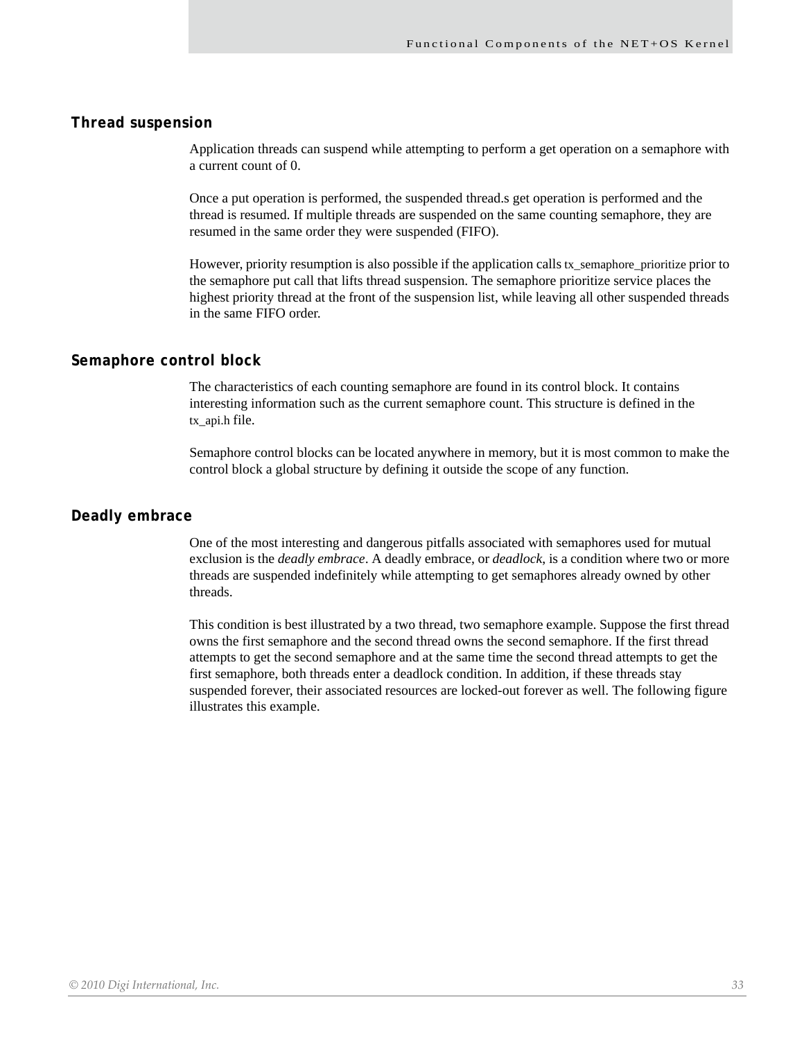## Thread suspension

Application threads can suspend while attempting to perform a get operation on a semaphore with a current count of 0.

Once a put operation is performed, the suspended thread.s get operation is performed and the thread is resumed. If multiple threads are suspended on the same counting semaphore, they are resumed in the same order they were suspended (FIFO).

However, priority resumption is also possible if the application calls tx_semaphore_prioritize prior to the semaphore put call that lifts thread suspension. The semaphore prioritize service places the highest priority thread at the front of the suspension list, while leaving all other suspended threads in the same FIFO order.

## Semaphore control block

The characteristics of each counting semaphore are found in its control block. It contains interesting information such as the current semaphore count. This structure is defined in the tx_api.h file.

Semaphore control blocks can be located anywhere in memory, but it is most common to make the control block a global structure by defining it outside the scope of any function.

## Deadly embrace

One of the most interesting and dangerous pitfalls associated with semaphores used for mutual exclusion is the *deadly embrace*. A deadly embrace, or *deadlock*, is a condition where two or more threads are suspended indefinitely while attempting to get semaphores already owned by other threads.

This condition is best illustrated by a two thread, two semaphore example. Suppose the first thread owns the first semaphore and the second thread owns the second semaphore. If the first thread attempts to get the second semaphore and at the same time the second thread attempts to get the first semaphore, both threads enter a deadlock condition. In addition, if these threads stay suspended forever, their associated resources are locked-out forever as well. The following figure illustrates this example.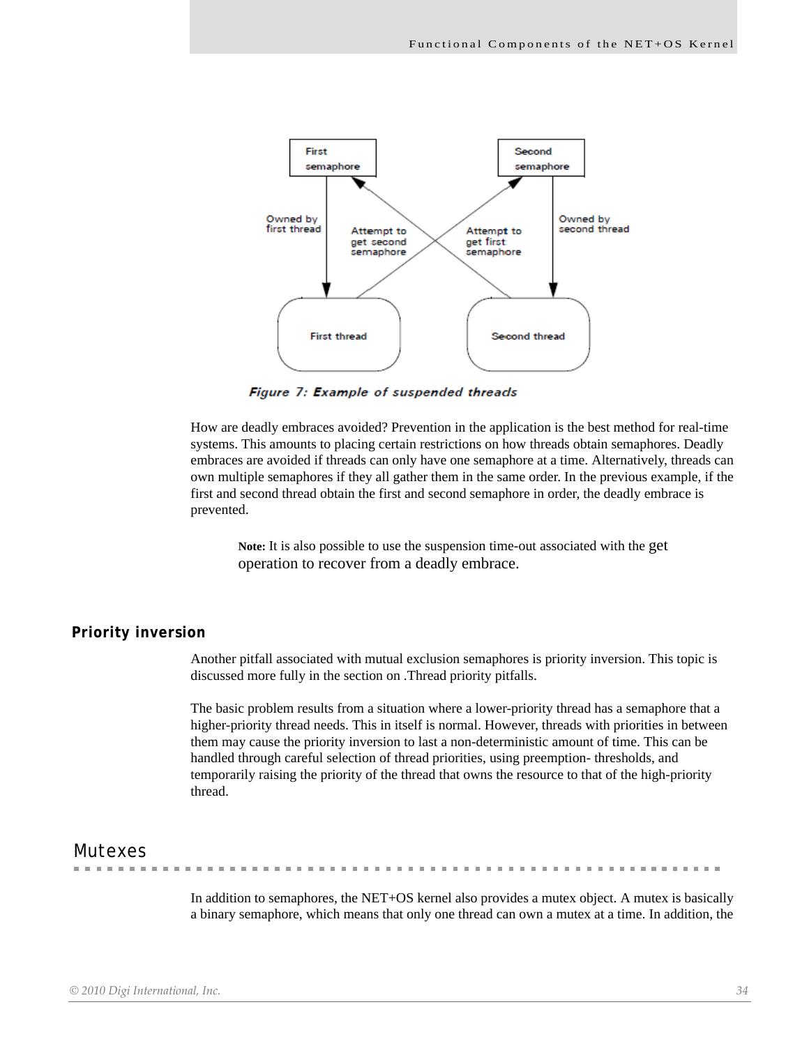Figure 7: Example of suspended threads

How are deadly embraces avoided? Prevention in the application is the best method for real-time systems. This amounts to placing certain restrictions on how threads obtain semaphores. Deadly embraces are avoided if threads can only have one semaphore at a time. Alternatively, threads can own multiple semaphores if they all gather them in the same order. In the previous example, if the first and second thread obtain the first and second semaphore in order, the deadly embrace is prevented.

> **Note:** It is also possible to use the suspension time-out associated with the get operation to recover from a deadly embrace.

### Priority inversion

Another pitfall associated with mutual exclusion semaphores is priority inversion. This topic is discussed more fully in the section on .Thread priority pitfalls.

The basic problem results from a situation where a lower-priority thread has a semaphore that a higher-priority thread needs. This in itself is normal. However, threads with priorities in between them may cause the priority inversion to last a non-deterministic amount of time. This can be handled through careful selection of thread priorities, using preemption- thresholds, and temporarily raising the priority of the thread that owns the resource to that of the high-priority thread.

## Mutexes

In addition to semaphores, the NET+OS kernel also provides a mutex object. A mutex is basically a binary semaphore, which means that only one thread can own a mutex at a time. In addition, the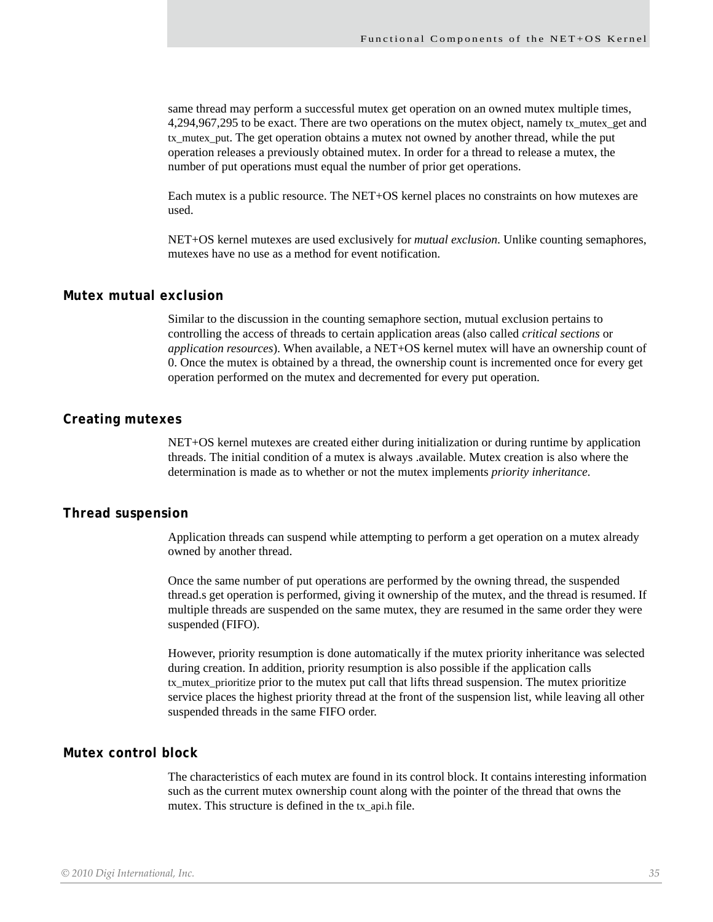same thread may perform a successful mutex get operation on an owned mutex multiple times, 4,294,967,295 to be exact. There are two operations on the mutex object, namely tx_mutex_get and tx_mutex_put. The get operation obtains a mutex not owned by another thread, while the put operation releases a previously obtained mutex. In order for a thread to release a mutex, the number of put operations must equal the number of prior get operations.

Each mutex is a public resource. The NET+OS kernel places no constraints on how mutexes are used.

NET+OS kernel mutexes are used exclusively for *mutual exclusion*. Unlike counting semaphores, mutexes have no use as a method for event notification.

## Mutex mutual exclusion

Similar to the discussion in the counting semaphore section, mutual exclusion pertains to controlling the access of threads to certain application areas (also called *critical sections* or *application resources*). When available, a NET+OS kernel mutex will have an ownership count of 0. Once the mutex is obtained by a thread, the ownership count is incremented once for every get operation performed on the mutex and decremented for every put operation.

## Creating mutexes

NET+OS kernel mutexes are created either during initialization or during runtime by application threads. The initial condition of a mutex is always .available. Mutex creation is also where the determination is made as to whether or not the mutex implements *priority inheritance*.

## Thread suspension

Application threads can suspend while attempting to perform a get operation on a mutex already owned by another thread.

Once the same number of put operations are performed by the owning thread, the suspended thread.s get operation is performed, giving it ownership of the mutex, and the thread is resumed. If multiple threads are suspended on the same mutex, they are resumed in the same order they were suspended (FIFO).

However, priority resumption is done automatically if the mutex priority inheritance was selected during creation. In addition, priority resumption is also possible if the application calls tx_mutex_prioritize prior to the mutex put call that lifts thread suspension. The mutex prioritize service places the highest priority thread at the front of the suspension list, while leaving all other suspended threads in the same FIFO order.

## Mutex control block

The characteristics of each mutex are found in its control block. It contains interesting information such as the current mutex ownership count along with the pointer of the thread that owns the mutex. This structure is defined in the tx_api.h file.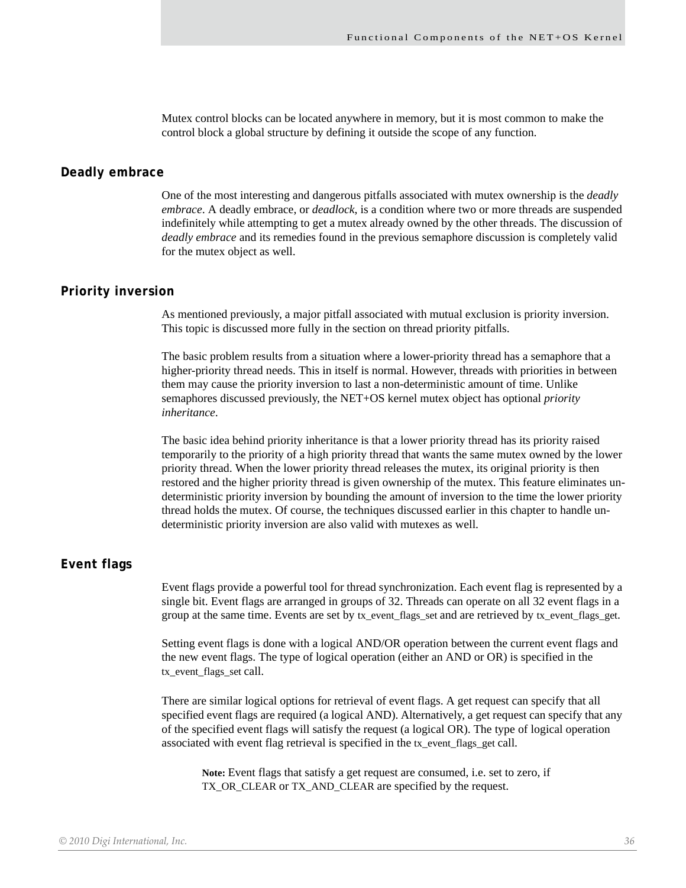Mutex control blocks can be located anywhere in memory, but it is most common to make the control block a global structure by defining it outside the scope of any function.

## Deadly embrace

One of the most interesting and dangerous pitfalls associated with mutex ownership is the *deadly embrace*. A deadly embrace, or *deadlock*, is a condition where two or more threads are suspended indefinitely while attempting to get a mutex already owned by the other threads. The discussion of *deadly embrace* and its remedies found in the previous semaphore discussion is completely valid for the mutex object as well.

## Priority inversion

As mentioned previously, a major pitfall associated with mutual exclusion is priority inversion. This topic is discussed more fully in the section on thread priority pitfalls.

The basic problem results from a situation where a lower-priority thread has a semaphore that a higher-priority thread needs. This in itself is normal. However, threads with priorities in between them may cause the priority inversion to last a non-deterministic amount of time. Unlike semaphores discussed previously, the NET+OS kernel mutex object has optional *priority inheritance*.

The basic idea behind priority inheritance is that a lower priority thread has its priority raised temporarily to the priority of a high priority thread that wants the same mutex owned by the lower priority thread. When the lower priority thread releases the mutex, its original priority is then restored and the higher priority thread is given ownership of the mutex. This feature eliminates un-deterministic priority inversion by bounding the amount of inversion to the time the lower priority thread holds the mutex. Of course, the techniques discussed earlier in this chapter to handle un-deterministic priority inversion are also valid with mutexes as well.

## Event flags

Event flags provide a powerful tool for thread synchronization. Each event flag is represented by a single bit. Event flags are arranged in groups of 32. Threads can operate on all 32 event flags in a group at the same time. Events are set by tx_event_flags_set and are retrieved by tx_event_flags_get.

Setting event flags is done with a logical AND/OR operation between the current event flags and the new event flags. The type of logical operation (either an AND or OR) is specified in the tx_event_flags_set call.

There are similar logical options for retrieval of event flags. A get request can specify that all specified event flags are required (a logical AND). Alternatively, a get request can specify that any of the specified event flags will satisfy the request (a logical OR). The type of logical operation associated with event flag retrieval is specified in the tx_event_flags_get call.

> **Note:** Event flags that satisfy a get request are consumed, i.e. set to zero, if TX_OR_CLEAR or TX_AND_CLEAR are specified by the request.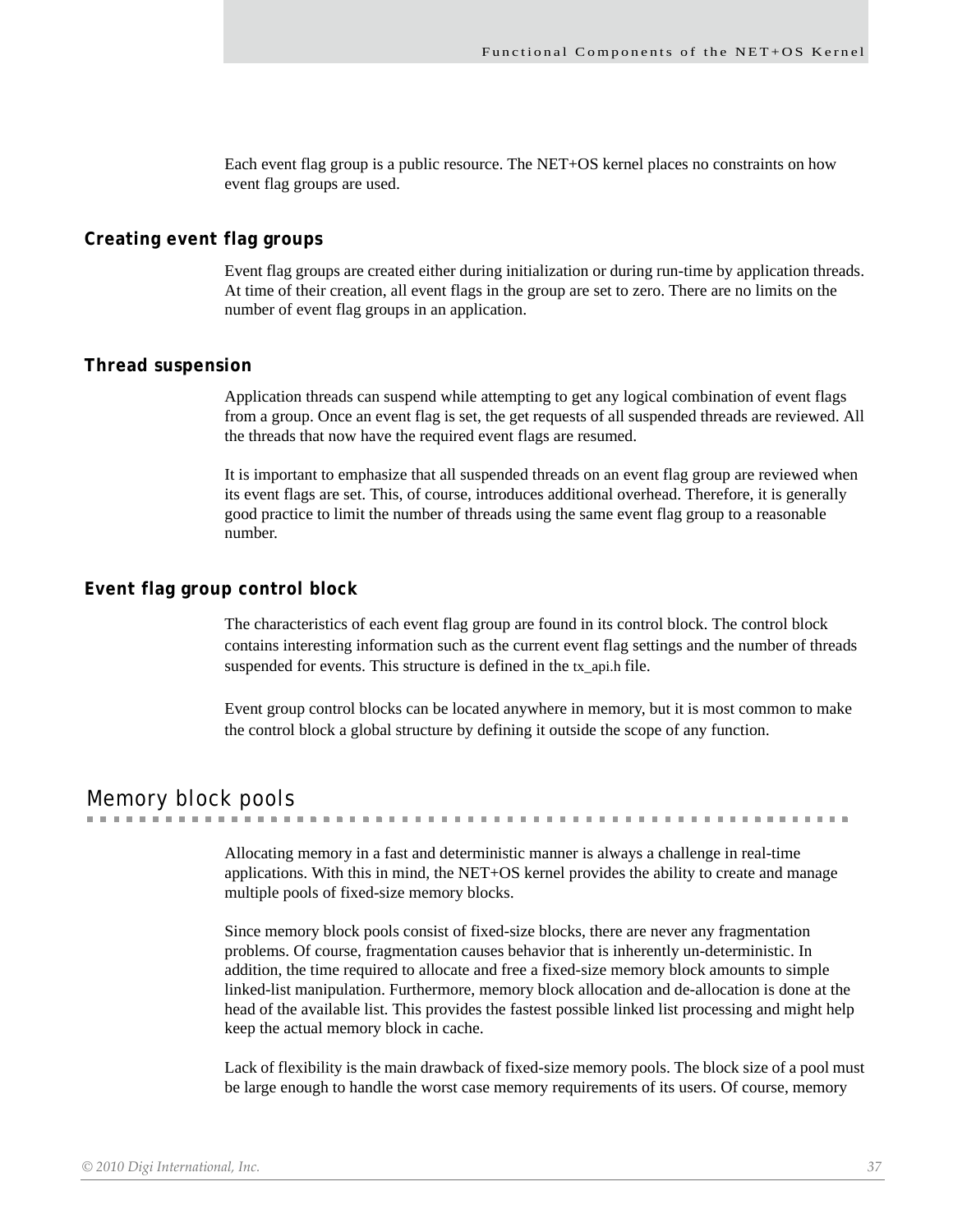Each event flag group is a public resource. The NET+OS kernel places no constraints on how event flag groups are used.

### Creating event flag groups

Event flag groups are created either during initialization or during run-time by application threads. At time of their creation, all event flags in the group are set to zero. There are no limits on the number of event flag groups in an application.

### Thread suspension

Application threads can suspend while attempting to get any logical combination of event flags from a group. Once an event flag is set, the get requests of all suspended threads are reviewed. All the threads that now have the required event flags are resumed.

It is important to emphasize that all suspended threads on an event flag group are reviewed when its event flags are set. This, of course, introduces additional overhead. Therefore, it is generally good practice to limit the number of threads using the same event flag group to a reasonable number.

### Event flag group control block

The characteristics of each event flag group are found in its control block. The control block contains interesting information such as the current event flag settings and the number of threads suspended for events. This structure is defined in the tx_api.h file.

Event group control blocks can be located anywhere in memory, but it is most common to make the control block a global structure by defining it outside the scope of any function.

## Memory block pools

Allocating memory in a fast and deterministic manner is always a challenge in real-time applications. With this in mind, the NET+OS kernel provides the ability to create and manage multiple pools of fixed-size memory blocks.

Since memory block pools consist of fixed-size blocks, there are never any fragmentation problems. Of course, fragmentation causes behavior that is inherently un-deterministic. In addition, the time required to allocate and free a fixed-size memory block amounts to simple linked-list manipulation. Furthermore, memory block allocation and de-allocation is done at the head of the available list. This provides the fastest possible linked list processing and might help keep the actual memory block in cache.

Lack of flexibility is the main drawback of fixed-size memory pools. The block size of a pool must be large enough to handle the worst case memory requirements of its users. Of course, memory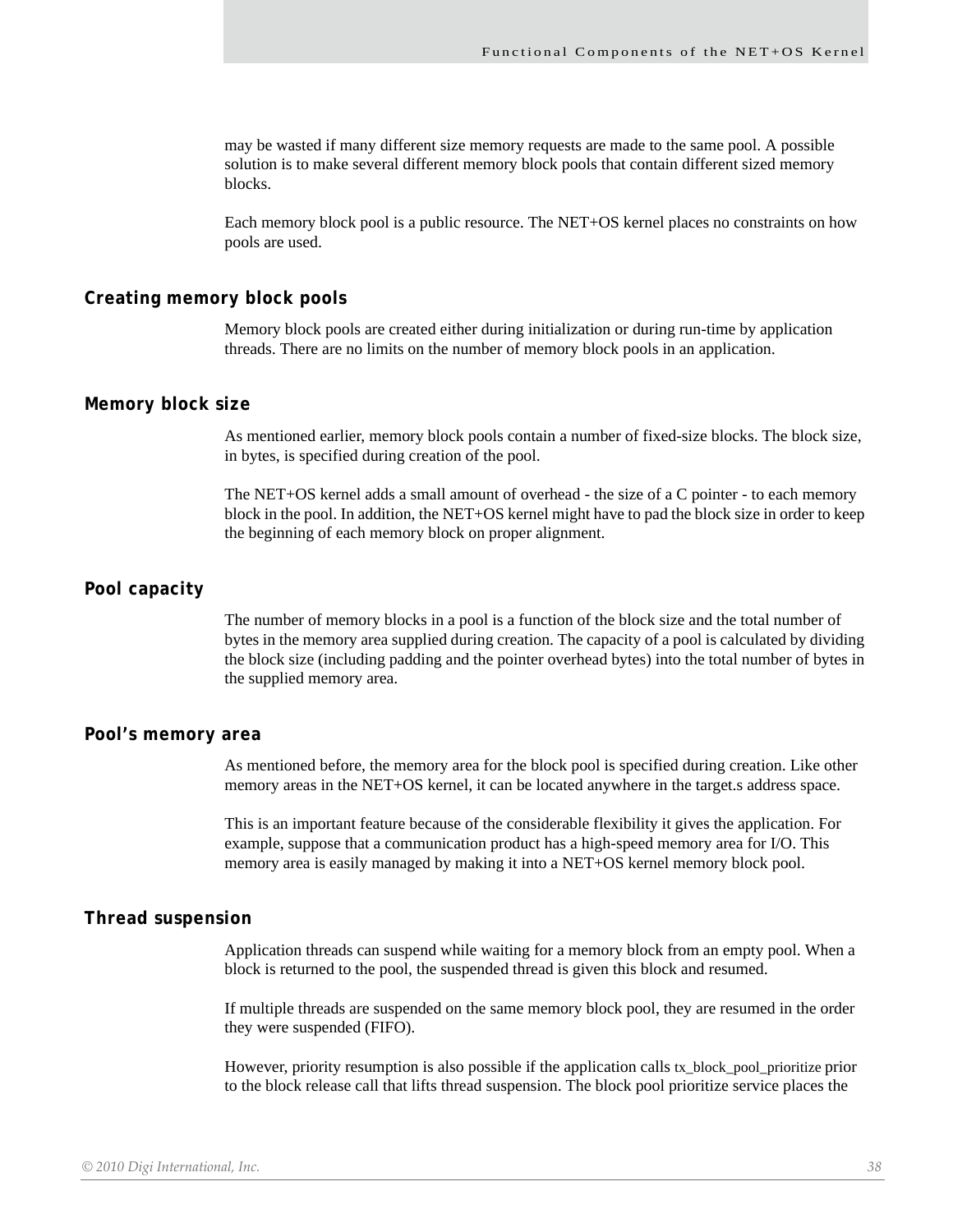may be wasted if many different size memory requests are made to the same pool. A possible solution is to make several different memory block pools that contain different sized memory blocks.

Each memory block pool is a public resource. The NET+OS kernel places no constraints on how pools are used.

## Creating memory block pools

Memory block pools are created either during initialization or during run-time by application threads. There are no limits on the number of memory block pools in an application.

## Memory block size

As mentioned earlier, memory block pools contain a number of fixed-size blocks. The block size, in bytes, is specified during creation of the pool.

The NET+OS kernel adds a small amount of overhead - the size of a C pointer - to each memory block in the pool. In addition, the NET+OS kernel might have to pad the block size in order to keep the beginning of each memory block on proper alignment.

## Pool capacity

The number of memory blocks in a pool is a function of the block size and the total number of bytes in the memory area supplied during creation. The capacity of a pool is calculated by dividing the block size (including padding and the pointer overhead bytes) into the total number of bytes in the supplied memory area.

## Pool’s memory area

As mentioned before, the memory area for the block pool is specified during creation. Like other memory areas in the NET+OS kernel, it can be located anywhere in the target.s address space.

This is an important feature because of the considerable flexibility it gives the application. For example, suppose that a communication product has a high-speed memory area for I/O. This memory area is easily managed by making it into a NET+OS kernel memory block pool.

## Thread suspension

Application threads can suspend while waiting for a memory block from an empty pool. When a block is returned to the pool, the suspended thread is given this block and resumed.

If multiple threads are suspended on the same memory block pool, they are resumed in the order they were suspended (FIFO).

However, priority resumption is also possible if the application calls tx_block_pool_prioritize prior to the block release call that lifts thread suspension. The block pool prioritize service places the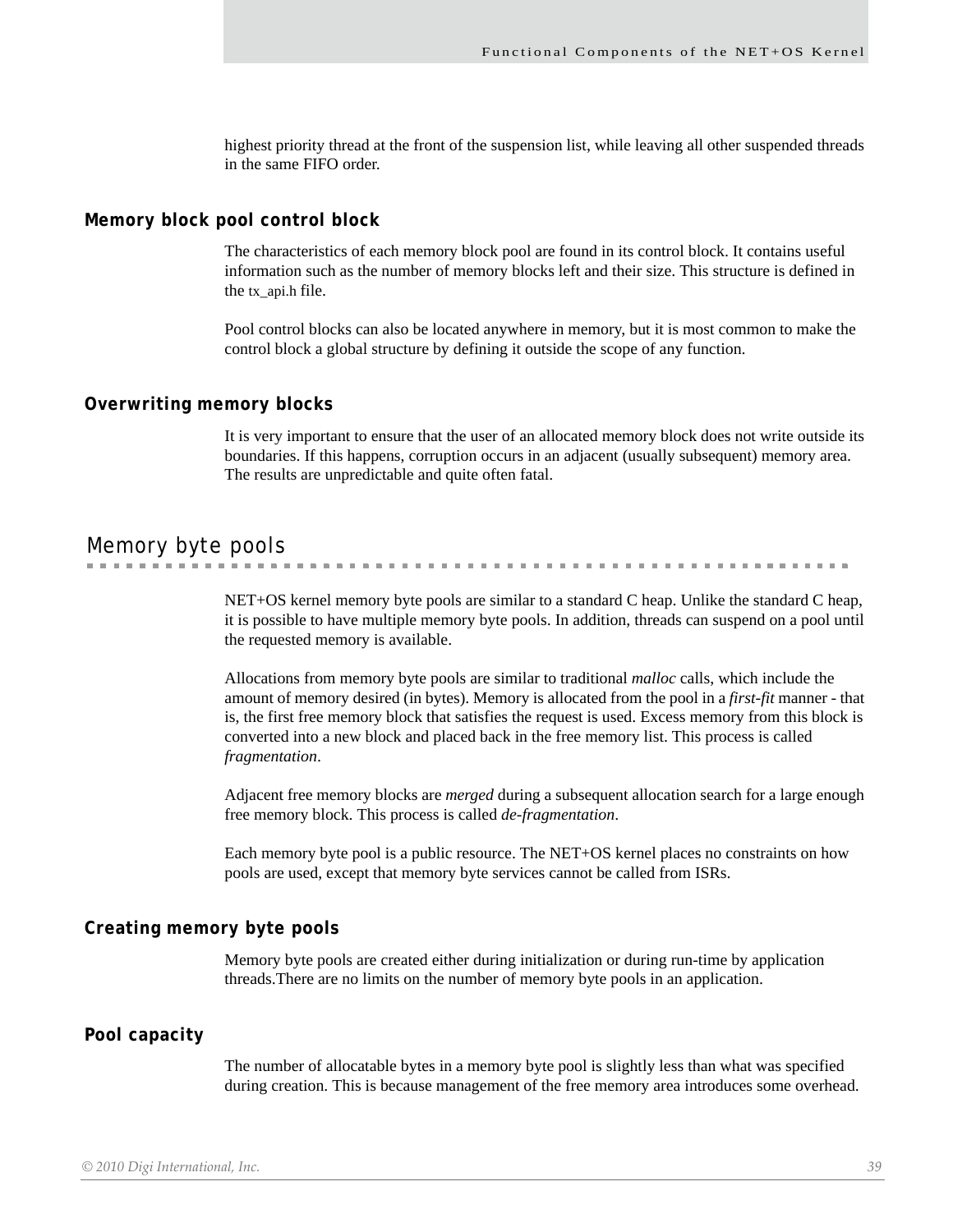highest priority thread at the front of the suspension list, while leaving all other suspended threads in the same FIFO order.

### Memory block pool control block

The characteristics of each memory block pool are found in its control block. It contains useful information such as the number of memory blocks left and their size. This structure is defined in the tx_api.h file.

Pool control blocks can also be located anywhere in memory, but it is most common to make the control block a global structure by defining it outside the scope of any function.

### Overwriting memory blocks

It is very important to ensure that the user of an allocated memory block does not write outside its boundaries. If this happens, corruption occurs in an adjacent (usually subsequent) memory area. The results are unpredictable and quite often fatal.

## Memory byte pools

NET+OS kernel memory byte pools are similar to a standard C heap. Unlike the standard C heap, it is possible to have multiple memory byte pools. In addition, threads can suspend on a pool until the requested memory is available.

Allocations from memory byte pools are similar to traditional *malloc* calls, which include the amount of memory desired (in bytes). Memory is allocated from the pool in a *first-fit* manner - that is, the first free memory block that satisfies the request is used. Excess memory from this block is converted into a new block and placed back in the free memory list. This process is called *fragmentation*.

Adjacent free memory blocks are *merged* during a subsequent allocation search for a large enough free memory block. This process is called *de-fragmentation*.

Each memory byte pool is a public resource. The NET+OS kernel places no constraints on how pools are used, except that memory byte services cannot be called from ISRs.

### Creating memory byte pools

Memory byte pools are created either during initialization or during run-time by application threads.There are no limits on the number of memory byte pools in an application.

### Pool capacity

The number of allocatable bytes in a memory byte pool is slightly less than what was specified during creation. This is because management of the free memory area introduces some overhead.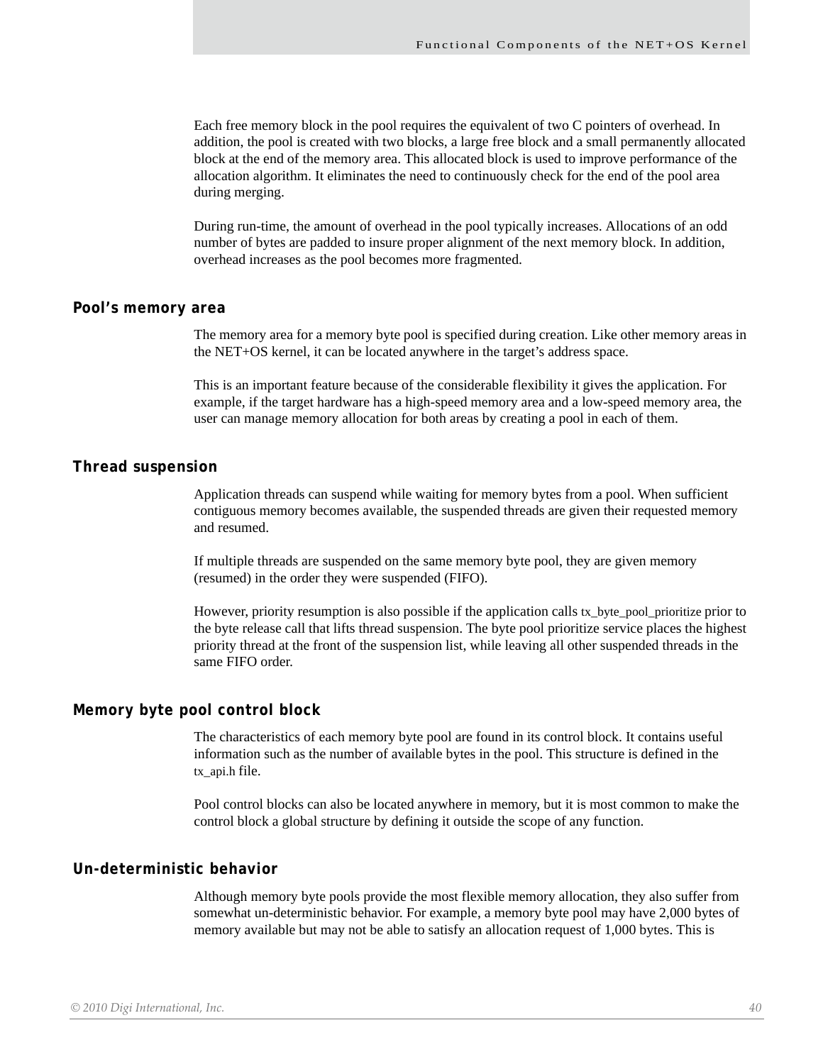Each free memory block in the pool requires the equivalent of two C pointers of overhead. In addition, the pool is created with two blocks, a large free block and a small permanently allocated block at the end of the memory area. This allocated block is used to improve performance of the allocation algorithm. It eliminates the need to continuously check for the end of the pool area during merging.

During run-time, the amount of overhead in the pool typically increases. Allocations of an odd number of bytes are padded to insure proper alignment of the next memory block. In addition, overhead increases as the pool becomes more fragmented.

### Pool's memory area

The memory area for a memory byte pool is specified during creation. Like other memory areas in the NET+OS kernel, it can be located anywhere in the target's address space.

This is an important feature because of the considerable flexibility it gives the application. For example, if the target hardware has a high-speed memory area and a low-speed memory area, the user can manage memory allocation for both areas by creating a pool in each of them.

### Thread suspension

Application threads can suspend while waiting for memory bytes from a pool. When sufficient contiguous memory becomes available, the suspended threads are given their requested memory and resumed.

If multiple threads are suspended on the same memory byte pool, they are given memory (resumed) in the order they were suspended (FIFO).

However, priority resumption is also possible if the application calls tx_byte_pool_prioritize prior to the byte release call that lifts thread suspension. The byte pool prioritize service places the highest priority thread at the front of the suspension list, while leaving all other suspended threads in the same FIFO order.

### Memory byte pool control block

The characteristics of each memory byte pool are found in its control block. It contains useful information such as the number of available bytes in the pool. This structure is defined in the tx_api.h file.

Pool control blocks can also be located anywhere in memory, but it is most common to make the control block a global structure by defining it outside the scope of any function.

### Un-deterministic behavior

Although memory byte pools provide the most flexible memory allocation, they also suffer from somewhat un-deterministic behavior. For example, a memory byte pool may have 2,000 bytes of memory available but may not be able to satisfy an allocation request of 1,000 bytes. This is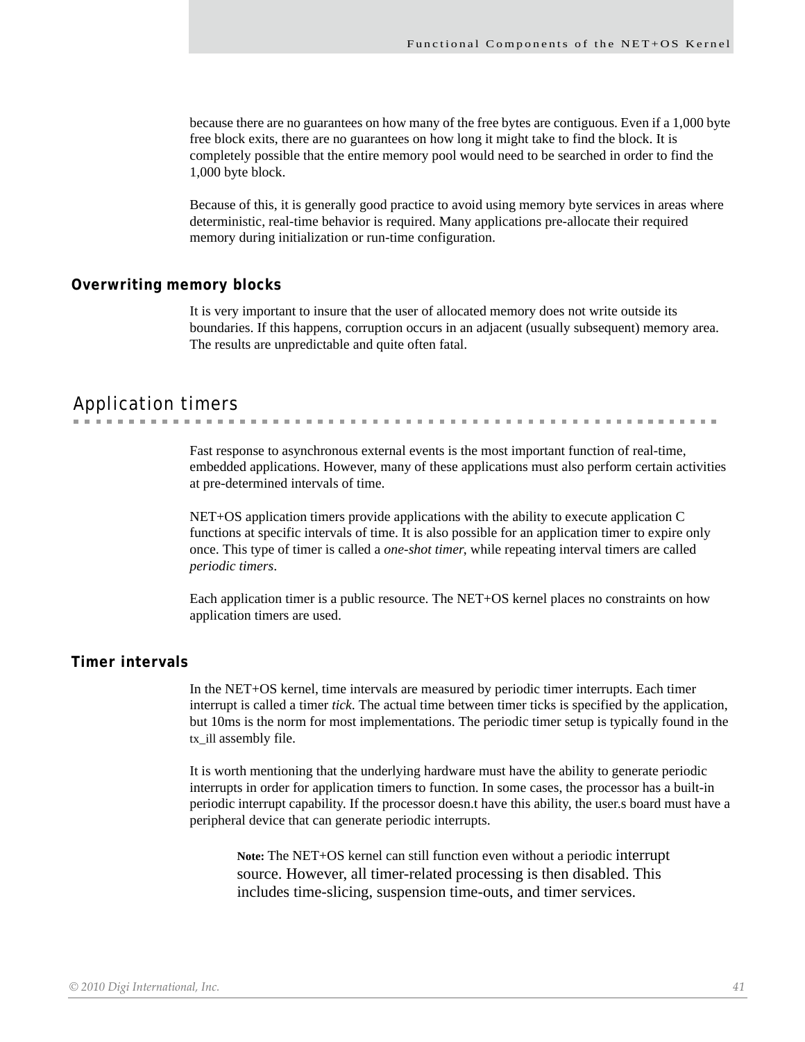because there are no guarantees on how many of the free bytes are contiguous. Even if a 1,000 byte free block exits, there are no guarantees on how long it might take to find the block. It is completely possible that the entire memory pool would need to be searched in order to find the 1,000 byte block.

Because of this, it is generally good practice to avoid using memory byte services in areas where deterministic, real-time behavior is required. Many applications pre-allocate their required memory during initialization or run-time configuration.

### Overwriting memory blocks

It is very important to insure that the user of allocated memory does not write outside its boundaries. If this happens, corruption occurs in an adjacent (usually subsequent) memory area. The results are unpredictable and quite often fatal.

## Application timers

Fast response to asynchronous external events is the most important function of real-time, embedded applications. However, many of these applications must also perform certain activities at pre-determined intervals of time.

NET+OS application timers provide applications with the ability to execute application C functions at specific intervals of time. It is also possible for an application timer to expire only once. This type of timer is called a *one-shot timer*, while repeating interval timers are called *periodic timers*.

Each application timer is a public resource. The NET+OS kernel places no constraints on how application timers are used.

### Timer intervals

In the NET+OS kernel, time intervals are measured by periodic timer interrupts. Each timer interrupt is called a timer *tick*. The actual time between timer ticks is specified by the application, but 10ms is the norm for most implementations. The periodic timer setup is typically found in the tx_ill assembly file.

It is worth mentioning that the underlying hardware must have the ability to generate periodic interrupts in order for application timers to function. In some cases, the processor has a built-in periodic interrupt capability. If the processor doesn.t have this ability, the user.s board must have a peripheral device that can generate periodic interrupts.

> **Note:** The NET+OS kernel can still function even without a periodic interrupt source. However, all timer-related processing is then disabled. This includes time-slicing, suspension time-outs, and timer services.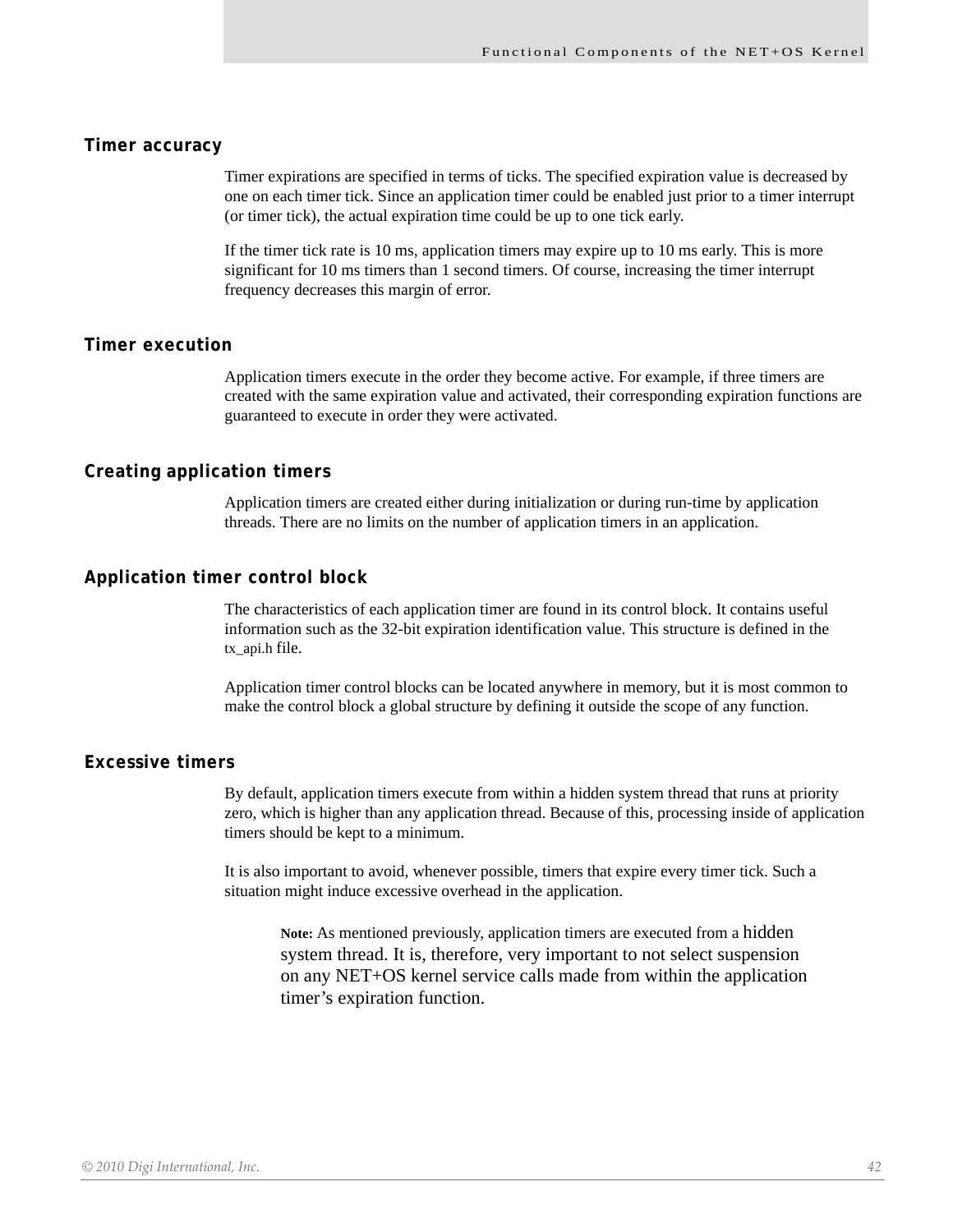### Timer accuracy

Timer expirations are specified in terms of ticks. The specified expiration value is decreased by one on each timer tick. Since an application timer could be enabled just prior to a timer interrupt (or timer tick), the actual expiration time could be up to one tick early.

If the timer tick rate is 10 ms, application timers may expire up to 10 ms early. This is more significant for 10 ms timers than 1 second timers. Of course, increasing the timer interrupt frequency decreases this margin of error.

### Timer execution

Application timers execute in the order they become active. For example, if three timers are created with the same expiration value and activated, their corresponding expiration functions are guaranteed to execute in order they were activated.

### Creating application timers

Application timers are created either during initialization or during run-time by application threads. There are no limits on the number of application timers in an application.

### Application timer control block

The characteristics of each application timer are found in its control block. It contains useful information such as the 32-bit expiration identification value. This structure is defined in the tx_api.h file.

Application timer control blocks can be located anywhere in memory, but it is most common to make the control block a global structure by defining it outside the scope of any function.

### Excessive timers

By default, application timers execute from within a hidden system thread that runs at priority zero, which is higher than any application thread. Because of this, processing inside of application timers should be kept to a minimum.

It is also important to avoid, whenever possible, timers that expire every timer tick. Such a situation might induce excessive overhead in the application.

> **Note:** As mentioned previously, application timers are executed from a hidden system thread. It is, therefore, very important to not select suspension on any NET+OS kernel service calls made from within the application timer's expiration function.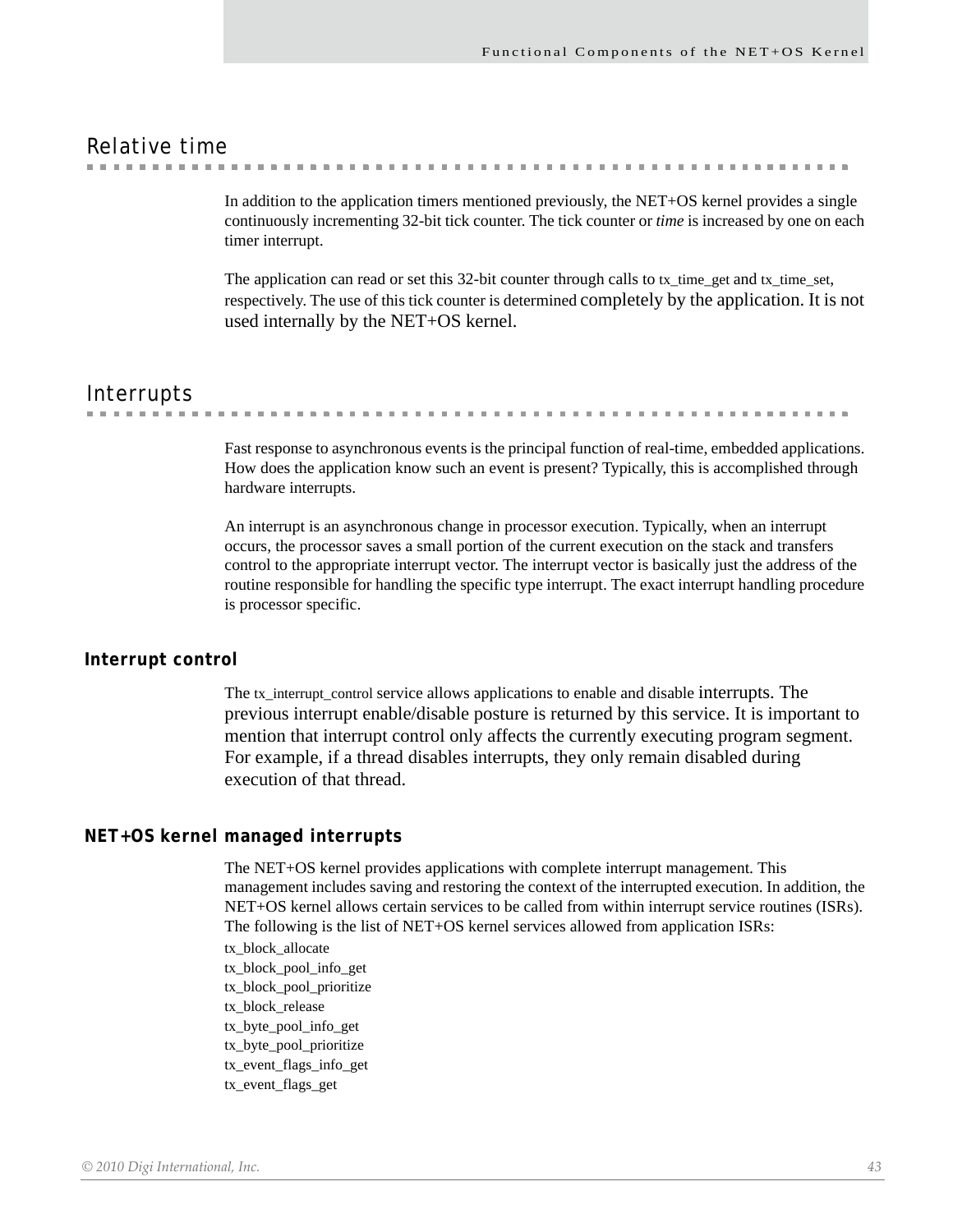## Relative time

In addition to the application timers mentioned previously, the NET+OS kernel provides a single continuously incrementing 32-bit tick counter. The tick counter or *time* is increased by one on each timer interrupt.

The application can read or set this 32-bit counter through calls to tx_time_get and tx_time_set, respectively. The use of this tick counter is determined completely by the application. It is not used internally by the NET+OS kernel.

## Interrupts

Fast response to asynchronous events is the principal function of real-time, embedded applications. How does the application know such an event is present? Typically, this is accomplished through hardware interrupts.

An interrupt is an asynchronous change in processor execution. Typically, when an interrupt occurs, the processor saves a small portion of the current execution on the stack and transfers control to the appropriate interrupt vector. The interrupt vector is basically just the address of the routine responsible for handling the specific type interrupt. The exact interrupt handling procedure is processor specific.

### Interrupt control

The tx_interrupt_control service allows applications to enable and disable interrupts. The previous interrupt enable/disable posture is returned by this service. It is important to mention that interrupt control only affects the currently executing program segment. For example, if a thread disables interrupts, they only remain disabled during execution of that thread.

### NET+OS kernel managed interrupts

The NET+OS kernel provides applications with complete interrupt management. This management includes saving and restoring the context of the interrupted execution. In addition, the NET+OS kernel allows certain services to be called from within interrupt service routines (ISRs). The following is the list of NET+OS kernel services allowed from application ISRs:

tx_block_allocate
tx_block_pool_info_get
tx_block_pool_prioritize
tx_block_release
tx_byte_pool_info_get
tx_byte_pool_prioritize
tx_event_flags_info_get
tx_event_flags_get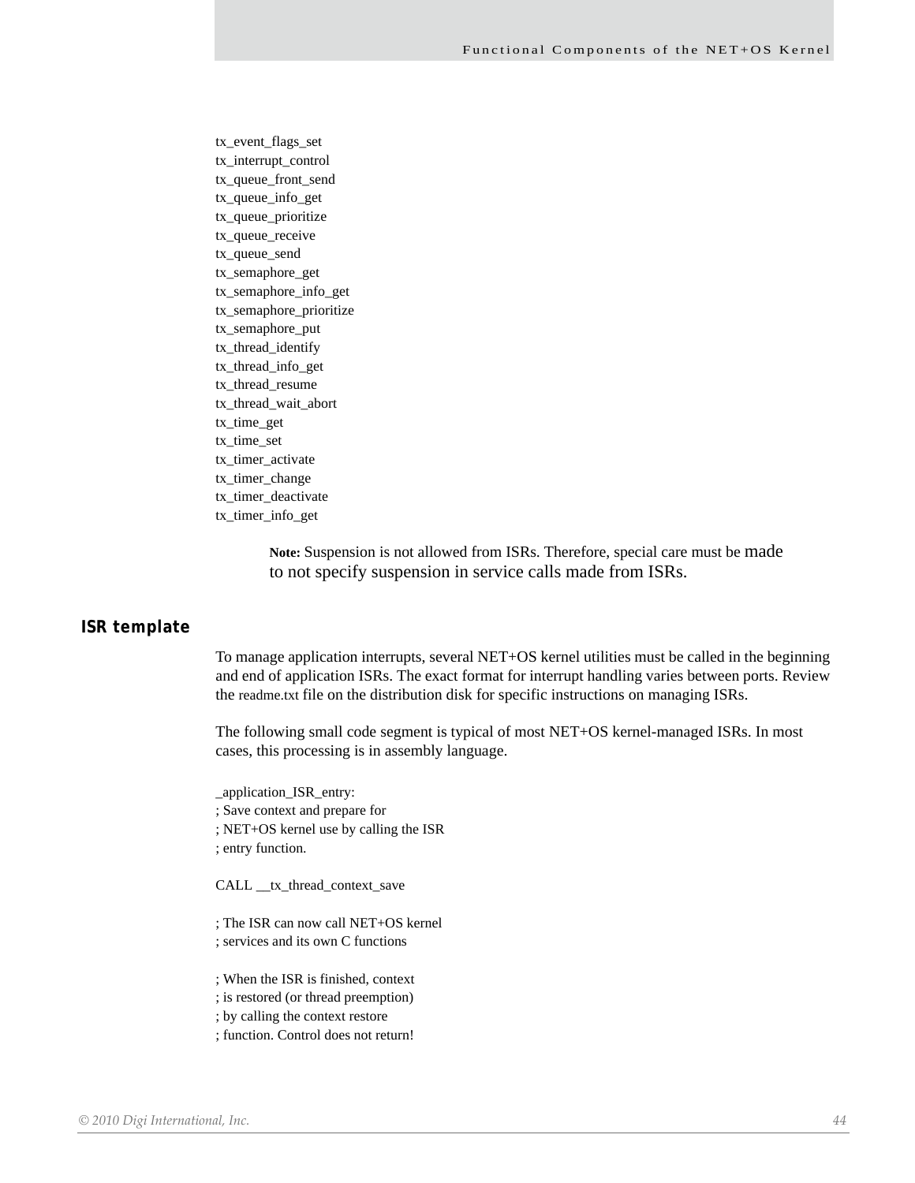tx_event_flags_set
tx_interrupt_control
tx_queue_front_send
tx_queue_info_get
tx_queue_prioritize
tx_queue_receive
tx_queue_send
tx_semaphore_get
tx_semaphore_info_get
tx_semaphore_prioritize
tx_semaphore_put
tx_thread_identify
tx_thread_info_get
tx_thread_resume
tx_thread_wait_abort
tx_time_get
tx_time_set
tx_timer_activate
tx_timer_change
tx_timer_deactivate
tx_timer_info_get

> **Note:** Suspension is not allowed from ISRs. Therefore, special care must be made to not specify suspension in service calls made from ISRs.

## ISR template

To manage application interrupts, several NET+OS kernel utilities must be called in the beginning and end of application ISRs. The exact format for interrupt handling varies between ports. Review the readme.txt file on the distribution disk for specific instructions on managing ISRs.

The following small code segment is typical of most NET+OS kernel-managed ISRs. In most cases, this processing is in assembly language.

```
_application_ISR_entry:
; Save context and prepare for
; NET+OS kernel use by calling the ISR
; entry function.

CALL __tx_thread_context_save

; The ISR can now call NET+OS kernel
; services and its own C functions

; When the ISR is finished, context
; is restored (or thread preemption)
; by calling the context restore
; function. Control does not return!
```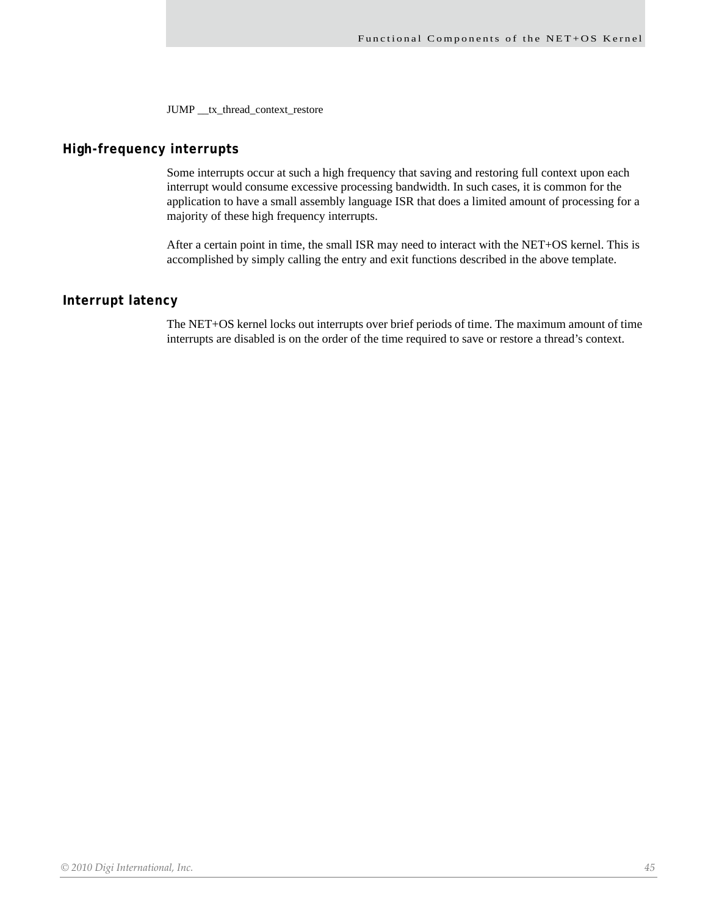```
JUMP __tx_thread_context_restore
```

## High-frequency interrupts

Some interrupts occur at such a high frequency that saving and restoring full context upon each interrupt would consume excessive processing bandwidth. In such cases, it is common for the application to have a small assembly language ISR that does a limited amount of processing for a majority of these high frequency interrupts.

After a certain point in time, the small ISR may need to interact with the NET+OS kernel. This is accomplished by simply calling the entry and exit functions described in the above template.

## Interrupt latency

The NET+OS kernel locks out interrupts over brief periods of time. The maximum amount of time interrupts are disabled is on the order of the time required to save or restore a thread's context.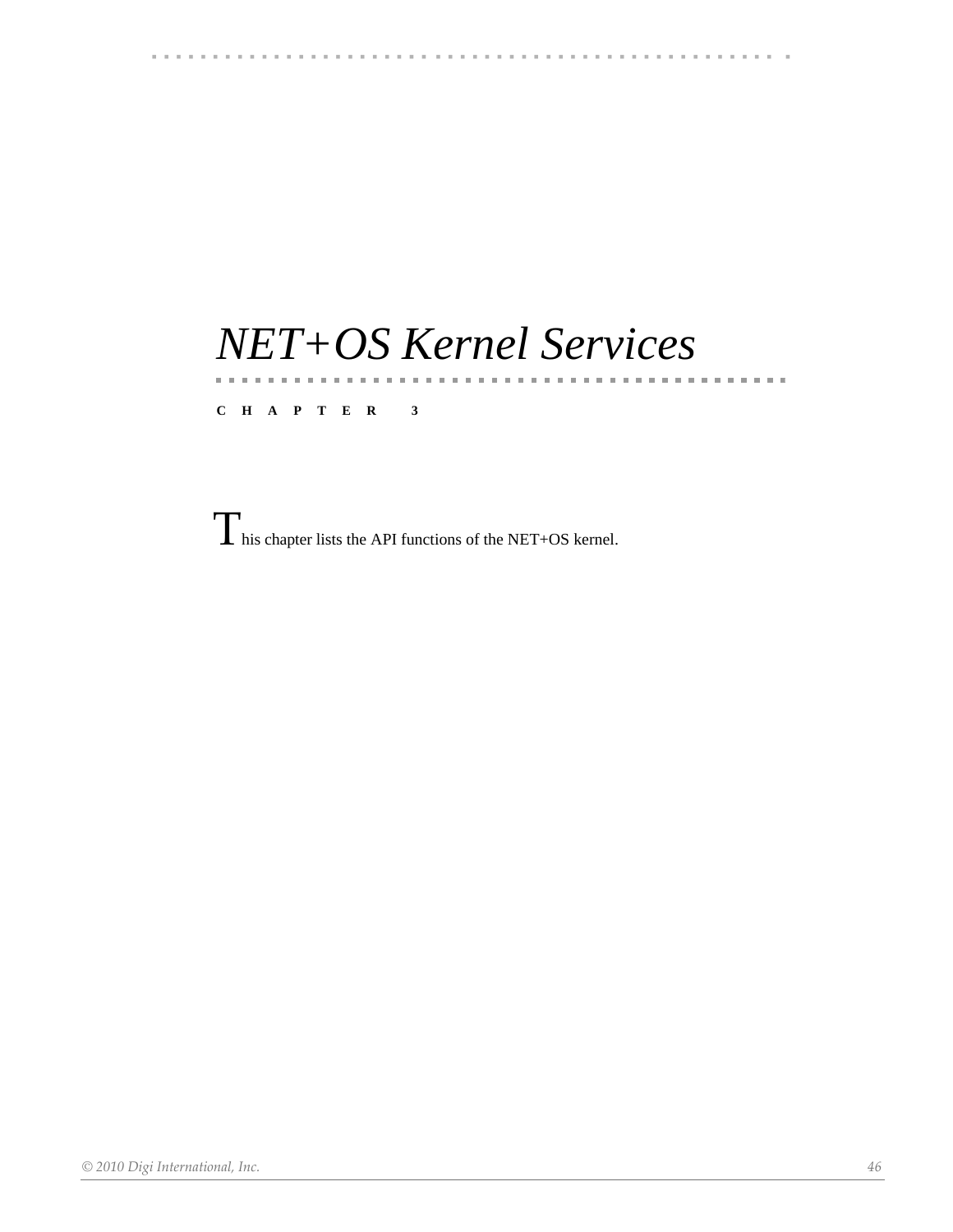# *NET+OS Kernel Services*

**CHAPTER 3**

This chapter lists the API functions of the NET+OS kernel.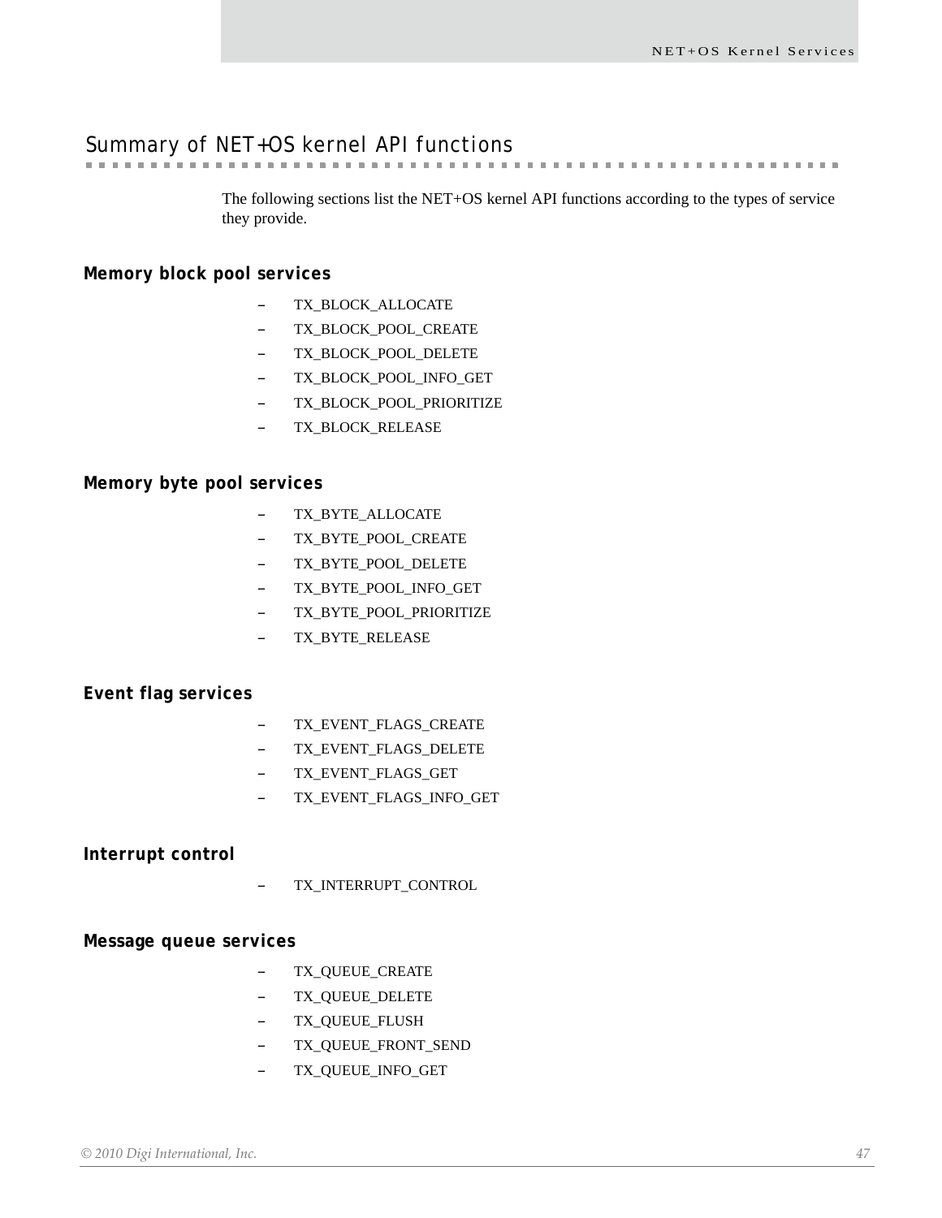## Summary of NET+OS kernel API functions

The following sections list the NET+OS kernel API functions according to the types of service they provide.

### Memory block pool services

- TX_BLOCK_ALLOCATE
- TX_BLOCK_POOL_CREATE
- TX_BLOCK_POOL_DELETE
- TX_BLOCK_POOL_INFO_GET
- TX_BLOCK_POOL_PRIORITIZE
- TX_BLOCK_RELEASE

### Memory byte pool services

- TX_BYTE_ALLOCATE
- TX_BYTE_POOL_CREATE
- TX_BYTE_POOL_DELETE
- TX_BYTE_POOL_INFO_GET
- TX_BYTE_POOL_PRIORITIZE
- TX_BYTE_RELEASE

### Event flag services

- TX_EVENT_FLAGS_CREATE
- TX_EVENT_FLAGS_DELETE
- TX_EVENT_FLAGS_GET
- TX_EVENT_FLAGS_INFO_GET

### Interrupt control

- TX_INTERRUPT_CONTROL

### Message queue services

- TX_QUEUE_CREATE
- TX_QUEUE_DELETE
- TX_QUEUE_FLUSH
- TX_QUEUE_FRONT_SEND
- TX_QUEUE_INFO_GET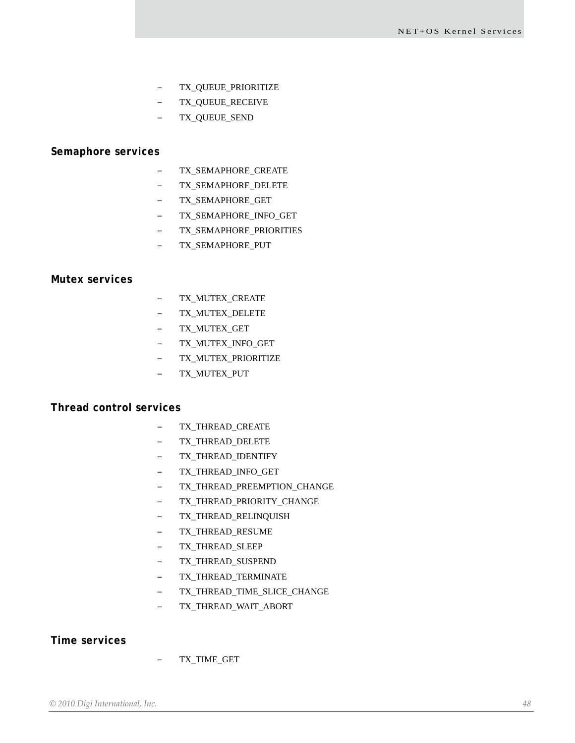- TX_QUEUE_PRIORITIZE
- TX_QUEUE_RECEIVE
- TX_QUEUE_SEND

### Semaphore services

- TX_SEMAPHORE_CREATE
- TX_SEMAPHORE_DELETE
- TX_SEMAPHORE_GET
- TX_SEMAPHORE_INFO_GET
- TX_SEMAPHORE_PRIORITIES
- TX_SEMAPHORE_PUT

### Mutex services

- TX_MUTEX_CREATE
- TX_MUTEX_DELETE
- TX_MUTEX_GET
- TX_MUTEX_INFO_GET
- TX_MUTEX_PRIORITIZE
- TX_MUTEX_PUT

### Thread control services

- TX_THREAD_CREATE
- TX_THREAD_DELETE
- TX_THREAD_IDENTIFY
- TX_THREAD_INFO_GET
- TX_THREAD_PREEMPTION_CHANGE
- TX_THREAD_PRIORITY_CHANGE
- TX_THREAD_RELINQUISH
- TX_THREAD_RESUME
- TX_THREAD_SLEEP
- TX_THREAD_SUSPEND
- TX_THREAD_TERMINATE
- TX_THREAD_TIME_SLICE_CHANGE
- TX_THREAD_WAIT_ABORT

### Time services

- TX_TIME_GET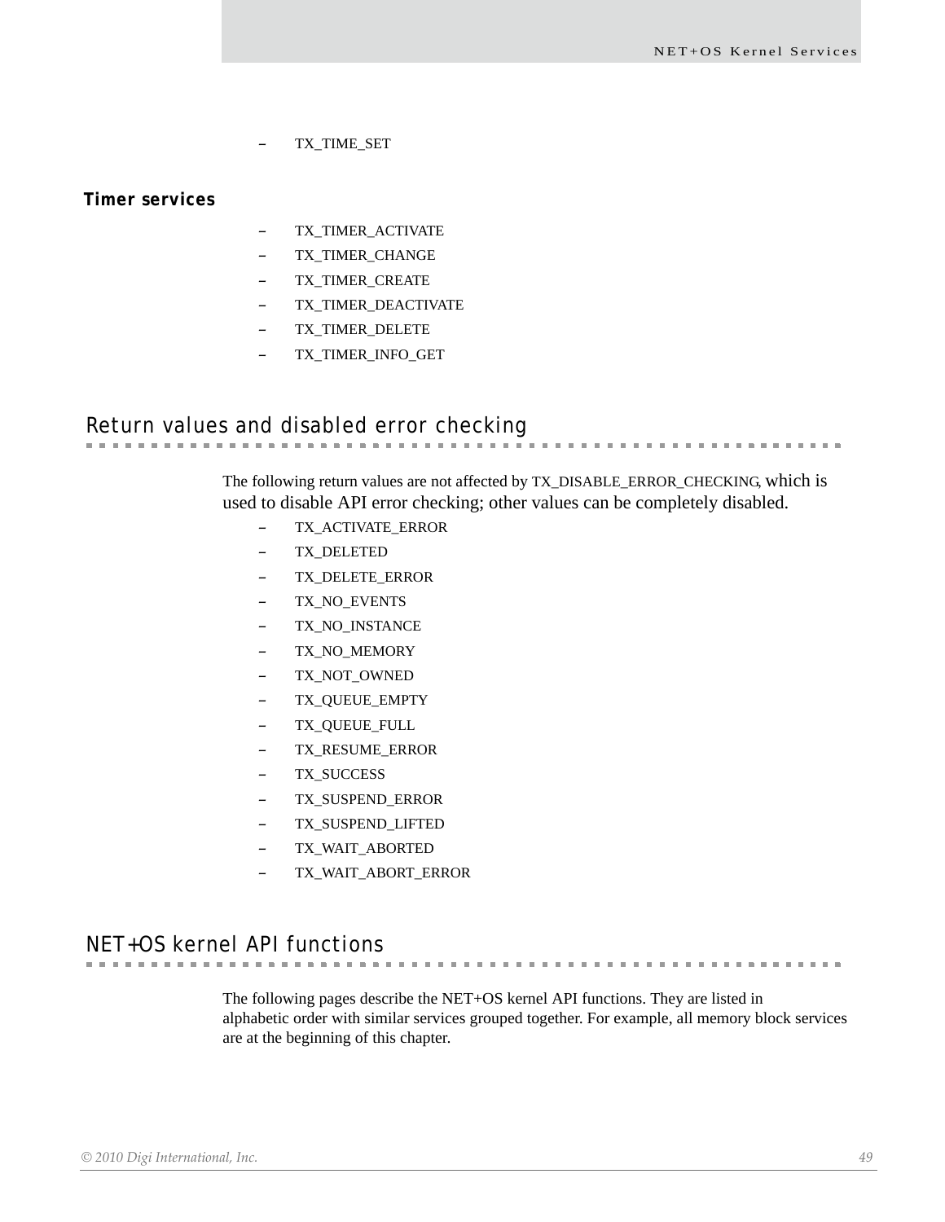- TX_TIME_SET

### Timer services

- TX_TIMER_ACTIVATE
- TX_TIMER_CHANGE
- TX_TIMER_CREATE
- TX_TIMER_DEACTIVATE
- TX_TIMER_DELETE
- TX_TIMER_INFO_GET

## Return values and disabled error checking

The following return values are not affected by TX_DISABLE_ERROR_CHECKING, which is used to disable API error checking; other values can be completely disabled.

- TX_ACTIVATE_ERROR
- TX_DELETED
- TX_DELETE_ERROR
- TX_NO_EVENTS
- TX_NO_INSTANCE
- TX_NO_MEMORY
- TX_NOT_OWNED
- TX_QUEUE_EMPTY
- TX_QUEUE_FULL
- TX_RESUME_ERROR
- TX_SUCCESS
- TX_SUSPEND_ERROR
- TX_SUSPEND_LIFTED
- TX_WAIT_ABORTED
- TX_WAIT_ABORT_ERROR

## NET+OS kernel API functions

The following pages describe the NET+OS kernel API functions. They are listed in alphabetic order with similar services grouped together. For example, all memory block services are at the beginning of this chapter.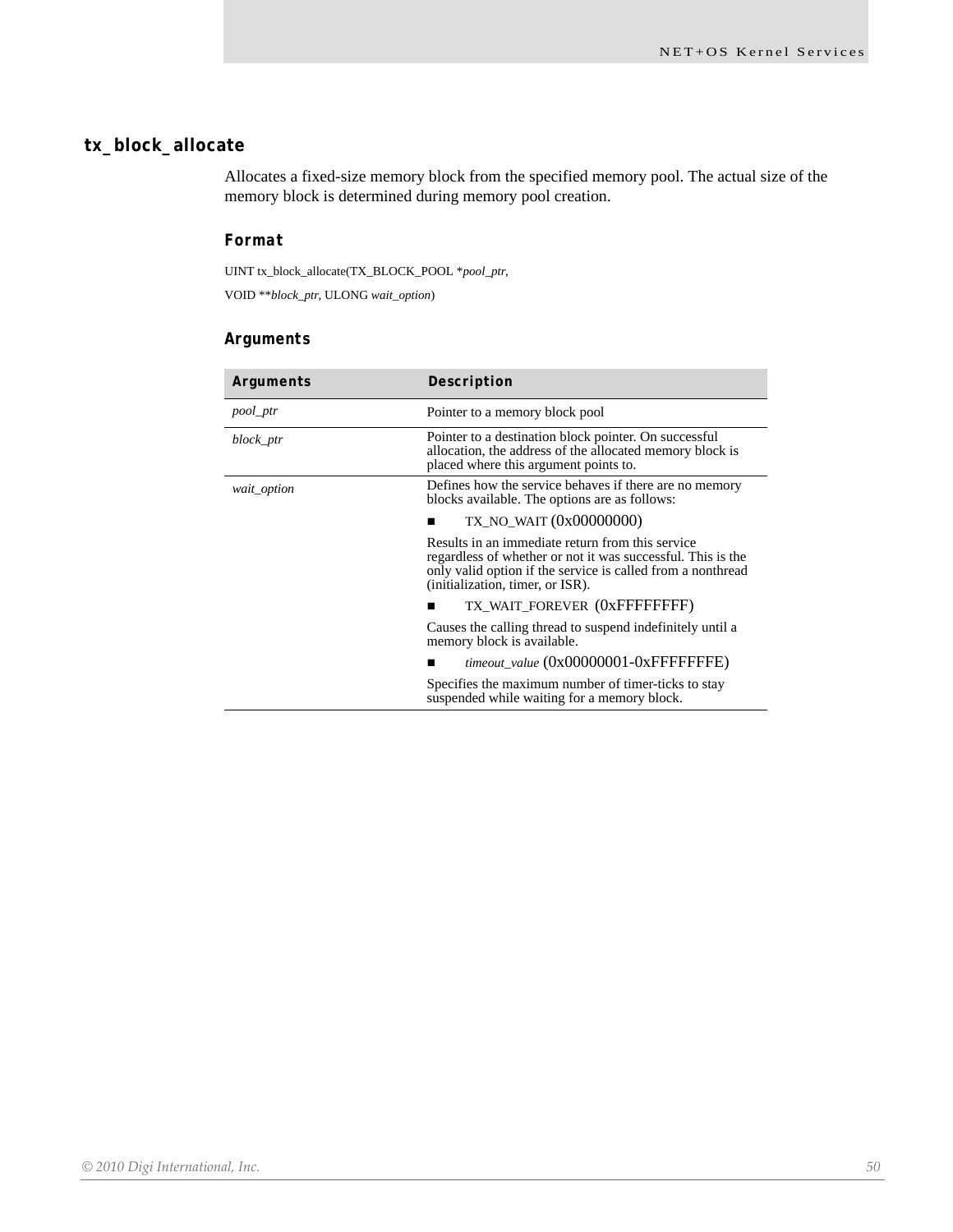## tx_block_allocate

Allocates a fixed-size memory block from the specified memory pool. The actual size of the memory block is determined during memory pool creation.

### Format

```
UINT tx_block_allocate(TX_BLOCK_POOL *pool_ptr,
VOID **block_ptr, ULONG wait_option)
```

### Arguments

| Arguments | Description |
|---|---|
| *pool_ptr* | Pointer to a memory block pool |
| *block_ptr* | Pointer to a destination block pointer. On successful allocation, the address of the allocated memory block is placed where this argument points to. |
| *wait_option* | Defines how the service behaves if there are no memory blocks available. The options are as follows:<br>■ TX_NO_WAIT (0x00000000)<br>Results in an immediate return from this service regardless of whether or not it was successful. This is the only valid option if the service is called from a nonthread (initialization, timer, or ISR).<br>■ TX_WAIT_FOREVER (0xFFFFFFFF)<br>Causes the calling thread to suspend indefinitely until a memory block is available.<br>■ *timeout_value* (0x00000001-0xFFFFFFFE)<br>Specifies the maximum number of timer-ticks to stay suspended while waiting for a memory block. |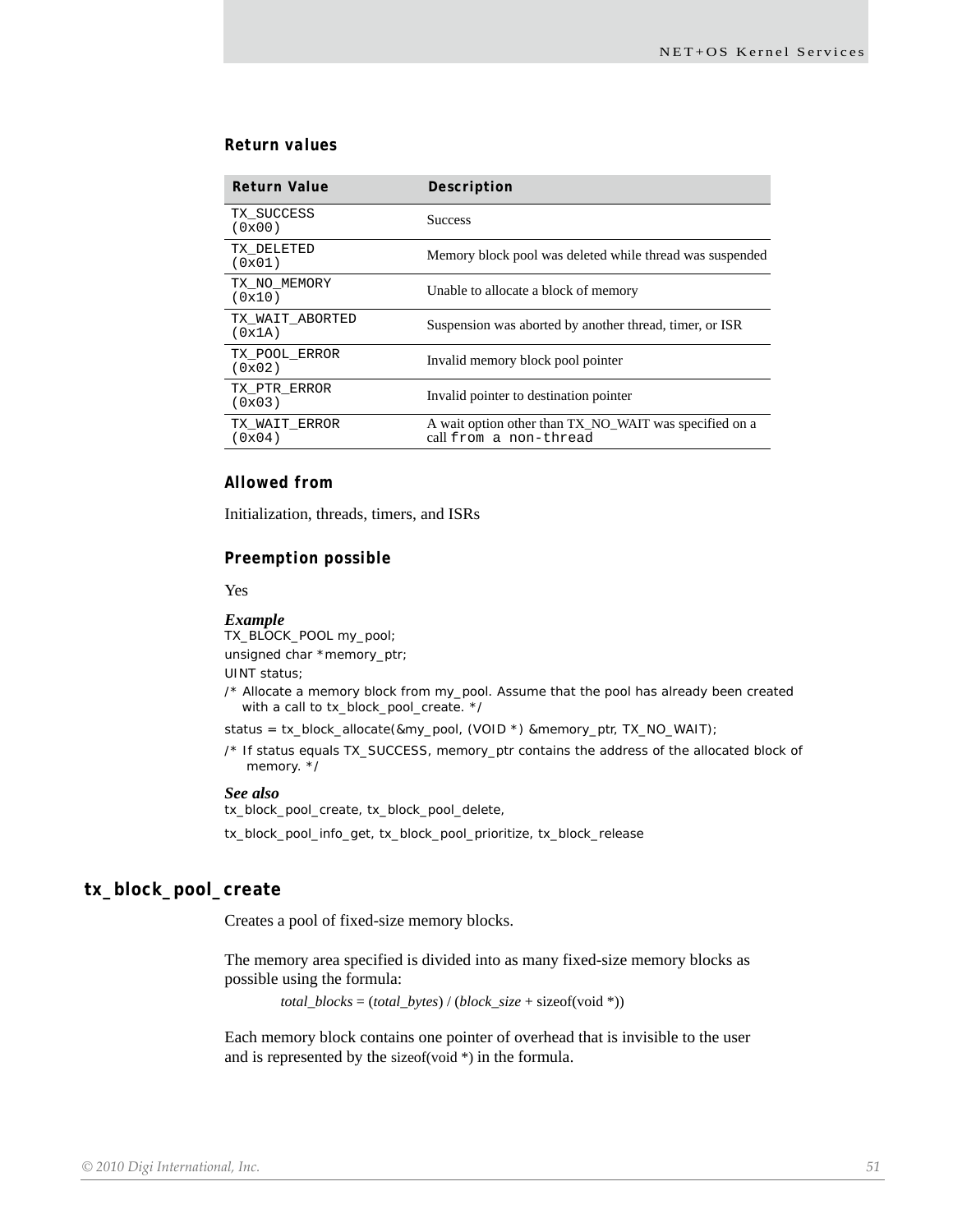### Return values

| Return Value | Description |
|---|---|
| TX_SUCCESS (0x00) | Success |
| TX_DELETED (0x01) | Memory block pool was deleted while thread was suspended |
| TX_NO_MEMORY (0x10) | Unable to allocate a block of memory |
| TX_WAIT_ABORTED (0x1A) | Suspension was aborted by another thread, timer, or ISR |
| TX_POOL_ERROR (0x02) | Invalid memory block pool pointer |
| TX_PTR_ERROR (0x03) | Invalid pointer to destination pointer |
| TX_WAIT_ERROR (0x04) | A wait option other than TX_NO_WAIT was specified on a call from a non-thread |

### Allowed from

Initialization, threads, timers, and ISRs

### Preemption possible

Yes

***Example***

```
TX_BLOCK_POOL my_pool;
unsigned char *memory_ptr;
UINT status;
/* Allocate a memory block from my_pool. Assume that the pool has already been created
   with a call to tx_block_pool_create. */
status = tx_block_allocate(&my_pool, (VOID *) &memory_ptr, TX_NO_WAIT);
/* If status equals TX_SUCCESS, memory_ptr contains the address of the allocated block of
    memory. */
```

***See also***

tx_block_pool_create, tx_block_pool_delete,

tx_block_pool_info_get, tx_block_pool_prioritize, tx_block_release

## tx_block_pool_create

Creates a pool of fixed-size memory blocks.

The memory area specified is divided into as many fixed-size memory blocks as possible using the formula:

$$total\_blocks = (total\_bytes) / (block\_size + \text{sizeof(void *)})$$

Each memory block contains one pointer of overhead that is invisible to the user and is represented by the sizeof(void *) in the formula.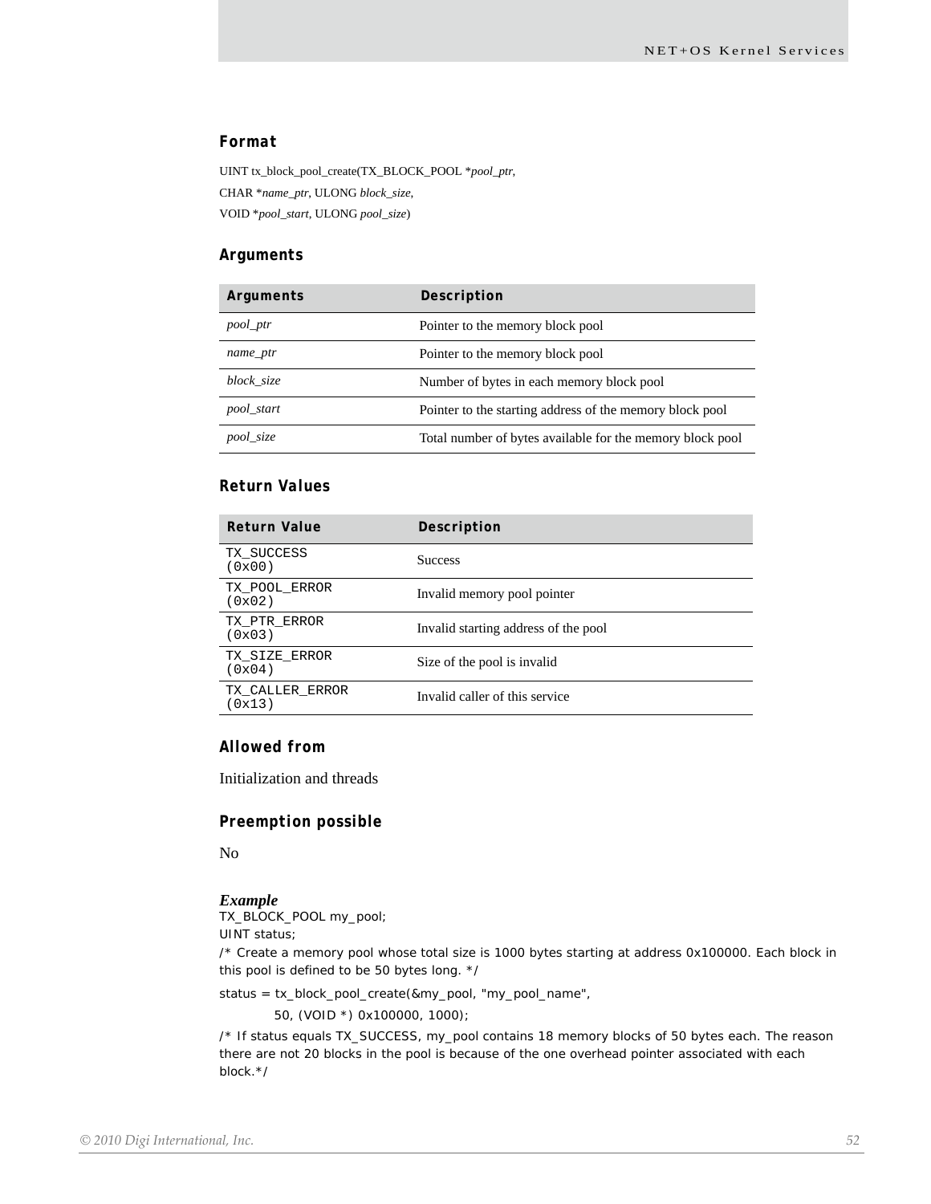### Format

UINT tx_block_pool_create(TX_BLOCK_POOL **pool_ptr*,
CHAR **name_ptr*, ULONG *block_size*,
VOID **pool_start*, ULONG *pool_size*)

### Arguments

| Arguments | Description |
|---|---|
| *pool_ptr* | Pointer to the memory block pool |
| *name_ptr* | Pointer to the memory block pool |
| *block_size* | Number of bytes in each memory block pool |
| *pool_start* | Pointer to the starting address of the memory block pool |
| *pool_size* | Total number of bytes available for the memory block pool |

### Return Values

| Return Value | Description |
|---|---|
| `TX_SUCCESS (0x00)` | Success |
| `TX_POOL_ERROR (0x02)` | Invalid memory pool pointer |
| `TX_PTR_ERROR (0x03)` | Invalid starting address of the pool |
| `TX_SIZE_ERROR (0x04)` | Size of the pool is invalid |
| `TX_CALLER_ERROR (0x13)` | Invalid caller of this service |

### Allowed from

Initialization and threads

### Preemption possible

No

### *Example*

```
TX_BLOCK_POOL my_pool;
UINT status;
/* Create a memory pool whose total size is 1000 bytes starting at address 0x100000. Each block in this pool is defined to be 50 bytes long. */
status = tx_block_pool_create(&my_pool, "my_pool_name",
        50, (VOID *) 0x100000, 1000);
/* If status equals TX_SUCCESS, my_pool contains 18 memory blocks of 50 bytes each. The reason there are not 20 blocks in the pool is because of the one overhead pointer associated with each block.*/
```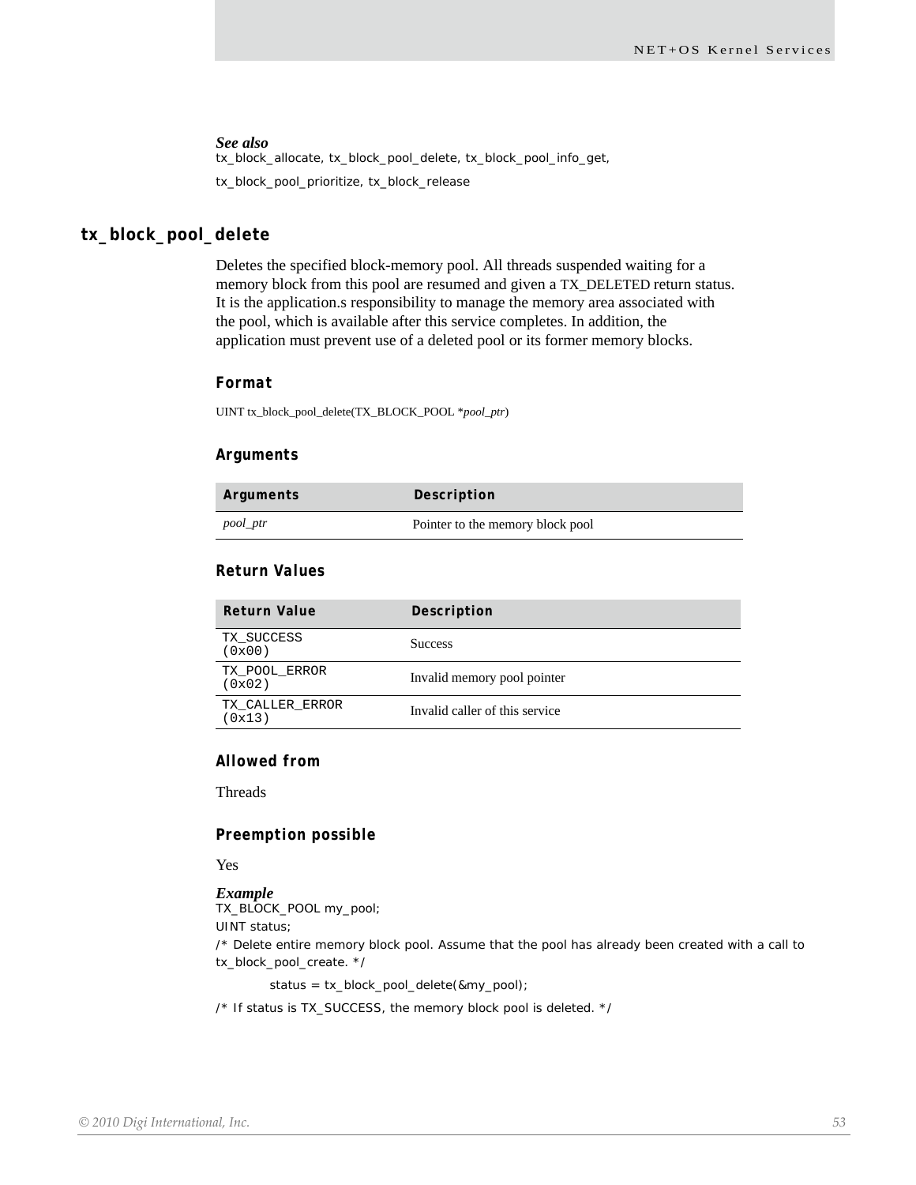*See also*

tx_block_allocate, tx_block_pool_delete, tx_block_pool_info_get,

tx_block_pool_prioritize, tx_block_release

## tx_block_pool_delete

Deletes the specified block-memory pool. All threads suspended waiting for a memory block from this pool are resumed and given a TX_DELETED return status. It is the application.s responsibility to manage the memory area associated with the pool, which is available after this service completes. In addition, the application must prevent use of a deleted pool or its former memory blocks.

### Format

UINT tx_block_pool_delete(TX_BLOCK_POOL **pool_ptr*)

### Arguments

| Arguments | Description |
|---|---|
| *pool_ptr* | Pointer to the memory block pool |

### Return Values

| Return Value | Description |
|---|---|
| TX_SUCCESS (0x00) | Success |
| TX_POOL_ERROR (0x02) | Invalid memory pool pointer |
| TX_CALLER_ERROR (0x13) | Invalid caller of this service |

### Allowed from

Threads

### Preemption possible

Yes

*Example*

```
TX_BLOCK_POOL my_pool;
UINT status;
/* Delete entire memory block pool. Assume that the pool has already been created with a call to
tx_block_pool_create. */
        status = tx_block_pool_delete(&my_pool);
/* If status is TX_SUCCESS, the memory block pool is deleted. */
```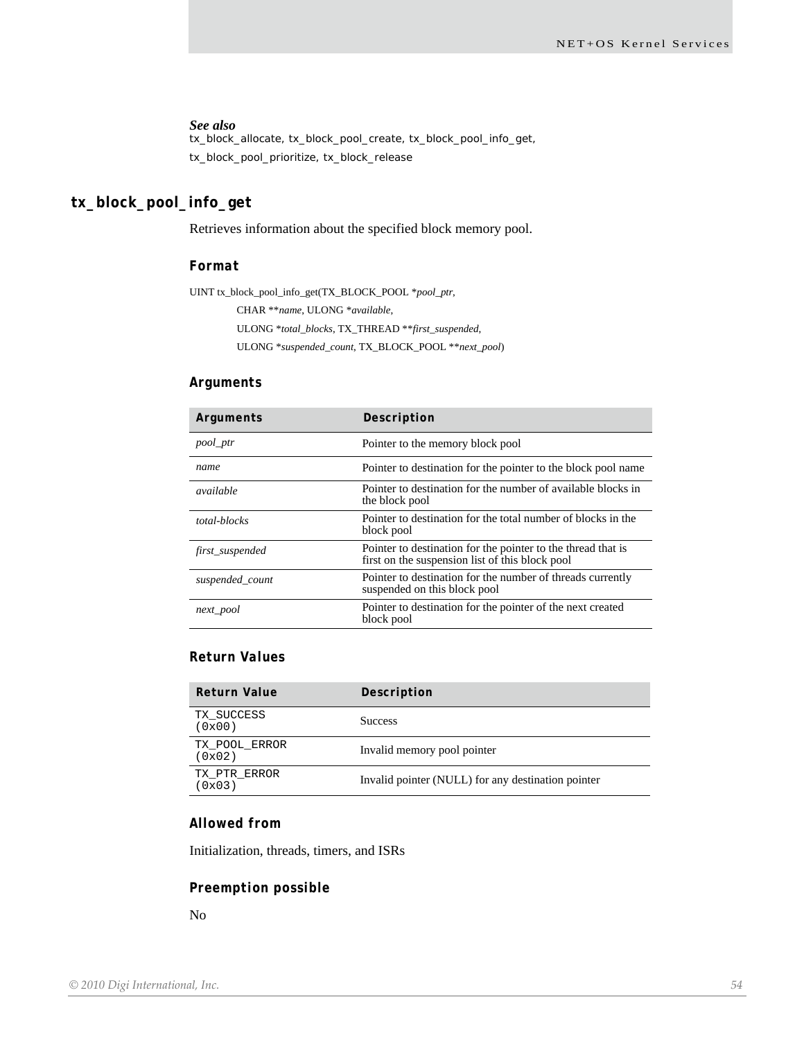***See also***

tx_block_allocate, tx_block_pool_create, tx_block_pool_info_get,

tx_block_pool_prioritize, tx_block_release

## tx_block_pool_info_get

Retrieves information about the specified block memory pool.

### Format

```
UINT tx_block_pool_info_get(TX_BLOCK_POOL *pool_ptr,
        CHAR **name, ULONG *available,
        ULONG *total_blocks, TX_THREAD **first_suspended,
        ULONG *suspended_count, TX_BLOCK_POOL **next_pool)
```

### Arguments

| Arguments | Description |
|---|---|
| *pool_ptr* | Pointer to the memory block pool |
| *name* | Pointer to destination for the pointer to the block pool name |
| *available* | Pointer to destination for the number of available blocks in the block pool |
| *total-blocks* | Pointer to destination for the total number of blocks in the block pool |
| *first_suspended* | Pointer to destination for the pointer to the thread that is first on the suspension list of this block pool |
| *suspended_count* | Pointer to destination for the number of threads currently suspended on this block pool |
| *next_pool* | Pointer to destination for the pointer of the next created block pool |

### Return Values

| Return Value | Description |
|---|---|
| TX_SUCCESS (0x00) | Success |
| TX_POOL_ERROR (0x02) | Invalid memory pool pointer |
| TX_PTR_ERROR (0x03) | Invalid pointer (NULL) for any destination pointer |

### Allowed from

Initialization, threads, timers, and ISRs

### Preemption possible

No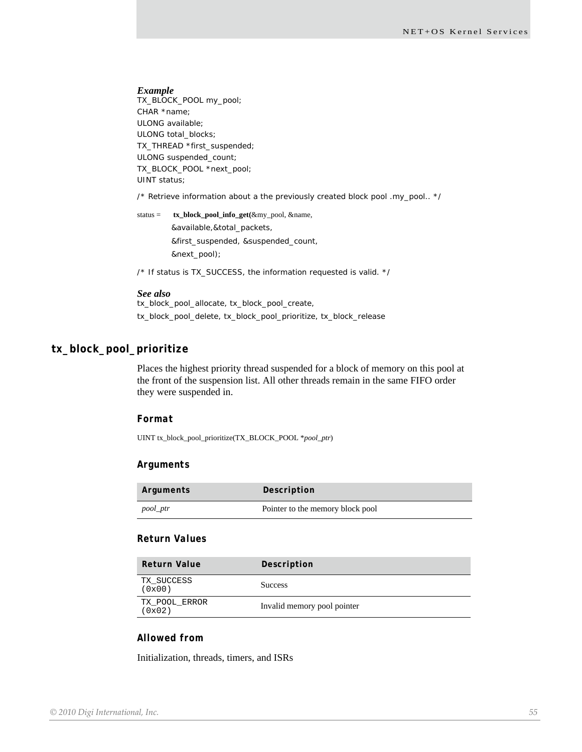### Example

```
TX_BLOCK_POOL my_pool;
CHAR *name;
ULONG available;
ULONG total_blocks;
TX_THREAD *first_suspended;
ULONG suspended_count;
TX_BLOCK_POOL *next_pool;
UINT status;

/* Retrieve information about a the previously created block pool .my_pool.. */

status =     tx_block_pool_info_get(&my_pool, &name,
             &available,&total_packets,
             &first_suspended, &suspended_count,
             &next_pool);

/* If status is TX_SUCCESS, the information requested is valid. */
```

### See also

tx_block_pool_allocate, tx_block_pool_create, tx_block_pool_delete, tx_block_pool_prioritize, tx_block_release

## tx_block_pool_prioritize

Places the highest priority thread suspended for a block of memory on this pool at the front of the suspension list. All other threads remain in the same FIFO order they were suspended in.

### Format

UINT tx_block_pool_prioritize(TX_BLOCK_POOL **pool_ptr*)

### Arguments

| Arguments | Description |
| --- | --- |
| *pool_ptr* | Pointer to the memory block pool |

### Return Values

| Return Value | Description |
| --- | --- |
| TX_SUCCESS (0x00) | Success |
| TX_POOL_ERROR (0x02) | Invalid memory pool pointer |

### Allowed from

Initialization, threads, timers, and ISRs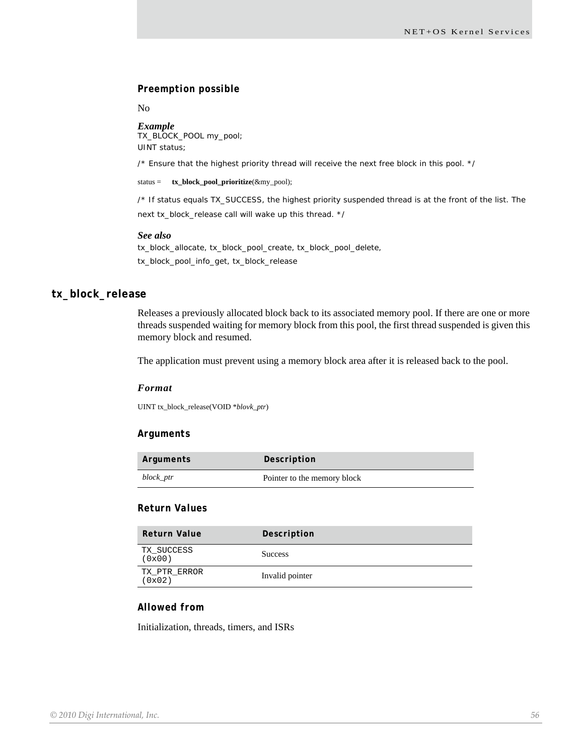#### Preemption possible

No

***Example***

```
TX_BLOCK_POOL my_pool;
UINT status;

/* Ensure that the highest priority thread will receive the next free block in this pool. */

status = tx_block_pool_prioritize(&my_pool);

/* If status equals TX_SUCCESS, the highest priority suspended thread is at the front of the list. The
next tx_block_release call will wake up this thread. */
```

***See also***

tx_block_allocate, tx_block_pool_create, tx_block_pool_delete, tx_block_pool_info_get, tx_block_release

## tx_block_release

Releases a previously allocated block back to its associated memory pool. If there are one or more threads suspended waiting for memory block from this pool, the first thread suspended is given this memory block and resumed.

The application must prevent using a memory block area after it is released back to the pool.

***Format***

UINT tx_block_release(VOID **blovk_ptr*)

#### Arguments

| Arguments | Description |
|---|---|
| *block_ptr* | Pointer to the memory block |

#### Return Values

| Return Value | Description |
|---|---|
| TX_SUCCESS (0x00) | Success |
| TX_PTR_ERROR (0x02) | Invalid pointer |

#### Allowed from

Initialization, threads, timers, and ISRs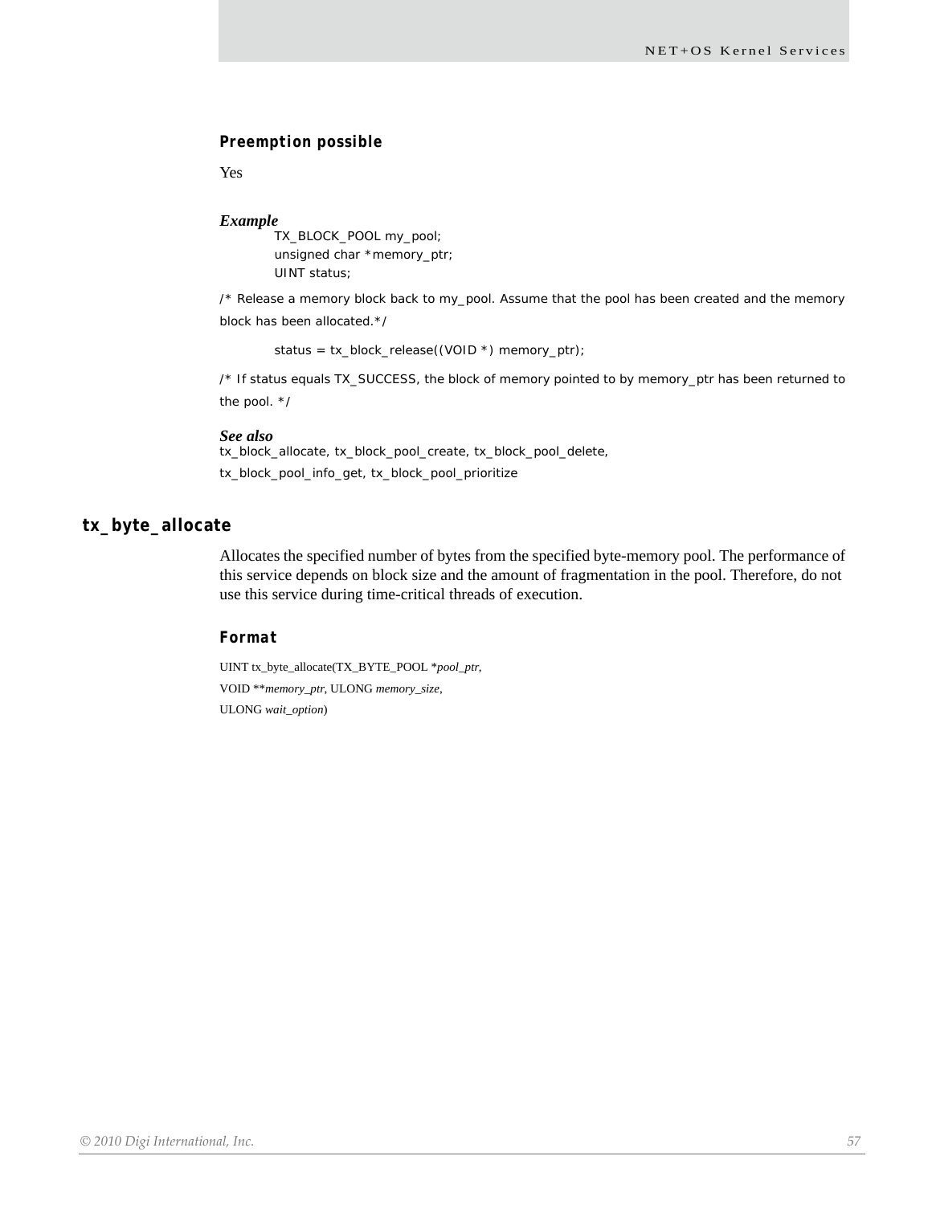#### Preemption possible

Yes

#### *Example*

```
TX_BLOCK_POOL my_pool;
unsigned char *memory_ptr;
UINT status;
```

/* Release a memory block back to my_pool. Assume that the pool has been created and the memory block has been allocated.*/

```
status = tx_block_release((VOID *) memory_ptr);
```

/* If status equals TX_SUCCESS, the block of memory pointed to by memory_ptr has been returned to the pool. */

#### *See also*

tx_block_allocate, tx_block_pool_create, tx_block_pool_delete, tx_block_pool_info_get, tx_block_pool_prioritize

## tx_byte_allocate

Allocates the specified number of bytes from the specified byte-memory pool. The performance of this service depends on block size and the amount of fragmentation in the pool. Therefore, do not use this service during time-critical threads of execution.

#### Format

UINT tx_byte_allocate(TX_BYTE_POOL **pool_ptr*,
VOID ***memory_ptr*, ULONG *memory_size*,
ULONG *wait_option*)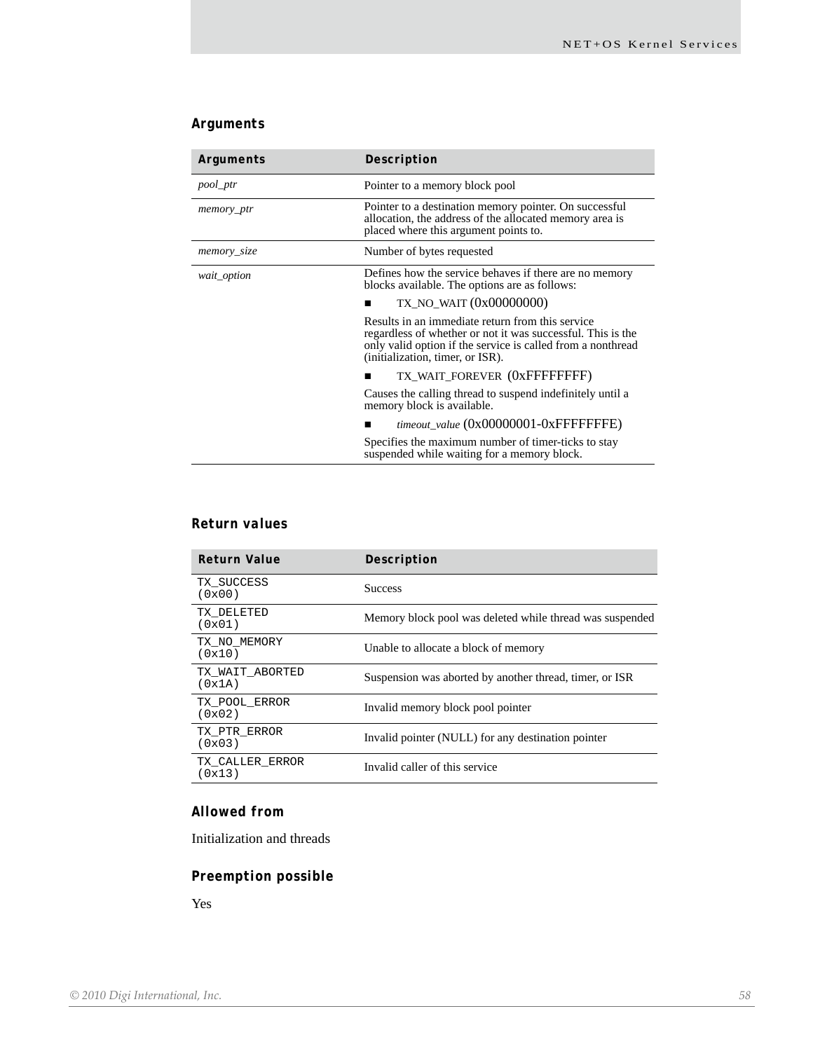### Arguments

| Arguments | Description |
|---|---|
| *pool_ptr* | Pointer to a memory block pool |
| *memory_ptr* | Pointer to a destination memory pointer. On successful allocation, the address of the allocated memory area is placed where this argument points to. |
| *memory_size* | Number of bytes requested |
| *wait_option* | Defines how the service behaves if there are no memory blocks available. The options are as follows:<br>■ TX_NO_WAIT (0x00000000)<br>Results in an immediate return from this service regardless of whether or not it was successful. This is the only valid option if the service is called from a nonthread (initialization, timer, or ISR).<br>■ TX_WAIT_FOREVER (0xFFFFFFFF)<br>Causes the calling thread to suspend indefinitely until a memory block is available.<br>■ *timeout_value* (0x00000001-0xFFFFFFFE)<br>Specifies the maximum number of timer-ticks to stay suspended while waiting for a memory block. |

### Return values

| Return Value | Description |
|---|---|
| `TX_SUCCESS (0x00)` | Success |
| `TX_DELETED (0x01)` | Memory block pool was deleted while thread was suspended |
| `TX_NO_MEMORY (0x10)` | Unable to allocate a block of memory |
| `TX_WAIT_ABORTED (0x1A)` | Suspension was aborted by another thread, timer, or ISR |
| `TX_POOL_ERROR (0x02)` | Invalid memory block pool pointer |
| `TX_PTR_ERROR (0x03)` | Invalid pointer (NULL) for any destination pointer |
| `TX_CALLER_ERROR (0x13)` | Invalid caller of this service |

### Allowed from

Initialization and threads

### Preemption possible

Yes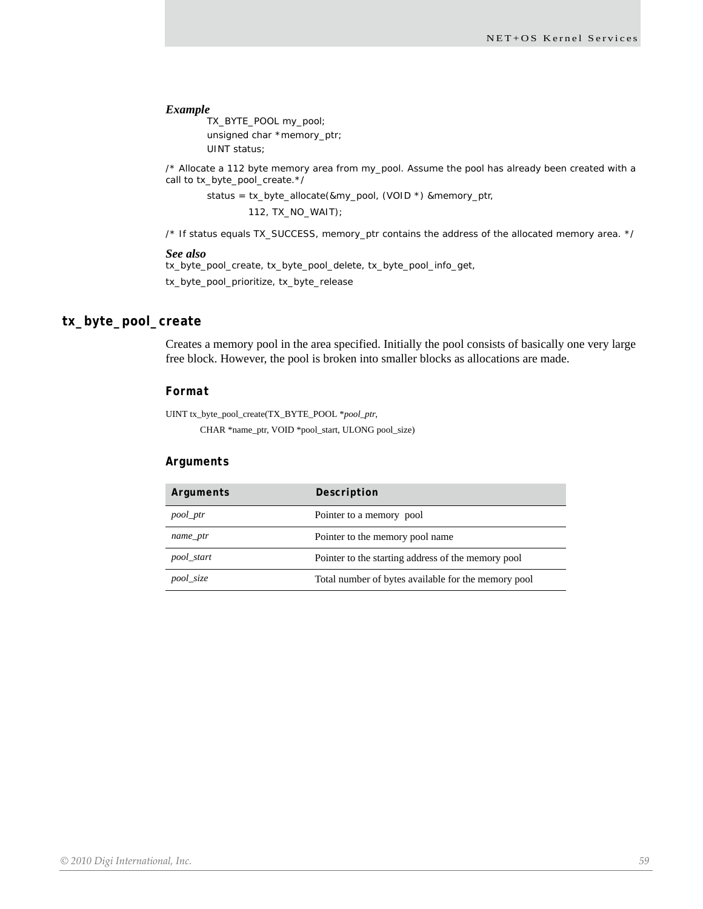### Example

```
TX_BYTE_POOL my_pool;
unsigned char *memory_ptr;
UINT status;
```

/* Allocate a 112 byte memory area from my_pool. Assume the pool has already been created with a call to tx_byte_pool_create.*/

```
status = tx_byte_allocate(&my_pool, (VOID *) &memory_ptr,
         112, TX_NO_WAIT);
```

/* If status equals TX_SUCCESS, memory_ptr contains the address of the allocated memory area. */

### See also

tx_byte_pool_create, tx_byte_pool_delete, tx_byte_pool_info_get,

tx_byte_pool_prioritize, tx_byte_release

## tx_byte_pool_create

Creates a memory pool in the area specified. Initially the pool consists of basically one very large free block. However, the pool is broken into smaller blocks as allocations are made.

### Format

```
UINT tx_byte_pool_create(TX_BYTE_POOL *pool_ptr,
     CHAR *name_ptr, VOID *pool_start, ULONG pool_size)
```

### Arguments

| Arguments | Description |
|---|---|
| *pool_ptr* | Pointer to a memory pool |
| *name_ptr* | Pointer to the memory pool name |
| *pool_start* | Pointer to the starting address of the memory pool |
| *pool_size* | Total number of bytes available for the memory pool |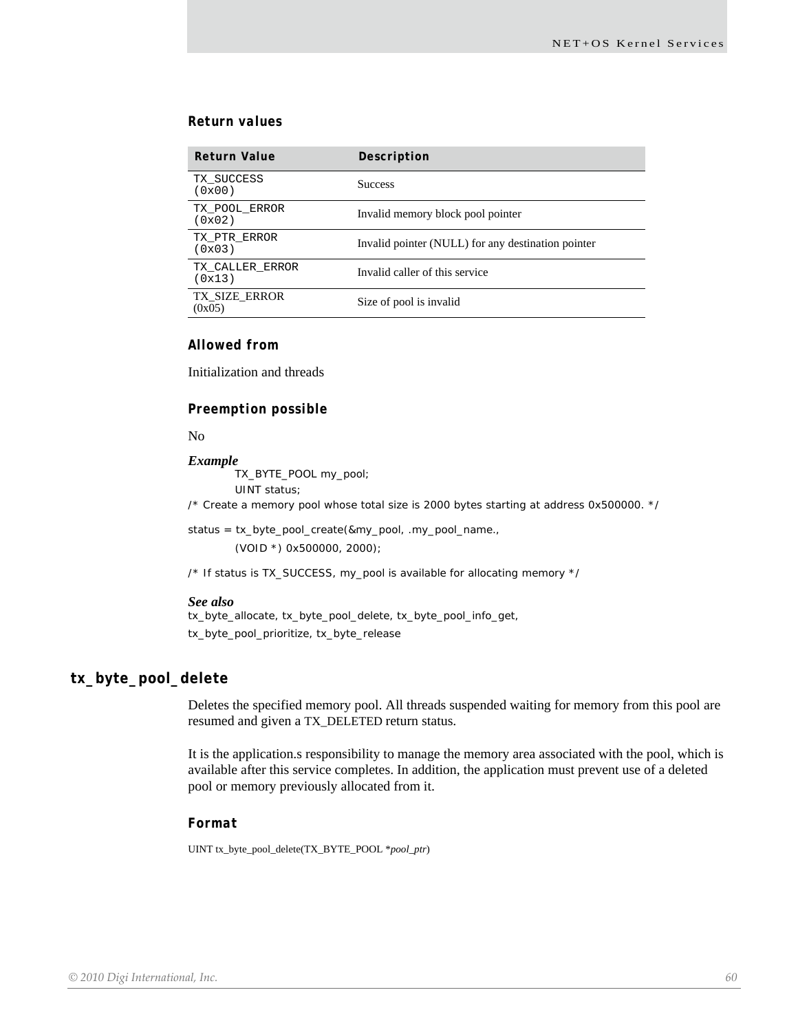#### Return values

| Return Value | Description |
|---|---|
| TX_SUCCESS (0x00) | Success |
| TX_POOL_ERROR (0x02) | Invalid memory block pool pointer |
| TX_PTR_ERROR (0x03) | Invalid pointer (NULL) for any destination pointer |
| TX_CALLER_ERROR (0x13) | Invalid caller of this service |
| TX_SIZE_ERROR (0x05) | Size of pool is invalid |

#### Allowed from

Initialization and threads

#### Preemption possible

No

***Example***

```
        TX_BYTE_POOL my_pool;
        UINT status;
/* Create a memory pool whose total size is 2000 bytes starting at address 0x500000. */

status = tx_byte_pool_create(&my_pool, .my_pool_name.,
        (VOID *) 0x500000, 2000);

/* If status is TX_SUCCESS, my_pool is available for allocating memory */
```

***See also***

tx_byte_allocate, tx_byte_pool_delete, tx_byte_pool_info_get, tx_byte_pool_prioritize, tx_byte_release

### tx_byte_pool_delete

Deletes the specified memory pool. All threads suspended waiting for memory from this pool are resumed and given a TX_DELETED return status.

It is the application.s responsibility to manage the memory area associated with the pool, which is available after this service completes. In addition, the application must prevent use of a deleted pool or memory previously allocated from it.

#### Format

UINT tx_byte_pool_delete(TX_BYTE_POOL **pool_ptr*)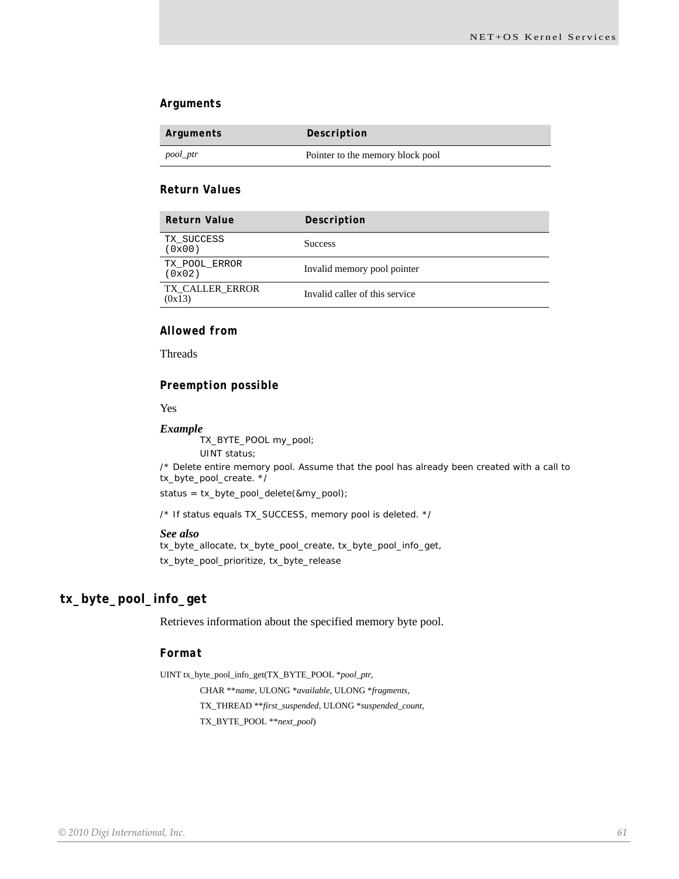### Arguments

| Arguments | Description |
|---|---|
| *pool_ptr* | Pointer to the memory block pool |

### Return Values

| Return Value | Description |
|---|---|
| TX_SUCCESS (0x00) | Success |
| TX_POOL_ERROR (0x02) | Invalid memory pool pointer |
| TX_CALLER_ERROR (0x13) | Invalid caller of this service |

### Allowed from

Threads

### Preemption possible

Yes

***Example***

```
TX_BYTE_POOL my_pool;
UINT status;
/* Delete entire memory pool. Assume that the pool has already been created with a call to tx_byte_pool_create. */
status = tx_byte_pool_delete(&my_pool);

/* If status equals TX_SUCCESS, memory pool is deleted. */
```

***See also***

tx_byte_allocate, tx_byte_pool_create, tx_byte_pool_info_get,

tx_byte_pool_prioritize, tx_byte_release

## tx_byte_pool_info_get

Retrieves information about the specified memory byte pool.

### Format

UINT tx_byte_pool_info_get(TX_BYTE_POOL *\*pool_ptr*,
    CHAR **\*name*, ULONG \**available*, ULONG \**fragments*,
    TX_THREAD **\*first_suspended*, ULONG \**suspended_count*,
    TX_BYTE_POOL **\*next_pool*)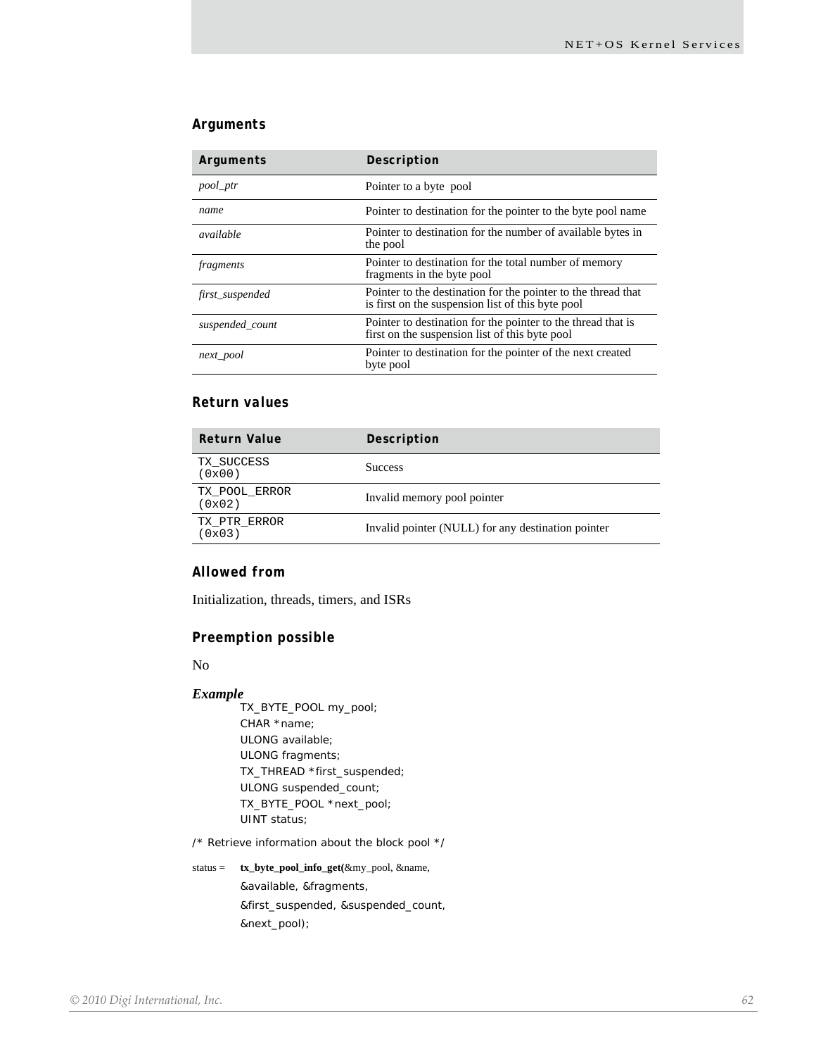### Arguments

| Arguments | Description |
|---|---|
| *pool_ptr* | Pointer to a byte pool |
| *name* | Pointer to destination for the pointer to the byte pool name |
| *available* | Pointer to destination for the number of available bytes in the pool |
| *fragments* | Pointer to destination for the total number of memory fragments in the byte pool |
| *first_suspended* | Pointer to the destination for the pointer to the thread that is first on the suspension list of this byte pool |
| *suspended_count* | Pointer to destination for the pointer to the thread that is first on the suspension list of this byte pool |
| *next_pool* | Pointer to destination for the pointer of the next created byte pool |

### Return values

| Return Value | Description |
|---|---|
| `TX_SUCCESS (0x00)` | Success |
| `TX_POOL_ERROR (0x02)` | Invalid memory pool pointer |
| `TX_PTR_ERROR (0x03)` | Invalid pointer (NULL) for any destination pointer |

### Allowed from

Initialization, threads, timers, and ISRs

### Preemption possible

No

***Example***

```
TX_BYTE_POOL my_pool;
CHAR *name;
ULONG available;
ULONG fragments;
TX_THREAD *first_suspended;
ULONG suspended_count;
TX_BYTE_POOL *next_pool;
UINT status;

/* Retrieve information about the block pool */

status = tx_byte_pool_info_get(&my_pool, &name,
         &available, &fragments,
         &first_suspended, &suspended_count,
         &next_pool);
```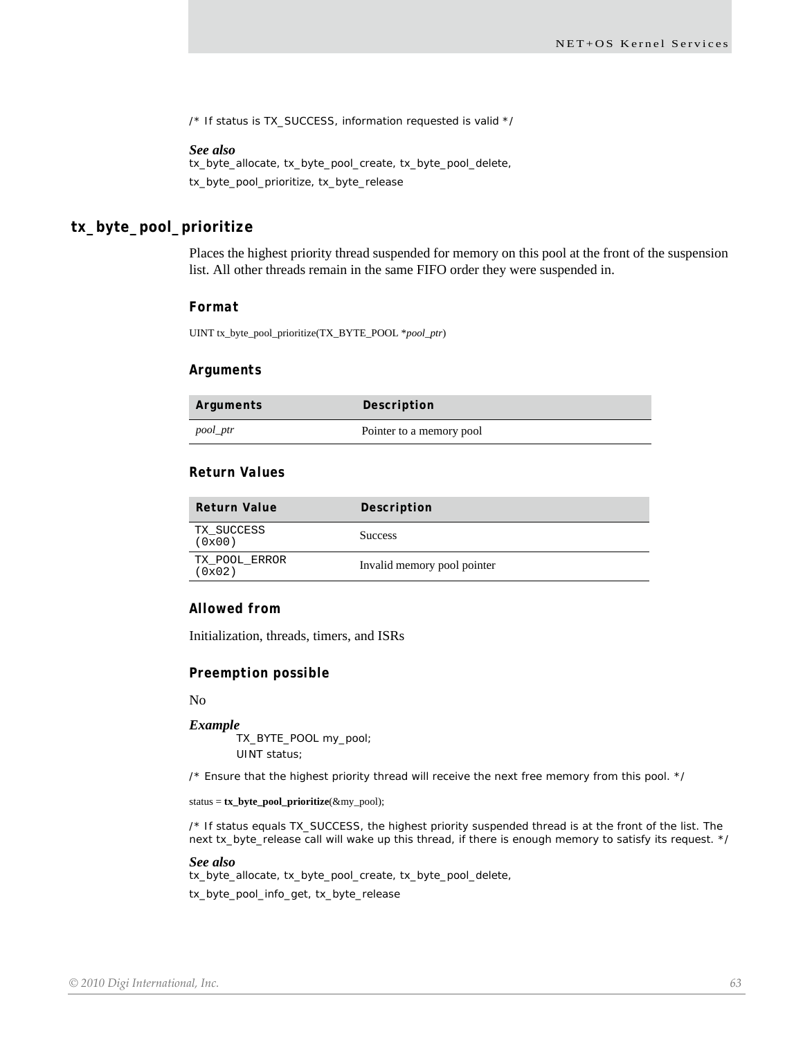/* If status is TX_SUCCESS, information requested is valid */

***See also***
tx_byte_allocate, tx_byte_pool_create, tx_byte_pool_delete,

tx_byte_pool_prioritize, tx_byte_release

## tx_byte_pool_prioritize

Places the highest priority thread suspended for memory on this pool at the front of the suspension list. All other threads remain in the same FIFO order they were suspended in.

### Format

```
UINT tx_byte_pool_prioritize(TX_BYTE_POOL *pool_ptr)
```

### Arguments

| Arguments | Description |
|---|---|
| *pool_ptr* | Pointer to a memory pool |

### Return Values

| Return Value | Description |
|---|---|
| TX_SUCCESS (0x00) | Success |
| TX_POOL_ERROR (0x02) | Invalid memory pool pointer |

### Allowed from

Initialization, threads, timers, and ISRs

### Preemption possible

No

***Example***

```
TX_BYTE_POOL my_pool;
UINT status;

/* Ensure that the highest priority thread will receive the next free memory from this pool. */

status = tx_byte_pool_prioritize(&my_pool);

/* If status equals TX_SUCCESS, the highest priority suspended thread is at the front of the list. The next tx_byte_release call will wake up this thread, if there is enough memory to satisfy its request. */
```

***See also***
tx_byte_allocate, tx_byte_pool_create, tx_byte_pool_delete,

tx_byte_pool_info_get, tx_byte_release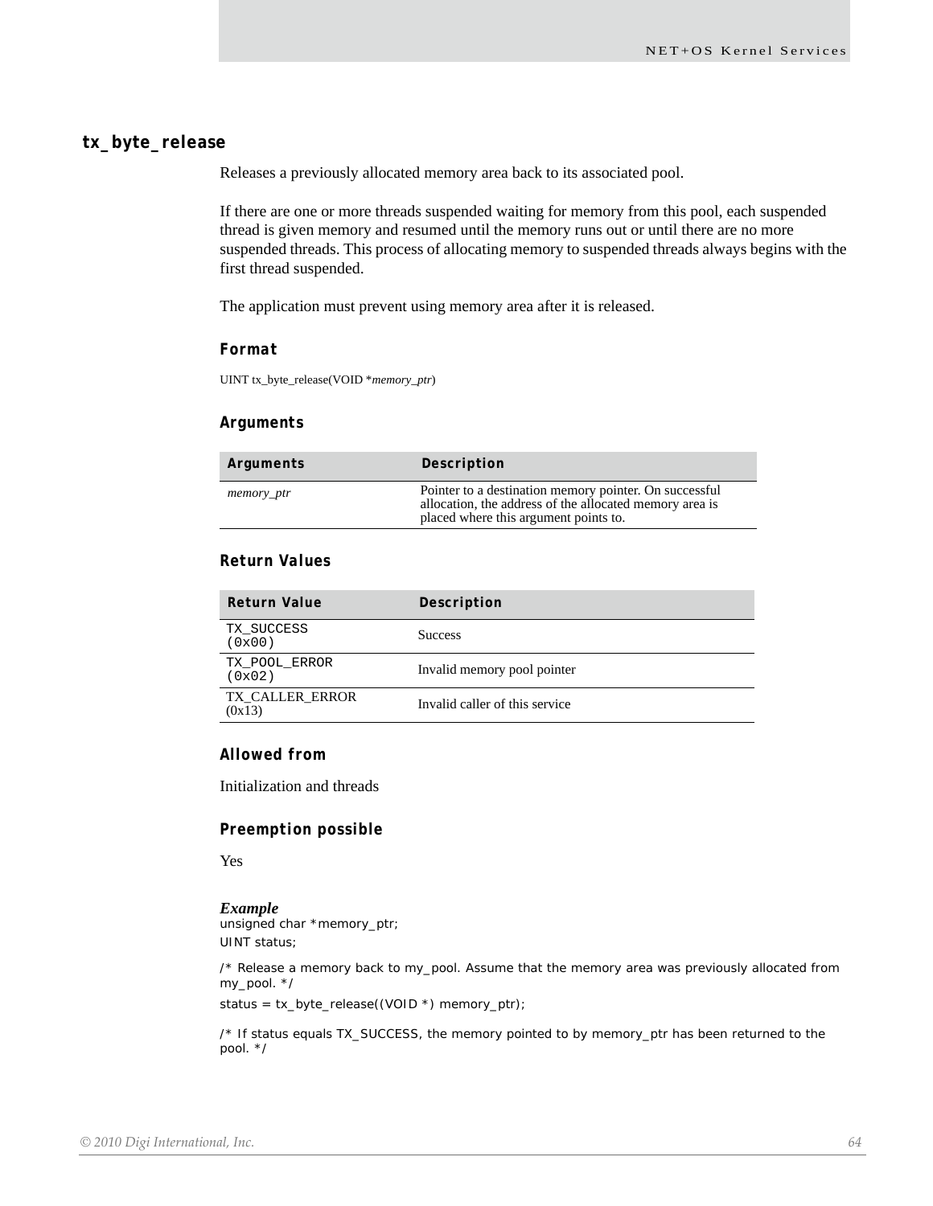## tx_byte_release

Releases a previously allocated memory area back to its associated pool.

If there are one or more threads suspended waiting for memory from this pool, each suspended thread is given memory and resumed until the memory runs out or until there are no more suspended threads. This process of allocating memory to suspended threads always begins with the first thread suspended.

The application must prevent using memory area after it is released.

### Format

UINT tx_byte_release(VOID **memory_ptr*)

### Arguments

| Arguments | Description |
|---|---|
| *memory_ptr* | Pointer to a destination memory pointer. On successful allocation, the address of the allocated memory area is placed where this argument points to. |

### Return Values

| Return Value | Description |
|---|---|
| TX_SUCCESS (0x00) | Success |
| TX_POOL_ERROR (0x02) | Invalid memory pool pointer |
| TX_CALLER_ERROR (0x13) | Invalid caller of this service |

### Allowed from

Initialization and threads

### Preemption possible

Yes

### *Example*

```
unsigned char *memory_ptr;
UINT status;

/* Release a memory back to my_pool. Assume that the memory area was previously allocated from my_pool. */

status = tx_byte_release((VOID *) memory_ptr);

/* If status equals TX_SUCCESS, the memory pointed to by memory_ptr has been returned to the pool. */
```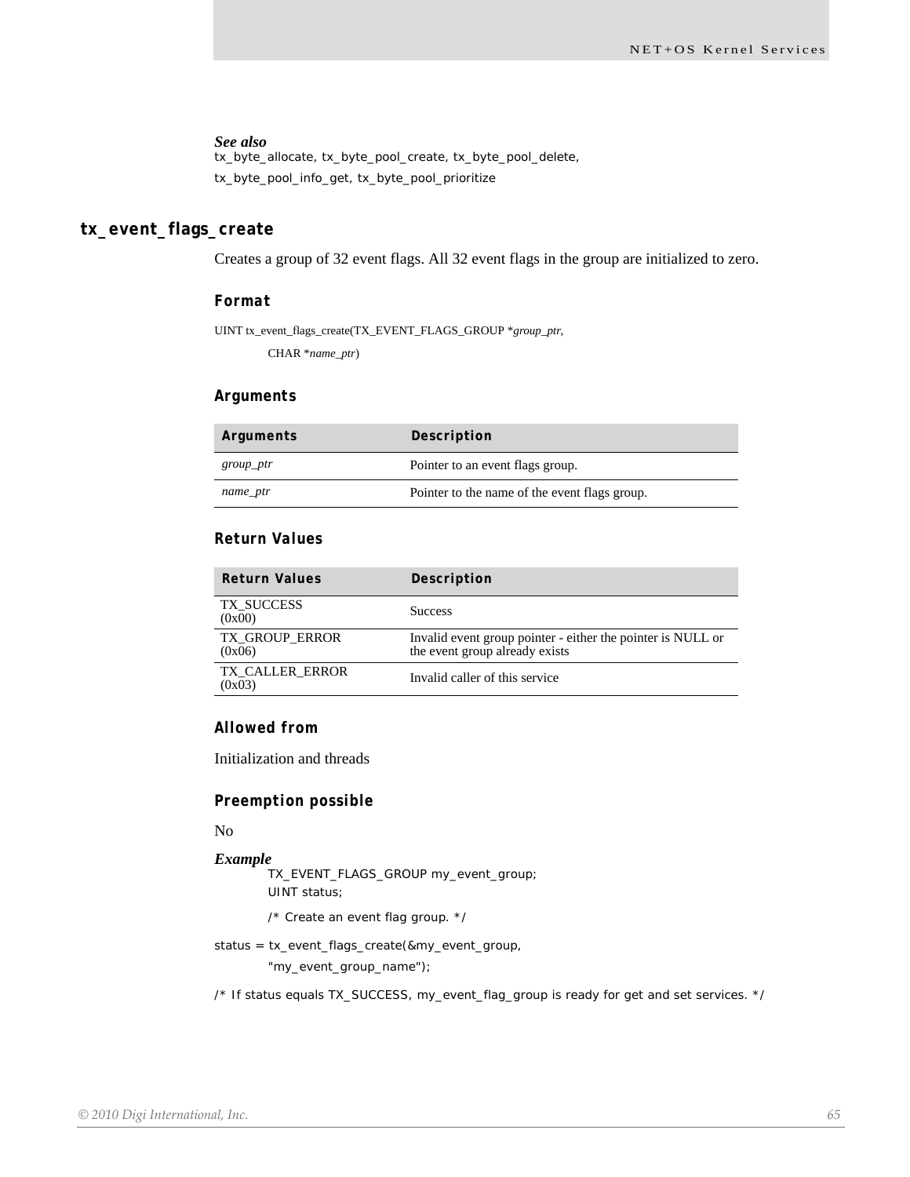***See also***

tx_byte_allocate, tx_byte_pool_create, tx_byte_pool_delete, tx_byte_pool_info_get, tx_byte_pool_prioritize

## tx_event_flags_create

Creates a group of 32 event flags. All 32 event flags in the group are initialized to zero.

### Format

UINT tx_event_flags_create(TX_EVENT_FLAGS_GROUP **group_ptr*,

CHAR **name_ptr*)

### Arguments

| Arguments | Description |
|---|---|
| *group_ptr* | Pointer to an event flags group. |
| *name_ptr* | Pointer to the name of the event flags group. |

### Return Values

| Return Values | Description |
|---|---|
| TX_SUCCESS (0x00) | Success |
| TX_GROUP_ERROR (0x06) | Invalid event group pointer - either the pointer is NULL or the event group already exists |
| TX_CALLER_ERROR (0x03) | Invalid caller of this service |

### Allowed from

Initialization and threads

### Preemption possible

No

***Example***

```
TX_EVENT_FLAGS_GROUP my_event_group;
UINT status;

/* Create an event flag group. */

status = tx_event_flags_create(&my_event_group,
    "my_event_group_name");

/* If status equals TX_SUCCESS, my_event_flag_group is ready for get and set services. */
```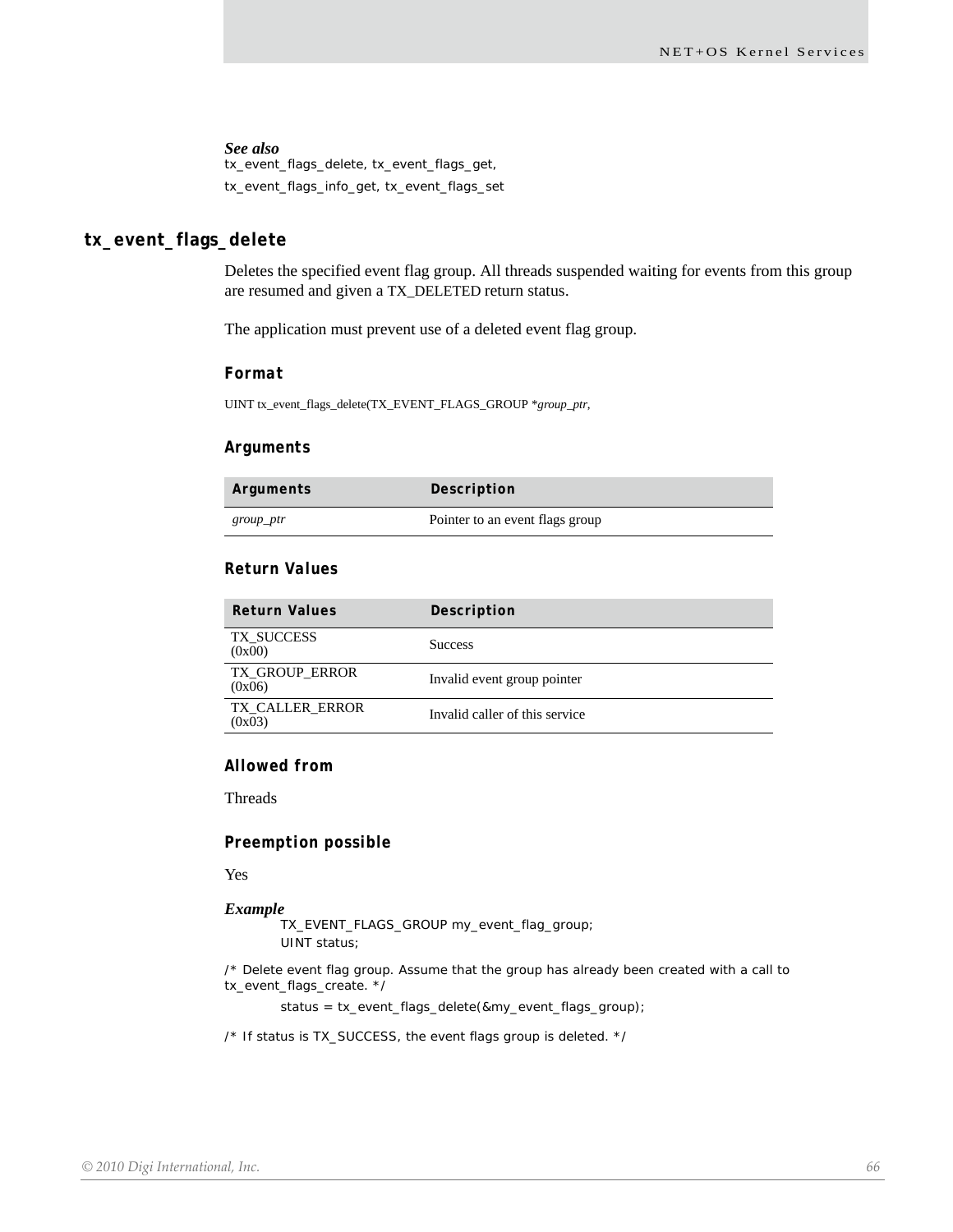*See also*
tx_event_flags_delete, tx_event_flags_get,
tx_event_flags_info_get, tx_event_flags_set

## tx_event_flags_delete

Deletes the specified event flag group. All threads suspended waiting for events from this group are resumed and given a TX_DELETED return status.

The application must prevent use of a deleted event flag group.

### Format

UINT tx_event_flags_delete(TX_EVENT_FLAGS_GROUP **group_ptr*,

### Arguments

| Arguments | Description |
|---|---|
| *group_ptr* | Pointer to an event flags group |

### Return Values

| Return Values | Description |
|---|---|
| TX_SUCCESS (0x00) | Success |
| TX_GROUP_ERROR (0x06) | Invalid event group pointer |
| TX_CALLER_ERROR (0x03) | Invalid caller of this service |

### Allowed from

Threads

### Preemption possible

Yes

*Example*

```
TX_EVENT_FLAGS_GROUP my_event_flag_group;
UINT status;

/* Delete event flag group. Assume that the group has already been created with a call to
tx_event_flags_create. */

status = tx_event_flags_delete(&my_event_flags_group);

/* If status is TX_SUCCESS, the event flags group is deleted. */
```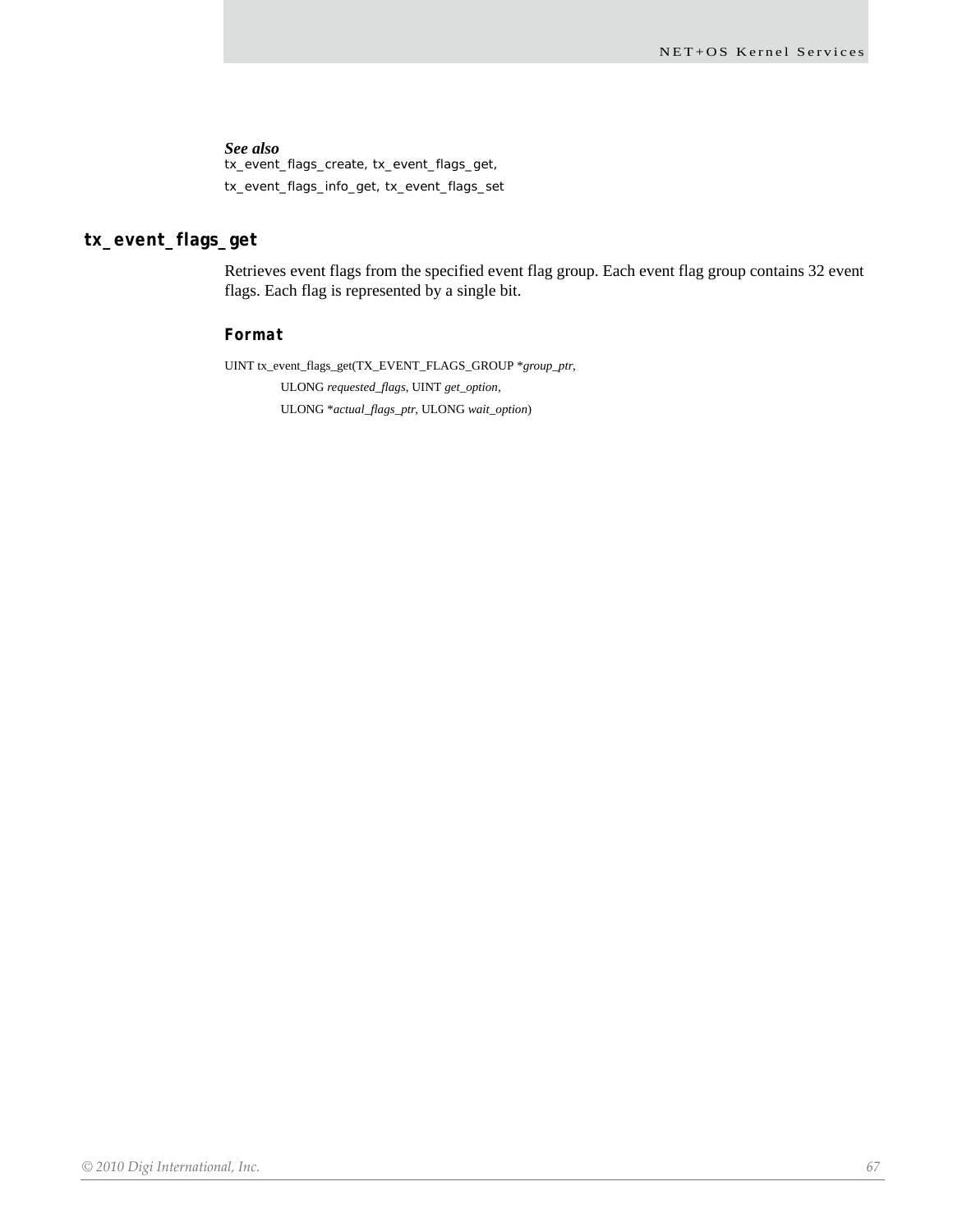***See also***

tx_event_flags_create, tx_event_flags_get,

tx_event_flags_info_get, tx_event_flags_set

## tx_event_flags_get

Retrieves event flags from the specified event flag group. Each event flag group contains 32 event flags. Each flag is represented by a single bit.

### Format

UINT tx_event_flags_get(TX_EVENT_FLAGS_GROUP **group_ptr*,
    ULONG *requested_flags*, UINT *get_option*,
    ULONG **actual_flags_ptr*, ULONG *wait_option*)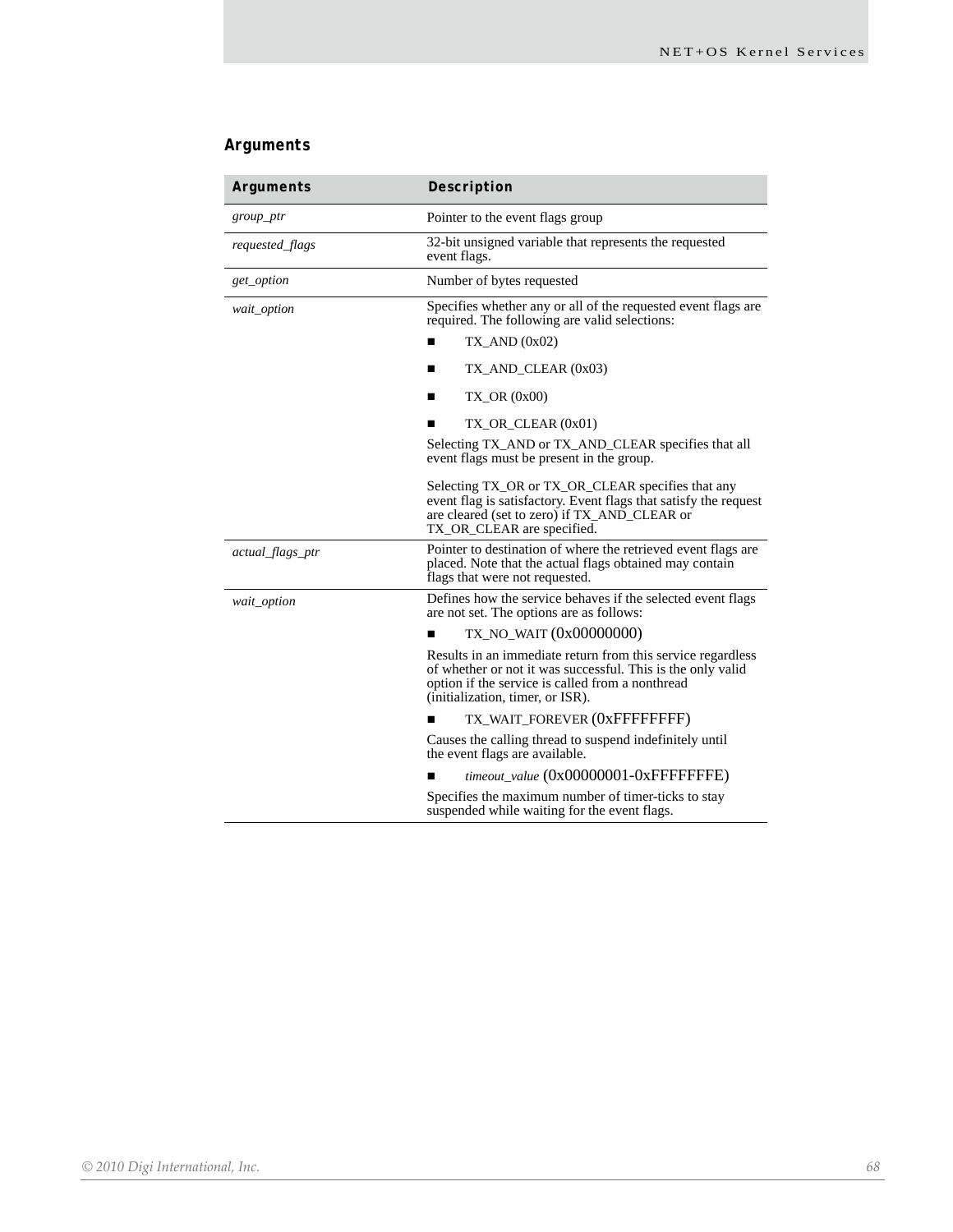## Arguments

| Arguments | Description |
|---|---|
| *group_ptr* | Pointer to the event flags group |
| *requested_flags* | 32-bit unsigned variable that represents the requested event flags. |
| *get_option* | Number of bytes requested |
| *wait_option* | Specifies whether any or all of the requested event flags are required. The following are valid selections:<br>■ TX_AND (0x02)<br>■ TX_AND_CLEAR (0x03)<br>■ TX_OR (0x00)<br>■ TX_OR_CLEAR (0x01)<br>Selecting TX_AND or TX_AND_CLEAR specifies that all event flags must be present in the group.<br><br>Selecting TX_OR or TX_OR_CLEAR specifies that any event flag is satisfactory. Event flags that satisfy the request are cleared (set to zero) if TX_AND_CLEAR or TX_OR_CLEAR are specified. |
| *actual_flags_ptr* | Pointer to destination of where the retrieved event flags are placed. Note that the actual flags obtained may contain flags that were not requested. |
| *wait_option* | Defines how the service behaves if the selected event flags are not set. The options are as follows:<br>■ TX_NO_WAIT (0x00000000)<br>Results in an immediate return from this service regardless of whether or not it was successful. This is the only valid option if the service is called from a nonthread (initialization, timer, or ISR).<br>■ TX_WAIT_FOREVER (0xFFFFFFFF)<br>Causes the calling thread to suspend indefinitely until the event flags are available.<br>■ *timeout_value* (0x00000001-0xFFFFFFFE)<br>Specifies the maximum number of timer-ticks to stay suspended while waiting for the event flags. |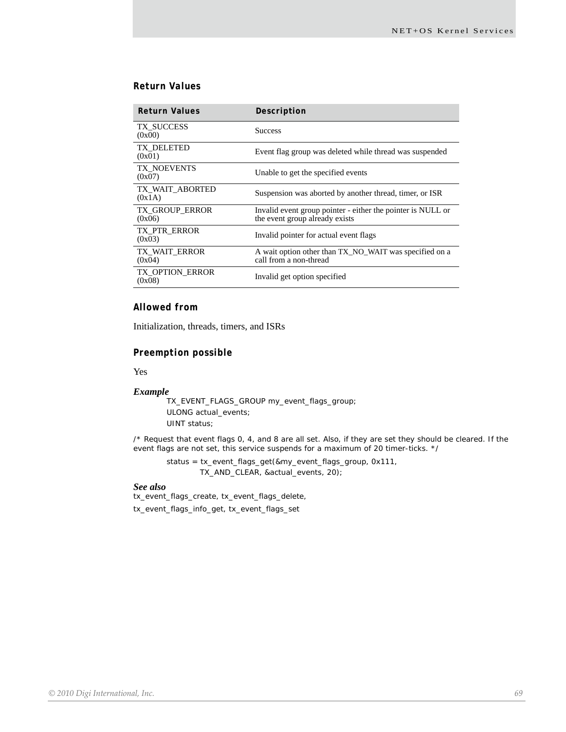### Return Values

| Return Values | Description |
|---|---|
| TX_SUCCESS (0x00) | Success |
| TX_DELETED (0x01) | Event flag group was deleted while thread was suspended |
| TX_NOEVENTS (0x07) | Unable to get the specified events |
| TX_WAIT_ABORTED (0x1A) | Suspension was aborted by another thread, timer, or ISR |
| TX_GROUP_ERROR (0x06) | Invalid event group pointer - either the pointer is NULL or the event group already exists |
| TX_PTR_ERROR (0x03) | Invalid pointer for actual event flags |
| TX_WAIT_ERROR (0x04) | A wait option other than TX_NO_WAIT was specified on a call from a non-thread |
| TX_OPTION_ERROR (0x08) | Invalid get option specified |

### Allowed from

Initialization, threads, timers, and ISRs

### Preemption possible

Yes

***Example***

```
TX_EVENT_FLAGS_GROUP my_event_flags_group;
ULONG actual_events;
UINT status;
```

/* Request that event flags 0, 4, and 8 are all set. Also, if they are set they should be cleared. If the event flags are not set, this service suspends for a maximum of 20 timer-ticks. */

```
status = tx_event_flags_get(&my_event_flags_group, 0x111,
         TX_AND_CLEAR, &actual_events, 20);
```

***See also***

tx_event_flags_create, tx_event_flags_delete,

tx_event_flags_info_get, tx_event_flags_set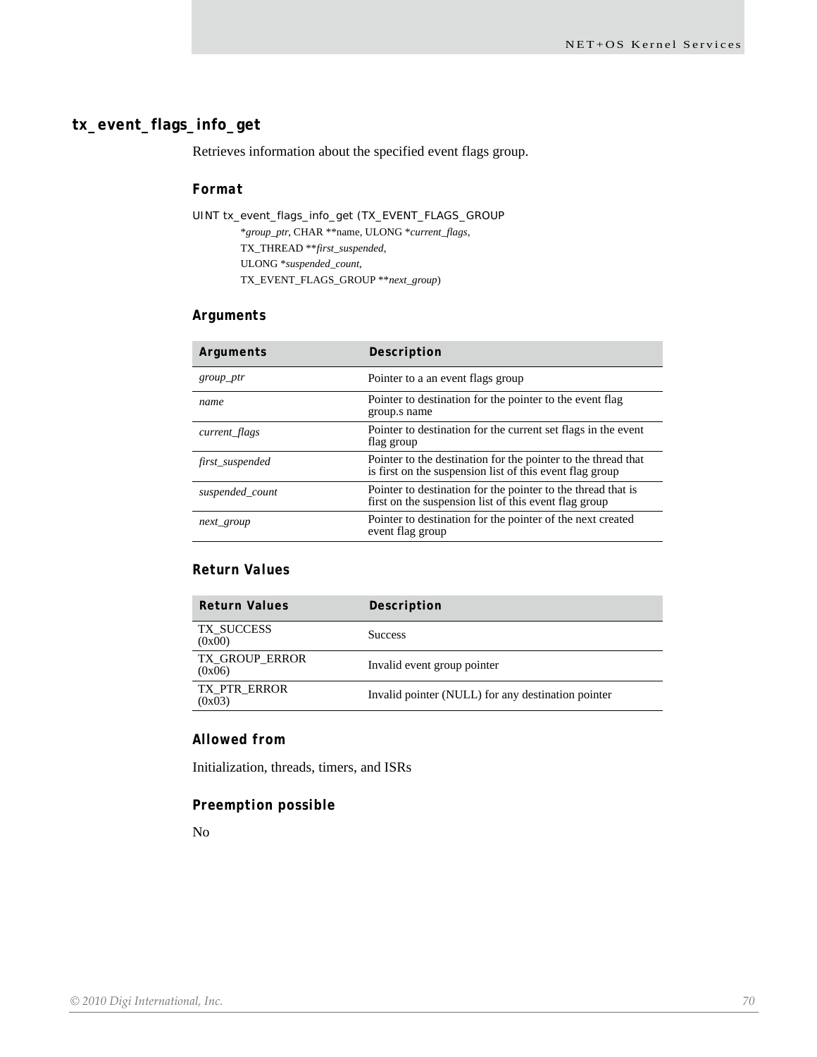## tx_event_flags_info_get

Retrieves information about the specified event flags group.

### Format

```
UINT tx_event_flags_info_get (TX_EVENT_FLAGS_GROUP
        *group_ptr, CHAR **name, ULONG *current_flags,
        TX_THREAD **first_suspended,
        ULONG *suspended_count,
        TX_EVENT_FLAGS_GROUP **next_group)
```

### Arguments

| Arguments | Description |
|---|---|
| *group_ptr* | Pointer to a an event flags group |
| *name* | Pointer to destination for the pointer to the event flag group.s name |
| *current_flags* | Pointer to destination for the current set flags in the event flag group |
| *first_suspended* | Pointer to the destination for the pointer to the thread that is first on the suspension list of this event flag group |
| *suspended_count* | Pointer to destination for the pointer to the thread that is first on the suspension list of this event flag group |
| *next_group* | Pointer to destination for the pointer of the next created event flag group |

### Return Values

| Return Values | Description |
|---|---|
| TX_SUCCESS (0x00) | Success |
| TX_GROUP_ERROR (0x06) | Invalid event group pointer |
| TX_PTR_ERROR (0x03) | Invalid pointer (NULL) for any destination pointer |

### Allowed from

Initialization, threads, timers, and ISRs

### Preemption possible

No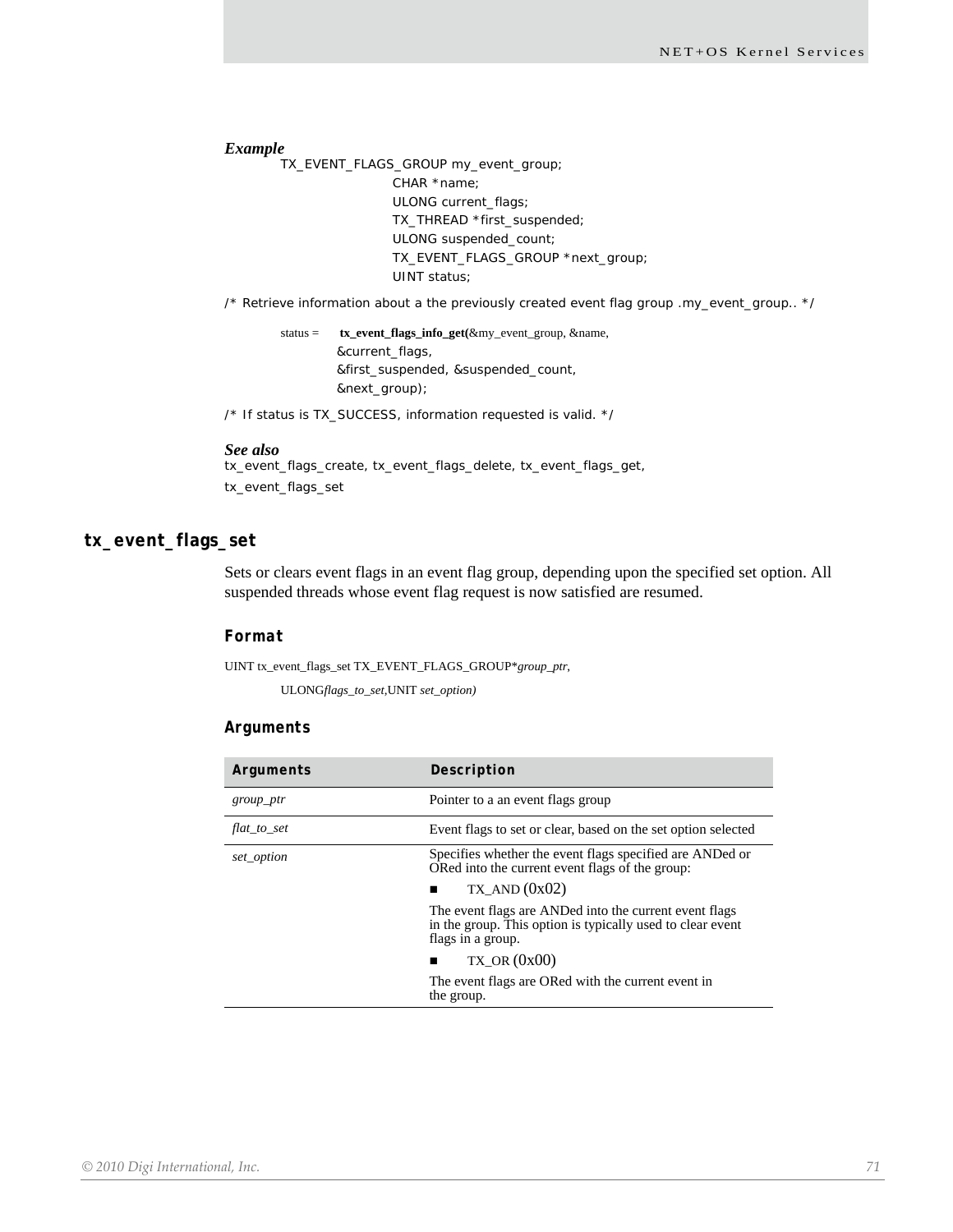***Example***

```
TX_EVENT_FLAGS_GROUP my_event_group;
                    CHAR *name;
                    ULONG current_flags;
                    TX_THREAD *first_suspended;
                    ULONG suspended_count;
                    TX_EVENT_FLAGS_GROUP *next_group;
                    UINT status;
```

```
/* Retrieve information about a the previously created event flag group .my_event_group.. */
```

```
status =    tx_event_flags_info_get(&my_event_group, &name,
          &current_flags,
          &first_suspended, &suspended_count,
          &next_group);
```

```
/* If status is TX_SUCCESS, information requested is valid. */
```

***See also***

tx_event_flags_create, tx_event_flags_delete, tx_event_flags_get, tx_event_flags_set

## tx_event_flags_set

Sets or clears event flags in an event flag group, depending upon the specified set option. All suspended threads whose event flag request is now satisfied are resumed.

### Format

UINT tx_event_flags_set TX_EVENT_FLAGS_GROUP**group_ptr*,

ULONG*flags_to_set*,UNIT *set_option)*

### Arguments

| Arguments | Description |
|---|---|
| *group_ptr* | Pointer to a an event flags group |
| *flat_to_set* | Event flags to set or clear, based on the set option selected |
| *set_option* | Specifies whether the event flags specified are ANDed or ORed into the current event flags of the group:<br>■ TX_AND (0x02)<br>The event flags are ANDed into the current event flags in the group. This option is typically used to clear event flags in a group.<br>■ TX_OR (0x00)<br>The event flags are ORed with the current event in the group. |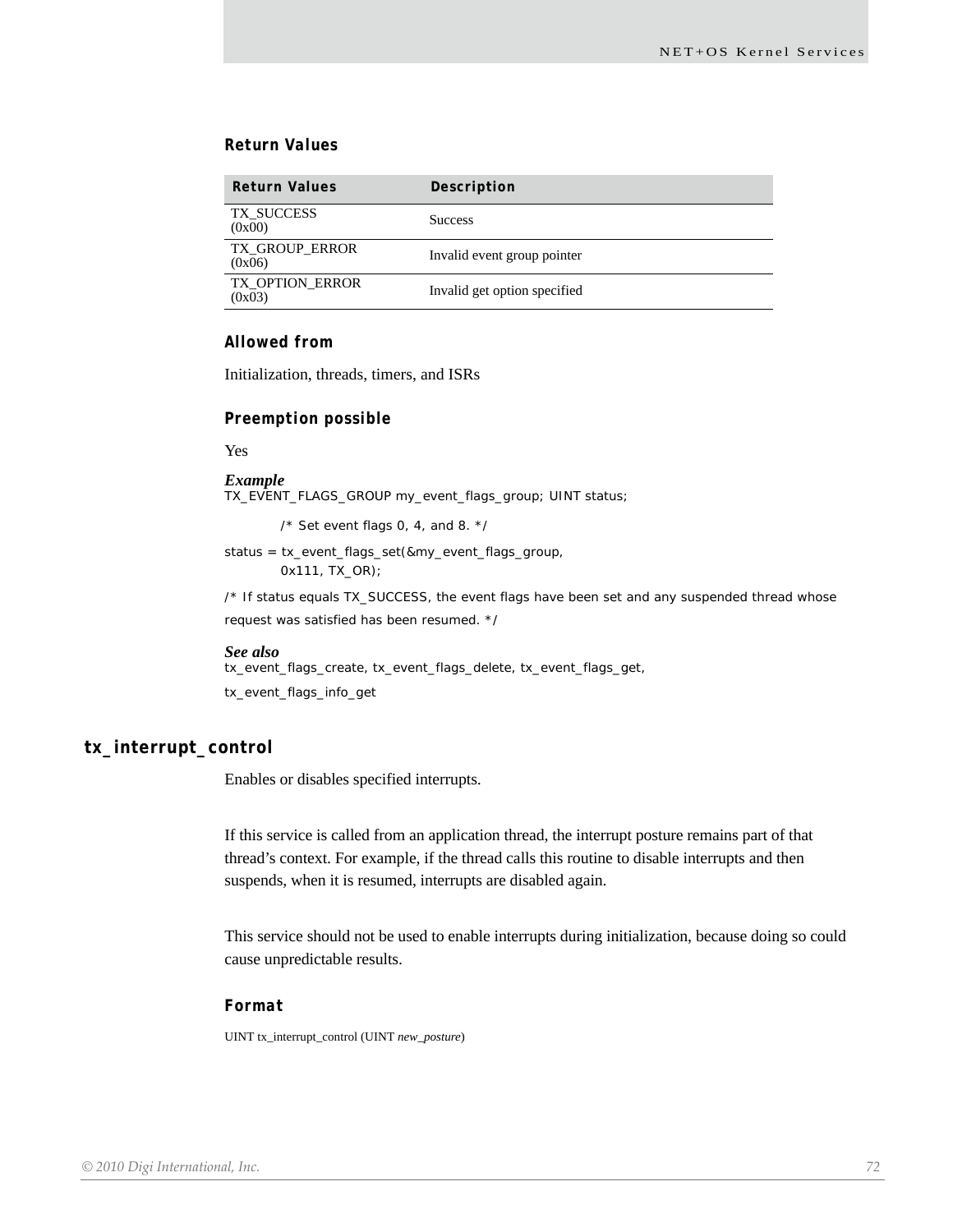### Return Values

| Return Values | Description |
|---|---|
| TX_SUCCESS (0x00) | Success |
| TX_GROUP_ERROR (0x06) | Invalid event group pointer |
| TX_OPTION_ERROR (0x03) | Invalid get option specified |

### Allowed from

Initialization, threads, timers, and ISRs

### Preemption possible

Yes

***Example***

```
TX_EVENT_FLAGS_GROUP my_event_flags_group; UINT status;

        /* Set event flags 0, 4, and 8. */

status = tx_event_flags_set(&my_event_flags_group,
        0x111, TX_OR);

/* If status equals TX_SUCCESS, the event flags have been set and any suspended thread whose
request was satisfied has been resumed. */
```

***See also***

tx_event_flags_create, tx_event_flags_delete, tx_event_flags_get,

tx_event_flags_info_get

## tx_interrupt_control

Enables or disables specified interrupts.

If this service is called from an application thread, the interrupt posture remains part of that thread's context. For example, if the thread calls this routine to disable interrupts and then suspends, when it is resumed, interrupts are disabled again.

This service should not be used to enable interrupts during initialization, because doing so could cause unpredictable results.

### Format

UINT tx_interrupt_control (UINT *new_posture*)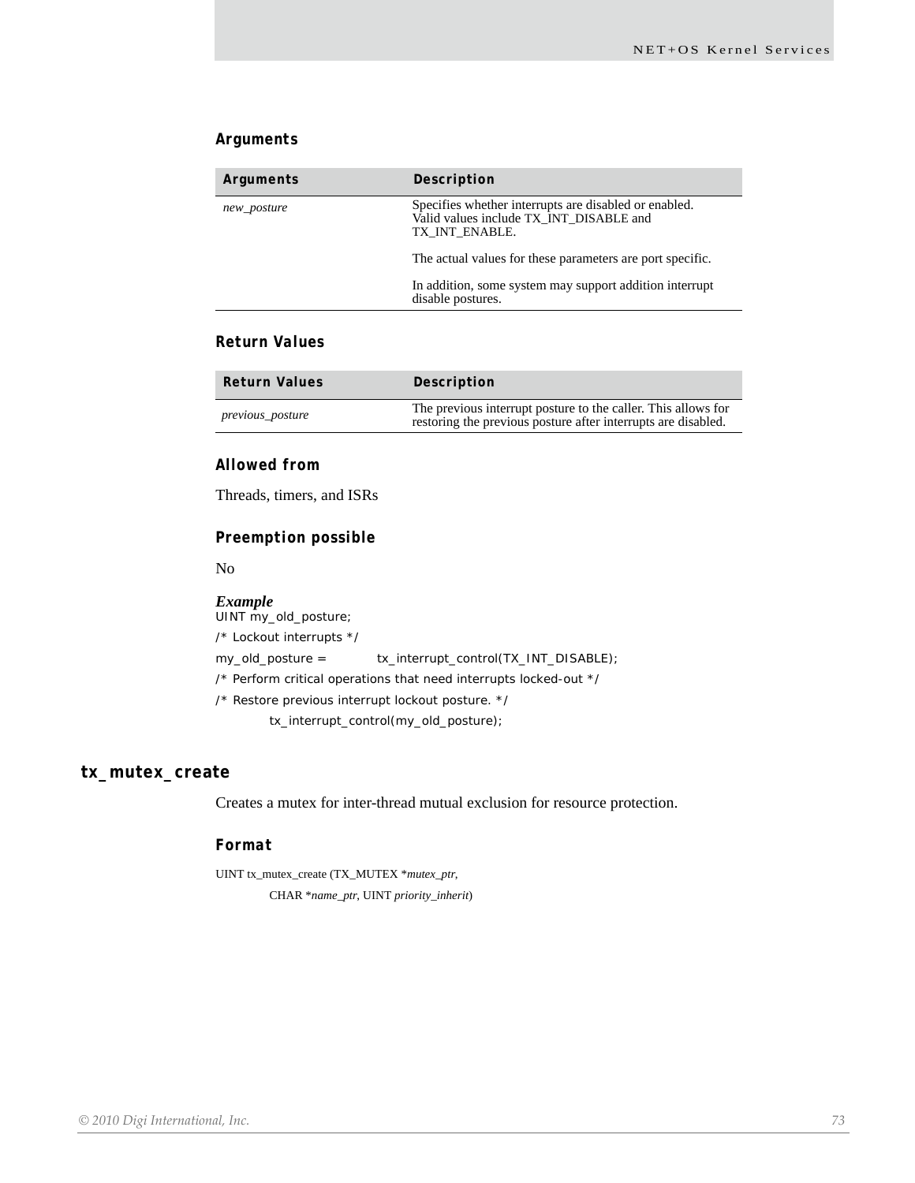### Arguments

| Arguments | Description |
|---|---|
| *new_posture* | Specifies whether interrupts are disabled or enabled. Valid values include TX_INT_DISABLE and TX_INT_ENABLE.<br><br>The actual values for these parameters are port specific.<br><br>In addition, some system may support addition interrupt disable postures. |

### Return Values

| Return Values | Description |
|---|---|
| *previous_posture* | The previous interrupt posture to the caller. This allows for restoring the previous posture after interrupts are disabled. |

### Allowed from

Threads, timers, and ISRs

### Preemption possible

No

***Example***

```
UINT my_old_posture;
/* Lockout interrupts */
my_old_posture =        tx_interrupt_control(TX_INT_DISABLE);
/* Perform critical operations that need interrupts locked-out */
/* Restore previous interrupt lockout posture. */
        tx_interrupt_control(my_old_posture);
```

## tx_mutex_create

Creates a mutex for inter-thread mutual exclusion for resource protection.

### Format

UINT tx_mutex_create (TX_MUTEX **mutex_ptr*,

CHAR **name_ptr*, UINT *priority_inherit*)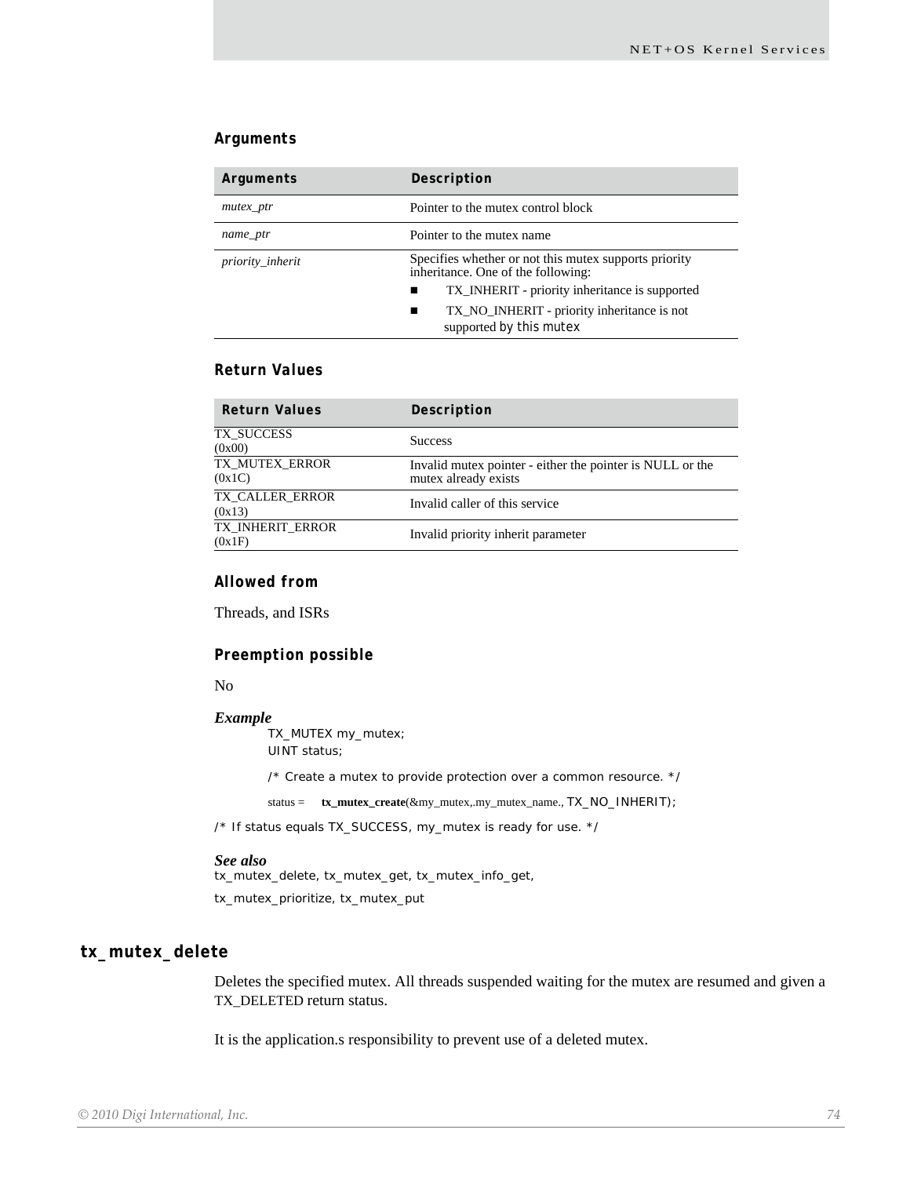### Arguments

| Arguments | Description |
|---|---|
| *mutex_ptr* | Pointer to the mutex control block |
| *name_ptr* | Pointer to the mutex name |
| *priority_inherit* | Specifies whether or not this mutex supports priority inheritance. One of the following:<br>■ TX_INHERIT - priority inheritance is supported<br>■ TX_NO_INHERIT - priority inheritance is not supported by this mutex |

### Return Values

| Return Values | Description |
|---|---|
| TX_SUCCESS (0x00) | Success |
| TX_MUTEX_ERROR (0x1C) | Invalid mutex pointer - either the pointer is NULL or the mutex already exists |
| TX_CALLER_ERROR (0x13) | Invalid caller of this service |
| TX_INHERIT_ERROR (0x1F) | Invalid priority inherit parameter |

### Allowed from

Threads, and ISRs

### Preemption possible

No

***Example***

```
TX_MUTEX my_mutex;
UINT status;

/* Create a mutex to provide protection over a common resource. */

status =     tx_mutex_create(&my_mutex,.my_mutex_name., TX_NO_INHERIT);

/* If status equals TX_SUCCESS, my_mutex is ready for use. */
```

***See also***

tx_mutex_delete, tx_mutex_get, tx_mutex_info_get,

tx_mutex_prioritize, tx_mutex_put

## tx_mutex_delete

Deletes the specified mutex. All threads suspended waiting for the mutex are resumed and given a TX_DELETED return status.

It is the application.s responsibility to prevent use of a deleted mutex.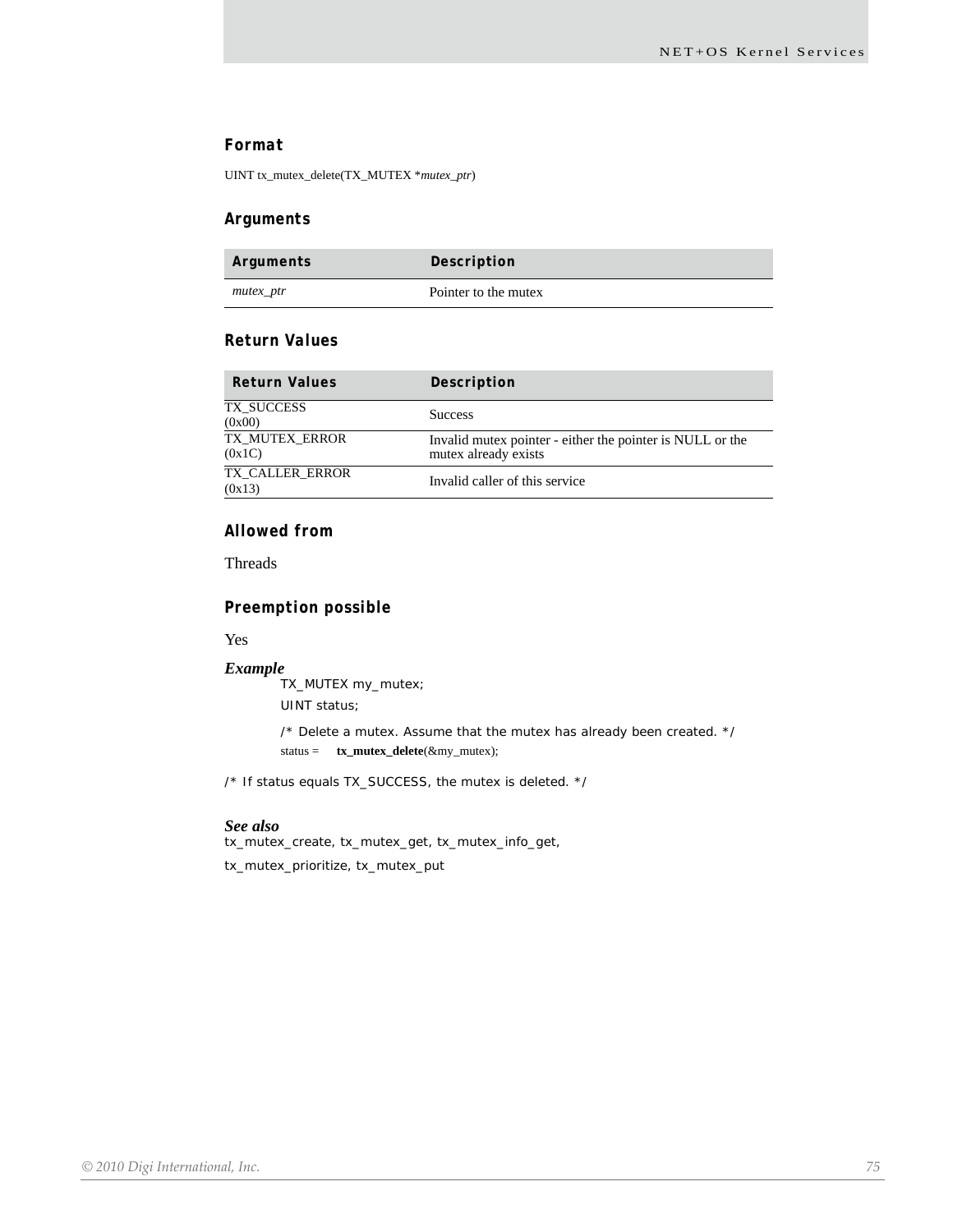### Format

UINT tx_mutex_delete(TX_MUTEX **mutex_ptr*)

### Arguments

| Arguments | Description |
|---|---|
| *mutex_ptr* | Pointer to the mutex |

### Return Values

| Return Values | Description |
|---|---|
| TX_SUCCESS (0x00) | Success |
| TX_MUTEX_ERROR (0x1C) | Invalid mutex pointer - either the pointer is NULL or the mutex already exists |
| TX_CALLER_ERROR (0x13) | Invalid caller of this service |

### Allowed from

Threads

### Preemption possible

Yes

***Example***

```
TX_MUTEX my_mutex;
UINT status;

/* Delete a mutex. Assume that the mutex has already been created. */
status = tx_mutex_delete(&my_mutex);

/* If status equals TX_SUCCESS, the mutex is deleted. */
```

***See also***

tx_mutex_create, tx_mutex_get, tx_mutex_info_get,

tx_mutex_prioritize, tx_mutex_put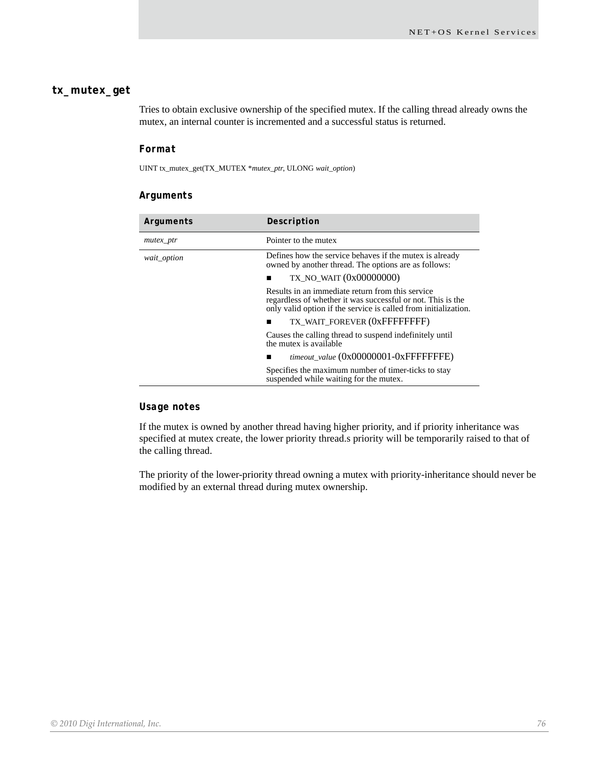## tx_mutex_get

Tries to obtain exclusive ownership of the specified mutex. If the calling thread already owns the mutex, an internal counter is incremented and a successful status is returned.

### Format

```
UINT tx_mutex_get(TX_MUTEX *mutex_ptr, ULONG wait_option)
```

### Arguments

| Arguments | Description |
|---|---|
| *mutex_ptr* | Pointer to the mutex |
| *wait_option* | Defines how the service behaves if the mutex is already owned by another thread. The options are as follows:<br>■ TX_NO_WAIT (0x00000000)<br>Results in an immediate return from this service regardless of whether it was successful or not. This is the only valid option if the service is called from initialization.<br>■ TX_WAIT_FOREVER (0xFFFFFFFF)<br>Causes the calling thread to suspend indefinitely until the mutex is available<br>■ *timeout_value* (0x00000001-0xFFFFFFFE)<br>Specifies the maximum number of timer-ticks to stay suspended while waiting for the mutex. |

### Usage notes

If the mutex is owned by another thread having higher priority, and if priority inheritance was specified at mutex create, the lower priority thread.s priority will be temporarily raised to that of the calling thread.

The priority of the lower-priority thread owning a mutex with priority-inheritance should never be modified by an external thread during mutex ownership.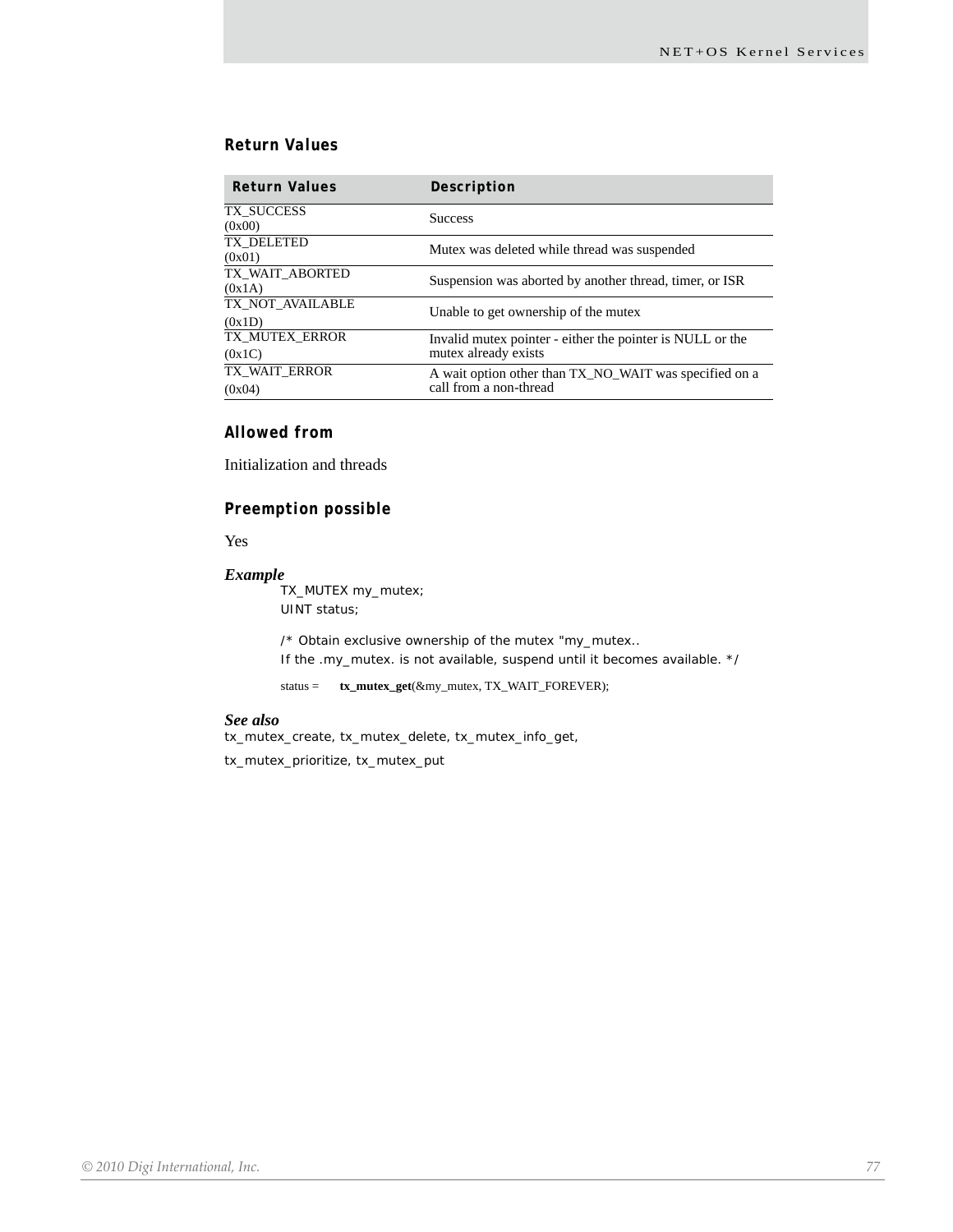### Return Values

| Return Values | Description |
|---|---|
| TX_SUCCESS (0x00) | Success |
| TX_DELETED (0x01) | Mutex was deleted while thread was suspended |
| TX_WAIT_ABORTED (0x1A) | Suspension was aborted by another thread, timer, or ISR |
| TX_NOT_AVAILABLE (0x1D) | Unable to get ownership of the mutex |
| TX_MUTEX_ERROR (0x1C) | Invalid mutex pointer - either the pointer is NULL or the mutex already exists |
| TX_WAIT_ERROR (0x04) | A wait option other than TX_NO_WAIT was specified on a call from a non-thread |

### Allowed from

Initialization and threads

### Preemption possible

Yes

***Example***

```
TX_MUTEX my_mutex;
UINT status;

/* Obtain exclusive ownership of the mutex "my_mutex..
If the .my_mutex. is not available, suspend until it becomes available. */

status =    tx_mutex_get(&my_mutex, TX_WAIT_FOREVER);
```

***See also***

tx_mutex_create, tx_mutex_delete, tx_mutex_info_get,

tx_mutex_prioritize, tx_mutex_put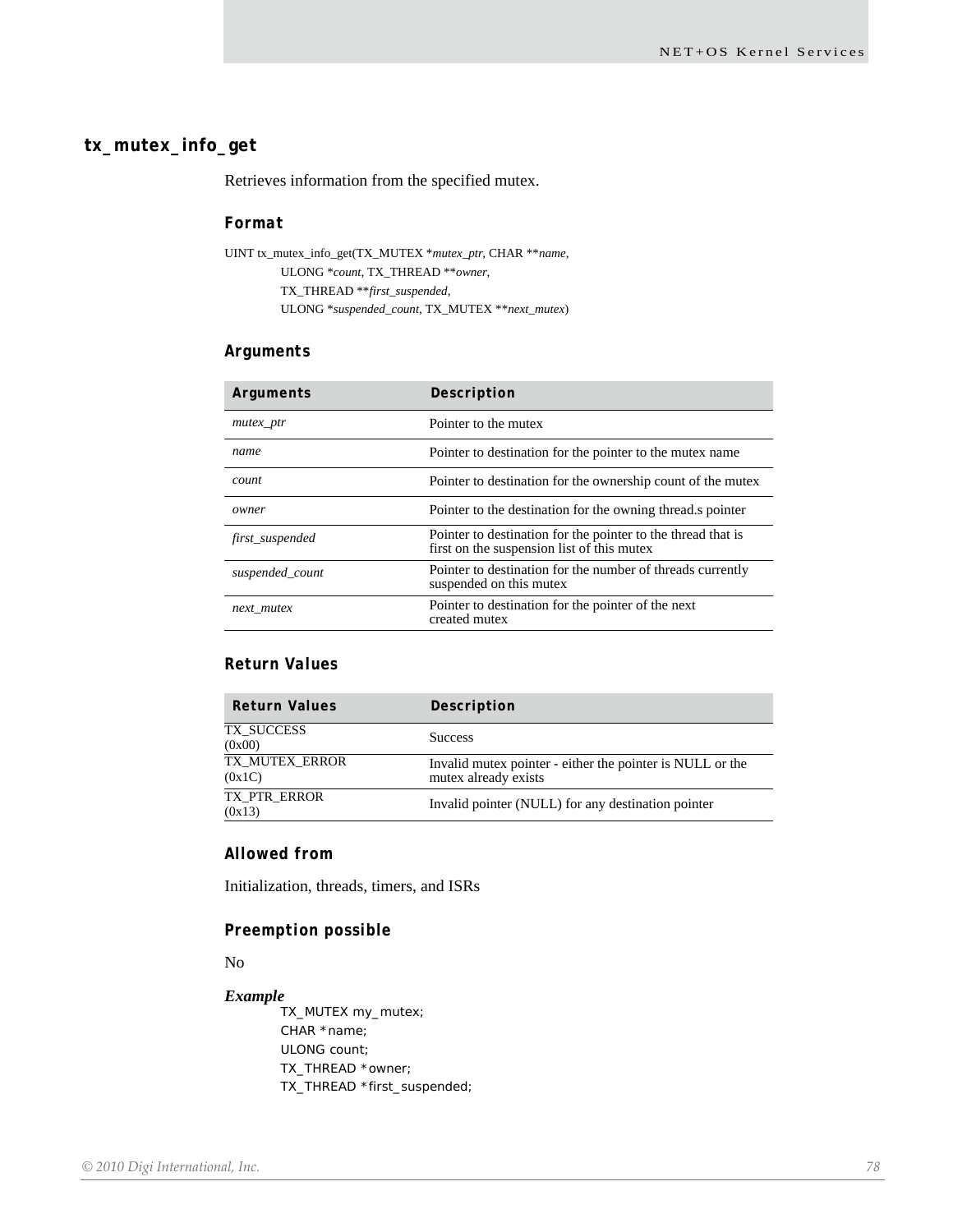## tx_mutex_info_get

Retrieves information from the specified mutex.

### Format

```
UINT tx_mutex_info_get(TX_MUTEX *mutex_ptr, CHAR **name,
        ULONG *count, TX_THREAD **owner,
        TX_THREAD **first_suspended,
        ULONG *suspended_count, TX_MUTEX **next_mutex)
```

### Arguments

| Arguments | Description |
|---|---|
| *mutex_ptr* | Pointer to the mutex |
| *name* | Pointer to destination for the pointer to the mutex name |
| *count* | Pointer to destination for the ownership count of the mutex |
| *owner* | Pointer to the destination for the owning thread.s pointer |
| *first_suspended* | Pointer to destination for the pointer to the thread that is first on the suspension list of this mutex |
| *suspended_count* | Pointer to destination for the number of threads currently suspended on this mutex |
| *next_mutex* | Pointer to destination for the pointer of the next created mutex |

### Return Values

| Return Values | Description |
|---|---|
| TX_SUCCESS (0x00) | Success |
| TX_MUTEX_ERROR (0x1C) | Invalid mutex pointer - either the pointer is NULL or the mutex already exists |
| TX_PTR_ERROR (0x13) | Invalid pointer (NULL) for any destination pointer |

### Allowed from

Initialization, threads, timers, and ISRs

### Preemption possible

No

***Example***

```
TX_MUTEX my_mutex;
CHAR *name;
ULONG count;
TX_THREAD *owner;
TX_THREAD *first_suspended;
```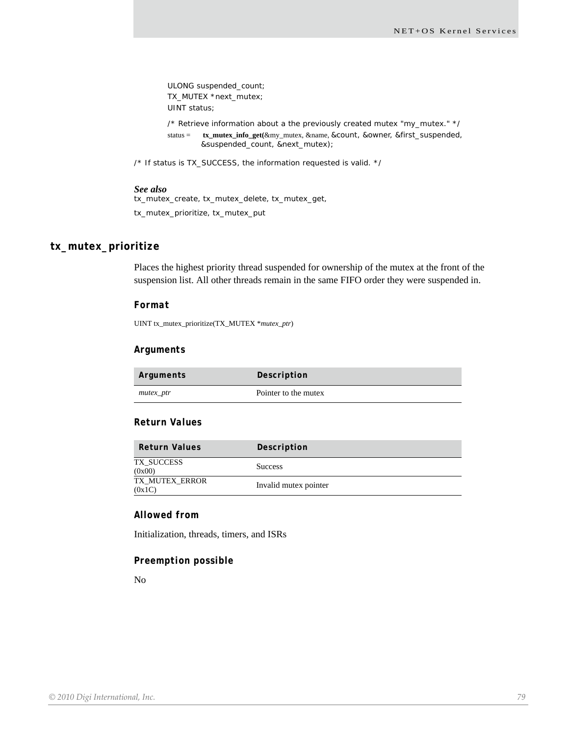```
ULONG suspended_count;
TX_MUTEX *next_mutex;
UINT status;

/* Retrieve information about a the previously created mutex "my_mutex." */
status = tx_mutex_info_get(&my_mutex, &name, &count, &owner, &first_suspended,
         &suspended_count, &next_mutex);

/* If status is TX_SUCCESS, the information requested is valid. */
```

***See also***

tx_mutex_create, tx_mutex_delete, tx_mutex_get,

tx_mutex_prioritize, tx_mutex_put

## tx_mutex_prioritize

Places the highest priority thread suspended for ownership of the mutex at the front of the suspension list. All other threads remain in the same FIFO order they were suspended in.

### Format

UINT tx_mutex_prioritize(TX_MUTEX **mutex_ptr*)

### Arguments

| Arguments | Description |
| --- | --- |
| *mutex_ptr* | Pointer to the mutex |

### Return Values

| Return Values | Description |
| --- | --- |
| TX_SUCCESS (0x00) | Success |
| TX_MUTEX_ERROR (0x1C) | Invalid mutex pointer |

### Allowed from

Initialization, threads, timers, and ISRs

### Preemption possible

No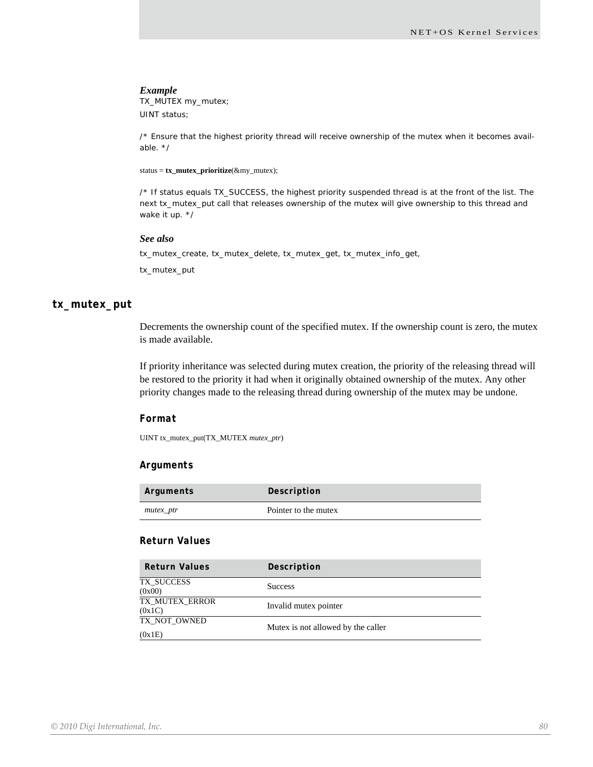### *Example*

```
TX_MUTEX my_mutex;
UINT status;

/* Ensure that the highest priority thread will receive ownership of the mutex when it becomes available. */

status = tx_mutex_prioritize(&my_mutex);

/* If status equals TX_SUCCESS, the highest priority suspended thread is at the front of the list. The next tx_mutex_put call that releases ownership of the mutex will give ownership to this thread and wake it up. */
```

### *See also*

tx_mutex_create, tx_mutex_delete, tx_mutex_get, tx_mutex_info_get,

tx_mutex_put

## tx_mutex_put

Decrements the ownership count of the specified mutex. If the ownership count is zero, the mutex is made available.

If priority inheritance was selected during mutex creation, the priority of the releasing thread will be restored to the priority it had when it originally obtained ownership of the mutex. Any other priority changes made to the releasing thread during ownership of the mutex may be undone.

### Format

UINT tx_mutex_put(TX_MUTEX *mutex_ptr*)

### Arguments

| Arguments | Description |
|---|---|
| *mutex_ptr* | Pointer to the mutex |

### Return Values

| Return Values | Description |
|---|---|
| TX_SUCCESS (0x00) | Success |
| TX_MUTEX_ERROR (0x1C) | Invalid mutex pointer |
| TX_NOT_OWNED (0x1E) | Mutex is not allowed by the caller |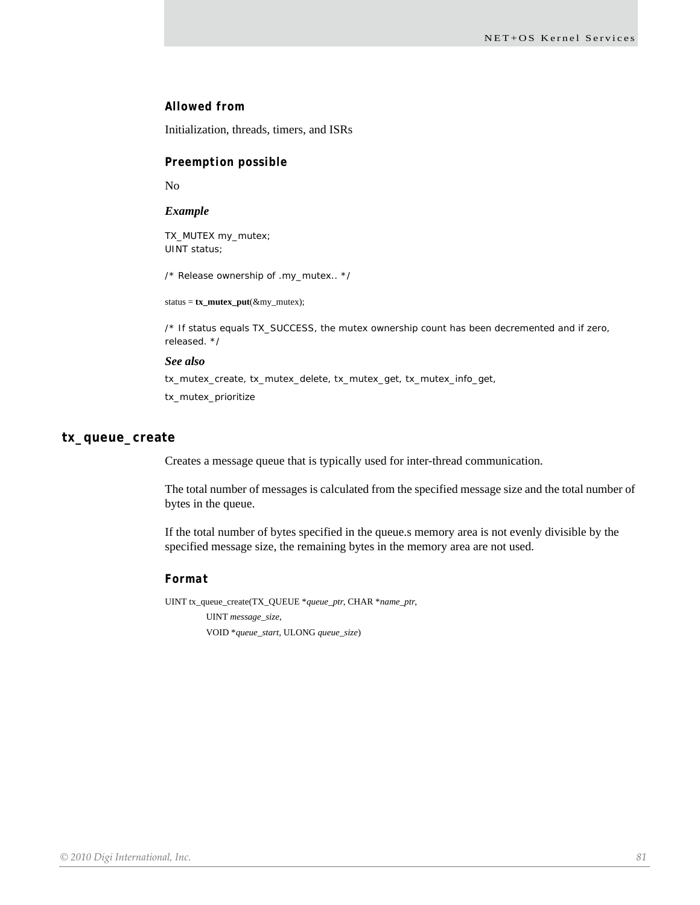#### Allowed from

Initialization, threads, timers, and ISRs

#### Preemption possible

No

#### *Example*

```
TX_MUTEX my_mutex;
UINT status;

/* Release ownership of .my_mutex.. */

status = tx_mutex_put(&my_mutex);

/* If status equals TX_SUCCESS, the mutex ownership count has been decremented and if zero, released. */
```

#### *See also*

tx_mutex_create, tx_mutex_delete, tx_mutex_get, tx_mutex_info_get,

tx_mutex_prioritize

### tx_queue_create

Creates a message queue that is typically used for inter-thread communication.

The total number of messages is calculated from the specified message size and the total number of bytes in the queue.

If the total number of bytes specified in the queue.s memory area is not evenly divisible by the specified message size, the remaining bytes in the memory area are not used.

#### Format

```
UINT tx_queue_create(TX_QUEUE *queue_ptr, CHAR *name_ptr,
        UINT message_size,
        VOID *queue_start, ULONG queue_size)
```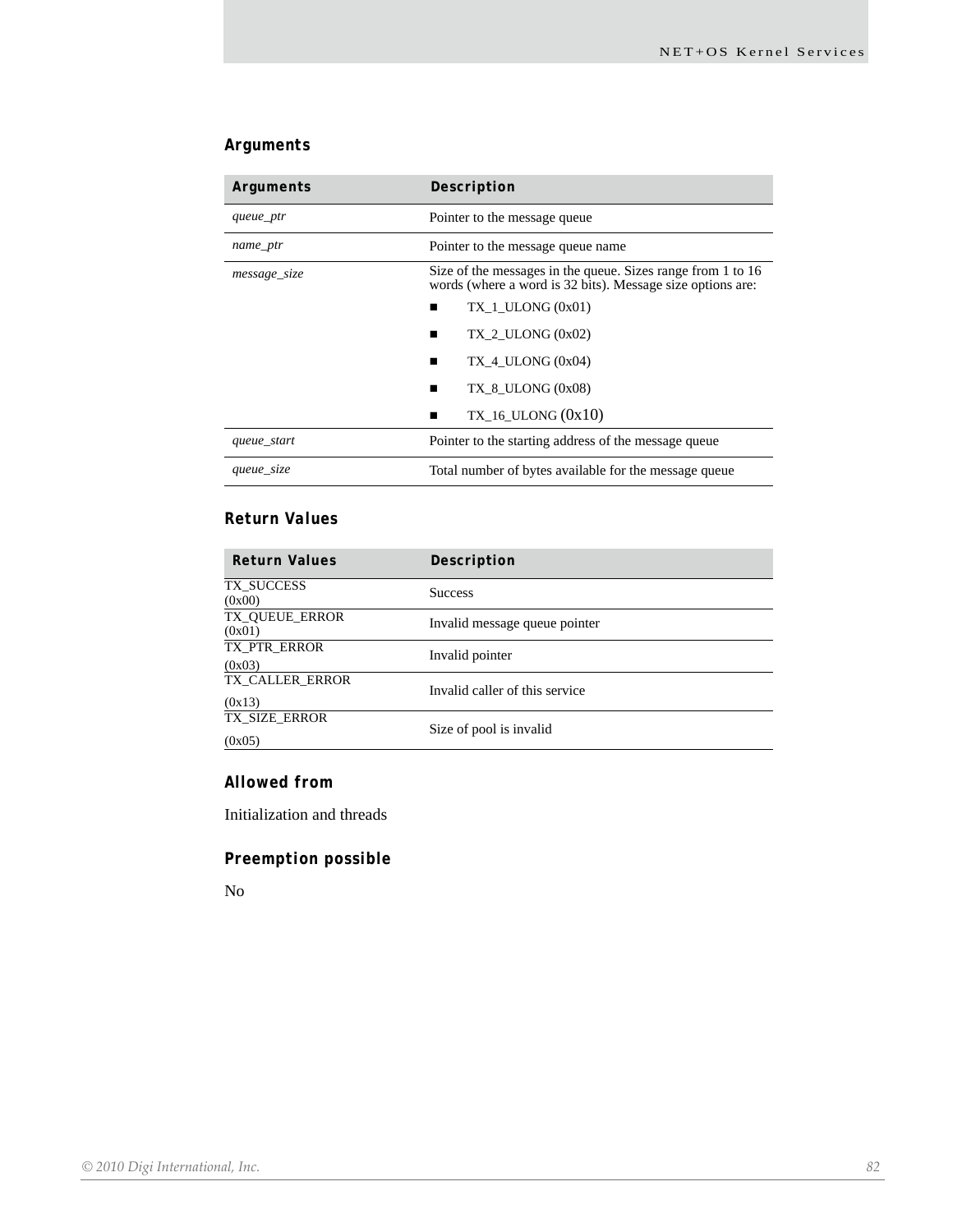### Arguments

| Arguments | Description |
| --- | --- |
| *queue_ptr* | Pointer to the message queue |
| *name_ptr* | Pointer to the message queue name |
| *message_size* | Size of the messages in the queue. Sizes range from 1 to 16 words (where a word is 32 bits). Message size options are: <br>■ TX_1_ULONG (0x01) <br>■ TX_2_ULONG (0x02) <br>■ TX_4_ULONG (0x04) <br>■ TX_8_ULONG (0x08) <br>■ TX_16_ULONG (0x10) |
| *queue_start* | Pointer to the starting address of the message queue |
| *queue_size* | Total number of bytes available for the message queue |

### Return Values

| Return Values | Description |
| --- | --- |
| TX_SUCCESS (0x00) | Success |
| TX_QUEUE_ERROR (0x01) | Invalid message queue pointer |
| TX_PTR_ERROR (0x03) | Invalid pointer |
| TX_CALLER_ERROR (0x13) | Invalid caller of this service |
| TX_SIZE_ERROR (0x05) | Size of pool is invalid |

### Allowed from

Initialization and threads

### Preemption possible

No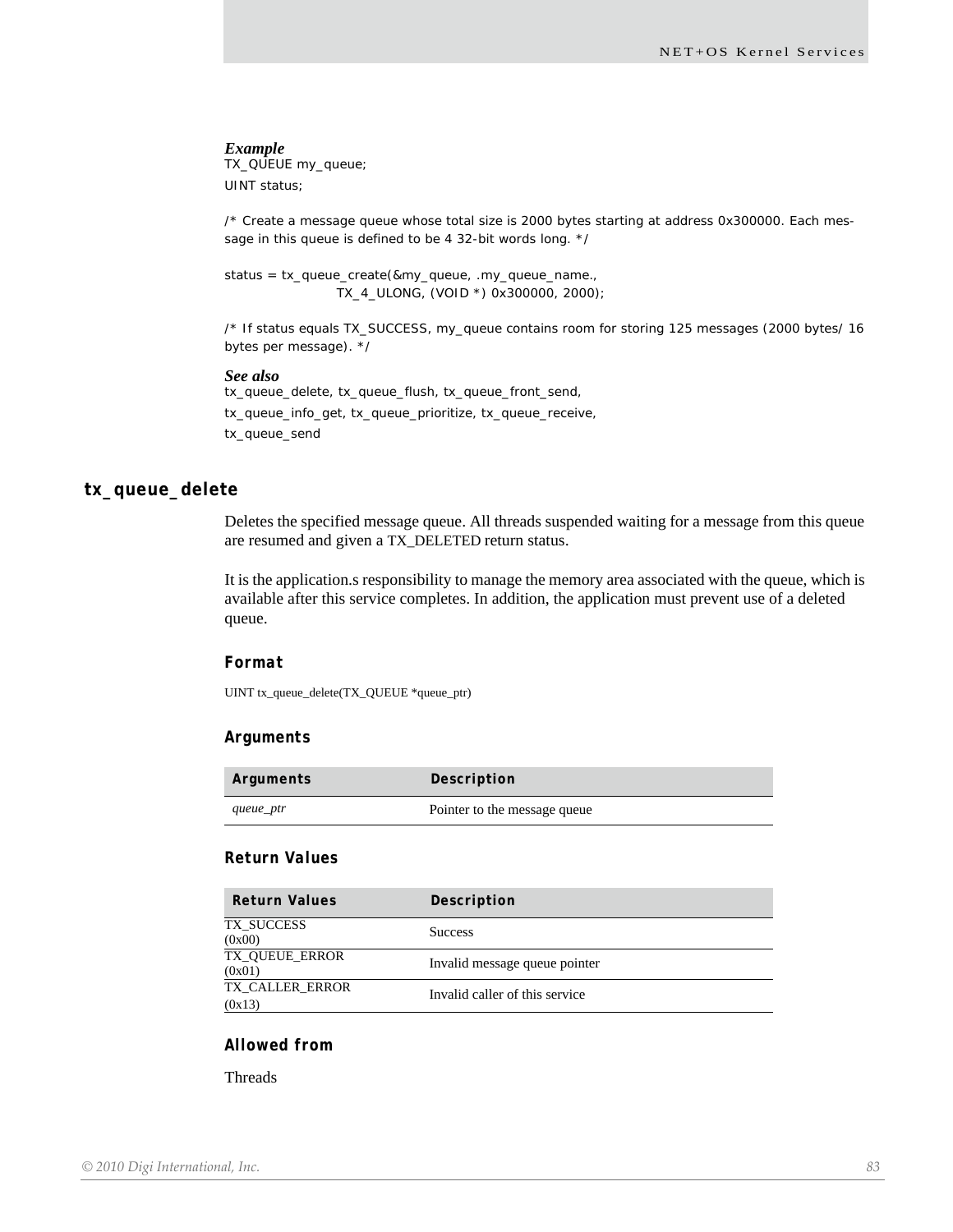***Example***

```
TX_QUEUE my_queue;
UINT status;

/* Create a message queue whose total size is 2000 bytes starting at address 0x300000. Each message in this queue is defined to be 4 32-bit words long. */

status = tx_queue_create(&my_queue, .my_queue_name.,
                TX_4_ULONG, (VOID *) 0x300000, 2000);

/* If status equals TX_SUCCESS, my_queue contains room for storing 125 messages (2000 bytes/ 16 bytes per message). */
```

***See also***

tx_queue_delete, tx_queue_flush, tx_queue_front_send,
tx_queue_info_get, tx_queue_prioritize, tx_queue_receive,
tx_queue_send

## tx_queue_delete

Deletes the specified message queue. All threads suspended waiting for a message from this queue are resumed and given a TX_DELETED return status.

It is the application.s responsibility to manage the memory area associated with the queue, which is available after this service completes. In addition, the application must prevent use of a deleted queue.

### Format

```
UINT tx_queue_delete(TX_QUEUE *queue_ptr)
```

### Arguments

| Arguments | Description |
|---|---|
| *queue_ptr* | Pointer to the message queue |

### Return Values

| Return Values | Description |
|---|---|
| TX_SUCCESS (0x00) | Success |
| TX_QUEUE_ERROR (0x01) | Invalid message queue pointer |
| TX_CALLER_ERROR (0x13) | Invalid caller of this service |

### Allowed from

Threads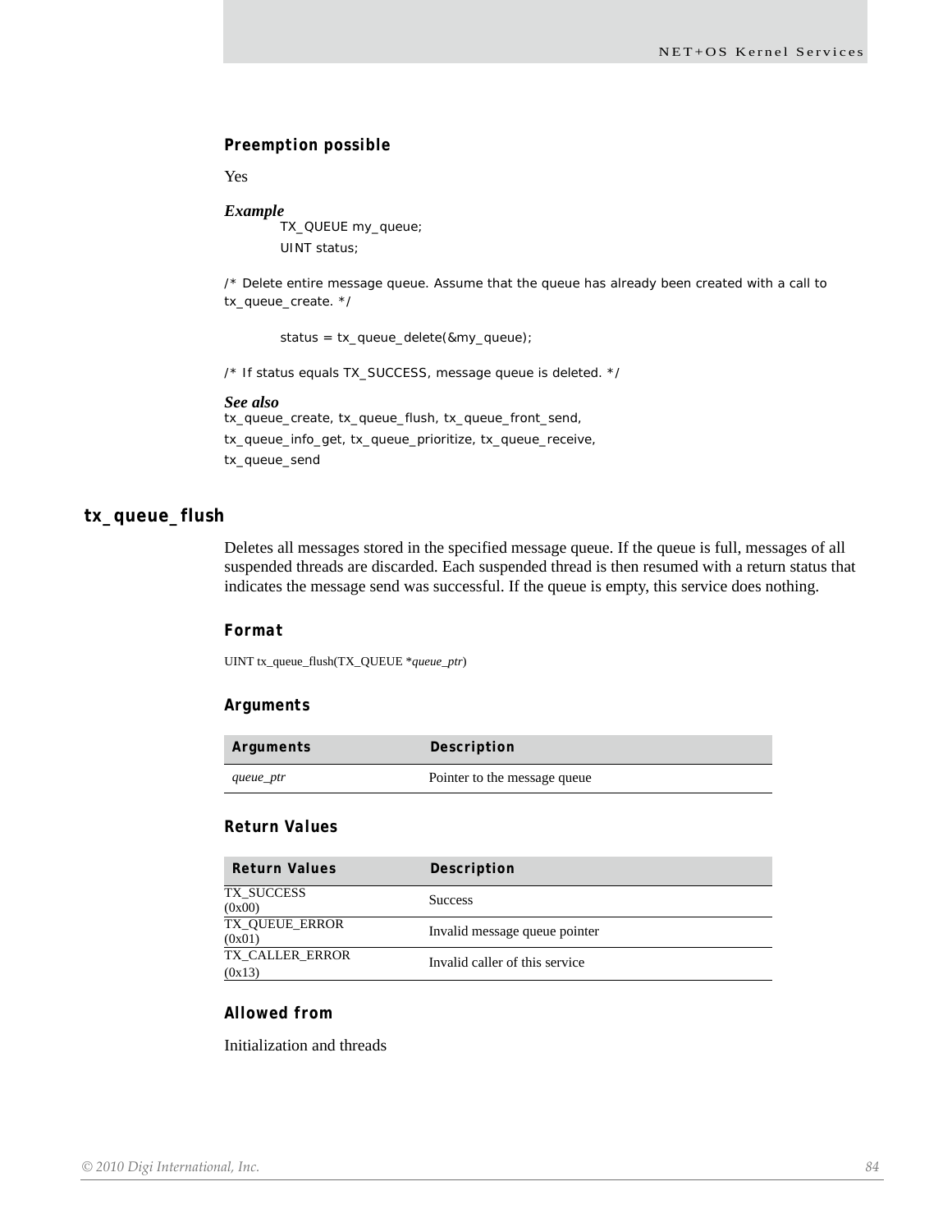#### Preemption possible

Yes

***Example***

```
TX_QUEUE my_queue;
UINT status;

/* Delete entire message queue. Assume that the queue has already been created with a call to tx_queue_create. */

status = tx_queue_delete(&my_queue);

/* If status equals TX_SUCCESS, message queue is deleted. */
```

***See also***

tx_queue_create, tx_queue_flush, tx_queue_front_send, tx_queue_info_get, tx_queue_prioritize, tx_queue_receive, tx_queue_send

## tx_queue_flush

Deletes all messages stored in the specified message queue. If the queue is full, messages of all suspended threads are discarded. Each suspended thread is then resumed with a return status that indicates the message send was successful. If the queue is empty, this service does nothing.

#### Format

UINT tx_queue_flush(TX_QUEUE **queue_ptr*)

#### Arguments

| Arguments | Description |
|---|---|
| *queue_ptr* | Pointer to the message queue |

#### Return Values

| Return Values | Description |
|---|---|
| TX_SUCCESS (0x00) | Success |
| TX_QUEUE_ERROR (0x01) | Invalid message queue pointer |
| TX_CALLER_ERROR (0x13) | Invalid caller of this service |

#### Allowed from

Initialization and threads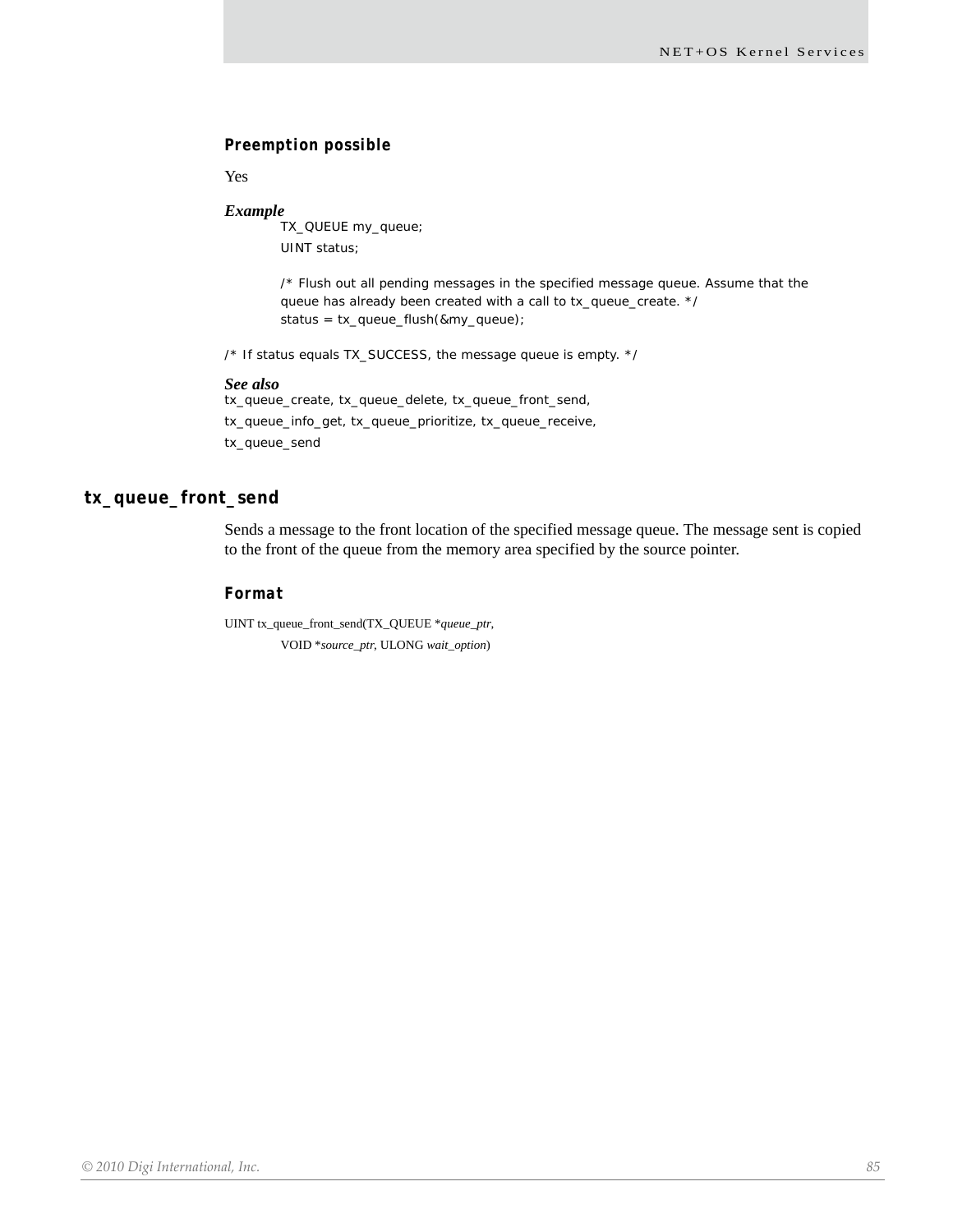#### Preemption possible

Yes

#### *Example*

```
TX_QUEUE my_queue;
UINT status;

/* Flush out all pending messages in the specified message queue. Assume that the
queue has already been created with a call to tx_queue_create. */
status = tx_queue_flush(&my_queue);

/* If status equals TX_SUCCESS, the message queue is empty. */
```

#### *See also*

tx_queue_create, tx_queue_delete, tx_queue_front_send, tx_queue_info_get, tx_queue_prioritize, tx_queue_receive, tx_queue_send

## tx_queue_front_send

Sends a message to the front location of the specified message queue. The message sent is copied to the front of the queue from the memory area specified by the source pointer.

#### Format

UINT tx_queue_front_send(TX_QUEUE **queue_ptr*,
    VOID **source_ptr*, ULONG *wait_option*)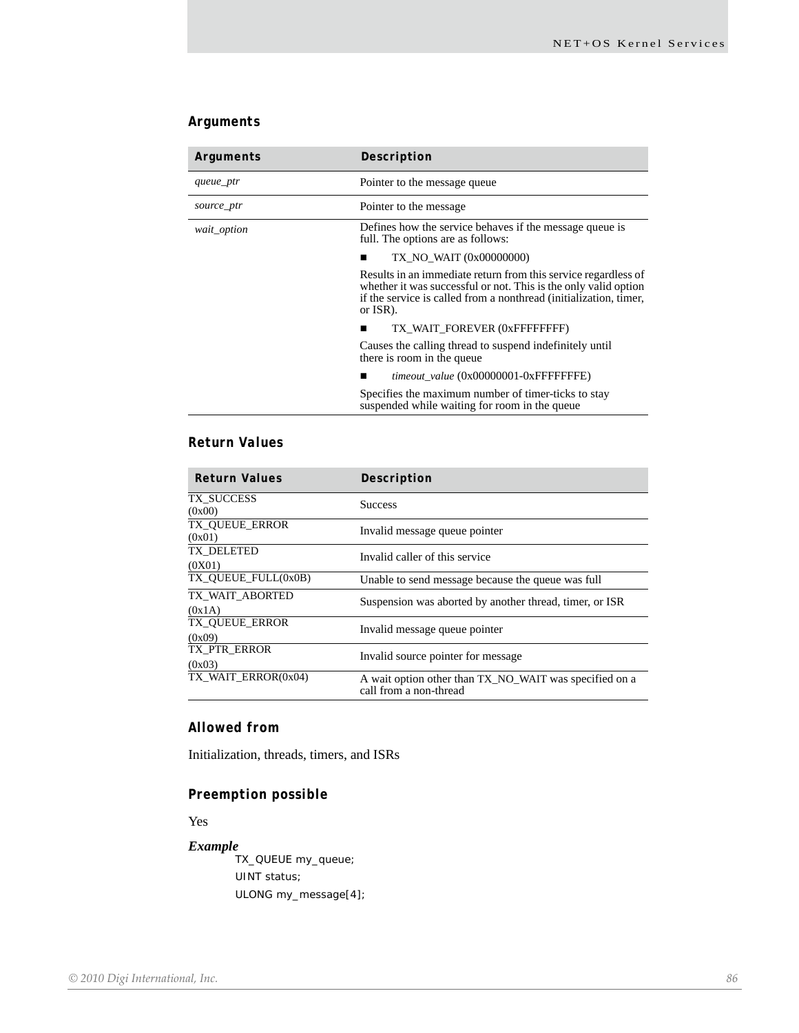### Arguments

| Arguments | Description |
| --- | --- |
| *queue_ptr* | Pointer to the message queue |
| *source_ptr* | Pointer to the message |
| *wait_option* | Defines how the service behaves if the message queue is full. The options are as follows:<br>■ TX_NO_WAIT (0x00000000)<br>Results in an immediate return from this service regardless of whether it was successful or not. This is the only valid option if the service is called from a nonthread (initialization, timer, or ISR).<br>■ TX_WAIT_FOREVER (0xFFFFFFFF)<br>Causes the calling thread to suspend indefinitely until there is room in the queue<br>■ *timeout_value* (0x00000001-0xFFFFFFFE)<br>Specifies the maximum number of timer-ticks to stay suspended while waiting for room in the queue |

### Return Values

| Return Values | Description |
| --- | --- |
| TX_SUCCESS (0x00) | Success |
| TX_QUEUE_ERROR (0x01) | Invalid message queue pointer |
| TX_DELETED (0X01) | Invalid caller of this service |
| TX_QUEUE_FULL(0x0B) | Unable to send message because the queue was full |
| TX_WAIT_ABORTED (0x1A) | Suspension was aborted by another thread, timer, or ISR |
| TX_QUEUE_ERROR (0x09) | Invalid message queue pointer |
| TX_PTR_ERROR (0x03) | Invalid source pointer for message |
| TX_WAIT_ERROR(0x04) | A wait option other than TX_NO_WAIT was specified on a call from a non-thread |

### Allowed from

Initialization, threads, timers, and ISRs

### Preemption possible

Yes

***Example***

```
TX_QUEUE my_queue;
UINT status;
ULONG my_message[4];
```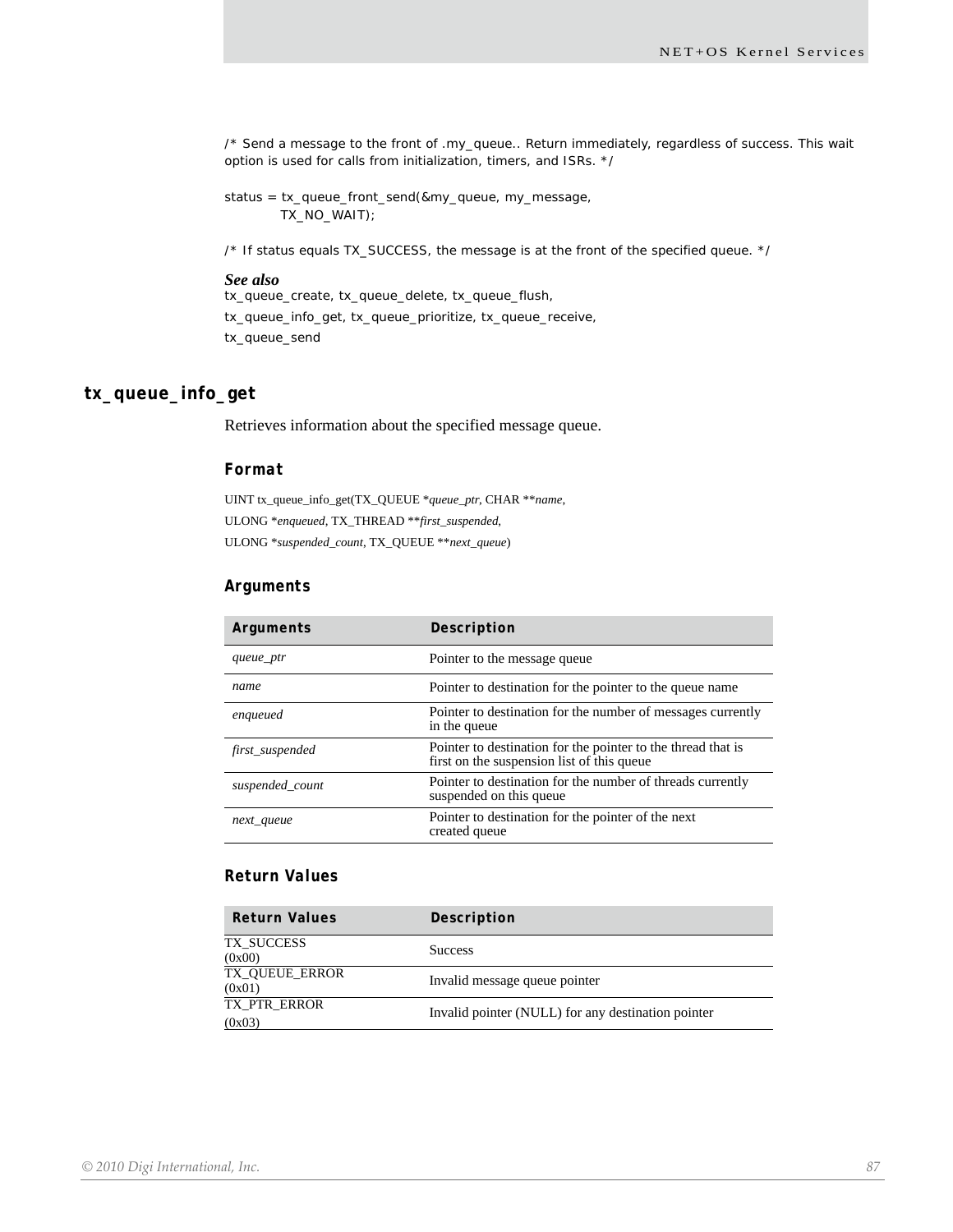```
/* Send a message to the front of .my_queue.. Return immediately, regardless of success. This wait
option is used for calls from initialization, timers, and ISRs. */

status = tx_queue_front_send(&my_queue, my_message,
         TX_NO_WAIT);

/* If status equals TX_SUCCESS, the message is at the front of the specified queue. */
```

***See also***

tx_queue_create, tx_queue_delete, tx_queue_flush,
tx_queue_info_get, tx_queue_prioritize, tx_queue_receive,
tx_queue_send

## tx_queue_info_get

Retrieves information about the specified message queue.

### Format

UINT tx_queue_info_get(TX_QUEUE **queue_ptr*, CHAR ***name*,
ULONG **enqueued*, TX_THREAD ***first_suspended*,
ULONG **suspended_count*, TX_QUEUE ***next_queue*)

### Arguments

| Arguments | Description |
|---|---|
| *queue_ptr* | Pointer to the message queue |
| *name* | Pointer to destination for the pointer to the queue name |
| *enqueued* | Pointer to destination for the number of messages currently in the queue |
| *first_suspended* | Pointer to destination for the pointer to the thread that is first on the suspension list of this queue |
| *suspended_count* | Pointer to destination for the number of threads currently suspended on this queue |
| *next_queue* | Pointer to destination for the pointer of the next created queue |

### Return Values

| Return Values | Description |
|---|---|
| TX_SUCCESS (0x00) | Success |
| TX_QUEUE_ERROR (0x01) | Invalid message queue pointer |
| TX_PTR_ERROR (0x03) | Invalid pointer (NULL) for any destination pointer |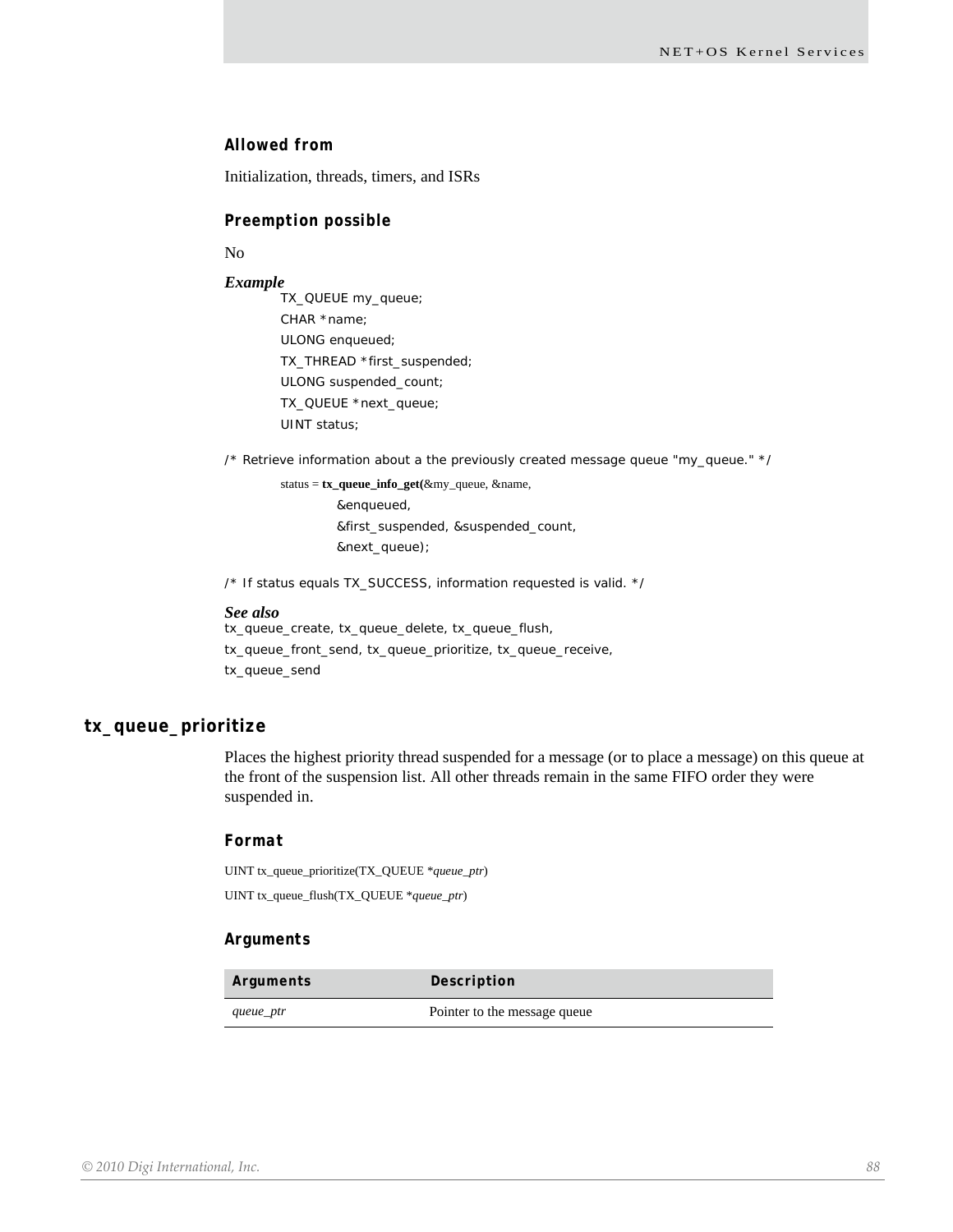### Allowed from

Initialization, threads, timers, and ISRs

### Preemption possible

No

***Example***

```
TX_QUEUE my_queue;
CHAR *name;
ULONG enqueued;
TX_THREAD *first_suspended;
ULONG suspended_count;
TX_QUEUE *next_queue;
UINT status;
```

```
/* Retrieve information about a the previously created message queue "my_queue." */
        status = tx_queue_info_get(&my_queue, &name,
                &enqueued,
                &first_suspended, &suspended_count,
                &next_queue);
```

```
/* If status equals TX_SUCCESS, information requested is valid. */
```

***See also***

tx_queue_create, tx_queue_delete, tx_queue_flush, tx_queue_front_send, tx_queue_prioritize, tx_queue_receive, tx_queue_send

## tx_queue_prioritize

Places the highest priority thread suspended for a message (or to place a message) on this queue at the front of the suspension list. All other threads remain in the same FIFO order they were suspended in.

### Format

UINT tx_queue_prioritize(TX_QUEUE **queue_ptr*)

UINT tx_queue_flush(TX_QUEUE **queue_ptr*)

### Arguments

| Arguments | Description |
|---|---|
| *queue_ptr* | Pointer to the message queue |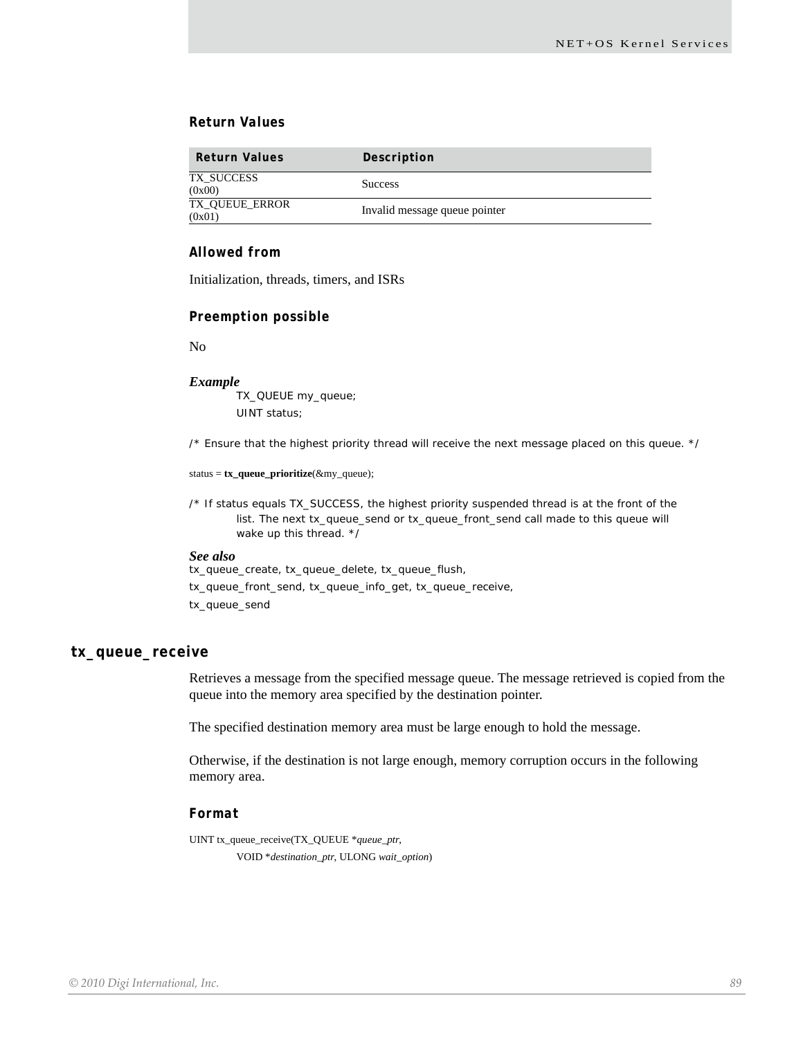### Return Values

| Return Values | Description |
|---|---|
| TX_SUCCESS (0x00) | Success |
| TX_QUEUE_ERROR (0x01) | Invalid message queue pointer |

### Allowed from

Initialization, threads, timers, and ISRs

### Preemption possible

No

***Example***

```
TX_QUEUE my_queue;
UINT status;

/* Ensure that the highest priority thread will receive the next message placed on this queue. */

status = tx_queue_prioritize(&my_queue);

/* If status equals TX_SUCCESS, the highest priority suspended thread is at the front of the
    list. The next tx_queue_send or tx_queue_front_send call made to this queue will
    wake up this thread. */
```

***See also***

tx_queue_create, tx_queue_delete, tx_queue_flush,
tx_queue_front_send, tx_queue_info_get, tx_queue_receive,
tx_queue_send

## tx_queue_receive

Retrieves a message from the specified message queue. The message retrieved is copied from the queue into the memory area specified by the destination pointer.

The specified destination memory area must be large enough to hold the message.

Otherwise, if the destination is not large enough, memory corruption occurs in the following memory area.

### Format

```
UINT tx_queue_receive(TX_QUEUE *queue_ptr,
    VOID *destination_ptr, ULONG wait_option)
```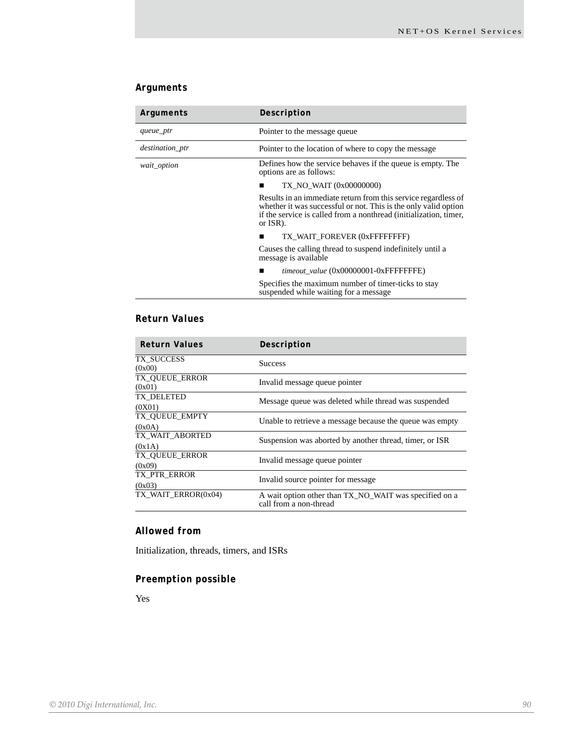### Arguments

| Arguments | Description |
|---|---|
| *queue_ptr* | Pointer to the message queue |
| *destination_ptr* | Pointer to the location of where to copy the message |
| *wait_option* | Defines how the service behaves if the queue is empty. The options are as follows:<br>■ TX_NO_WAIT (0x00000000)<br>Results in an immediate return from this service regardless of whether it was successful or not. This is the only valid option if the service is called from a nonthread (initialization, timer, or ISR).<br>■ TX_WAIT_FOREVER (0xFFFFFFFF)<br>Causes the calling thread to suspend indefinitely until a message is available<br>■ *timeout_value* (0x00000001-0xFFFFFFFE)<br>Specifies the maximum number of timer-ticks to stay suspended while waiting for a message |

### Return Values

| Return Values | Description |
|---|---|
| TX_SUCCESS (0x00) | Success |
| TX_QUEUE_ERROR (0x01) | Invalid message queue pointer |
| TX_DELETED (0X01) | Message queue was deleted while thread was suspended |
| TX_QUEUE_EMPTY (0x0A) | Unable to retrieve a message because the queue was empty |
| TX_WAIT_ABORTED (0x1A) | Suspension was aborted by another thread, timer, or ISR |
| TX_QUEUE_ERROR (0x09) | Invalid message queue pointer |
| TX_PTR_ERROR (0x03) | Invalid source pointer for message |
| TX_WAIT_ERROR(0x04) | A wait option other than TX_NO_WAIT was specified on a call from a non-thread |

### Allowed from

Initialization, threads, timers, and ISRs

### Preemption possible

Yes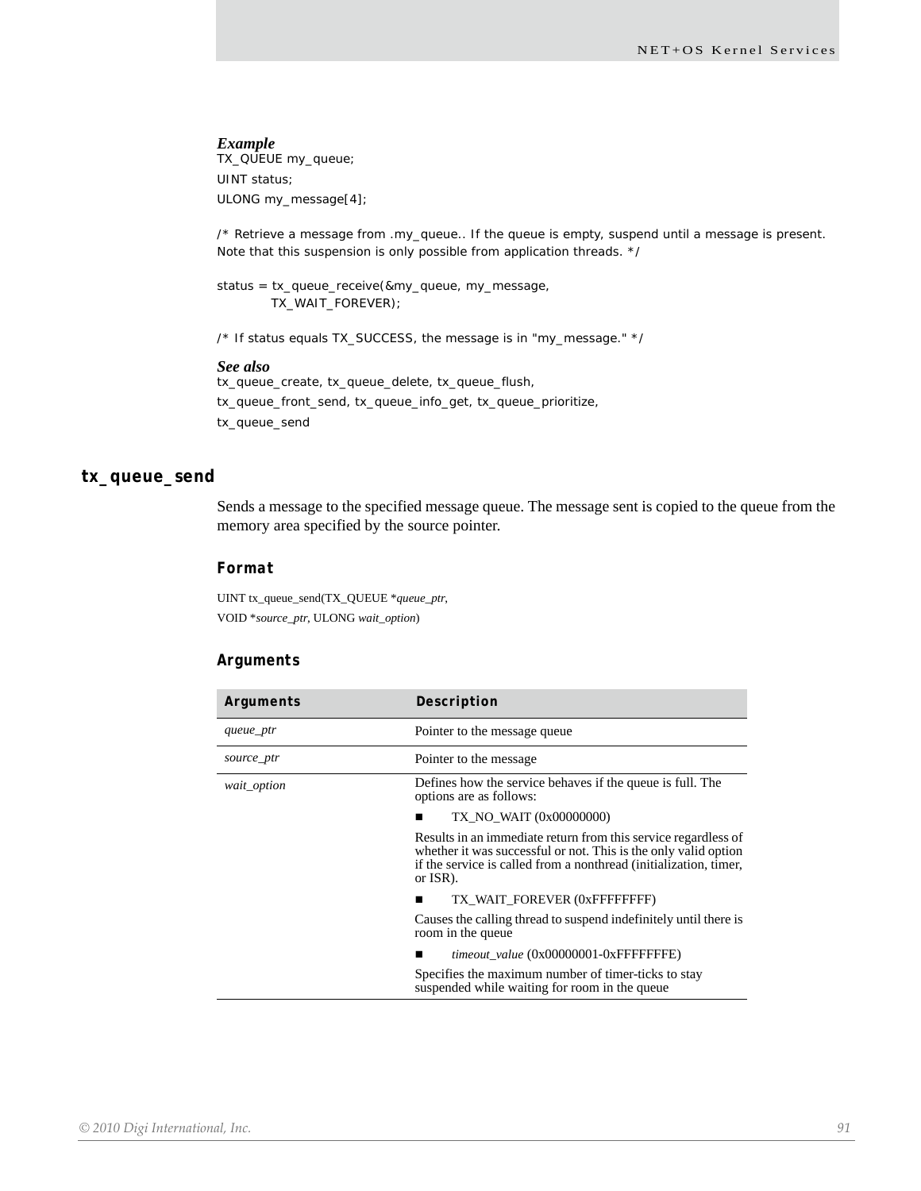***Example***

```
TX_QUEUE my_queue;
UINT status;
ULONG my_message[4];

/* Retrieve a message from .my_queue.. If the queue is empty, suspend until a message is present.
Note that this suspension is only possible from application threads. */

status = tx_queue_receive(&my_queue, my_message,
         TX_WAIT_FOREVER);

/* If status equals TX_SUCCESS, the message is in "my_message." */
```

***See also***

tx_queue_create, tx_queue_delete, tx_queue_flush, tx_queue_front_send, tx_queue_info_get, tx_queue_prioritize, tx_queue_send

## tx_queue_send

Sends a message to the specified message queue. The message sent is copied to the queue from the memory area specified by the source pointer.

### Format

UINT tx_queue_send(TX_QUEUE **queue_ptr*,
VOID **source_ptr*, ULONG *wait_option*)

### Arguments

| Arguments | Description |
|---|---|
| *queue_ptr* | Pointer to the message queue |
| *source_ptr* | Pointer to the message |
| *wait_option* | Defines how the service behaves if the queue is full. The options are as follows:<br>■ TX_NO_WAIT (0x00000000)<br>Results in an immediate return from this service regardless of whether it was successful or not. This is the only valid option if the service is called from a nonthread (initialization, timer, or ISR).<br>■ TX_WAIT_FOREVER (0xFFFFFFFF)<br>Causes the calling thread to suspend indefinitely until there is room in the queue<br>■ *timeout_value* (0x00000001-0xFFFFFFFE)<br>Specifies the maximum number of timer-ticks to stay suspended while waiting for room in the queue |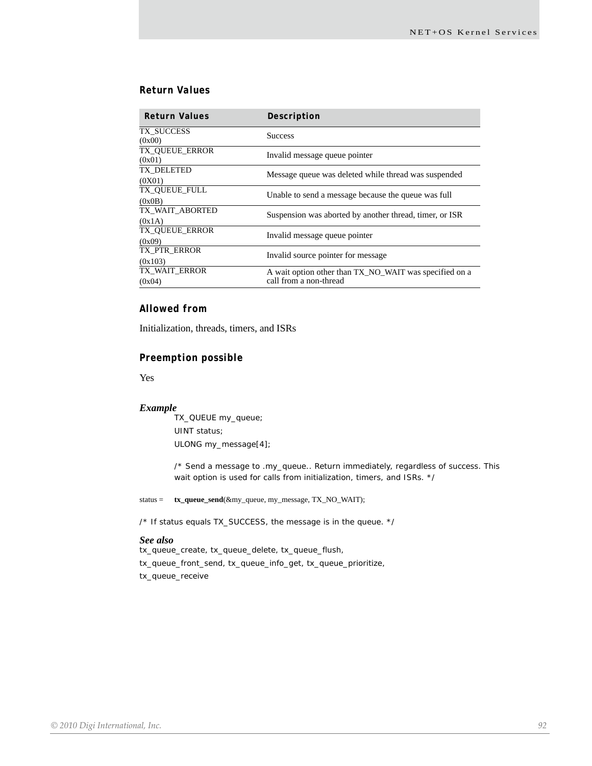#### Return Values

| Return Values | Description |
|---|---|
| TX_SUCCESS (0x00) | Success |
| TX_QUEUE_ERROR (0x01) | Invalid message queue pointer |
| TX_DELETED (0X01) | Message queue was deleted while thread was suspended |
| TX_QUEUE_FULL (0x0B) | Unable to send a message because the queue was full |
| TX_WAIT_ABORTED (0x1A) | Suspension was aborted by another thread, timer, or ISR |
| TX_QUEUE_ERROR (0x09) | Invalid message queue pointer |
| TX_PTR_ERROR (0x103) | Invalid source pointer for message |
| TX_WAIT_ERROR (0x04) | A wait option other than TX_NO_WAIT was specified on a call from a non-thread |

#### Allowed from

Initialization, threads, timers, and ISRs

#### Preemption possible

Yes

***Example***

```
TX_QUEUE my_queue;
UINT status;
ULONG my_message[4];

/* Send a message to .my_queue.. Return immediately, regardless of success. This
wait option is used for calls from initialization, timers, and ISRs. */

status = tx_queue_send(&my_queue, my_message, TX_NO_WAIT);

/* If status equals TX_SUCCESS, the message is in the queue. */
```

***See also***

tx_queue_create, tx_queue_delete, tx_queue_flush, tx_queue_front_send, tx_queue_info_get, tx_queue_prioritize, tx_queue_receive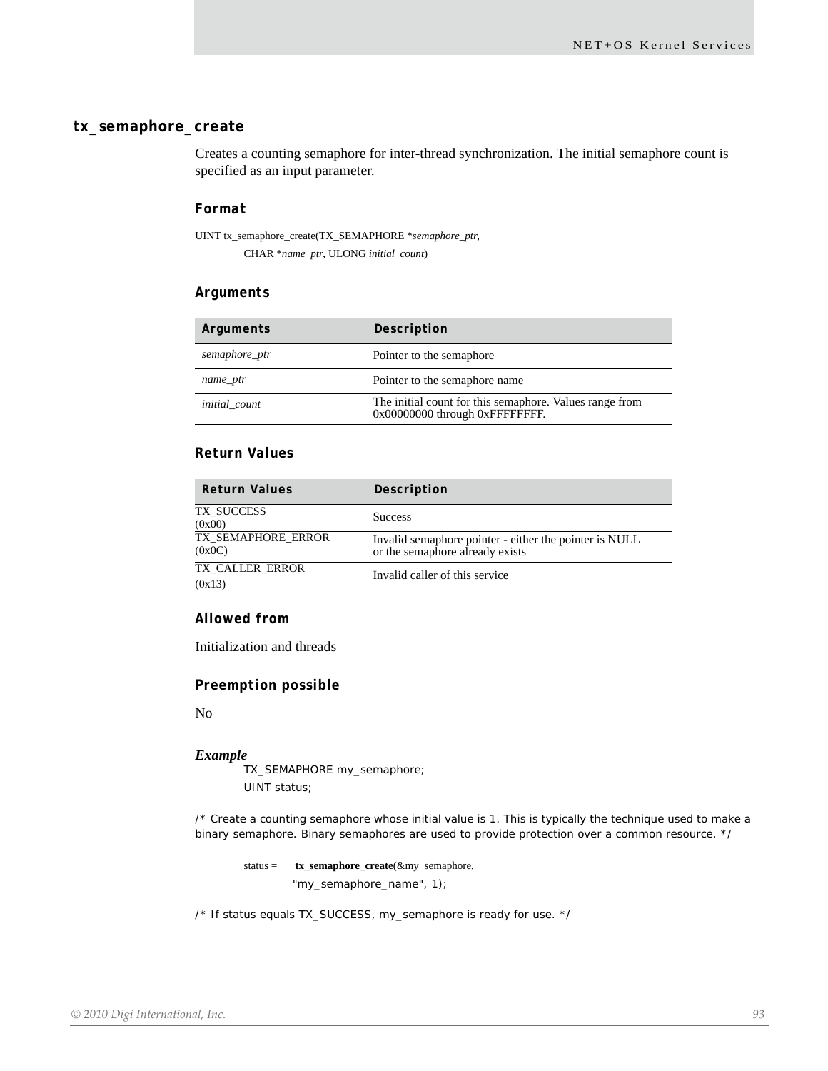## tx_semaphore_create

Creates a counting semaphore for inter-thread synchronization. The initial semaphore count is specified as an input parameter.

### Format

```
UINT tx_semaphore_create(TX_SEMAPHORE *semaphore_ptr,
        CHAR *name_ptr, ULONG initial_count)
```

### Arguments

| Arguments | Description |
|---|---|
| *semaphore_ptr* | Pointer to the semaphore |
| *name_ptr* | Pointer to the semaphore name |
| *initial_count* | The initial count for this semaphore. Values range from 0x00000000 through 0xFFFFFFFF. |

### Return Values

| Return Values | Description |
|---|---|
| TX_SUCCESS (0x00) | Success |
| TX_SEMAPHORE_ERROR (0x0C) | Invalid semaphore pointer - either the pointer is NULL or the semaphore already exists |
| TX_CALLER_ERROR (0x13) | Invalid caller of this service |

### Allowed from

Initialization and threads

### Preemption possible

No

***Example***

```
TX_SEMAPHORE my_semaphore;
UINT status;

/* Create a counting semaphore whose initial value is 1. This is typically the technique used to make a binary semaphore. Binary semaphores are used to provide protection over a common resource. */

status = tx_semaphore_create(&my_semaphore,
        "my_semaphore_name", 1);

/* If status equals TX_SUCCESS, my_semaphore is ready for use. */
```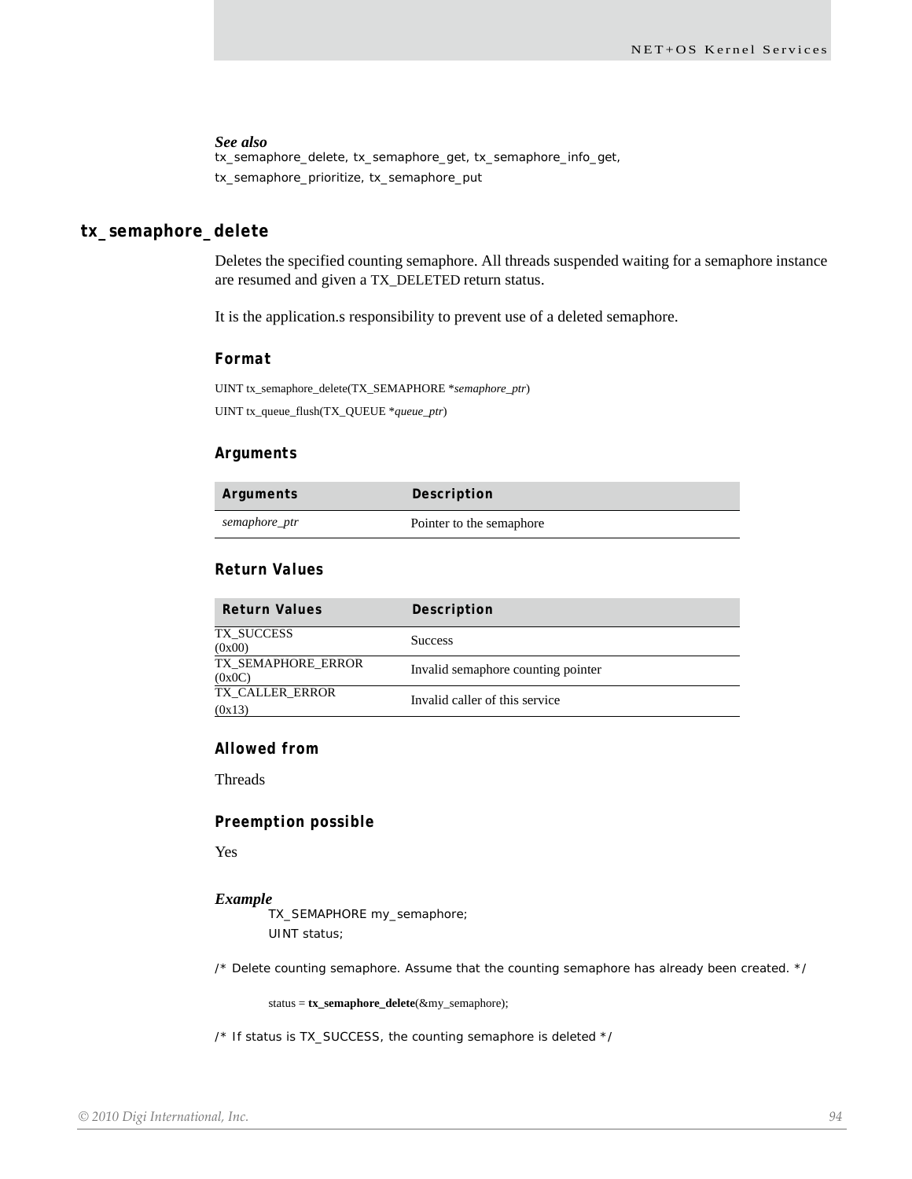***See also***

tx_semaphore_delete, tx_semaphore_get, tx_semaphore_info_get,
tx_semaphore_prioritize, tx_semaphore_put

## tx_semaphore_delete

Deletes the specified counting semaphore. All threads suspended waiting for a semaphore instance are resumed and given a TX_DELETED return status.

It is the application.s responsibility to prevent use of a deleted semaphore.

### Format

UINT tx_semaphore_delete(TX_SEMAPHORE **semaphore_ptr*)

UINT tx_queue_flush(TX_QUEUE **queue_ptr*)

### Arguments

| Arguments | Description |
|---|---|
| *semaphore_ptr* | Pointer to the semaphore |

### Return Values

| Return Values | Description |
|---|---|
| TX_SUCCESS (0x00) | Success |
| TX_SEMAPHORE_ERROR (0x0C) | Invalid semaphore counting pointer |
| TX_CALLER_ERROR (0x13) | Invalid caller of this service |

### Allowed from

Threads

### Preemption possible

Yes

***Example***

```
TX_SEMAPHORE my_semaphore;
UINT status;

/* Delete counting semaphore. Assume that the counting semaphore has already been created. */

status = tx_semaphore_delete(&my_semaphore);

/* If status is TX_SUCCESS, the counting semaphore is deleted */
```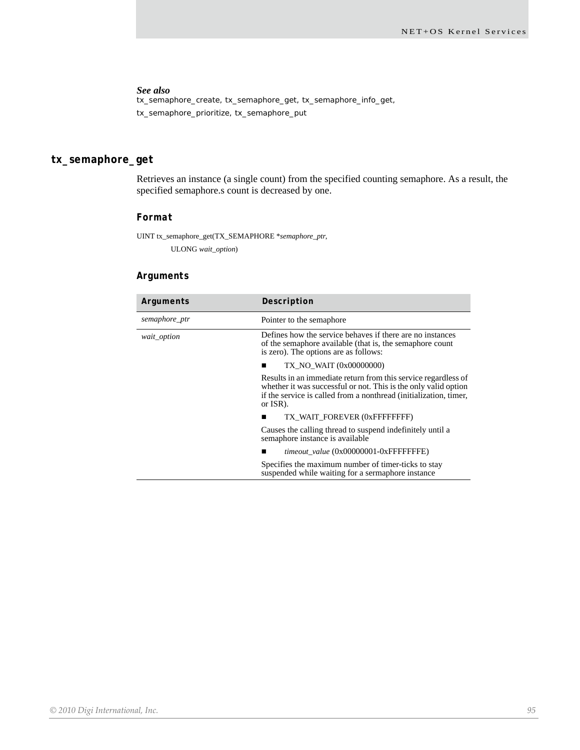***See also***

tx_semaphore_create, tx_semaphore_get, tx_semaphore_info_get, tx_semaphore_prioritize, tx_semaphore_put

## tx_semaphore_get

Retrieves an instance (a single count) from the specified counting semaphore. As a result, the specified semaphore.s count is decreased by one.

### Format

```
UINT tx_semaphore_get(TX_SEMAPHORE *semaphore_ptr,
        ULONG wait_option)
```

### Arguments

| Arguments | Description |
|---|---|
| *semaphore_ptr* | Pointer to the semaphore |
| *wait_option* | Defines how the service behaves if there are no instances of the semaphore available (that is, the semaphore count is zero). The options are as follows:<br>■ TX_NO_WAIT (0x00000000)<br>Results in an immediate return from this service regardless of whether it was successful or not. This is the only valid option if the service is called from a nonthread (initialization, timer, or ISR).<br>■ TX_WAIT_FOREVER (0xFFFFFFFF)<br>Causes the calling thread to suspend indefinitely until a semaphore instance is available<br>■ *timeout_value* (0x00000001-0xFFFFFFFE)<br>Specifies the maximum number of timer-ticks to stay suspended while waiting for a sermaphore instance |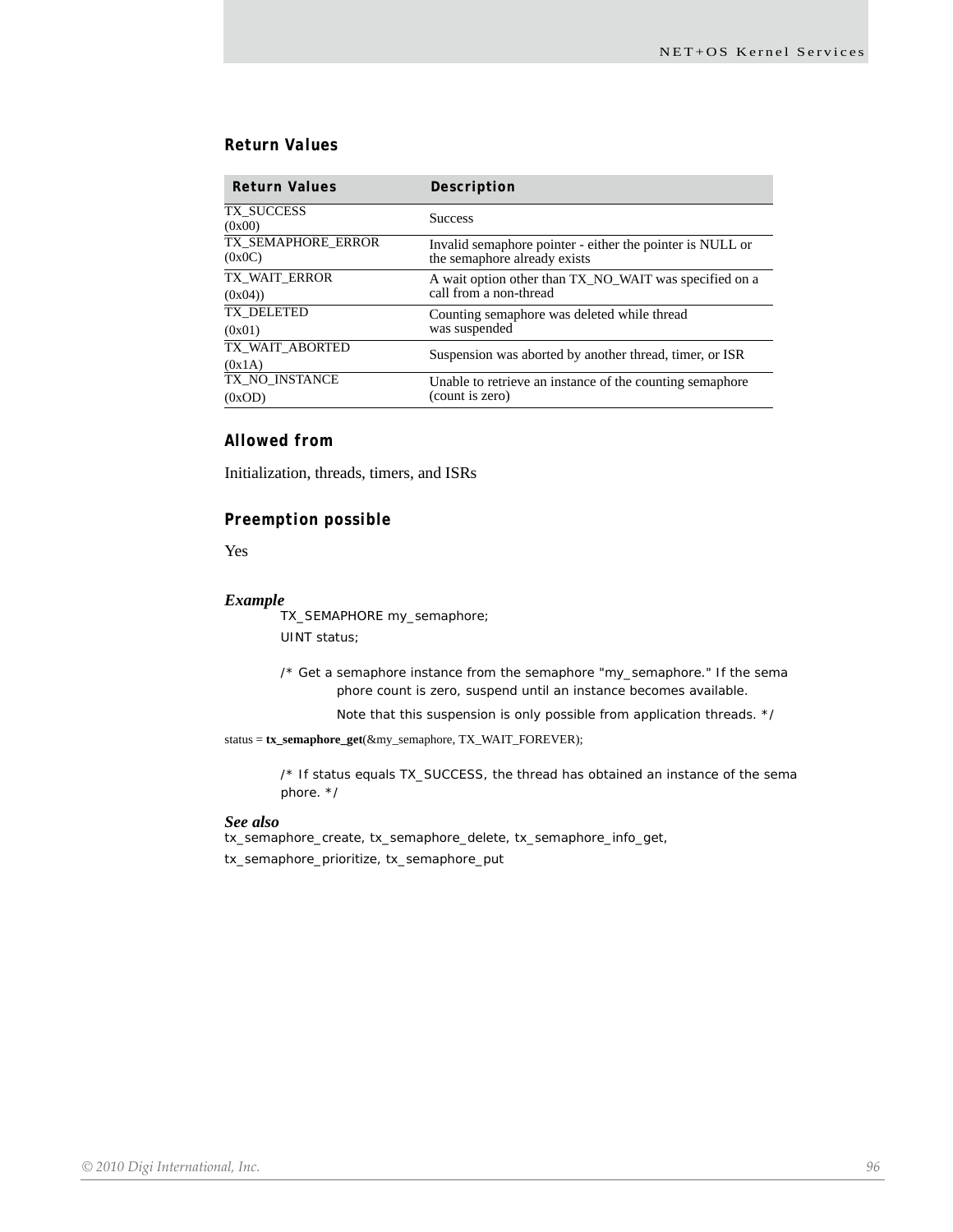### Return Values

| Return Values | Description |
|---|---|
| TX_SUCCESS (0x00) | Success |
| TX_SEMAPHORE_ERROR (0x0C) | Invalid semaphore pointer - either the pointer is NULL or the semaphore already exists |
| TX_WAIT_ERROR (0x04)) | A wait option other than TX_NO_WAIT was specified on a call from a non-thread |
| TX_DELETED (0x01) | Counting semaphore was deleted while thread was suspended |
| TX_WAIT_ABORTED (0x1A) | Suspension was aborted by another thread, timer, or ISR |
| TX_NO_INSTANCE (0xOD) | Unable to retrieve an instance of the counting semaphore (count is zero) |

### Allowed from

Initialization, threads, timers, and ISRs

### Preemption possible

Yes

#### *Example*

```
TX_SEMAPHORE my_semaphore;
UINT status;

/* Get a semaphore instance from the semaphore "my_semaphore." If the sema
        phore count is zero, suspend until an instance becomes available.
        Note that this suspension is only possible from application threads. */
status = tx_semaphore_get(&my_semaphore, TX_WAIT_FOREVER);

/* If status equals TX_SUCCESS, the thread has obtained an instance of the sema
phore. */
```

#### *See also*

tx_semaphore_create, tx_semaphore_delete, tx_semaphore_info_get,
tx_semaphore_prioritize, tx_semaphore_put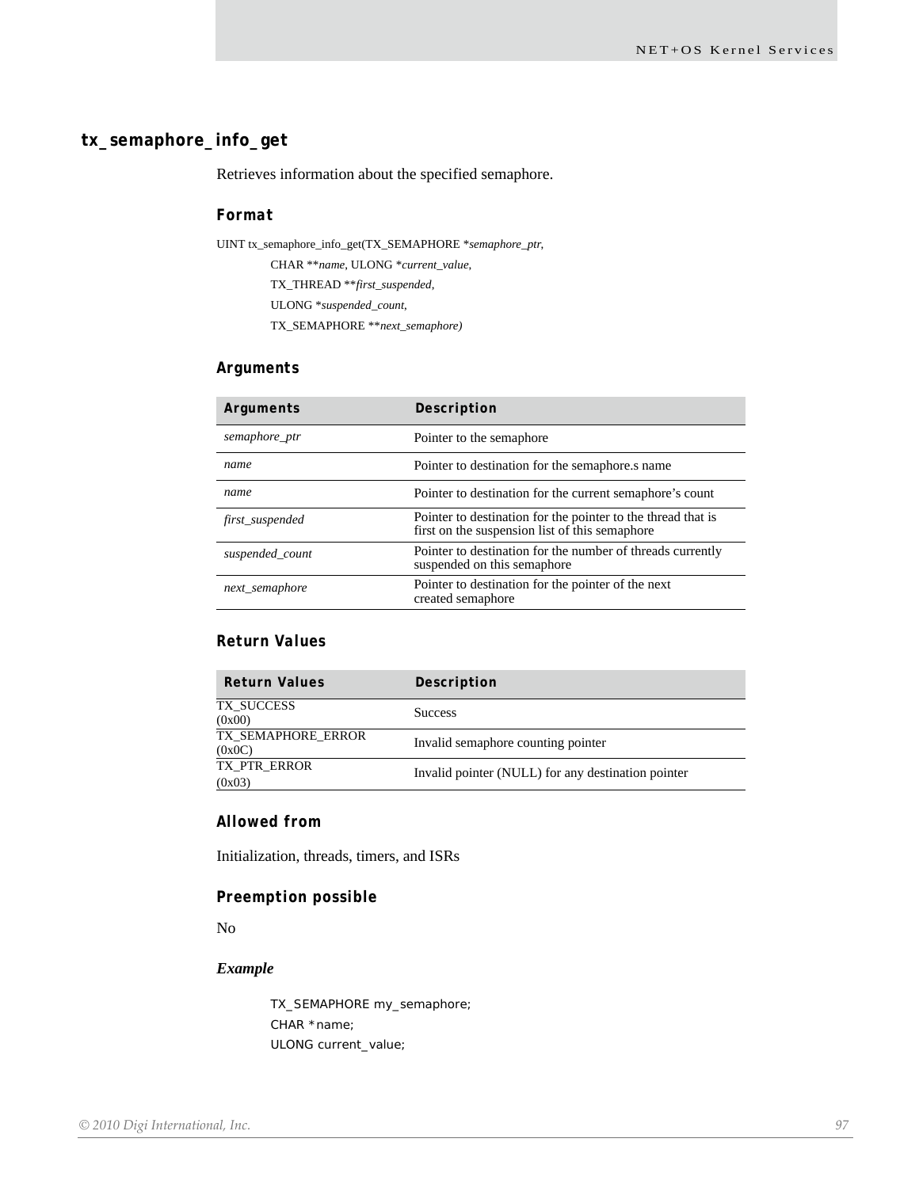## tx_semaphore_info_get

Retrieves information about the specified semaphore.

### Format

```
UINT tx_semaphore_info_get(TX_SEMAPHORE *semaphore_ptr,
        CHAR **name, ULONG *current_value,
        TX_THREAD **first_suspended,
        ULONG *suspended_count,
        TX_SEMAPHORE **next_semaphore)
```

### Arguments

| Arguments | Description |
|---|---|
| *semaphore_ptr* | Pointer to the semaphore |
| *name* | Pointer to destination for the semaphore.s name |
| *name* | Pointer to destination for the current semaphore's count |
| *first_suspended* | Pointer to destination for the pointer to the thread that is first on the suspension list of this semaphore |
| *suspended_count* | Pointer to destination for the number of threads currently suspended on this semaphore |
| *next_semaphore* | Pointer to destination for the pointer of the next created semaphore |

### Return Values

| Return Values | Description |
|---|---|
| TX_SUCCESS (0x00) | Success |
| TX_SEMAPHORE_ERROR (0x0C) | Invalid semaphore counting pointer |
| TX_PTR_ERROR (0x03) | Invalid pointer (NULL) for any destination pointer |

### Allowed from

Initialization, threads, timers, and ISRs

### Preemption possible

No

### *Example*

```
TX_SEMAPHORE my_semaphore;
CHAR *name;
ULONG current_value;
```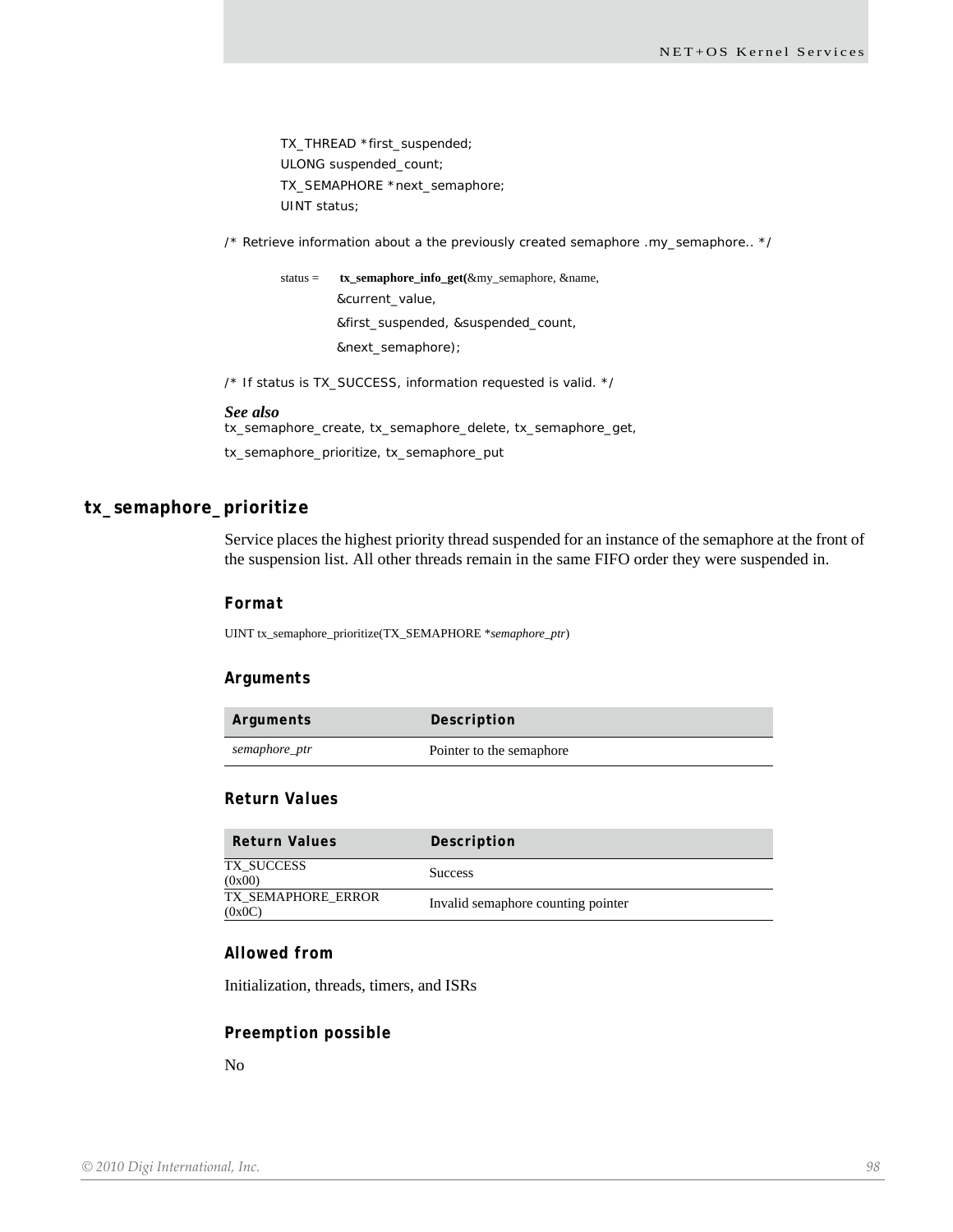```
TX_THREAD *first_suspended;
ULONG suspended_count;
TX_SEMAPHORE *next_semaphore;
UINT status;

/* Retrieve information about a the previously created semaphore .my_semaphore.. */

status = tx_semaphore_info_get(&my_semaphore, &name,
         &current_value,
         &first_suspended, &suspended_count,
         &next_semaphore);

/* If status is TX_SUCCESS, information requested is valid. */
```

***See also***

tx_semaphore_create, tx_semaphore_delete, tx_semaphore_get,

tx_semaphore_prioritize, tx_semaphore_put

## tx_semaphore_prioritize

Service places the highest priority thread suspended for an instance of the semaphore at the front of the suspension list. All other threads remain in the same FIFO order they were suspended in.

### Format

UINT tx_semaphore_prioritize(TX_SEMAPHORE *semaphore_ptr*)

### Arguments

| Arguments | Description |
|---|---|
| *semaphore_ptr* | Pointer to the semaphore |

### Return Values

| Return Values | Description |
|---|---|
| TX_SUCCESS (0x00) | Success |
| TX_SEMAPHORE_ERROR (0x0C) | Invalid semaphore counting pointer |

### Allowed from

Initialization, threads, timers, and ISRs

### Preemption possible

No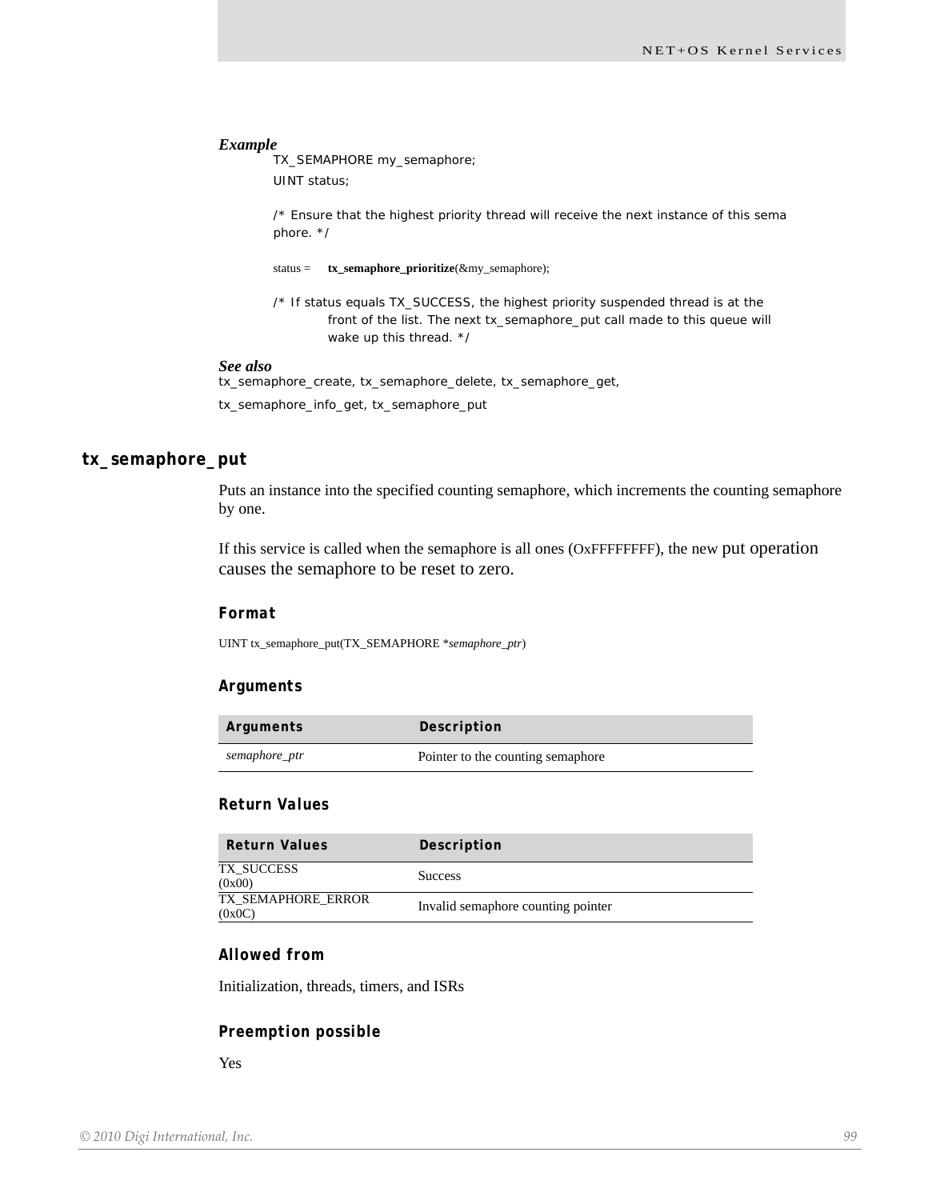### Example

```
TX_SEMAPHORE my_semaphore;
UINT status;

/* Ensure that the highest priority thread will receive the next instance of this sema
phore. */

status =    tx_semaphore_prioritize(&my_semaphore);

/* If status equals TX_SUCCESS, the highest priority suspended thread is at the
        front of the list. The next tx_semaphore_put call made to this queue will
        wake up this thread. */
```

### See also

tx_semaphore_create, tx_semaphore_delete, tx_semaphore_get,

tx_semaphore_info_get, tx_semaphore_put

## tx_semaphore_put

Puts an instance into the specified counting semaphore, which increments the counting semaphore by one.

If this service is called when the semaphore is all ones (OxFFFFFFFF), the new put operation causes the semaphore to be reset to zero.

### Format

UINT tx_semaphore_put(TX_SEMAPHORE **semaphore_ptr*)

### Arguments

| Arguments | Description |
|---|---|
| *semaphore_ptr* | Pointer to the counting semaphore |

### Return Values

| Return Values | Description |
|---|---|
| TX_SUCCESS (0x00) | Success |
| TX_SEMAPHORE_ERROR (0x0C) | Invalid semaphore counting pointer |

### Allowed from

Initialization, threads, timers, and ISRs

### Preemption possible

Yes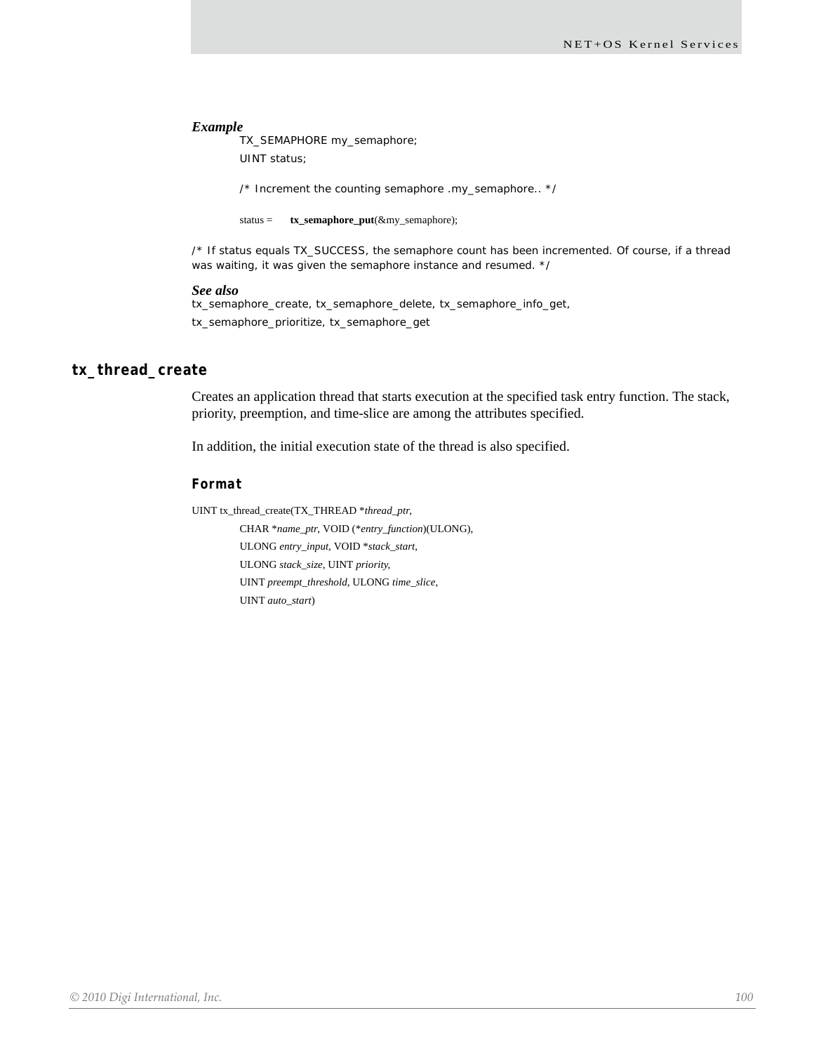***Example***

```
TX_SEMAPHORE my_semaphore;
UINT status;

/* Increment the counting semaphore .my_semaphore.. */

status =     tx_semaphore_put(&my_semaphore);
```

/* If status equals TX_SUCCESS, the semaphore count has been incremented. Of course, if a thread was waiting, it was given the semaphore instance and resumed. */

***See also***

tx_semaphore_create, tx_semaphore_delete, tx_semaphore_info_get,

tx_semaphore_prioritize, tx_semaphore_get

## tx_thread_create

Creates an application thread that starts execution at the specified task entry function. The stack, priority, preemption, and time-slice are among the attributes specified.

In addition, the initial execution state of the thread is also specified.

### Format

```
UINT tx_thread_create(TX_THREAD *thread_ptr,
        CHAR *name_ptr, VOID (*entry_function)(ULONG),
        ULONG entry_input, VOID *stack_start,
        ULONG stack_size, UINT priority,
        UINT preempt_threshold, ULONG time_slice,
        UINT auto_start)
```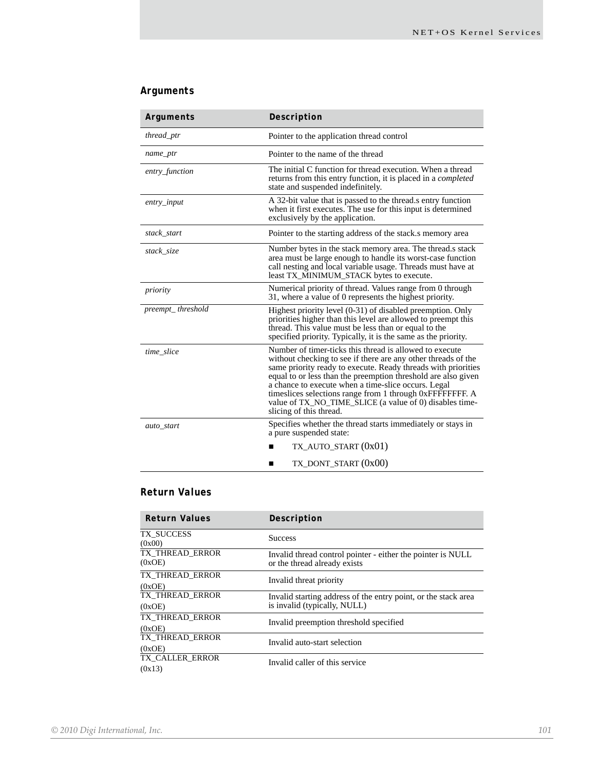### Arguments

| Arguments | Description |
| --- | --- |
| *thread_ptr* | Pointer to the application thread control |
| *name_ptr* | Pointer to the name of the thread |
| *entry_function* | The initial C function for thread execution. When a thread returns from this entry function, it is placed in a *completed* state and suspended indefinitely. |
| *entry_input* | A 32-bit value that is passed to the thread.s entry function when it first executes. The use for this input is determined exclusively by the application. |
| *stack_start* | Pointer to the starting address of the stack.s memory area |
| *stack_size* | Number bytes in the stack memory area. The thread.s stack area must be large enough to handle its worst-case function call nesting and local variable usage. Threads must have at least TX_MINIMUM_STACK bytes to execute. |
| *priority* | Numerical priority of thread. Values range from 0 through 31, where a value of 0 represents the highest priority. |
| *preempt_ threshold* | Highest priority level (0-31) of disabled preemption. Only priorities higher than this level are allowed to preempt this thread. This value must be less than or equal to the specified priority. Typically, it is the same as the priority. |
| *time_slice* | Number of timer-ticks this thread is allowed to execute without checking to see if there are any other threads of the same priority ready to execute. Ready threads with priorities equal to or less than the preemption threshold are also given a chance to execute when a time-slice occurs. Legal timeslices selections range from 1 through 0xFFFFFFFF. A value of TX_NO_TIME_SLICE (a value of 0) disables time-slicing of this thread. |
| *auto_start* | Specifies whether the thread starts immediately or stays in a pure suspended state:<br>■ TX_AUTO_START (0x01)<br>■ TX_DONT_START (0x00) |

### Return Values

| Return Values | Description |
| --- | --- |
| TX_SUCCESS (0x00) | Success |
| TX_THREAD_ERROR (0xOE) | Invalid thread control pointer - either the pointer is NULL or the thread already exists |
| TX_THREAD_ERROR (0xOE) | Invalid threat priority |
| TX_THREAD_ERROR (0xOE) | Invalid starting address of the entry point, or the stack area is invalid (typically, NULL) |
| TX_THREAD_ERROR (0xOE) | Invalid preemption threshold specified |
| TX_THREAD_ERROR (0xOE) | Invalid auto-start selection |
| TX_CALLER_ERROR (0x13) | Invalid caller of this service |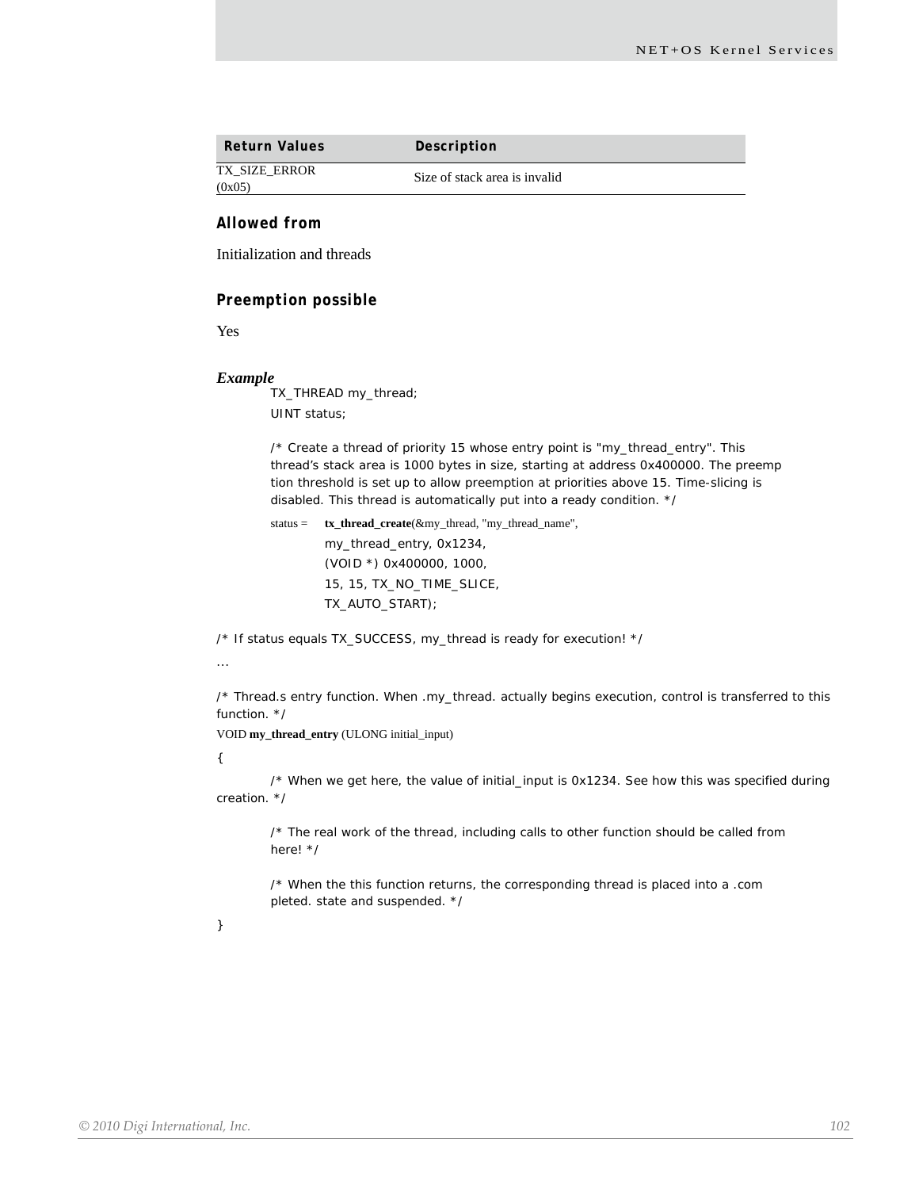| Return Values | Description |
|---|---|
| TX_SIZE_ERROR (0x05) | Size of stack area is invalid |

### Allowed from

Initialization and threads

### Preemption possible

Yes

### *Example*

```
TX_THREAD my_thread;
UINT status;

/* Create a thread of priority 15 whose entry point is "my_thread_entry". This
thread's stack area is 1000 bytes in size, starting at address 0x400000. The preemp
tion threshold is set up to allow preemption at priorities above 15. Time-slicing is
disabled. This thread is automatically put into a ready condition. */

status =    tx_thread_create(&my_thread, "my_thread_name",
            my_thread_entry, 0x1234,
            (VOID *) 0x400000, 1000,
            15, 15, TX_NO_TIME_SLICE,
            TX_AUTO_START);

/* If status equals TX_SUCCESS, my_thread is ready for execution! */
...

/* Thread.s entry function. When .my_thread. actually begins execution, control is transferred to this function. */
VOID my_thread_entry (ULONG initial_input)
{
    /* When we get here, the value of initial_input is 0x1234. See how this was specified during creation. */

    /* The real work of the thread, including calls to other function should be called from
    here! */

    /* When the this function returns, the corresponding thread is placed into a .com
    pleted. state and suspended. */
}
```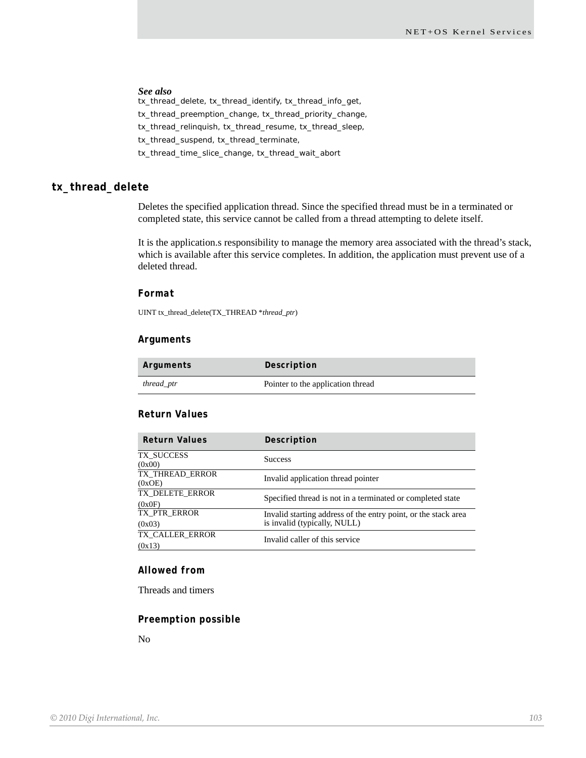***See also***

tx_thread_delete, tx_thread_identify, tx_thread_info_get, tx_thread_preemption_change, tx_thread_priority_change, tx_thread_relinquish, tx_thread_resume, tx_thread_sleep, tx_thread_suspend, tx_thread_terminate, tx_thread_time_slice_change, tx_thread_wait_abort

## tx_thread_delete

Deletes the specified application thread. Since the specified thread must be in a terminated or completed state, this service cannot be called from a thread attempting to delete itself.

It is the application.s responsibility to manage the memory area associated with the thread's stack, which is available after this service completes. In addition, the application must prevent use of a deleted thread.

### Format

UINT tx_thread_delete(TX_THREAD **thread_ptr*)

### Arguments

| Arguments | Description |
|---|---|
| *thread_ptr* | Pointer to the application thread |

### Return Values

| Return Values | Description |
|---|---|
| TX_SUCCESS (0x00) | Success |
| TX_THREAD_ERROR (0xOE) | Invalid application thread pointer |
| TX_DELETE_ERROR (0x0F) | Specified thread is not in a terminated or completed state |
| TX_PTR_ERROR (0x03) | Invalid starting address of the entry point, or the stack area is invalid (typically, NULL) |
| TX_CALLER_ERROR (0x13) | Invalid caller of this service |

### Allowed from

Threads and timers

### Preemption possible

No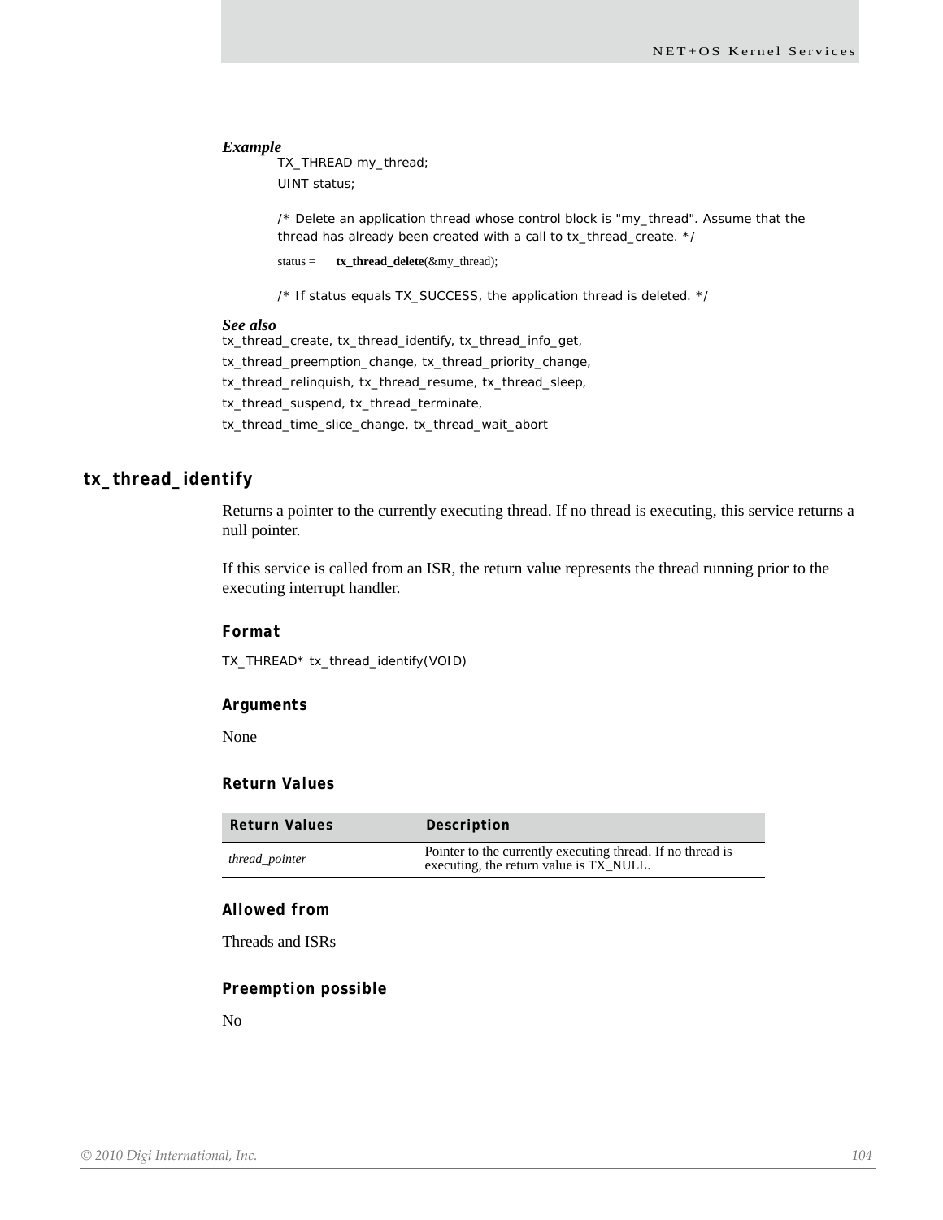***Example***

```
TX_THREAD my_thread;
UINT status;

/* Delete an application thread whose control block is "my_thread". Assume that the
thread has already been created with a call to tx_thread_create. */
status =    tx_thread_delete(&my_thread);

/* If status equals TX_SUCCESS, the application thread is deleted. */
```

***See also***

tx_thread_create, tx_thread_identify, tx_thread_info_get, tx_thread_preemption_change, tx_thread_priority_change, tx_thread_relinquish, tx_thread_resume, tx_thread_sleep, tx_thread_suspend, tx_thread_terminate, tx_thread_time_slice_change, tx_thread_wait_abort

## tx_thread_identify

Returns a pointer to the currently executing thread. If no thread is executing, this service returns a null pointer.

If this service is called from an ISR, the return value represents the thread running prior to the executing interrupt handler.

### Format

```
TX_THREAD* tx_thread_identify(VOID)
```

### Arguments

None

### Return Values

| Return Values | Description |
|---|---|
| *thread_pointer* | Pointer to the currently executing thread. If no thread is executing, the return value is TX_NULL. |

### Allowed from

Threads and ISRs

### Preemption possible

No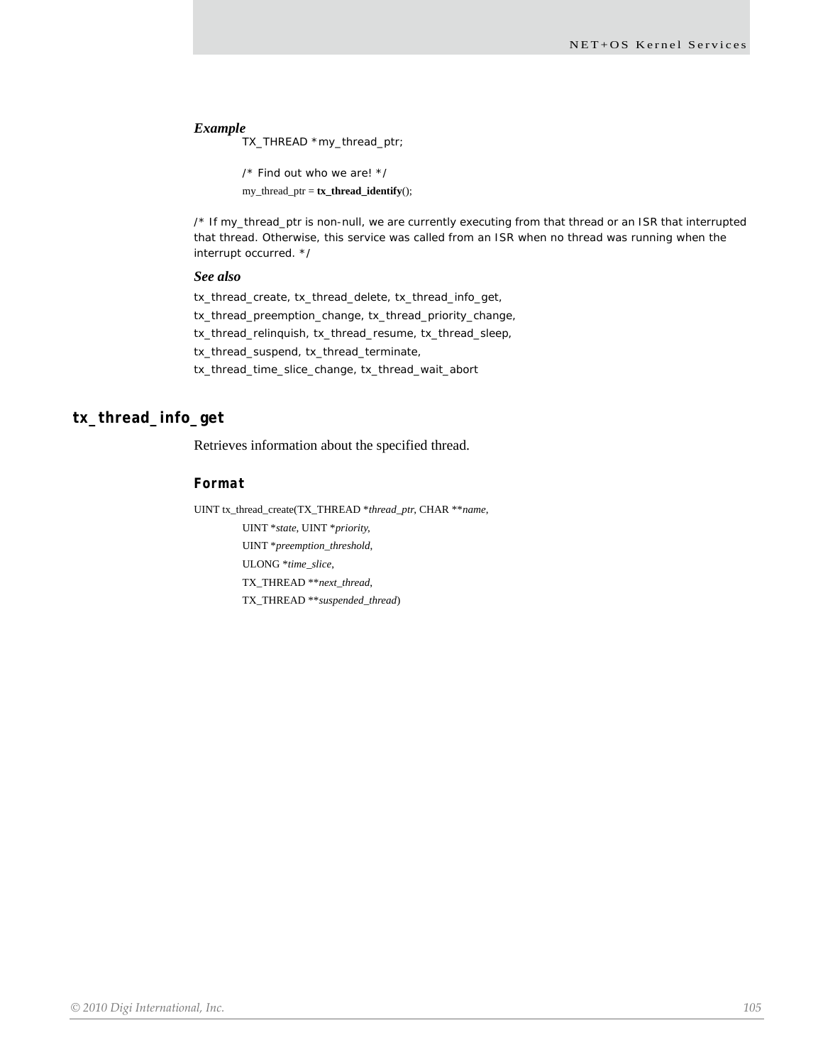*Example*

```
TX_THREAD *my_thread_ptr;

/* Find out who we are! */
my_thread_ptr = tx_thread_identify();
```

/* If my_thread_ptr is non-null, we are currently executing from that thread or an ISR that interrupted that thread. Otherwise, this service was called from an ISR when no thread was running when the interrupt occurred. */

*See also*

tx_thread_create, tx_thread_delete, tx_thread_info_get,
tx_thread_preemption_change, tx_thread_priority_change,
tx_thread_relinquish, tx_thread_resume, tx_thread_sleep,
tx_thread_suspend, tx_thread_terminate,
tx_thread_time_slice_change, tx_thread_wait_abort

## tx_thread_info_get

Retrieves information about the specified thread.

### Format

```
UINT tx_thread_create(TX_THREAD *thread_ptr, CHAR **name,
        UINT *state, UINT *priority,
        UINT *preemption_threshold,
        ULONG *time_slice,
        TX_THREAD **next_thread,
        TX_THREAD **suspended_thread)
```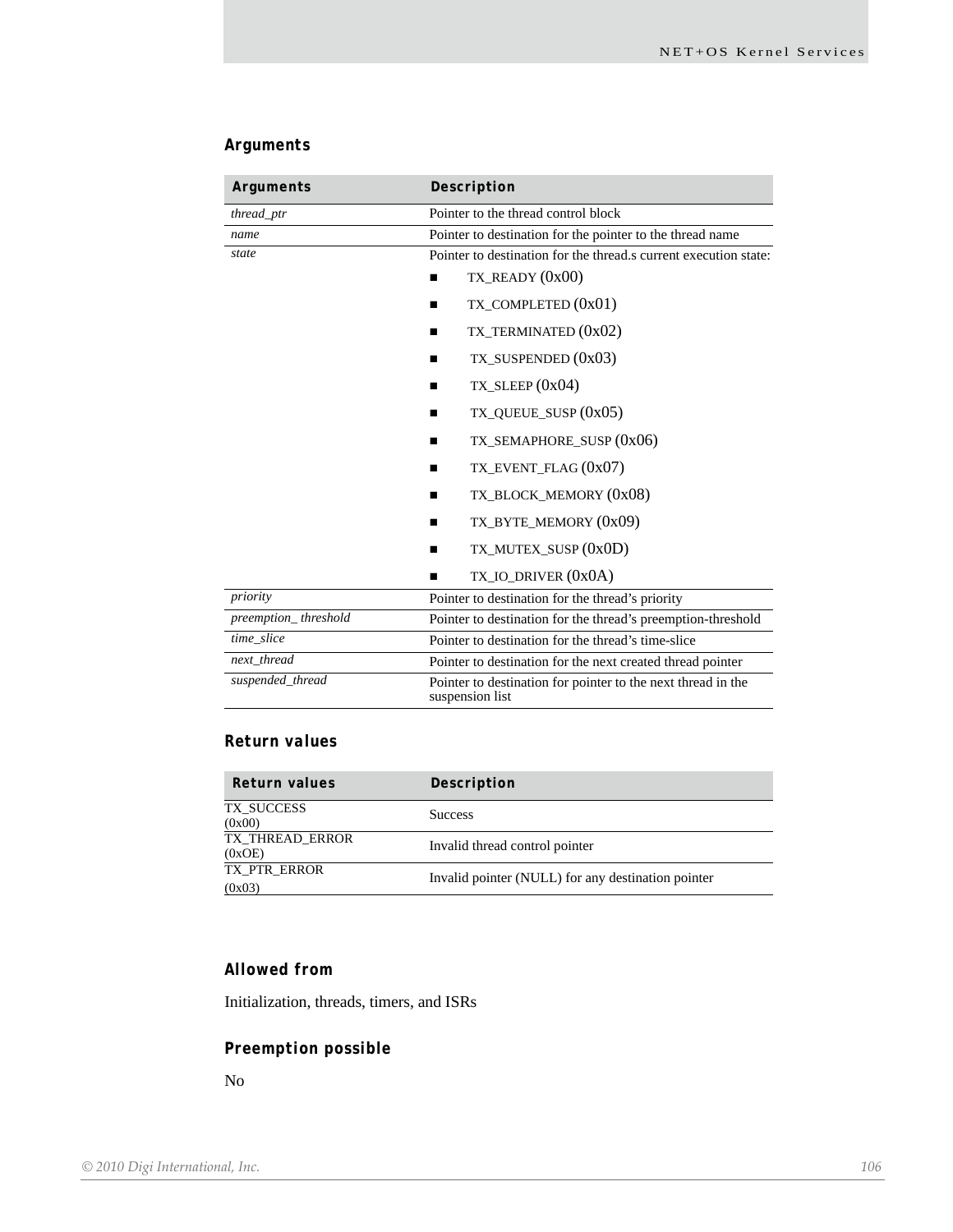### Arguments

| Arguments | Description |
|---|---|
| *thread_ptr* | Pointer to the thread control block |
| *name* | Pointer to destination for the pointer to the thread name |
| *state* | Pointer to destination for the thread.s current execution state:<br>■ TX_READY (0x00)<br>■ TX_COMPLETED (0x01)<br>■ TX_TERMINATED (0x02)<br>■ TX_SUSPENDED (0x03)<br>■ TX_SLEEP (0x04)<br>■ TX_QUEUE_SUSP (0x05)<br>■ TX_SEMAPHORE_SUSP (0x06)<br>■ TX_EVENT_FLAG (0x07)<br>■ TX_BLOCK_MEMORY (0x08)<br>■ TX_BYTE_MEMORY (0x09)<br>■ TX_MUTEX_SUSP (0x0D)<br>■ TX_IO_DRIVER (0x0A) |
| *priority* | Pointer to destination for the thread's priority |
| *preemption_ threshold* | Pointer to destination for the thread's preemption-threshold |
| *time_slice* | Pointer to destination for the thread's time-slice |
| *next_thread* | Pointer to destination for the next created thread pointer |
| *suspended_thread* | Pointer to destination for pointer to the next thread in the suspension list |

### Return values

| Return values | Description |
|---|---|
| TX_SUCCESS (0x00) | Success |
| TX_THREAD_ERROR (0xOE) | Invalid thread control pointer |
| TX_PTR_ERROR (0x03) | Invalid pointer (NULL) for any destination pointer |

### Allowed from

Initialization, threads, timers, and ISRs

### Preemption possible

No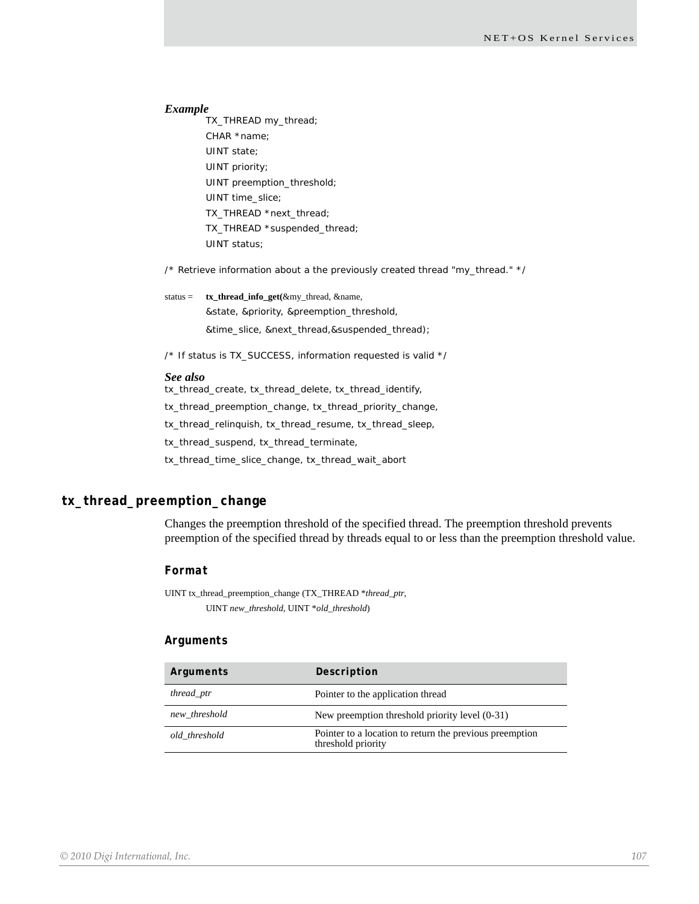***Example***

```
TX_THREAD my_thread;
CHAR *name;
UINT state;
UINT priority;
UINT preemption_threshold;
UINT time_slice;
TX_THREAD *next_thread;
TX_THREAD *suspended_thread;
UINT status;

/* Retrieve information about a the previously created thread "my_thread." */

status = tx_thread_info_get(&my_thread, &name,
        &state, &priority, &preemption_threshold,
        &time_slice, &next_thread,&suspended_thread);

/* If status is TX_SUCCESS, information requested is valid */
```

***See also***

tx_thread_create, tx_thread_delete, tx_thread_identify, tx_thread_preemption_change, tx_thread_priority_change, tx_thread_relinquish, tx_thread_resume, tx_thread_sleep, tx_thread_suspend, tx_thread_terminate, tx_thread_time_slice_change, tx_thread_wait_abort

## tx_thread_preemption_change

Changes the preemption threshold of the specified thread. The preemption threshold prevents preemption of the specified thread by threads equal to or less than the preemption threshold value.

### Format

UINT tx_thread_preemption_change (TX_THREAD **thread_ptr*,
UINT *new_threshold*, UINT **old_threshold*)

### Arguments

| Arguments | Description |
|---|---|
| *thread_ptr* | Pointer to the application thread |
| *new_threshold* | New preemption threshold priority level (0-31) |
| *old_threshold* | Pointer to a location to return the previous preemption threshold priority |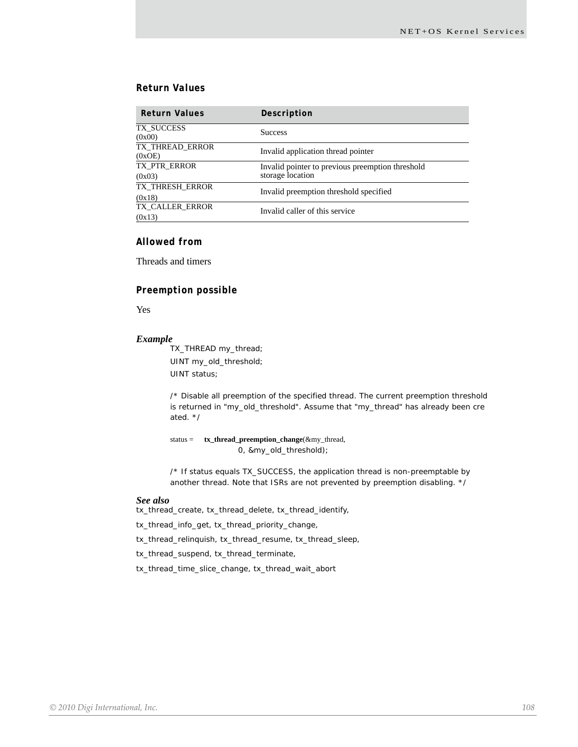### Return Values

| Return Values | Description |
|---|---|
| TX_SUCCESS (0x00) | Success |
| TX_THREAD_ERROR (0xOE) | Invalid application thread pointer |
| TX_PTR_ERROR (0x03) | Invalid pointer to previous preemption threshold storage location |
| TX_THRESH_ERROR (0x18) | Invalid preemption threshold specified |
| TX_CALLER_ERROR (0x13) | Invalid caller of this service |

### Allowed from

Threads and timers

### Preemption possible

Yes

***Example***

```
TX_THREAD my_thread;
UINT my_old_threshold;
UINT status;

/* Disable all preemption of the specified thread. The current preemption threshold
is returned in "my_old_threshold". Assume that "my_thread" has already been cre
ated. */

status =    tx_thread_preemption_change(&my_thread,
                0, &my_old_threshold);

/* If status equals TX_SUCCESS, the application thread is non-preemptable by
another thread. Note that ISRs are not prevented by preemption disabling. */
```

***See also***

tx_thread_create, tx_thread_delete, tx_thread_identify,

tx_thread_info_get, tx_thread_priority_change,

tx_thread_relinquish, tx_thread_resume, tx_thread_sleep,

tx_thread_suspend, tx_thread_terminate,

tx_thread_time_slice_change, tx_thread_wait_abort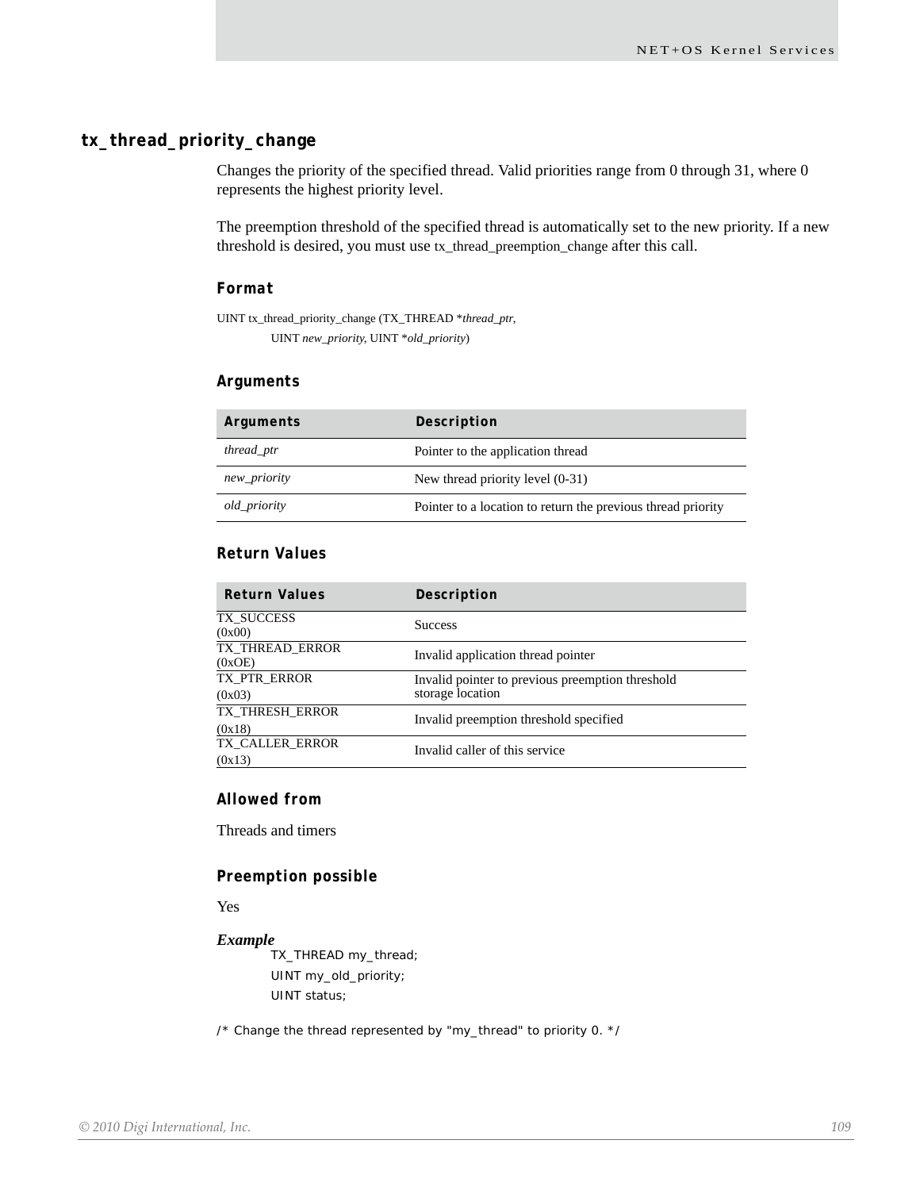## tx_thread_priority_change

Changes the priority of the specified thread. Valid priorities range from 0 through 31, where 0 represents the highest priority level.

The preemption threshold of the specified thread is automatically set to the new priority. If a new threshold is desired, you must use tx_thread_preemption_change after this call.

### Format

UINT tx_thread_priority_change (TX_THREAD **thread_ptr*,
UINT *new_priority*, UINT **old_priority*)

### Arguments

| Arguments | Description |
|---|---|
| *thread_ptr* | Pointer to the application thread |
| *new_priority* | New thread priority level (0-31) |
| *old_priority* | Pointer to a location to return the previous thread priority |

### Return Values

| Return Values | Description |
|---|---|
| TX_SUCCESS (0x00) | Success |
| TX_THREAD_ERROR (0xOE) | Invalid application thread pointer |
| TX_PTR_ERROR (0x03) | Invalid pointer to previous preemption threshold storage location |
| TX_THRESH_ERROR (0x18) | Invalid preemption threshold specified |
| TX_CALLER_ERROR (0x13) | Invalid caller of this service |

### Allowed from

Threads and timers

### Preemption possible

Yes

***Example***

```
TX_THREAD my_thread;
UINT my_old_priority;
UINT status;

/* Change the thread represented by "my_thread" to priority 0. */
```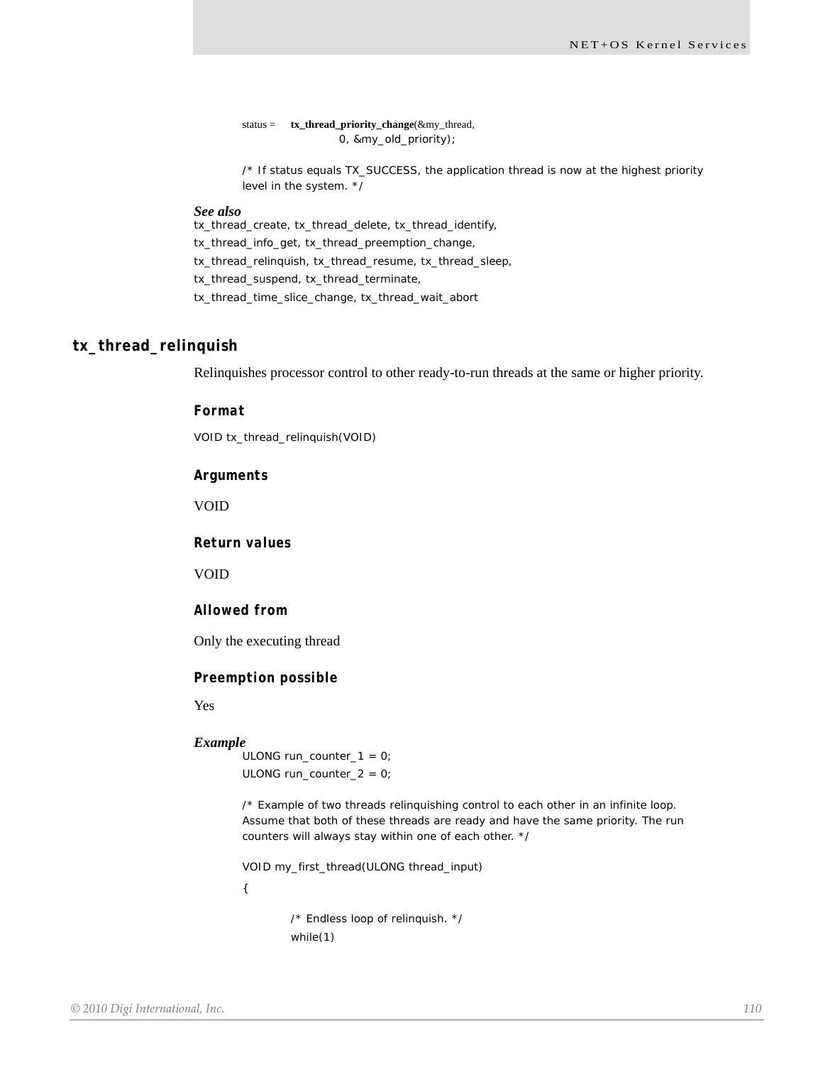```
status = tx_thread_priority_change(&my_thread,
                0, &my_old_priority);

/* If status equals TX_SUCCESS, the application thread is now at the highest priority
level in the system. */
```

***See also***

tx_thread_create, tx_thread_delete, tx_thread_identify,
tx_thread_info_get, tx_thread_preemption_change,
tx_thread_relinquish, tx_thread_resume, tx_thread_sleep,
tx_thread_suspend, tx_thread_terminate,
tx_thread_time_slice_change, tx_thread_wait_abort

## tx_thread_relinquish

Relinquishes processor control to other ready-to-run threads at the same or higher priority.

### Format

```
VOID tx_thread_relinquish(VOID)
```

### Arguments

VOID

### Return values

VOID

### Allowed from

Only the executing thread

### Preemption possible

Yes

***Example***

```
ULONG run_counter_1 = 0;
ULONG run_counter_2 = 0;

/* Example of two threads relinquishing control to each other in an infinite loop.
Assume that both of these threads are ready and have the same priority. The run
counters will always stay within one of each other. */

VOID my_first_thread(ULONG thread_input)
{

    /* Endless loop of relinquish. */
    while(1)
```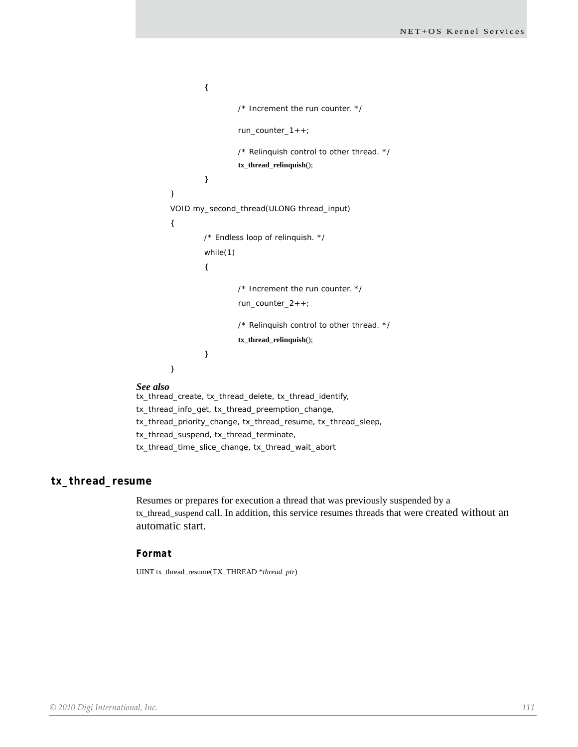```
        {
                /* Increment the run counter. */
                run_counter_1++;
                /* Relinquish control to other thread. */
                tx_thread_relinquish();
        }
}
VOID my_second_thread(ULONG thread_input)
{
        /* Endless loop of relinquish. */
        while(1)
        {
                /* Increment the run counter. */
                run_counter_2++;
                /* Relinquish control to other thread. */
                tx_thread_relinquish();
        }
}
```

***See also***

tx_thread_create, tx_thread_delete, tx_thread_identify, tx_thread_info_get, tx_thread_preemption_change, tx_thread_priority_change, tx_thread_resume, tx_thread_sleep, tx_thread_suspend, tx_thread_terminate, tx_thread_time_slice_change, tx_thread_wait_abort

## tx_thread_resume

Resumes or prepares for execution a thread that was previously suspended by a tx_thread_suspend call. In addition, this service resumes threads that were created without an automatic start.

### Format

UINT tx_thread_resume(TX_THREAD **thread_ptr*)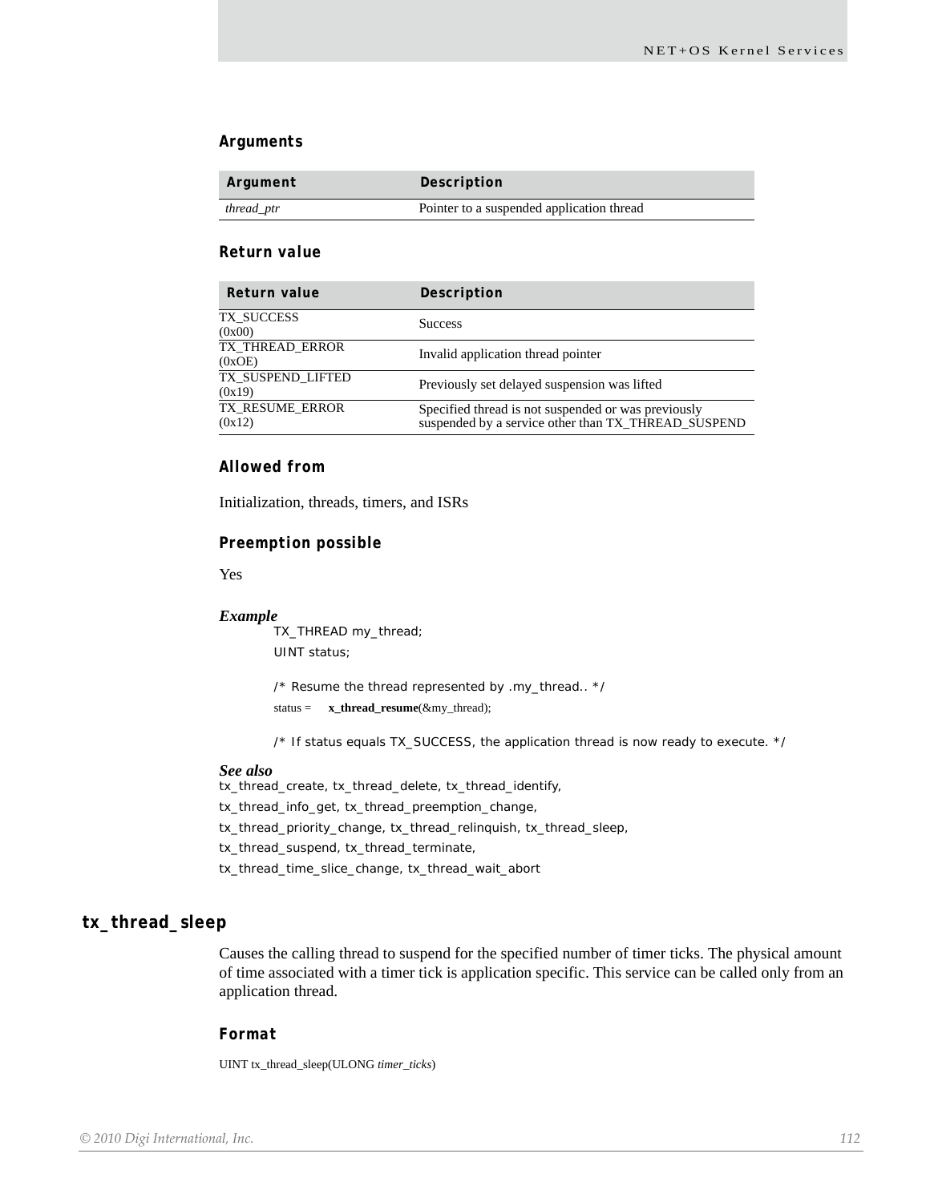### Arguments

| Argument | Description |
| --- | --- |
| *thread_ptr* | Pointer to a suspended application thread |

### Return value

| Return value | Description |
| --- | --- |
| TX_SUCCESS (0x00) | Success |
| TX_THREAD_ERROR (0xOE) | Invalid application thread pointer |
| TX_SUSPEND_LIFTED (0x19) | Previously set delayed suspension was lifted |
| TX_RESUME_ERROR (0x12) | Specified thread is not suspended or was previously suspended by a service other than TX_THREAD_SUSPEND |

### Allowed from

Initialization, threads, timers, and ISRs

### Preemption possible

Yes

***Example***

```
TX_THREAD my_thread;
UINT status;

/* Resume the thread represented by .my_thread.. */
status =    x_thread_resume(&my_thread);

/* If status equals TX_SUCCESS, the application thread is now ready to execute. */
```

***See also***

tx_thread_create, tx_thread_delete, tx_thread_identify, tx_thread_info_get, tx_thread_preemption_change, tx_thread_priority_change, tx_thread_relinquish, tx_thread_sleep, tx_thread_suspend, tx_thread_terminate, tx_thread_time_slice_change, tx_thread_wait_abort

## tx_thread_sleep

Causes the calling thread to suspend for the specified number of timer ticks. The physical amount of time associated with a timer tick is application specific. This service can be called only from an application thread.

### Format

UINT tx_thread_sleep(ULONG *timer_ticks*)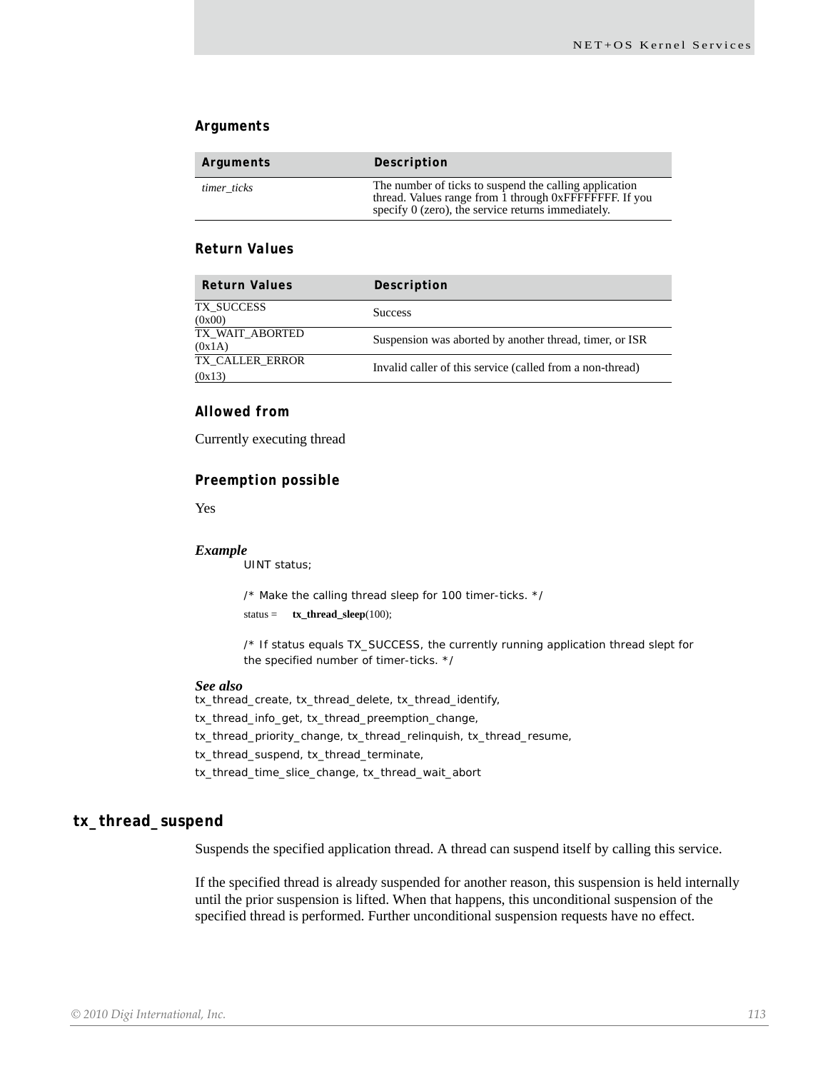### Arguments

| Arguments | Description |
| --- | --- |
| *timer_ticks* | The number of ticks to suspend the calling application thread. Values range from 1 through 0xFFFFFFFF. If you specify 0 (zero), the service returns immediately. |

### Return Values

| Return Values | Description |
| --- | --- |
| TX_SUCCESS (0x00) | Success |
| TX_WAIT_ABORTED (0x1A) | Suspension was aborted by another thread, timer, or ISR |
| TX_CALLER_ERROR (0x13) | Invalid caller of this service (called from a non-thread) |

### Allowed from

Currently executing thread

### Preemption possible

Yes

***Example***

```
UINT status;

/* Make the calling thread sleep for 100 timer-ticks. */
status =    tx_thread_sleep(100);

/* If status equals TX_SUCCESS, the currently running application thread slept for
the specified number of timer-ticks. */
```

***See also***

tx_thread_create, tx_thread_delete, tx_thread_identify,
tx_thread_info_get, tx_thread_preemption_change,
tx_thread_priority_change, tx_thread_relinquish, tx_thread_resume,
tx_thread_suspend, tx_thread_terminate,
tx_thread_time_slice_change, tx_thread_wait_abort

## tx_thread_suspend

Suspends the specified application thread. A thread can suspend itself by calling this service.

If the specified thread is already suspended for another reason, this suspension is held internally until the prior suspension is lifted. When that happens, this unconditional suspension of the specified thread is performed. Further unconditional suspension requests have no effect.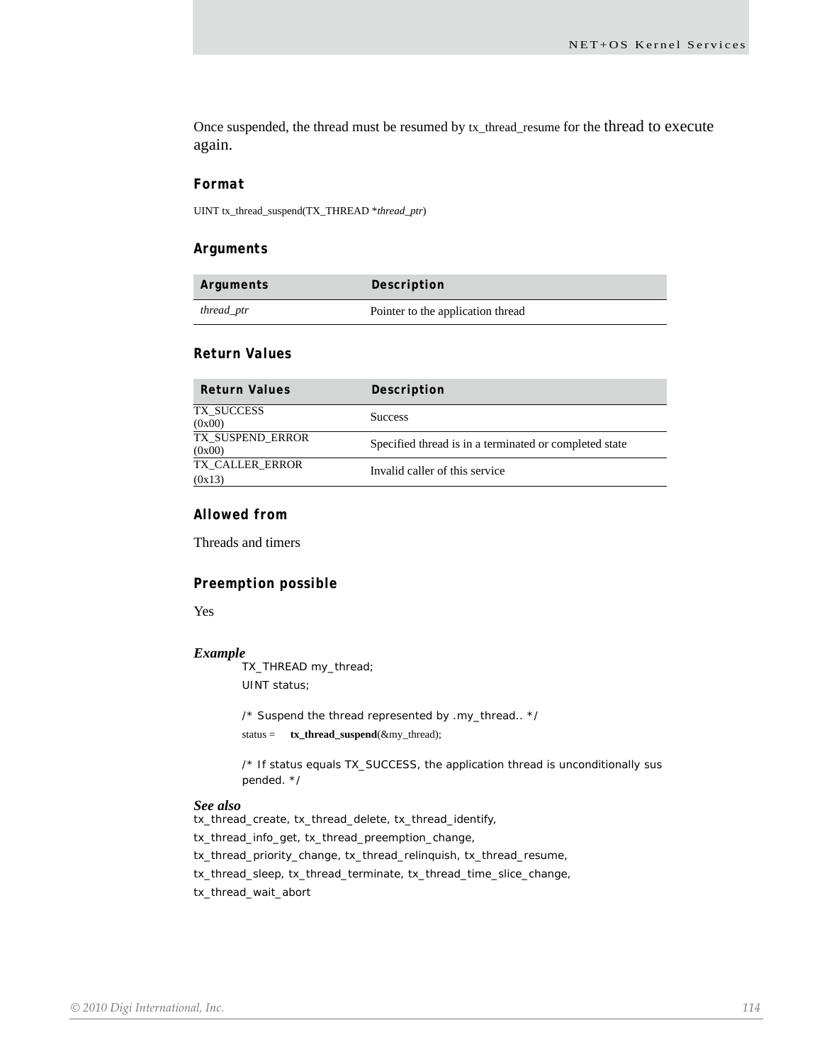Once suspended, the thread must be resumed by tx_thread_resume for the thread to execute again.

### Format

UINT tx_thread_suspend(TX_THREAD **thread_ptr*)

### Arguments

| Arguments | Description |
|---|---|
| *thread_ptr* | Pointer to the application thread |

### Return Values

| Return Values | Description |
|---|---|
| TX_SUCCESS (0x00) | Success |
| TX_SUSPEND_ERROR (0x00) | Specified thread is in a terminated or completed state |
| TX_CALLER_ERROR (0x13) | Invalid caller of this service |

### Allowed from

Threads and timers

### Preemption possible

Yes

### *Example*

```
TX_THREAD my_thread;
UINT status;

/* Suspend the thread represented by .my_thread.. */
status =     tx_thread_suspend(&my_thread);

/* If status equals TX_SUCCESS, the application thread is unconditionally sus
pended. */
```

### *See also*

tx_thread_create, tx_thread_delete, tx_thread_identify, tx_thread_info_get, tx_thread_preemption_change, tx_thread_priority_change, tx_thread_relinquish, tx_thread_resume, tx_thread_sleep, tx_thread_terminate, tx_thread_time_slice_change, tx_thread_wait_abort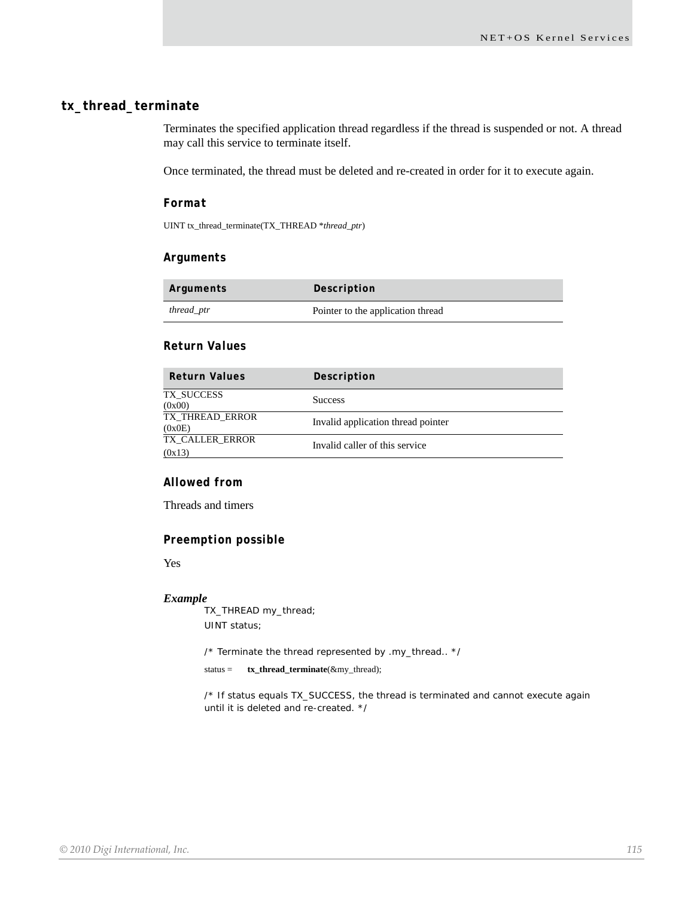## tx_thread_terminate

Terminates the specified application thread regardless if the thread is suspended or not. A thread may call this service to terminate itself.

Once terminated, the thread must be deleted and re-created in order for it to execute again.

### Format

UINT tx_thread_terminate(TX_THREAD *thread_ptr)

### Arguments

| Arguments | Description |
| --- | --- |
| *thread_ptr* | Pointer to the application thread |

### Return Values

| Return Values | Description |
| --- | --- |
| TX_SUCCESS (0x00) | Success |
| TX_THREAD_ERROR (0x0E) | Invalid application thread pointer |
| TX_CALLER_ERROR (0x13) | Invalid caller of this service |

### Allowed from

Threads and timers

### Preemption possible

Yes

***Example***

```
TX_THREAD my_thread;
UINT status;

/* Terminate the thread represented by .my_thread.. */
status =     tx_thread_terminate(&my_thread);

/* If status equals TX_SUCCESS, the thread is terminated and cannot execute again
until it is deleted and re-created. */
```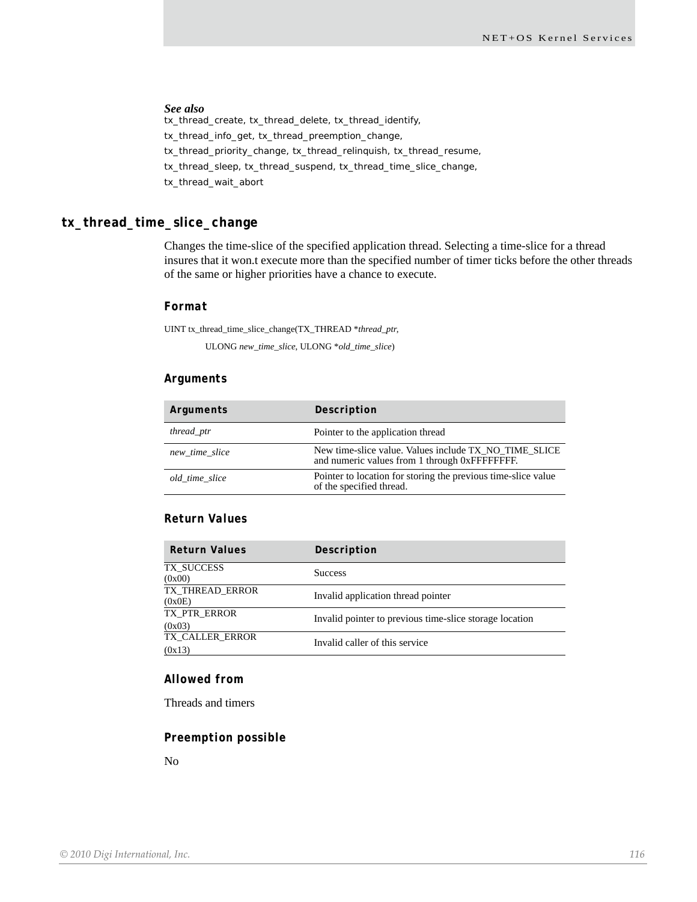***See also***

tx_thread_create, tx_thread_delete, tx_thread_identify, tx_thread_info_get, tx_thread_preemption_change, tx_thread_priority_change, tx_thread_relinquish, tx_thread_resume, tx_thread_sleep, tx_thread_suspend, tx_thread_time_slice_change, tx_thread_wait_abort

## tx_thread_time_slice_change

Changes the time-slice of the specified application thread. Selecting a time-slice for a thread insures that it won.t execute more than the specified number of timer ticks before the other threads of the same or higher priorities have a chance to execute.

### Format

UINT tx_thread_time_slice_change(TX_THREAD **thread_ptr*,
ULONG *new_time_slice*, ULONG **old_time_slice*)

### Arguments

| Arguments | Description |
|---|---|
| *thread_ptr* | Pointer to the application thread |
| *new_time_slice* | New time-slice value. Values include TX_NO_TIME_SLICE and numeric values from 1 through 0xFFFFFFFF. |
| *old_time_slice* | Pointer to location for storing the previous time-slice value of the specified thread. |

### Return Values

| Return Values | Description |
|---|---|
| TX_SUCCESS (0x00) | Success |
| TX_THREAD_ERROR (0x0E) | Invalid application thread pointer |
| TX_PTR_ERROR (0x03) | Invalid pointer to previous time-slice storage location |
| TX_CALLER_ERROR (0x13) | Invalid caller of this service |

### Allowed from

Threads and timers

### Preemption possible

No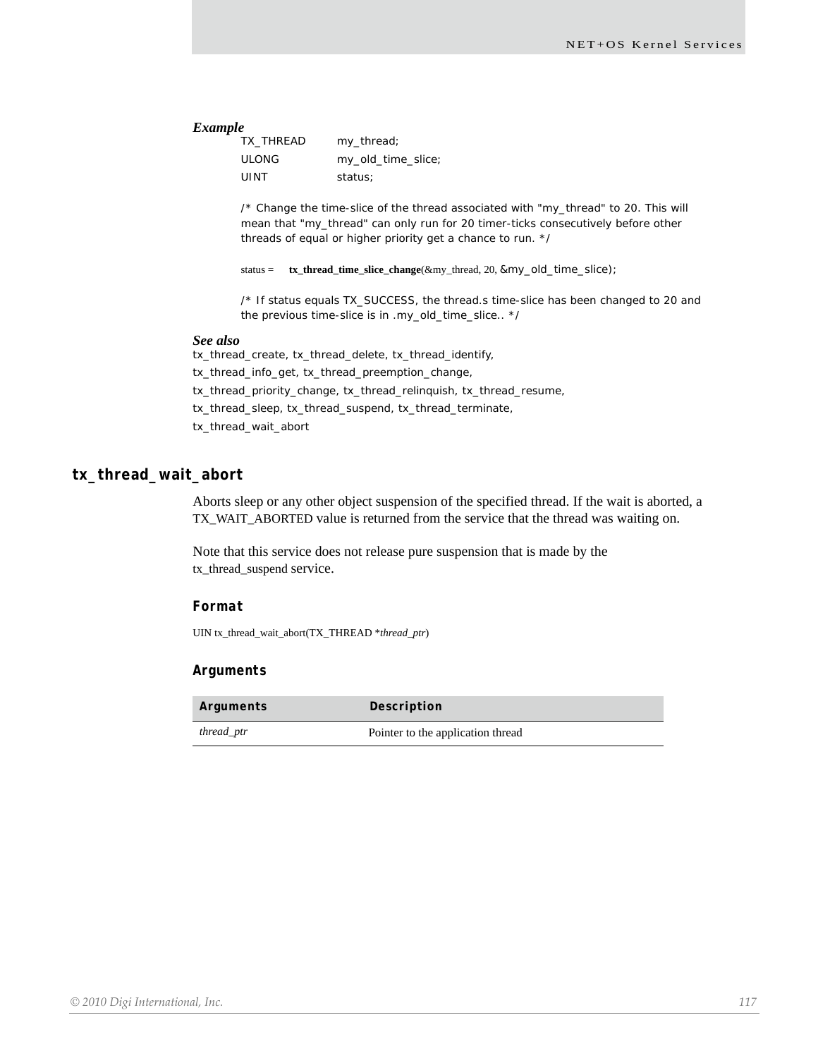***Example***

```
TX_THREAD     my_thread;
ULONG         my_old_time_slice;
UINT          status;

/* Change the time-slice of the thread associated with "my_thread" to 20. This will
mean that "my_thread" can only run for 20 timer-ticks consecutively before other
threads of equal or higher priority get a chance to run. */

status =    tx_thread_time_slice_change(&my_thread, 20, &my_old_time_slice);

/* If status equals TX_SUCCESS, the thread.s time-slice has been changed to 20 and
the previous time-slice is in .my_old_time_slice.. */
```

***See also***

tx_thread_create, tx_thread_delete, tx_thread_identify,
tx_thread_info_get, tx_thread_preemption_change,
tx_thread_priority_change, tx_thread_relinquish, tx_thread_resume,
tx_thread_sleep, tx_thread_suspend, tx_thread_terminate,
tx_thread_wait_abort

## tx_thread_wait_abort

Aborts sleep or any other object suspension of the specified thread. If the wait is aborted, a TX_WAIT_ABORTED value is returned from the service that the thread was waiting on.

Note that this service does not release pure suspension that is made by the tx_thread_suspend service.

### Format

UIN tx_thread_wait_abort(TX_THREAD **thread_ptr*)

### Arguments

| Arguments | Description |
| --- | --- |
| *thread_ptr* | Pointer to the application thread |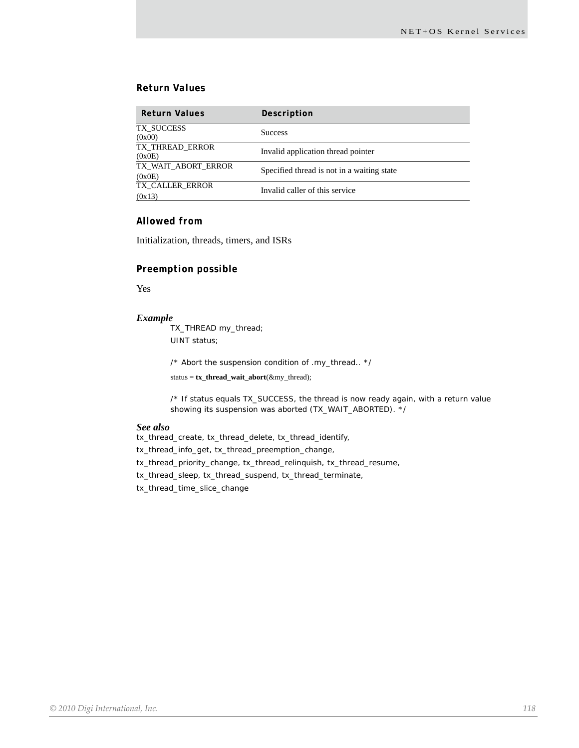### Return Values

| Return Values | Description |
| --- | --- |
| TX_SUCCESS (0x00) | Success |
| TX_THREAD_ERROR (0x0E) | Invalid application thread pointer |
| TX_WAIT_ABORT_ERROR (0x0E) | Specified thread is not in a waiting state |
| TX_CALLER_ERROR (0x13) | Invalid caller of this service |

### Allowed from

Initialization, threads, timers, and ISRs

### Preemption possible

Yes

***Example***

```
TX_THREAD my_thread;
UINT status;

/* Abort the suspension condition of .my_thread.. */
status = tx_thread_wait_abort(&my_thread);

/* If status equals TX_SUCCESS, the thread is now ready again, with a return value
showing its suspension was aborted (TX_WAIT_ABORTED). */
```

***See also***

tx_thread_create, tx_thread_delete, tx_thread_identify,
tx_thread_info_get, tx_thread_preemption_change,
tx_thread_priority_change, tx_thread_relinquish, tx_thread_resume,
tx_thread_sleep, tx_thread_suspend, tx_thread_terminate,
tx_thread_time_slice_change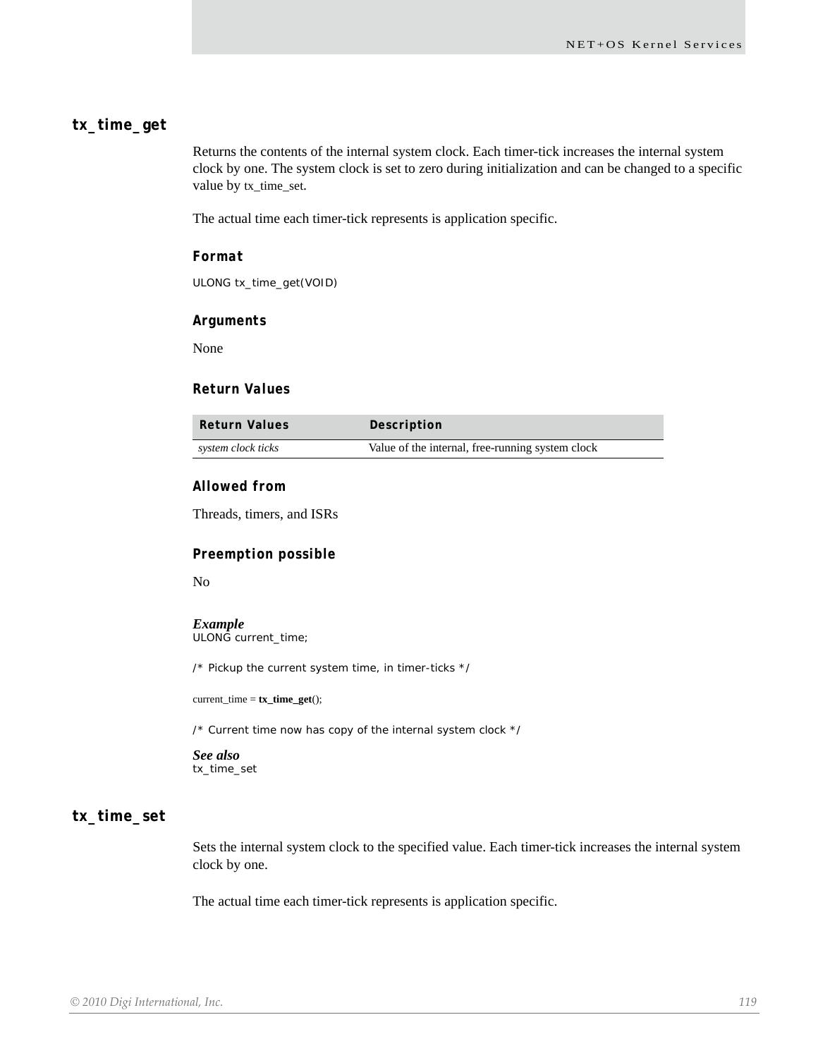## tx_time_get

Returns the contents of the internal system clock. Each timer-tick increases the internal system clock by one. The system clock is set to zero during initialization and can be changed to a specific value by tx_time_set.

The actual time each timer-tick represents is application specific.

### Format

```
ULONG tx_time_get(VOID)
```

### Arguments

None

### Return Values

| Return Values | Description |
|---|---|
| *system clock ticks* | Value of the internal, free-running system clock |

### Allowed from

Threads, timers, and ISRs

### Preemption possible

No

### *Example*

```
ULONG current_time;

/* Pickup the current system time, in timer-ticks */

current_time = tx_time_get();

/* Current time now has copy of the internal system clock */
```

### *See also*

tx_time_set

## tx_time_set

Sets the internal system clock to the specified value. Each timer-tick increases the internal system clock by one.

The actual time each timer-tick represents is application specific.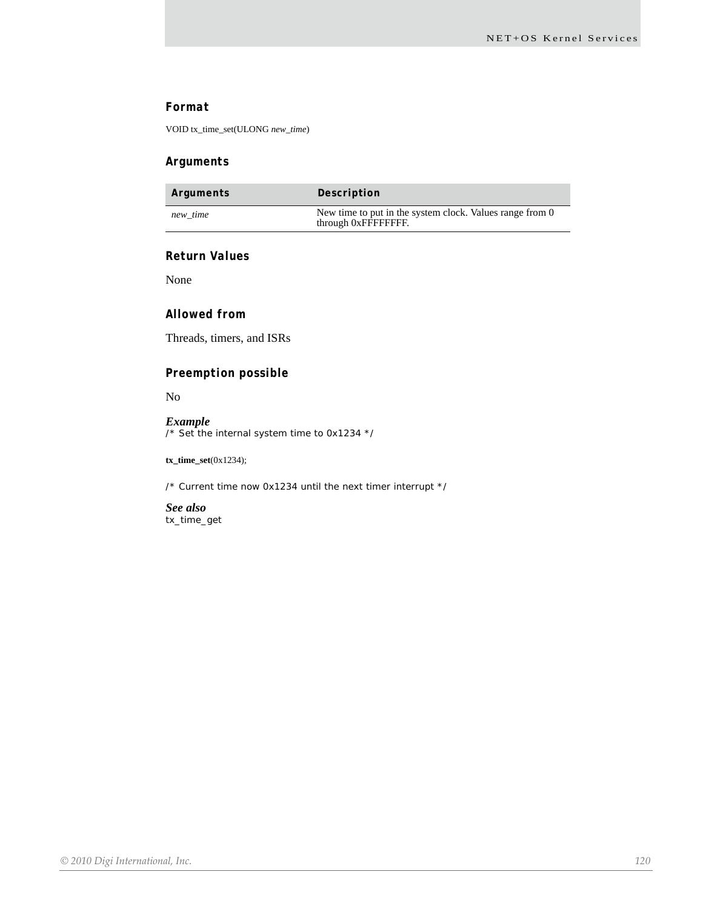### Format

VOID tx_time_set(ULONG *new_time*)

### Arguments

| Arguments | Description |
|---|---|
| *new_time* | New time to put in the system clock. Values range from 0 through 0xFFFFFFFF. |

### Return Values

None

### Allowed from

Threads, timers, and ISRs

### Preemption possible

No

***Example***

```
/* Set the internal system time to 0x1234 */

tx_time_set(0x1234);

/* Current time now 0x1234 until the next timer interrupt */
```

***See also***

tx_time_get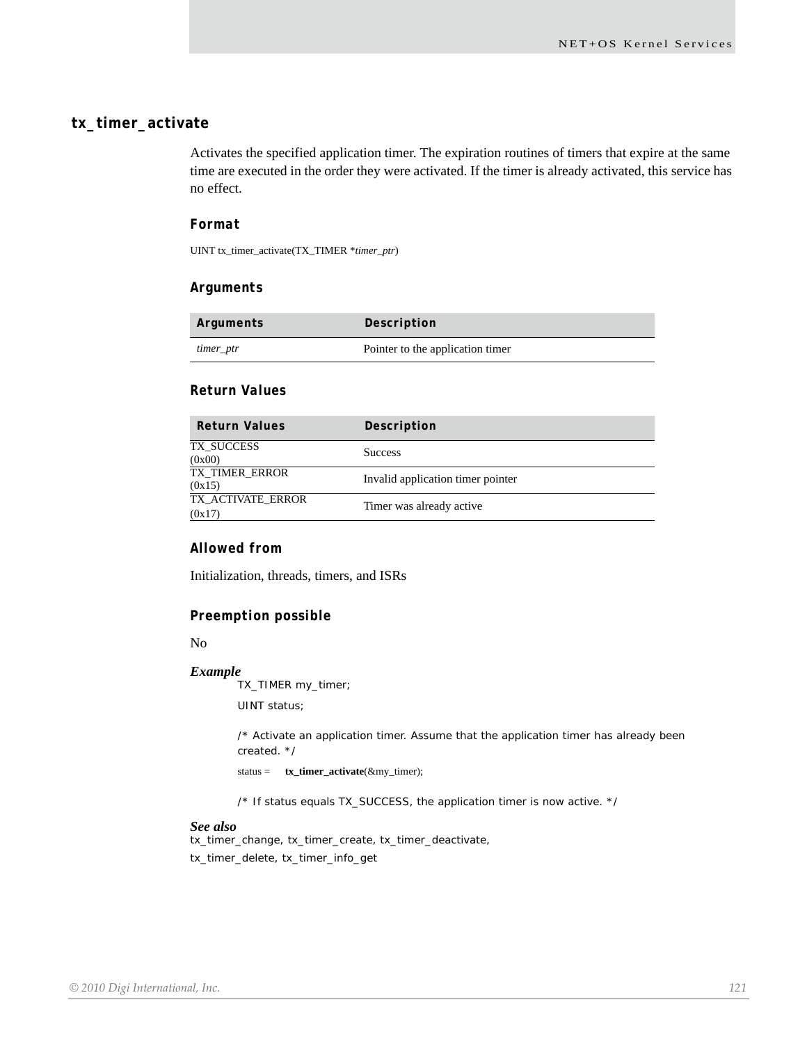## tx_timer_activate

Activates the specified application timer. The expiration routines of timers that expire at the same time are executed in the order they were activated. If the timer is already activated, this service has no effect.

### Format

UINT tx_timer_activate(TX_TIMER **timer_ptr*)

### Arguments

| Arguments | Description |
|---|---|
| *timer_ptr* | Pointer to the application timer |

### Return Values

| Return Values | Description |
|---|---|
| TX_SUCCESS (0x00) | Success |
| TX_TIMER_ERROR (0x15) | Invalid application timer pointer |
| TX_ACTIVATE_ERROR (0x17) | Timer was already active |

### Allowed from

Initialization, threads, timers, and ISRs

### Preemption possible

No

***Example***

```
TX_TIMER my_timer;

UINT status;

/* Activate an application timer. Assume that the application timer has already been created. */

status = tx_timer_activate(&my_timer);

/* If status equals TX_SUCCESS, the application timer is now active. */
```

***See also***

tx_timer_change, tx_timer_create, tx_timer_deactivate,
tx_timer_delete, tx_timer_info_get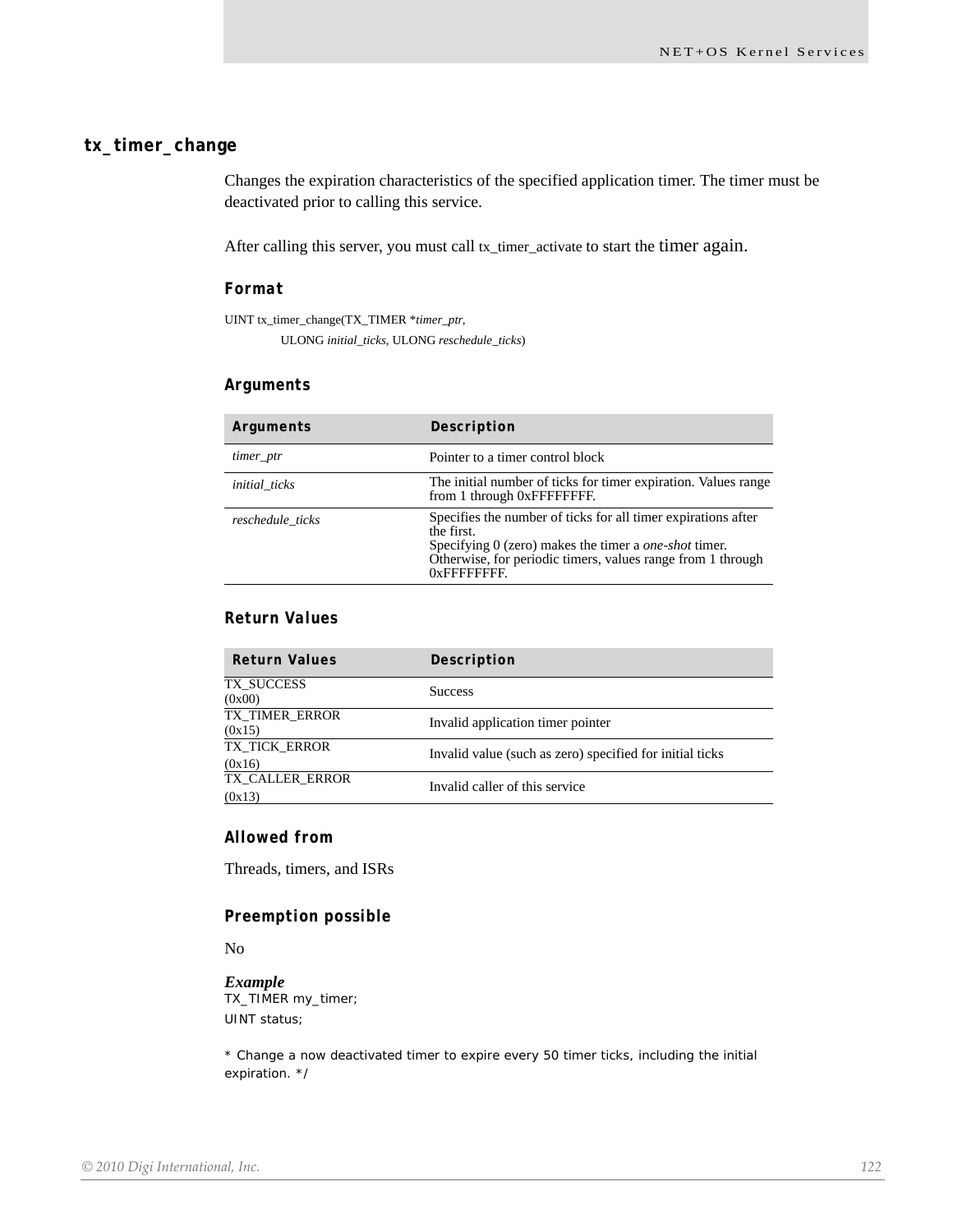## tx_timer_change

Changes the expiration characteristics of the specified application timer. The timer must be deactivated prior to calling this service.

After calling this server, you must call tx_timer_activate to start the timer again.

### Format

UINT tx_timer_change(TX_TIMER **timer_ptr*,
ULONG *initial_ticks*, ULONG *reschedule_ticks*)

### Arguments

| Arguments | Description |
|---|---|
| *timer_ptr* | Pointer to a timer control block |
| *initial_ticks* | The initial number of ticks for timer expiration. Values range from 1 through 0xFFFFFFFF. |
| *reschedule_ticks* | Specifies the number of ticks for all timer expirations after the first.<br>Specifying 0 (zero) makes the timer a *one-shot* timer. Otherwise, for periodic timers, values range from 1 through 0xFFFFFFFF. |

### Return Values

| Return Values | Description |
|---|---|
| TX_SUCCESS (0x00) | Success |
| TX_TIMER_ERROR (0x15) | Invalid application timer pointer |
| TX_TICK_ERROR (0x16) | Invalid value (such as zero) specified for initial ticks |
| TX_CALLER_ERROR (0x13) | Invalid caller of this service |

### Allowed from

Threads, timers, and ISRs

### Preemption possible

No

***Example***

```
TX_TIMER my_timer;
UINT status;

* Change a now deactivated timer to expire every 50 timer ticks, including the initial expiration. */
```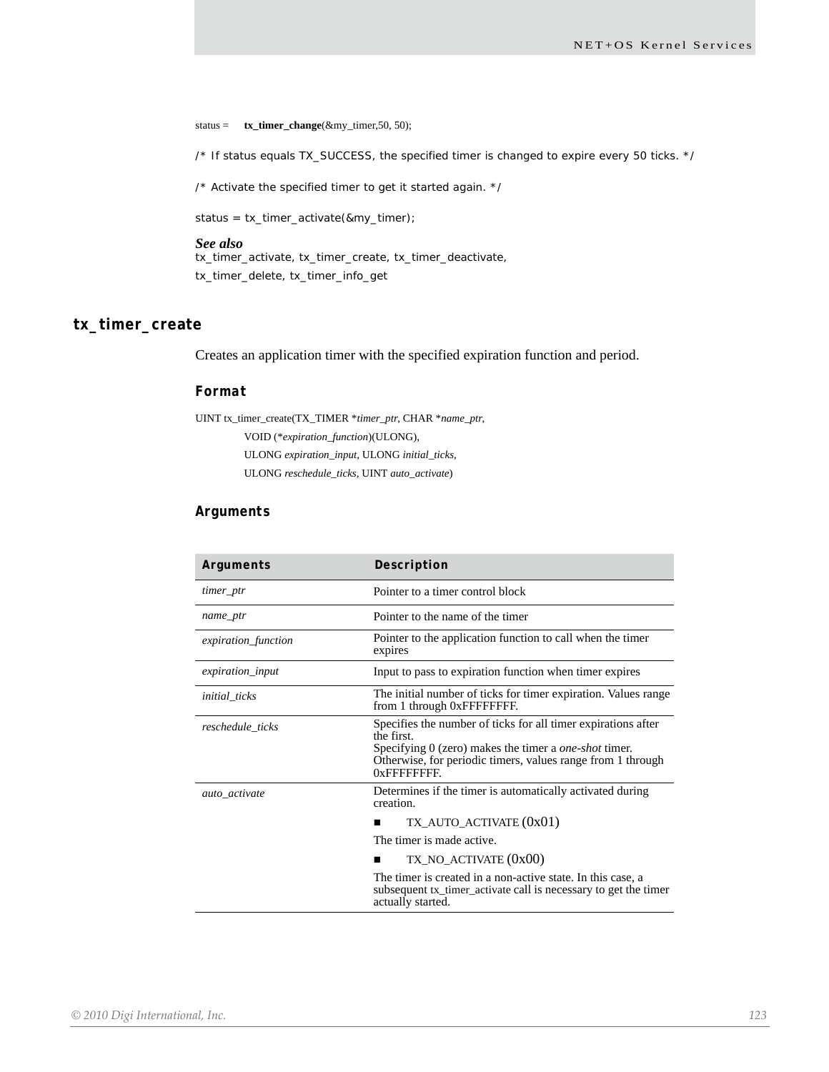```
status = tx_timer_change(&my_timer,50, 50);

/* If status equals TX_SUCCESS, the specified timer is changed to expire every 50 ticks. */

/* Activate the specified timer to get it started again. */

status = tx_timer_activate(&my_timer);
```

***See also***

tx_timer_activate, tx_timer_create, tx_timer_deactivate,
tx_timer_delete, tx_timer_info_get

## tx_timer_create

Creates an application timer with the specified expiration function and period.

### Format

UINT tx_timer_create(TX_TIMER **timer_ptr*, CHAR **name_ptr*,
VOID (**expiration_function*)(ULONG),
ULONG *expiration_input*, ULONG *initial_ticks*,
ULONG *reschedule_ticks*, UINT *auto_activate*)

### Arguments

| Arguments | Description |
| --- | --- |
| *timer_ptr* | Pointer to a timer control block |
| *name_ptr* | Pointer to the name of the timer |
| *expiration_function* | Pointer to the application function to call when the timer expires |
| *expiration_input* | Input to pass to expiration function when timer expires |
| *initial_ticks* | The initial number of ticks for timer expiration. Values range from 1 through 0xFFFFFFFF. |
| *reschedule_ticks* | Specifies the number of ticks for all timer expirations after the first.<br>Specifying 0 (zero) makes the timer a *one-shot* timer. Otherwise, for periodic timers, values range from 1 through 0xFFFFFFFF. |
| *auto_activate* | Determines if the timer is automatically activated during creation.<br>■ TX_AUTO_ACTIVATE (0x01)<br>The timer is made active.<br>■ TX_NO_ACTIVATE (0x00)<br>The timer is created in a non-active state. In this case, a subsequent tx_timer_activate call is necessary to get the timer actually started. |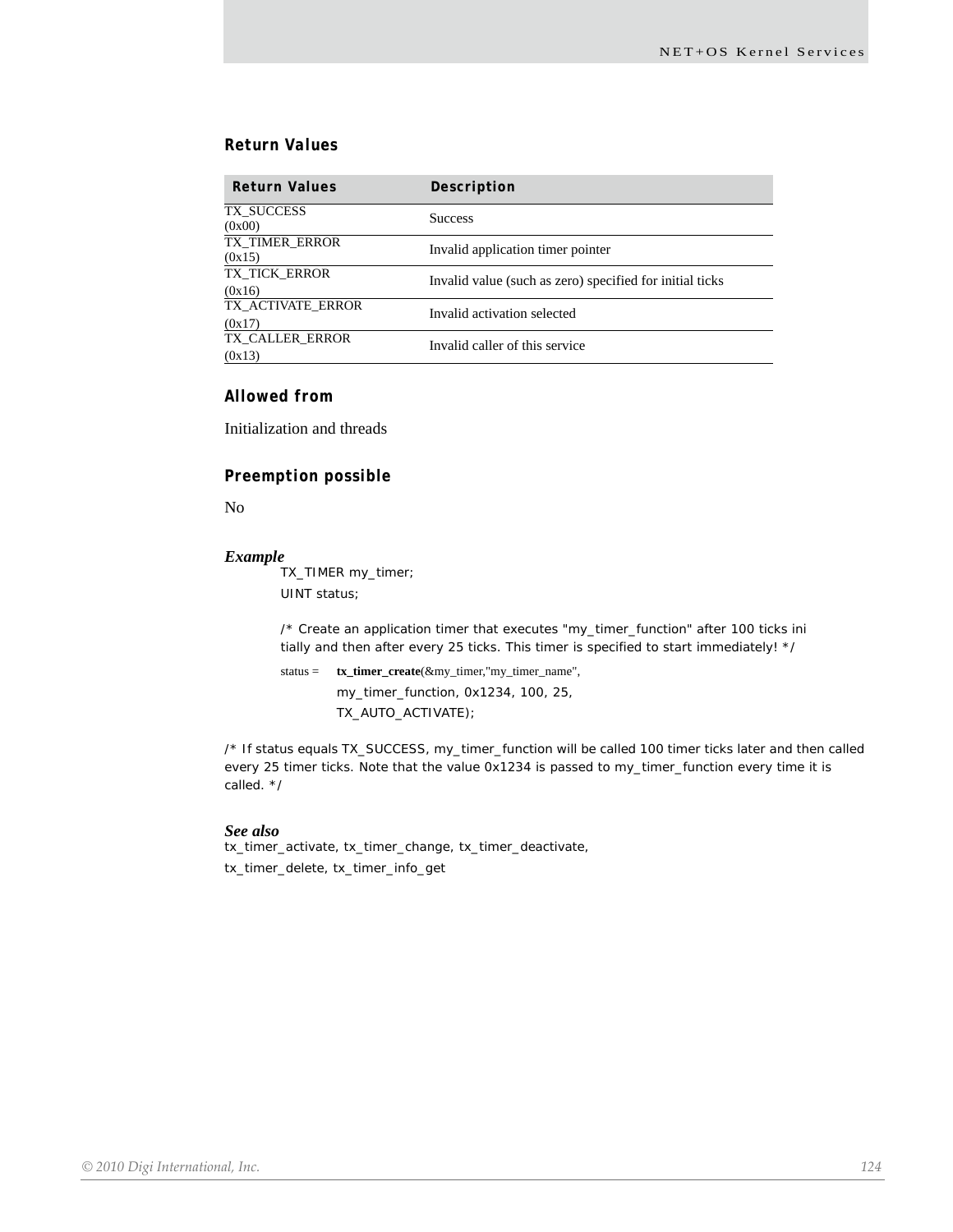### Return Values

| Return Values | Description |
| --- | --- |
| TX_SUCCESS (0x00) | Success |
| TX_TIMER_ERROR (0x15) | Invalid application timer pointer |
| TX_TICK_ERROR (0x16) | Invalid value (such as zero) specified for initial ticks |
| TX_ACTIVATE_ERROR (0x17) | Invalid activation selected |
| TX_CALLER_ERROR (0x13) | Invalid caller of this service |

### Allowed from

Initialization and threads

### Preemption possible

No

### *Example*

```
TX_TIMER my_timer;
UINT status;

/* Create an application timer that executes "my_timer_function" after 100 ticks ini
tially and then after every 25 ticks. This timer is specified to start immediately! */
status =    tx_timer_create(&my_timer,"my_timer_name",
            my_timer_function, 0x1234, 100, 25,
            TX_AUTO_ACTIVATE);
```

/* If status equals TX_SUCCESS, my_timer_function will be called 100 timer ticks later and then called every 25 timer ticks. Note that the value 0x1234 is passed to my_timer_function every time it is called. */

### *See also*

tx_timer_activate, tx_timer_change, tx_timer_deactivate, tx_timer_delete, tx_timer_info_get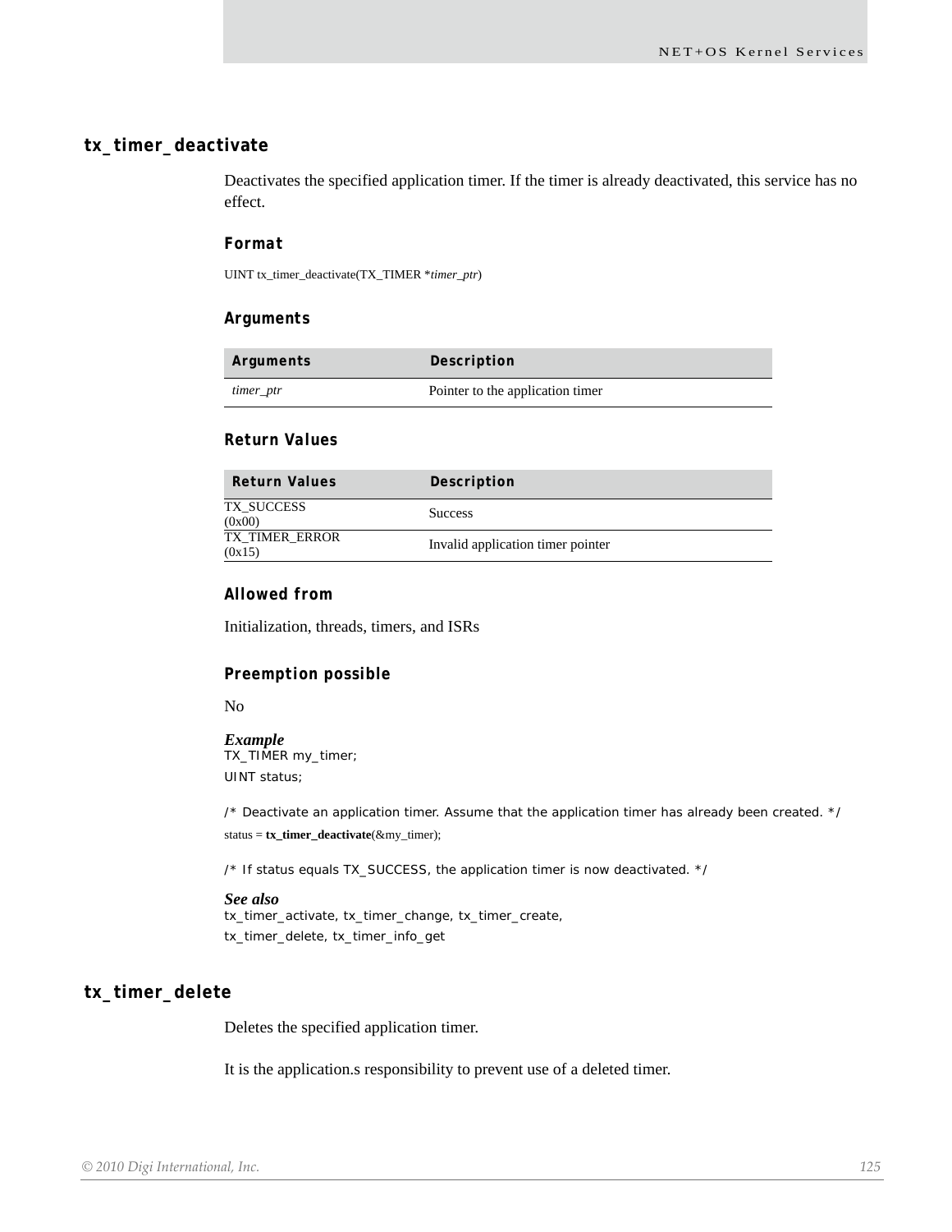## tx_timer_deactivate

Deactivates the specified application timer. If the timer is already deactivated, this service has no effect.

### Format

UINT tx_timer_deactivate(TX_TIMER **timer_ptr*)

### Arguments

| Arguments | Description |
|---|---|
| *timer_ptr* | Pointer to the application timer |

### Return Values

| Return Values | Description |
|---|---|
| TX_SUCCESS (0x00) | Success |
| TX_TIMER_ERROR (0x15) | Invalid application timer pointer |

### Allowed from

Initialization, threads, timers, and ISRs

### Preemption possible

No

***Example***

```
TX_TIMER my_timer;
UINT status;

/* Deactivate an application timer. Assume that the application timer has already been created. */
status = tx_timer_deactivate(&my_timer);

/* If status equals TX_SUCCESS, the application timer is now deactivated. */
```

***See also***

tx_timer_activate, tx_timer_change, tx_timer_create, tx_timer_delete, tx_timer_info_get

## tx_timer_delete

Deletes the specified application timer.

It is the application.s responsibility to prevent use of a deleted timer.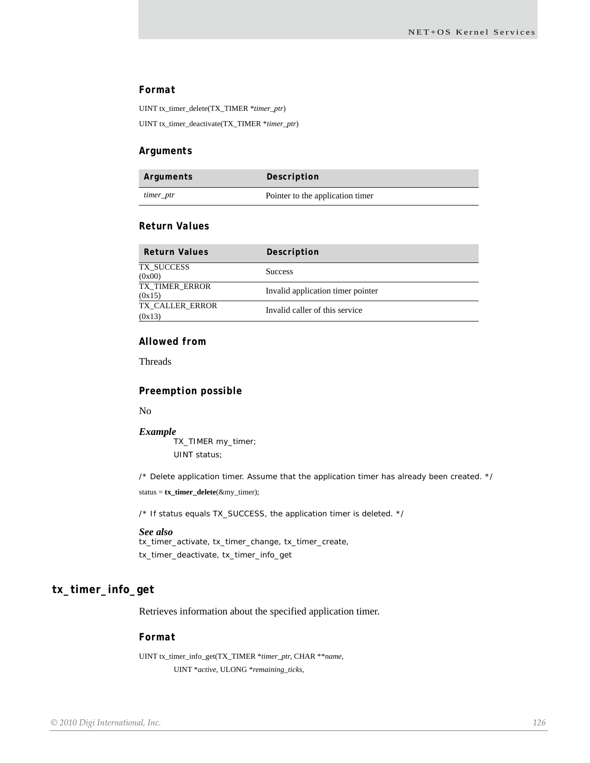#### Format

UINT tx_timer_delete(TX_TIMER **timer_ptr*)

UINT tx_timer_deactivate(TX_TIMER **timer_ptr*)

#### Arguments

| Arguments | Description |
|---|---|
| *timer_ptr* | Pointer to the application timer |

#### Return Values

| Return Values | Description |
|---|---|
| TX_SUCCESS (0x00) | Success |
| TX_TIMER_ERROR (0x15) | Invalid application timer pointer |
| TX_CALLER_ERROR (0x13) | Invalid caller of this service |

#### Allowed from

Threads

#### Preemption possible

No

***Example***

```
TX_TIMER my_timer;
UINT status;

/* Delete application timer. Assume that the application timer has already been created. */
status = tx_timer_delete(&my_timer);

/* If status equals TX_SUCCESS, the application timer is deleted. */
```

***See also***

tx_timer_activate, tx_timer_change, tx_timer_create, tx_timer_deactivate, tx_timer_info_get

## tx_timer_info_get

Retrieves information about the specified application timer.

#### Format

UINT tx_timer_info_get(TX_TIMER **timer_ptr*, CHAR ***name*,
UINT **active*, ULONG **remaining_ticks*,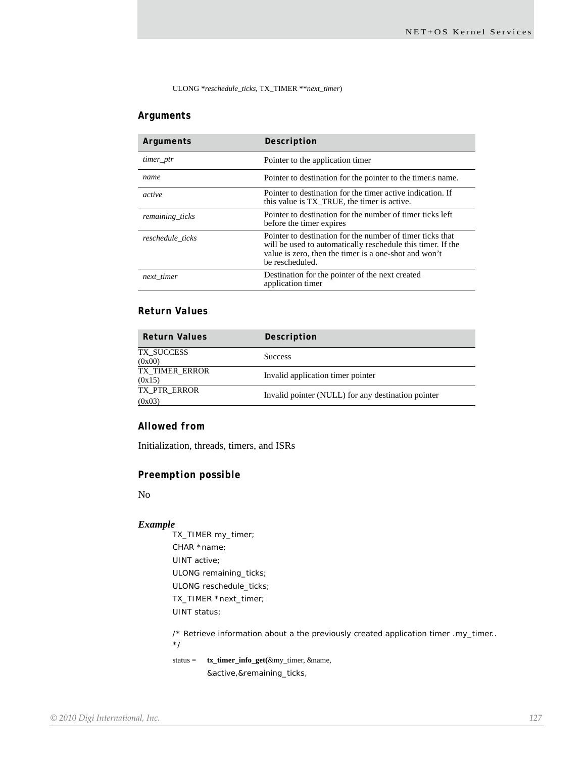ULONG *reschedule_ticks, TX_TIMER **next_timer)

### Arguments

| Arguments | Description |
|---|---|
| *timer_ptr* | Pointer to the application timer |
| *name* | Pointer to destination for the pointer to the timer.s name. |
| *active* | Pointer to destination for the timer active indication. If this value is TX_TRUE, the timer is active. |
| *remaining_ticks* | Pointer to destination for the number of timer ticks left before the timer expires |
| *reschedule_ticks* | Pointer to destination for the number of timer ticks that will be used to automatically reschedule this timer. If the value is zero, then the timer is a one-shot and won't be rescheduled. |
| *next_timer* | Destination for the pointer of the next created application timer |

### Return Values

| Return Values | Description |
|---|---|
| TX_SUCCESS (0x00) | Success |
| TX_TIMER_ERROR (0x15) | Invalid application timer pointer |
| TX_PTR_ERROR (0x03) | Invalid pointer (NULL) for any destination pointer |

### Allowed from

Initialization, threads, timers, and ISRs

### Preemption possible

No

### *Example*

```
TX_TIMER my_timer;
CHAR *name;
UINT active;
ULONG remaining_ticks;
ULONG reschedule_ticks;
TX_TIMER *next_timer;
UINT status;

/* Retrieve information about a the previously created application timer .my_timer..
*/
status =    tx_timer_info_get(&my_timer, &name,
            &active,&remaining_ticks,
```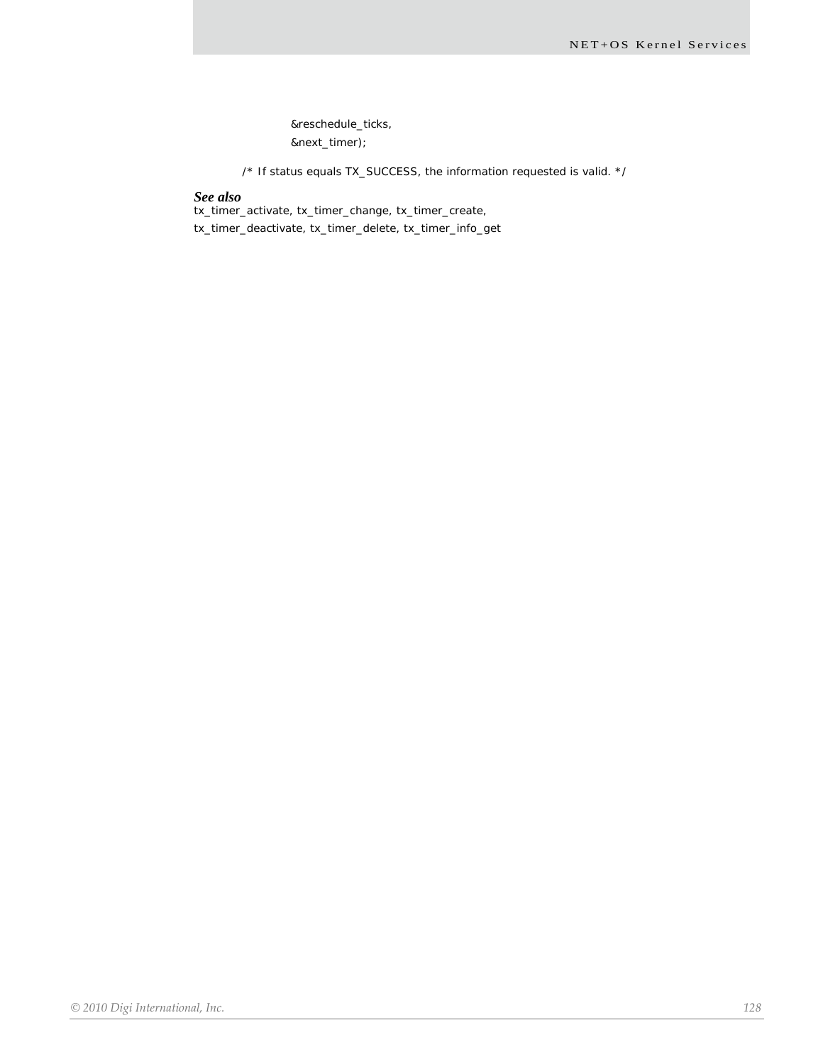```
        &reschedule_ticks,
        &next_timer);

/* If status equals TX_SUCCESS, the information requested is valid. */
```

### *See also*

tx_timer_activate, tx_timer_change, tx_timer_create,
tx_timer_deactivate, tx_timer_delete, tx_timer_info_get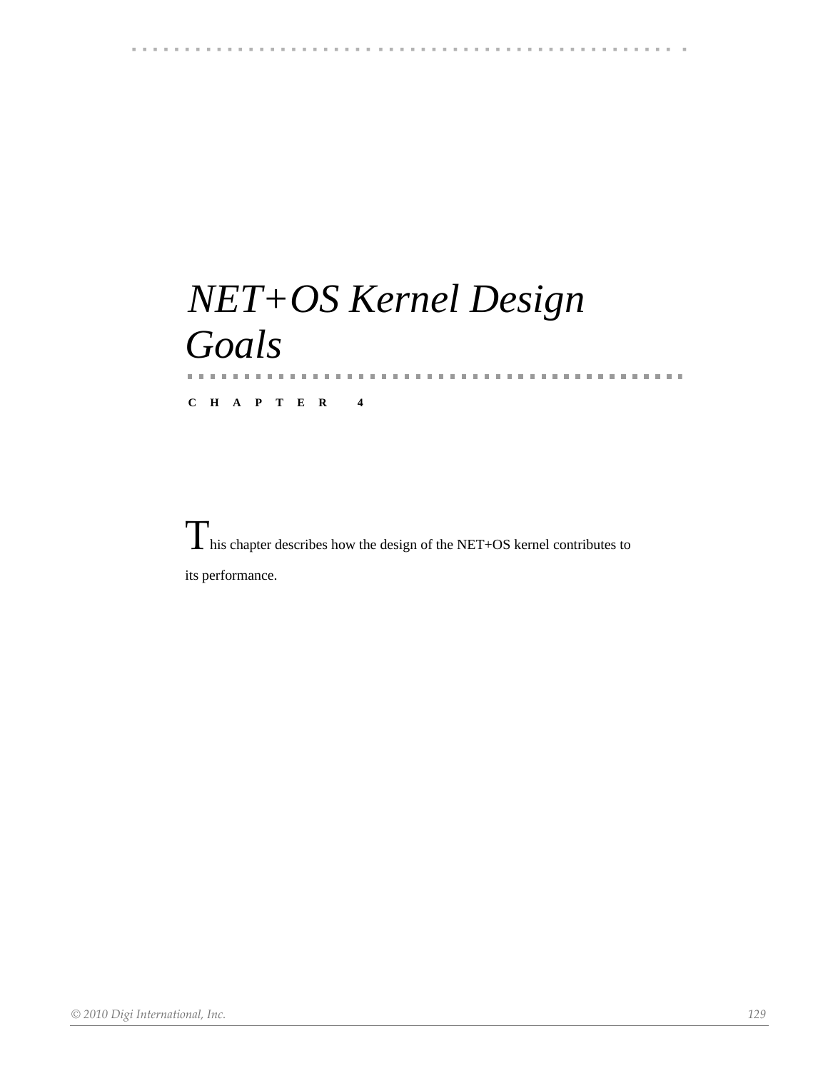# NET+OS Kernel Design Goals

C H A P T E R 4

This chapter describes how the design of the NET+OS kernel contributes to its performance.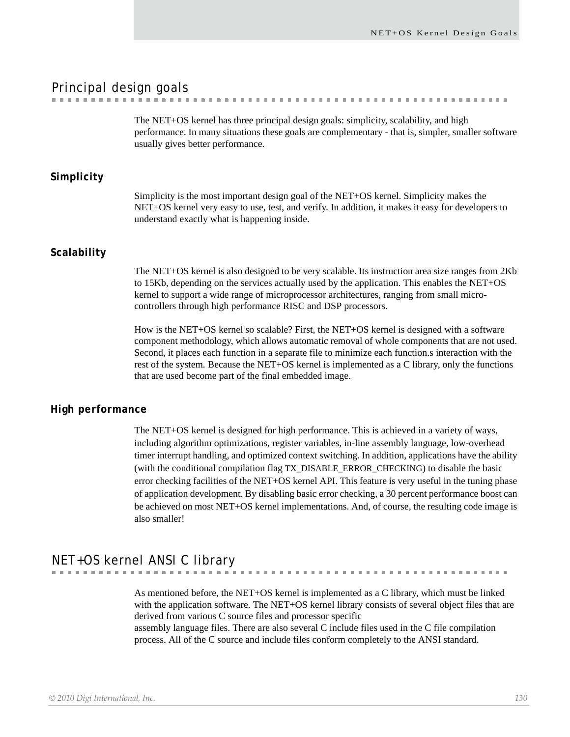## Principal design goals

The NET+OS kernel has three principal design goals: simplicity, scalability, and high performance. In many situations these goals are complementary - that is, simpler, smaller software usually gives better performance.

### Simplicity

Simplicity is the most important design goal of the NET+OS kernel. Simplicity makes the NET+OS kernel very easy to use, test, and verify. In addition, it makes it easy for developers to understand exactly what is happening inside.

### Scalability

The NET+OS kernel is also designed to be very scalable. Its instruction area size ranges from 2Kb to 15Kb, depending on the services actually used by the application. This enables the NET+OS kernel to support a wide range of microprocessor architectures, ranging from small micro-controllers through high performance RISC and DSP processors.

How is the NET+OS kernel so scalable? First, the NET+OS kernel is designed with a software component methodology, which allows automatic removal of whole components that are not used. Second, it places each function in a separate file to minimize each function.s interaction with the rest of the system. Because the NET+OS kernel is implemented as a C library, only the functions that are used become part of the final embedded image.

### High performance

The NET+OS kernel is designed for high performance. This is achieved in a variety of ways, including algorithm optimizations, register variables, in-line assembly language, low-overhead timer interrupt handling, and optimized context switching. In addition, applications have the ability (with the conditional compilation flag TX_DISABLE_ERROR_CHECKING) to disable the basic error checking facilities of the NET+OS kernel API. This feature is very useful in the tuning phase of application development. By disabling basic error checking, a 30 percent performance boost can be achieved on most NET+OS kernel implementations. And, of course, the resulting code image is also smaller!

## NET+OS kernel ANSI C library

As mentioned before, the NET+OS kernel is implemented as a C library, which must be linked with the application software. The NET+OS kernel library consists of several object files that are derived from various C source files and processor specific assembly language files. There are also several C include files used in the C file compilation process. All of the C source and include files conform completely to the ANSI standard.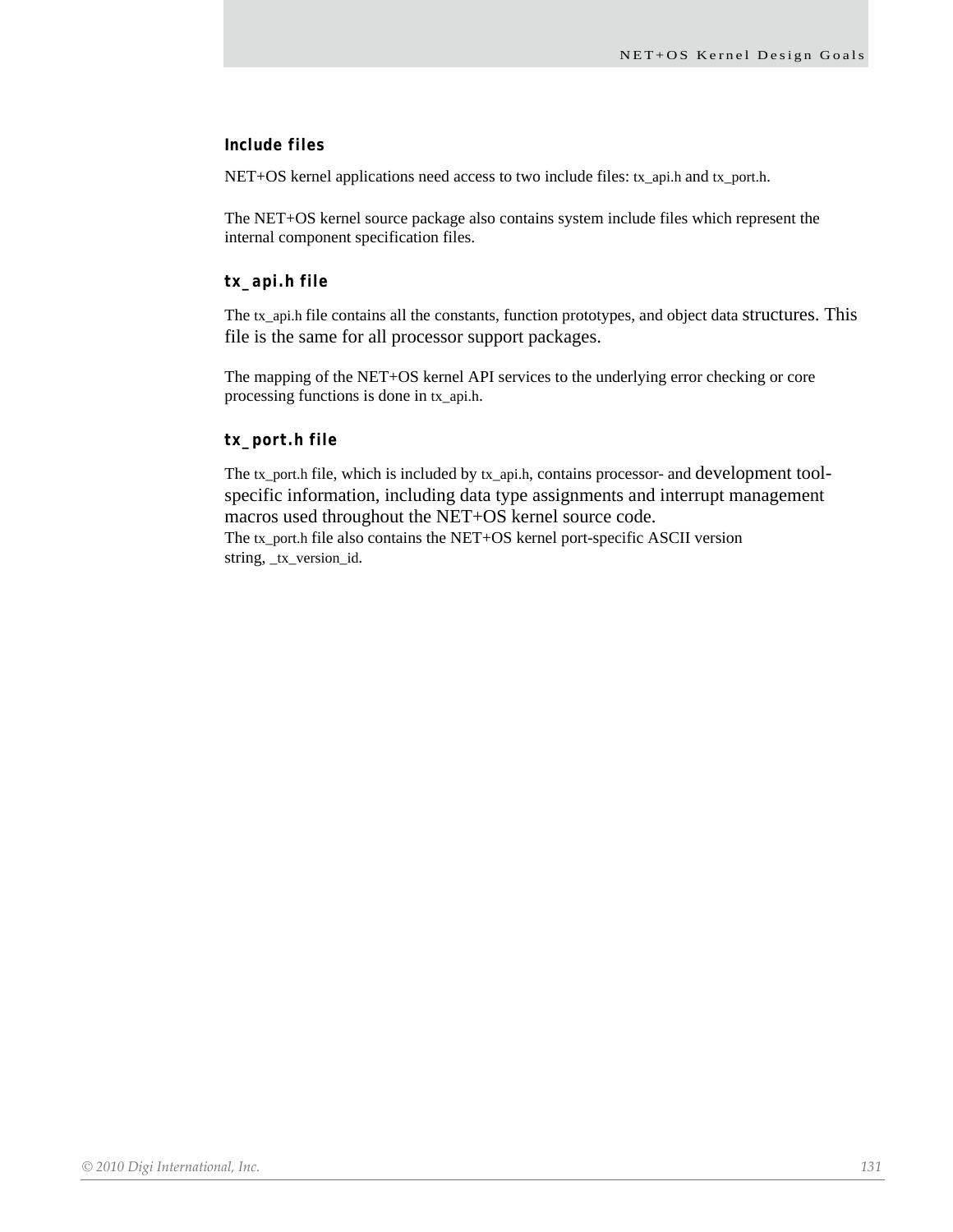### Include files

NET+OS kernel applications need access to two include files: tx_api.h and tx_port.h.

The NET+OS kernel source package also contains system include files which represent the internal component specification files.

### tx_api.h file

The tx_api.h file contains all the constants, function prototypes, and object data structures. This file is the same for all processor support packages.

The mapping of the NET+OS kernel API services to the underlying error checking or core processing functions is done in tx_api.h.

### tx_port.h file

The tx_port.h file, which is included by tx_api.h, contains processor- and development tool-specific information, including data type assignments and interrupt management macros used throughout the NET+OS kernel source code.
The tx_port.h file also contains the NET+OS kernel port-specific ASCII version string, _tx_version_id.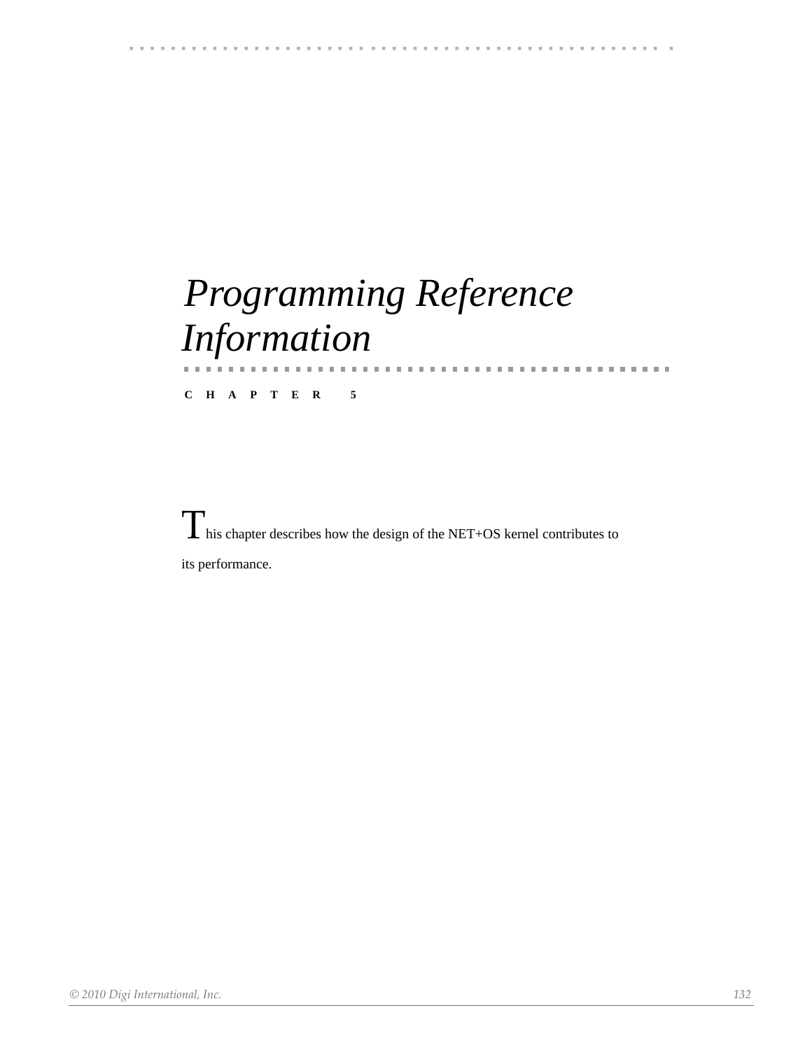# *Programming Reference Information*

**CHAPTER 5**

This chapter describes how the design of the NET+OS kernel contributes to its performance.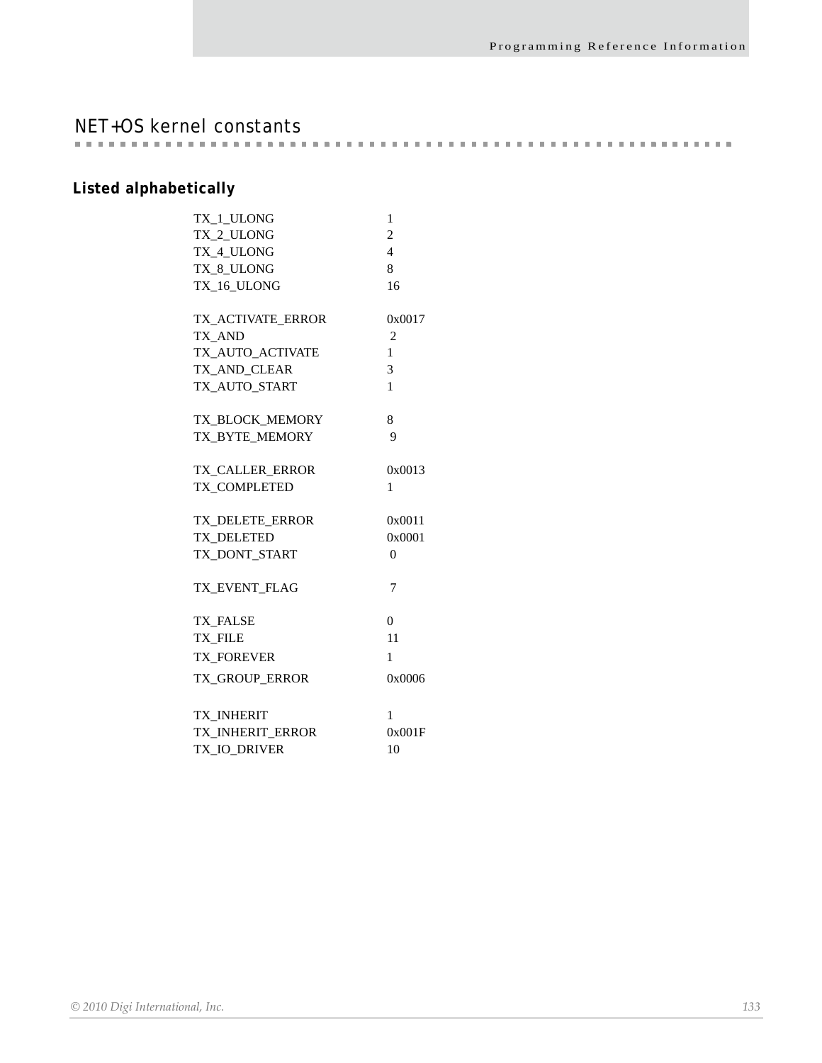## NET+OS kernel constants

### Listed alphabetically

| | |
|---|---|
| TX_1_ULONG | 1 |
| TX_2_ULONG | 2 |
| TX_4_ULONG | 4 |
| TX_8_ULONG | 8 |
| TX_16_ULONG | 16 |
| | |
| TX_ACTIVATE_ERROR | 0x0017 |
| TX_AND | 2 |
| TX_AUTO_ACTIVATE | 1 |
| TX_AND_CLEAR | 3 |
| TX_AUTO_START | 1 |
| | |
| TX_BLOCK_MEMORY | 8 |
| TX_BYTE_MEMORY | 9 |
| | |
| TX_CALLER_ERROR | 0x0013 |
| TX_COMPLETED | 1 |
| | |
| TX_DELETE_ERROR | 0x0011 |
| TX_DELETED | 0x0001 |
| TX_DONT_START | 0 |
| | |
| TX_EVENT_FLAG | 7 |
| | |
| TX_FALSE | 0 |
| TX_FILE | 11 |
| TX_FOREVER | 1 |
| TX_GROUP_ERROR | 0x0006 |
| | |
| TX_INHERIT | 1 |
| TX_INHERIT_ERROR | 0x001F |
| TX_IO_DRIVER | 10 |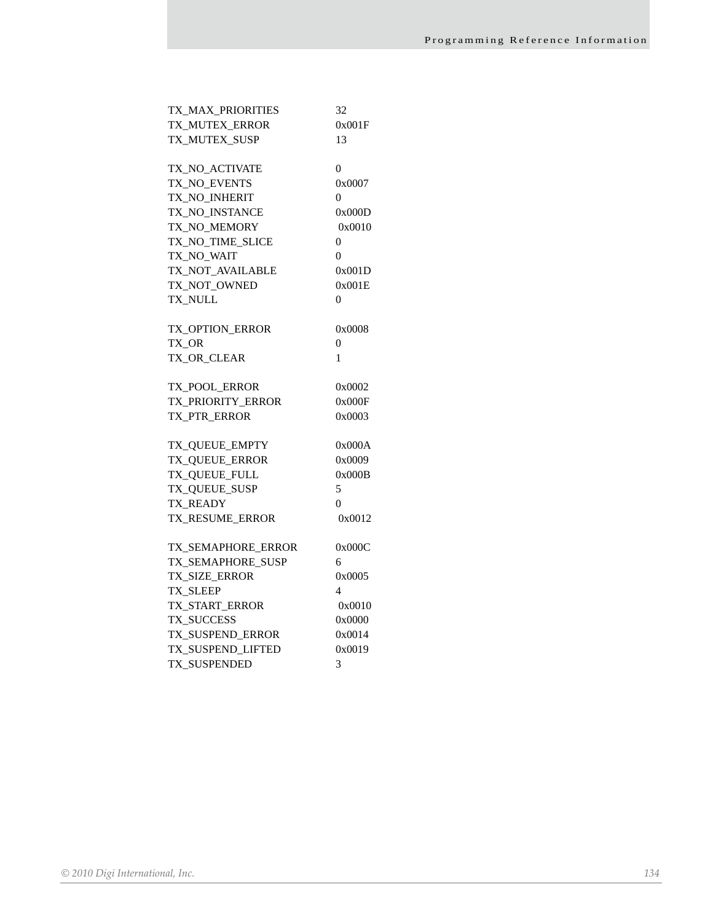| | |
|---|---|
| TX_MAX_PRIORITIES | 32 |
| TX_MUTEX_ERROR | 0x001F |
| TX_MUTEX_SUSP | 13 |
| | |
| TX_NO_ACTIVATE | 0 |
| TX_NO_EVENTS | 0x0007 |
| TX_NO_INHERIT | 0 |
| TX_NO_INSTANCE | 0x000D |
| TX_NO_MEMORY | 0x0010 |
| TX_NO_TIME_SLICE | 0 |
| TX_NO_WAIT | 0 |
| TX_NOT_AVAILABLE | 0x001D |
| TX_NOT_OWNED | 0x001E |
| TX_NULL | 0 |
| | |
| TX_OPTION_ERROR | 0x0008 |
| TX_OR | 0 |
| TX_OR_CLEAR | 1 |
| | |
| TX_POOL_ERROR | 0x0002 |
| TX_PRIORITY_ERROR | 0x000F |
| TX_PTR_ERROR | 0x0003 |
| | |
| TX_QUEUE_EMPTY | 0x000A |
| TX_QUEUE_ERROR | 0x0009 |
| TX_QUEUE_FULL | 0x000B |
| TX_QUEUE_SUSP | 5 |
| TX_READY | 0 |
| TX_RESUME_ERROR | 0x0012 |
| | |
| TX_SEMAPHORE_ERROR | 0x000C |
| TX_SEMAPHORE_SUSP | 6 |
| TX_SIZE_ERROR | 0x0005 |
| TX_SLEEP | 4 |
| TX_START_ERROR | 0x0010 |
| TX_SUCCESS | 0x0000 |
| TX_SUSPEND_ERROR | 0x0014 |
| TX_SUSPEND_LIFTED | 0x0019 |
| TX_SUSPENDED | 3 |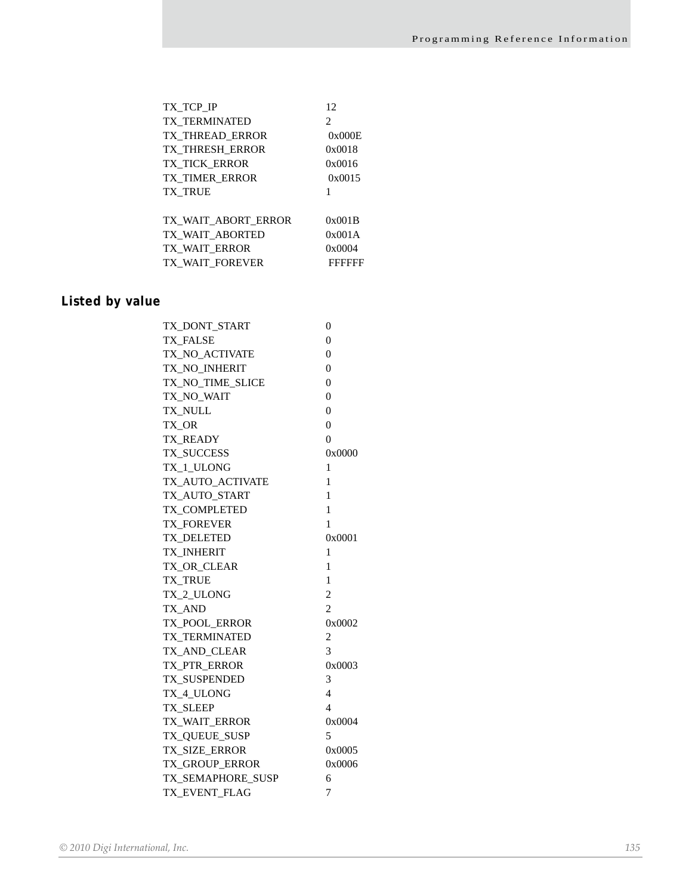| | |
|---|---|
| TX_TCP_IP | 12 |
| TX_TERMINATED | 2 |
| TX_THREAD_ERROR | 0x000E |
| TX_THRESH_ERROR | 0x0018 |
| TX_TICK_ERROR | 0x0016 |
| TX_TIMER_ERROR | 0x0015 |
| TX_TRUE | 1 |
| | |
| TX_WAIT_ABORT_ERROR | 0x001B |
| TX_WAIT_ABORTED | 0x001A |
| TX_WAIT_ERROR | 0x0004 |
| TX_WAIT_FOREVER | FFFFFF |

## Listed by value

| | |
|---|---|
| TX_DONT_START | 0 |
| TX_FALSE | 0 |
| TX_NO_ACTIVATE | 0 |
| TX_NO_INHERIT | 0 |
| TX_NO_TIME_SLICE | 0 |
| TX_NO_WAIT | 0 |
| TX_NULL | 0 |
| TX_OR | 0 |
| TX_READY | 0 |
| TX_SUCCESS | 0x0000 |
| TX_1_ULONG | 1 |
| TX_AUTO_ACTIVATE | 1 |
| TX_AUTO_START | 1 |
| TX_COMPLETED | 1 |
| TX_FOREVER | 1 |
| TX_DELETED | 0x0001 |
| TX_INHERIT | 1 |
| TX_OR_CLEAR | 1 |
| TX_TRUE | 1 |
| TX_2_ULONG | 2 |
| TX_AND | 2 |
| TX_POOL_ERROR | 0x0002 |
| TX_TERMINATED | 2 |
| TX_AND_CLEAR | 3 |
| TX_PTR_ERROR | 0x0003 |
| TX_SUSPENDED | 3 |
| TX_4_ULONG | 4 |
| TX_SLEEP | 4 |
| TX_WAIT_ERROR | 0x0004 |
| TX_QUEUE_SUSP | 5 |
| TX_SIZE_ERROR | 0x0005 |
| TX_GROUP_ERROR | 0x0006 |
| TX_SEMAPHORE_SUSP | 6 |
| TX_EVENT_FLAG | 7 |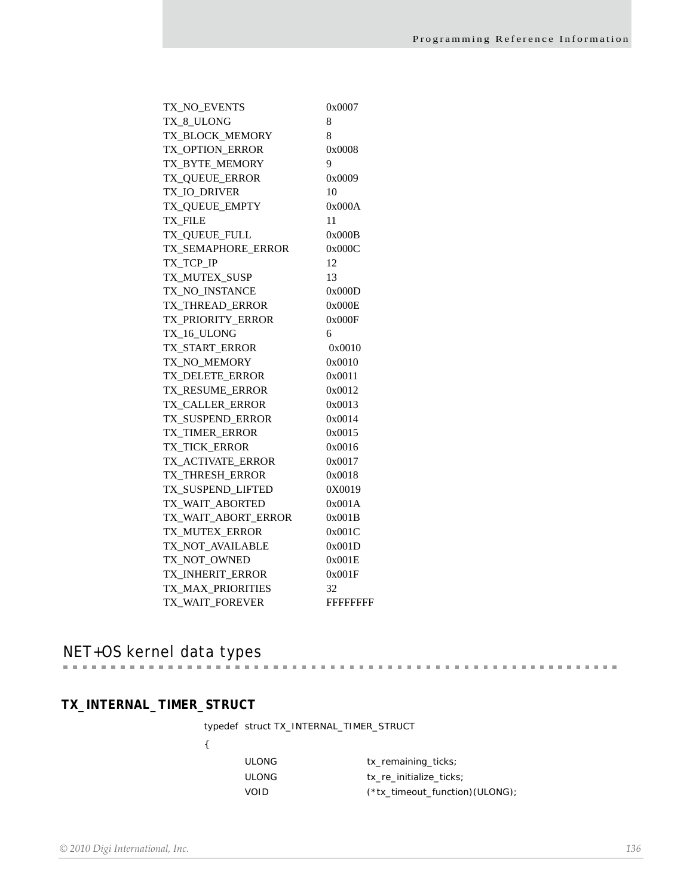| | |
|---|---|
| TX_NO_EVENTS | 0x0007 |
| TX_8_ULONG | 8 |
| TX_BLOCK_MEMORY | 8 |
| TX_OPTION_ERROR | 0x0008 |
| TX_BYTE_MEMORY | 9 |
| TX_QUEUE_ERROR | 0x0009 |
| TX_IO_DRIVER | 10 |
| TX_QUEUE_EMPTY | 0x000A |
| TX_FILE | 11 |
| TX_QUEUE_FULL | 0x000B |
| TX_SEMAPHORE_ERROR | 0x000C |
| TX_TCP_IP | 12 |
| TX_MUTEX_SUSP | 13 |
| TX_NO_INSTANCE | 0x000D |
| TX_THREAD_ERROR | 0x000E |
| TX_PRIORITY_ERROR | 0x000F |
| TX_16_ULONG | 6 |
| TX_START_ERROR | 0x0010 |
| TX_NO_MEMORY | 0x0010 |
| TX_DELETE_ERROR | 0x0011 |
| TX_RESUME_ERROR | 0x0012 |
| TX_CALLER_ERROR | 0x0013 |
| TX_SUSPEND_ERROR | 0x0014 |
| TX_TIMER_ERROR | 0x0015 |
| TX_TICK_ERROR | 0x0016 |
| TX_ACTIVATE_ERROR | 0x0017 |
| TX_THRESH_ERROR | 0x0018 |
| TX_SUSPEND_LIFTED | 0X0019 |
| TX_WAIT_ABORTED | 0x001A |
| TX_WAIT_ABORT_ERROR | 0x001B |
| TX_MUTEX_ERROR | 0x001C |
| TX_NOT_AVAILABLE | 0x001D |
| TX_NOT_OWNED | 0x001E |
| TX_INHERIT_ERROR | 0x001F |
| TX_MAX_PRIORITIES | 32 |
| TX_WAIT_FOREVER | FFFFFFFF |

## NET+OS kernel data types

### TX_INTERNAL_TIMER_STRUCT

```
typedef  struct TX_INTERNAL_TIMER_STRUCT
{
        ULONG              tx_remaining_ticks;
        ULONG              tx_re_initialize_ticks;
        VOID               (*tx_timeout_function)(ULONG);
```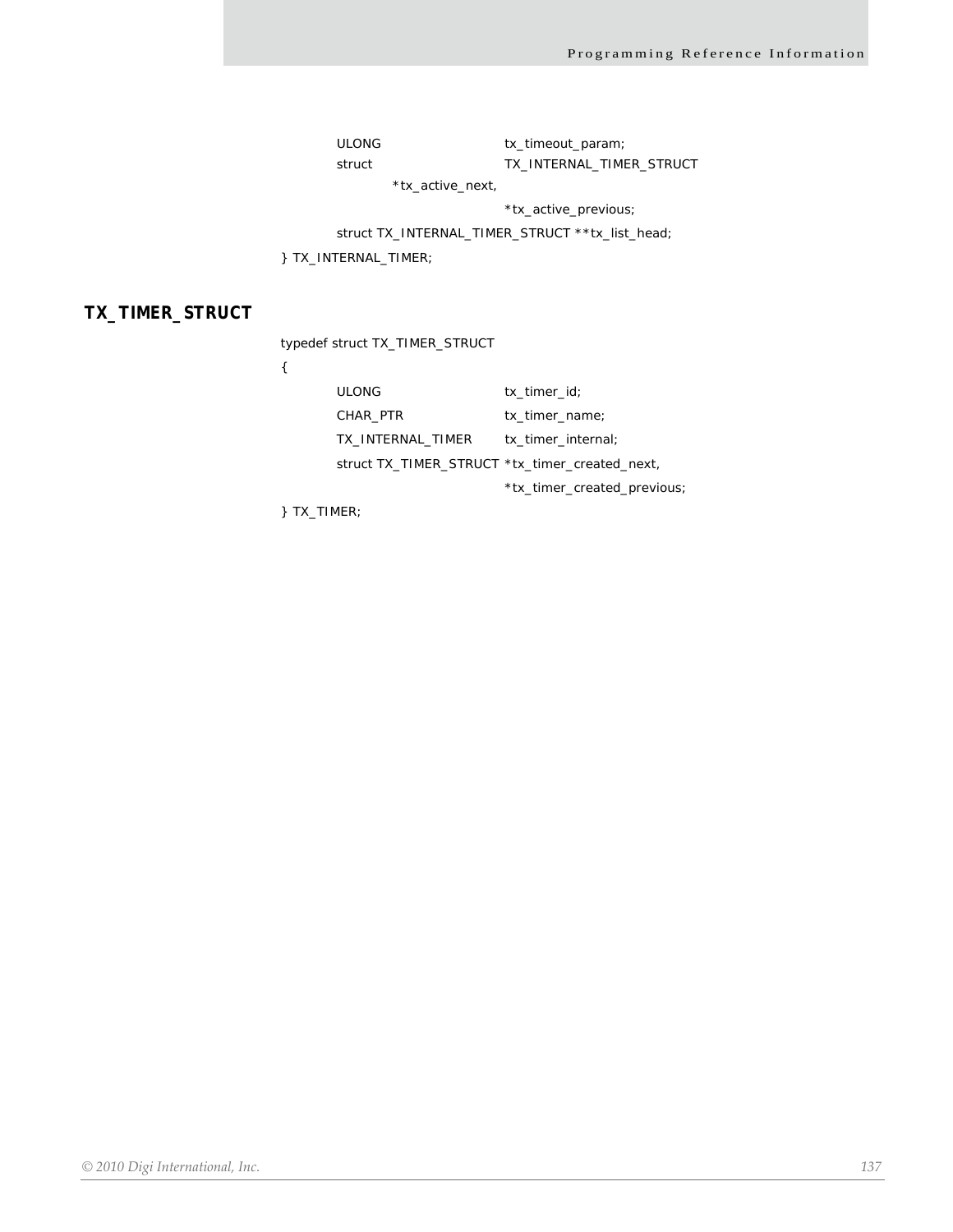```
    ULONG                   tx_timeout_param;
    struct                  TX_INTERNAL_TIMER_STRUCT
              *tx_active_next,
                            *tx_active_previous;
    struct TX_INTERNAL_TIMER_STRUCT **tx_list_head;
} TX_INTERNAL_TIMER;
```

## TX_TIMER_STRUCT

```
typedef struct TX_TIMER_STRUCT
{
    ULONG                   tx_timer_id;
    CHAR_PTR                tx_timer_name;
    TX_INTERNAL_TIMER       tx_timer_internal;
    struct TX_TIMER_STRUCT *tx_timer_created_next,
                            *tx_timer_created_previous;
} TX_TIMER;
```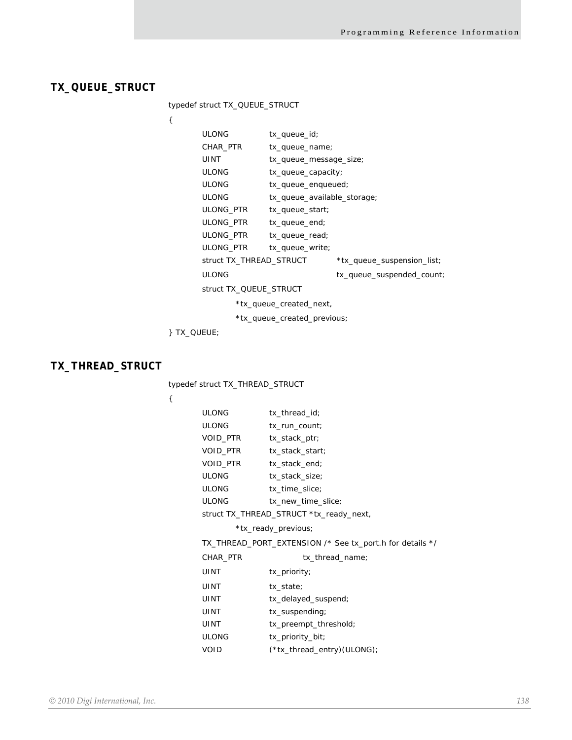## TX_QUEUE_STRUCT

```
typedef struct TX_QUEUE_STRUCT
{
        ULONG           tx_queue_id;
        CHAR_PTR        tx_queue_name;
        UINT            tx_queue_message_size;
        ULONG           tx_queue_capacity;
        ULONG           tx_queue_enqueued;
        ULONG           tx_queue_available_storage;
        ULONG_PTR       tx_queue_start;
        ULONG_PTR       tx_queue_end;
        ULONG_PTR       tx_queue_read;
        ULONG_PTR       tx_queue_write;
        struct TX_THREAD_STRUCT         *tx_queue_suspension_list;
        ULONG                           tx_queue_suspended_count;
        struct TX_QUEUE_STRUCT
                *tx_queue_created_next,
                *tx_queue_created_previous;
} TX_QUEUE;
```

## TX_THREAD_STRUCT

```
typedef struct TX_THREAD_STRUCT
{
        ULONG           tx_thread_id;
        ULONG           tx_run_count;
        VOID_PTR        tx_stack_ptr;
        VOID_PTR        tx_stack_start;
        VOID_PTR        tx_stack_end;
        ULONG           tx_stack_size;
        ULONG           tx_time_slice;
        ULONG           tx_new_time_slice;
        struct TX_THREAD_STRUCT *tx_ready_next,
                *tx_ready_previous;
        TX_THREAD_PORT_EXTENSION /* See tx_port.h for details */
        CHAR_PTR                tx_thread_name;
        UINT            tx_priority;
        UINT            tx_state;
        UINT            tx_delayed_suspend;
        UINT            tx_suspending;
        UINT            tx_preempt_threshold;
        ULONG           tx_priority_bit;
        VOID            (*tx_thread_entry)(ULONG);
```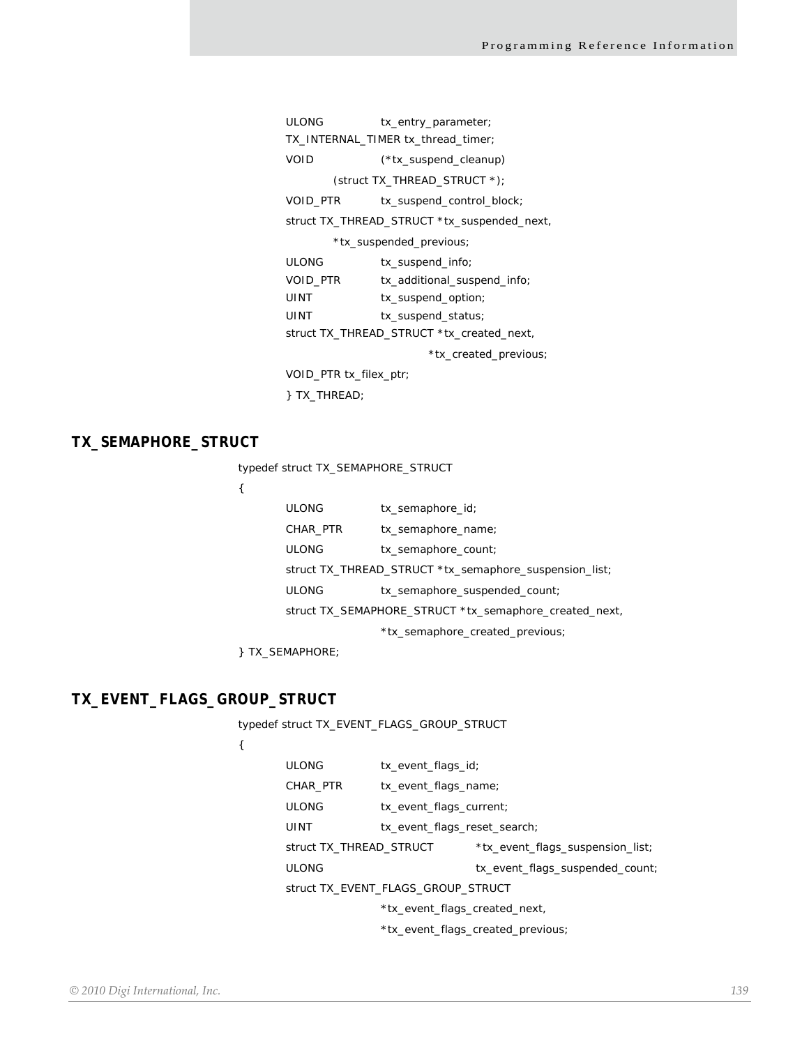```
    ULONG           tx_entry_parameter;
    TX_INTERNAL_TIMER tx_thread_timer;
    VOID            (*tx_suspend_cleanup)
            (struct TX_THREAD_STRUCT *);
    VOID_PTR        tx_suspend_control_block;
    struct TX_THREAD_STRUCT *tx_suspended_next,
            *tx_suspended_previous;
    ULONG           tx_suspend_info;
    VOID_PTR        tx_additional_suspend_info;
    UINT            tx_suspend_option;
    UINT            tx_suspend_status;
    struct TX_THREAD_STRUCT *tx_created_next,
                            *tx_created_previous;
    VOID_PTR tx_filex_ptr;
    } TX_THREAD;
```

## TX_SEMAPHORE_STRUCT

```
typedef struct TX_SEMAPHORE_STRUCT
{
    ULONG           tx_semaphore_id;
    CHAR_PTR        tx_semaphore_name;
    ULONG           tx_semaphore_count;
    struct TX_THREAD_STRUCT *tx_semaphore_suspension_list;
    ULONG           tx_semaphore_suspended_count;
    struct TX_SEMAPHORE_STRUCT *tx_semaphore_created_next,
                    *tx_semaphore_created_previous;
} TX_SEMAPHORE;
```

## TX_EVENT_FLAGS_GROUP_STRUCT

```
typedef struct TX_EVENT_FLAGS_GROUP_STRUCT
{
    ULONG           tx_event_flags_id;
    CHAR_PTR        tx_event_flags_name;
    ULONG           tx_event_flags_current;
    UINT            tx_event_flags_reset_search;
    struct TX_THREAD_STRUCT         *tx_event_flags_suspension_list;
    ULONG                           tx_event_flags_suspended_count;
    struct TX_EVENT_FLAGS_GROUP_STRUCT
                    *tx_event_flags_created_next,
                    *tx_event_flags_created_previous;
```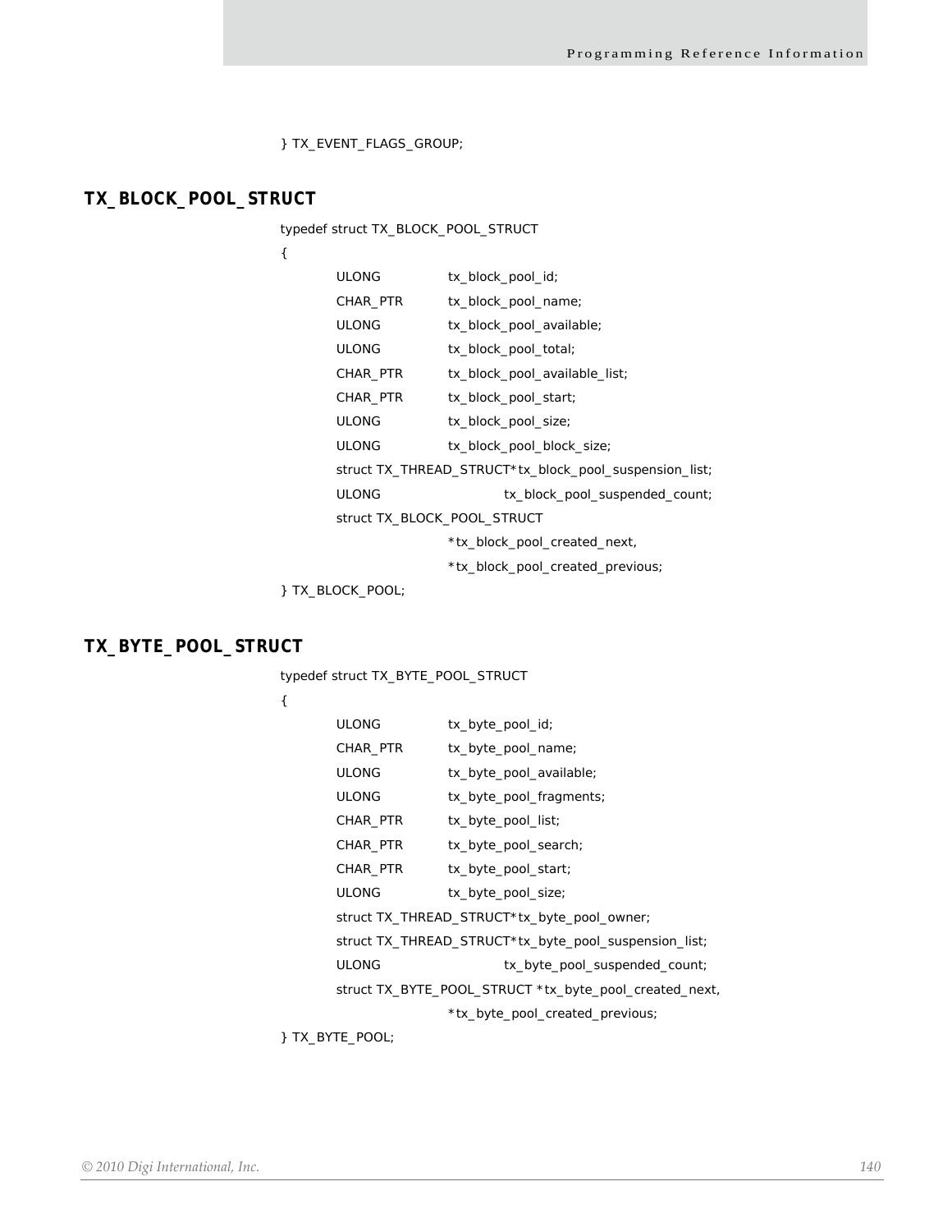```
} TX_EVENT_FLAGS_GROUP;
```

## TX_BLOCK_POOL_STRUCT

```
typedef struct TX_BLOCK_POOL_STRUCT
{
        ULONG           tx_block_pool_id;
        CHAR_PTR        tx_block_pool_name;
        ULONG           tx_block_pool_available;
        ULONG           tx_block_pool_total;
        CHAR_PTR        tx_block_pool_available_list;
        CHAR_PTR        tx_block_pool_start;
        ULONG           tx_block_pool_size;
        ULONG           tx_block_pool_block_size;
        struct TX_THREAD_STRUCT*tx_block_pool_suspension_list;
        ULONG                   tx_block_pool_suspended_count;
        struct TX_BLOCK_POOL_STRUCT
                        *tx_block_pool_created_next,
                        *tx_block_pool_created_previous;
} TX_BLOCK_POOL;
```

## TX_BYTE_POOL_STRUCT

```
typedef struct TX_BYTE_POOL_STRUCT
{
        ULONG           tx_byte_pool_id;
        CHAR_PTR        tx_byte_pool_name;
        ULONG           tx_byte_pool_available;
        ULONG           tx_byte_pool_fragments;
        CHAR_PTR        tx_byte_pool_list;
        CHAR_PTR        tx_byte_pool_search;
        CHAR_PTR        tx_byte_pool_start;
        ULONG           tx_byte_pool_size;
        struct TX_THREAD_STRUCT*tx_byte_pool_owner;
        struct TX_THREAD_STRUCT*tx_byte_pool_suspension_list;
        ULONG                   tx_byte_pool_suspended_count;
        struct TX_BYTE_POOL_STRUCT *tx_byte_pool_created_next,
                        *tx_byte_pool_created_previous;
} TX_BYTE_POOL;
```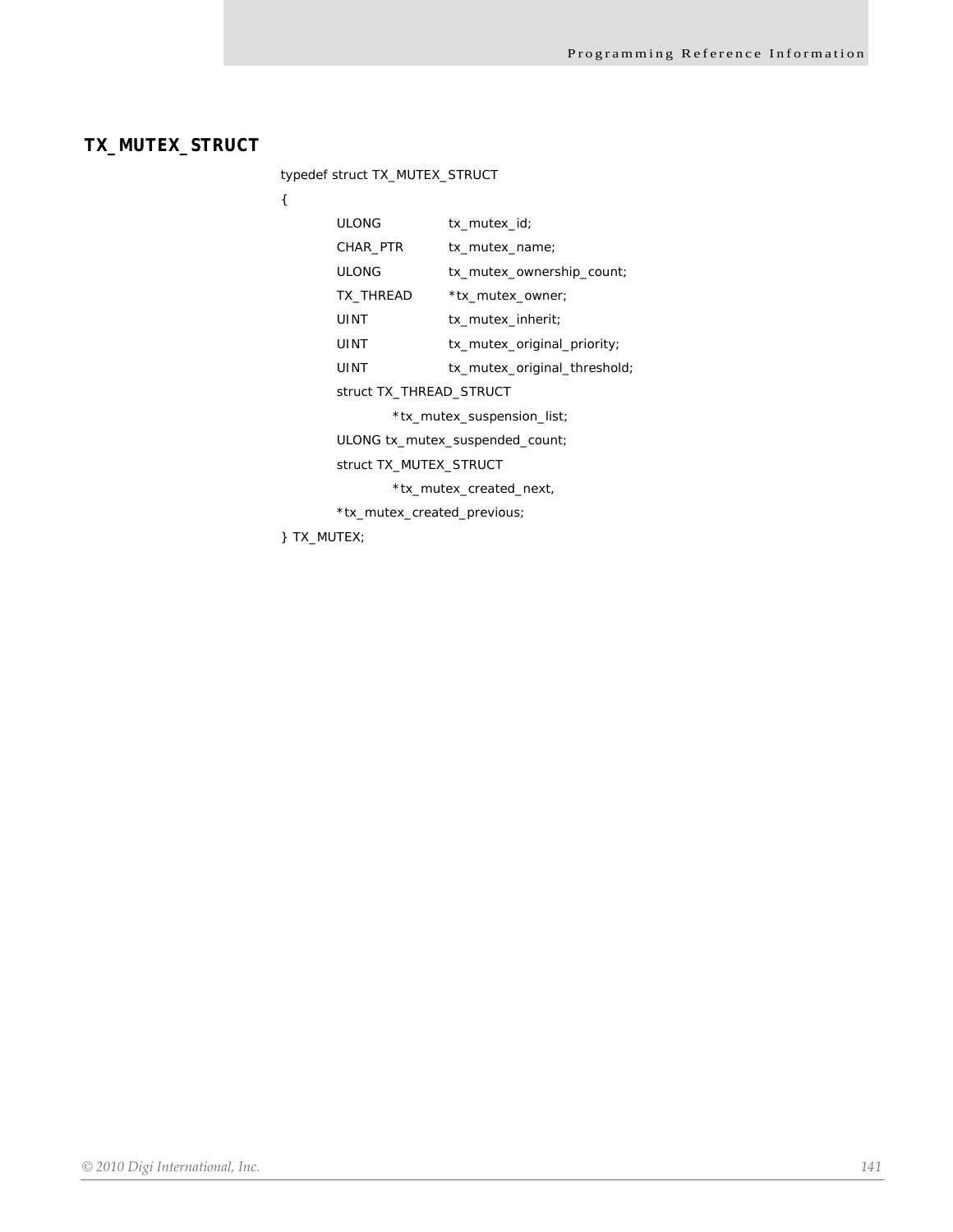## TX_MUTEX_STRUCT

```
typedef struct TX_MUTEX_STRUCT
{
        ULONG           tx_mutex_id;
        CHAR_PTR        tx_mutex_name;
        ULONG           tx_mutex_ownership_count;
        TX_THREAD       *tx_mutex_owner;
        UINT            tx_mutex_inherit;
        UINT            tx_mutex_original_priority;
        UINT            tx_mutex_original_threshold;
        struct TX_THREAD_STRUCT
                *tx_mutex_suspension_list;
        ULONG tx_mutex_suspended_count;
        struct TX_MUTEX_STRUCT
                *tx_mutex_created_next,
        *tx_mutex_created_previous;
} TX_MUTEX;
```